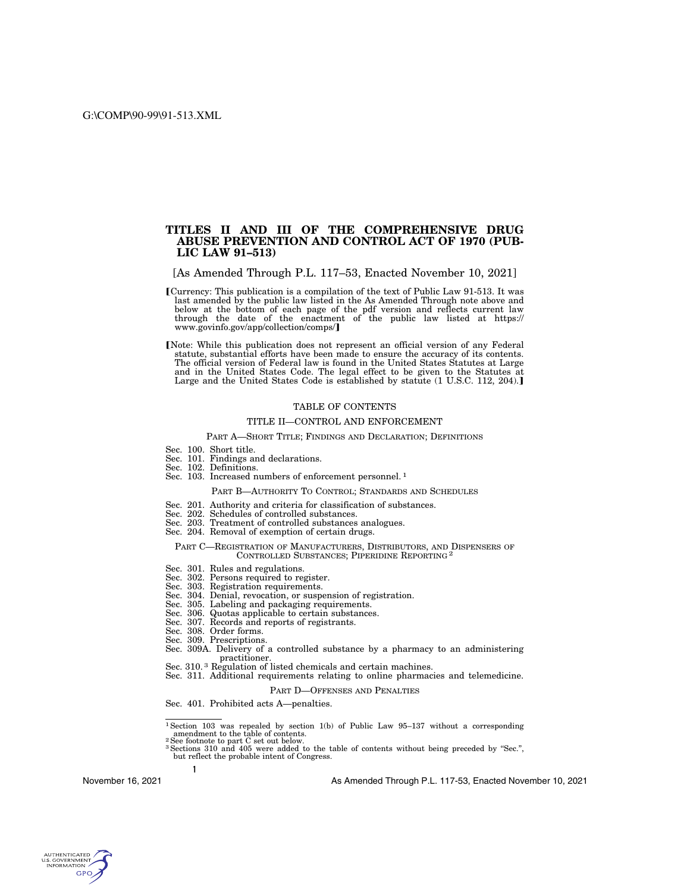# TITLES II AND III OF THE COMPREHENSIVE DRUG ABUSE PREVENTION AND CONTROL ACT OF 1970 (PUBLIC LAW 91–513)

[As Amended Through P.L. 117–53, Enacted November 10, 2021]

【Currency: This publication is a compilation of the text of Public Law 91-513. It was last amended by the public law listed in the As Amended Through note above and below at the bottom of each page of the pdf version and reflects current law through the date of the enactment of the public law listed at https://www.govinfo.gov/app/collection/comps/】

【Note: While this publication does not represent an official version of any Federal statute, substantial efforts have been made to ensure the accuracy of its contents. The official version of Federal law is found in the United States Statutes at Large and in the United States Code. The legal effect to be given to the Statutes at Large and the United States Code is established by statute (1 U.S.C. 112, 204).】

TABLE OF CONTENTS

TITLE II—CONTROL AND ENFORCEMENT

PART A—SHORT TITLE; FINDINGS AND DECLARATION; DEFINITIONS

Sec. 100. Short title.
Sec. 101. Findings and declarations.
Sec. 102. Definitions.
Sec. 103. Increased numbers of enforcement personnel. [1]

PART B—AUTHORITY TO CONTROL; STANDARDS AND SCHEDULES

Sec. 201. Authority and criteria for classification of substances.
Sec. 202. Schedules of controlled substances.
Sec. 203. Treatment of controlled substances analogues.
Sec. 204. Removal of exemption of certain drugs.

PART C—REGISTRATION OF MANUFACTURERS, DISTRIBUTORS, AND DISPENSERS OF CONTROLLED SUBSTANCES; PIPERIDINE REPORTING [2]

Sec. 301. Rules and regulations.
Sec. 302. Persons required to register.
Sec. 303. Registration requirements.
Sec. 304. Denial, revocation, or suspension of registration.
Sec. 305. Labeling and packaging requirements.
Sec. 306. Quotas applicable to certain substances.
Sec. 307. Records and reports of registrants.
Sec. 308. Order forms.
Sec. 309. Prescriptions.
Sec. 309A. Delivery of a controlled substance by a pharmacy to an administering practitioner.
Sec. 310. [3] Regulation of listed chemicals and certain machines.
Sec. 311. Additional requirements relating to online pharmacies and telemedicine.

PART D—OFFENSES AND PENALTIES

Sec. 401. Prohibited acts A—penalties.

---

[1] Section 103 was repealed by section 1(b) of Public Law 95–137 without a corresponding amendment to the table of contents.
[2] See footnote to part C set out below.
[3] Sections 310 and 405 were added to the table of contents without being preceded by "Sec.", but reflect the probable intent of Congress.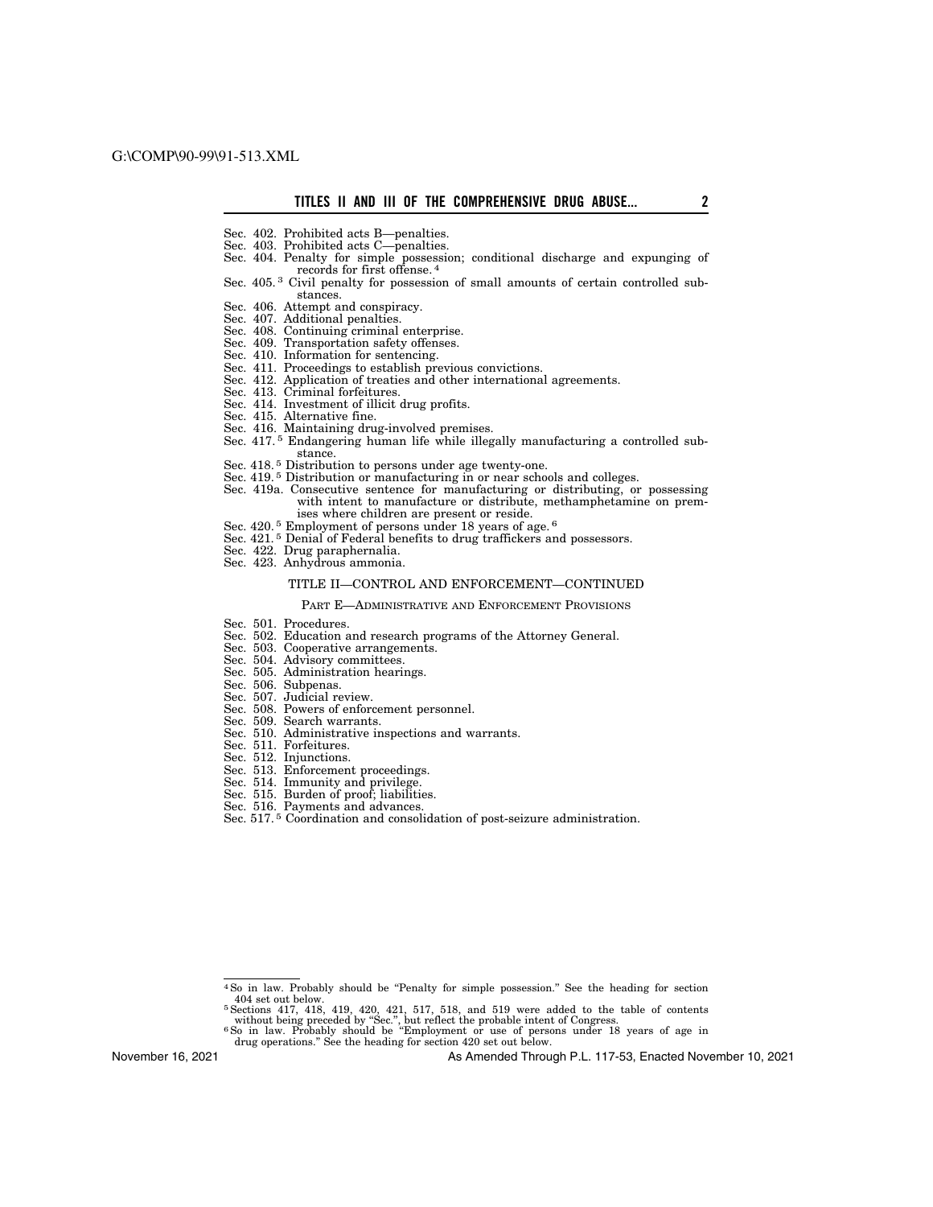Sec. 402. Prohibited acts B—penalties.
Sec. 403. Prohibited acts C—penalties.
Sec. 404. Penalty for simple possession; conditional discharge and expunging of records for first offense. [4]
Sec. 405. [3] Civil penalty for possession of small amounts of certain controlled substances.
Sec. 406. Attempt and conspiracy.
Sec. 407. Additional penalties.
Sec. 408. Continuing criminal enterprise.
Sec. 409. Transportation safety offenses.
Sec. 410. Information for sentencing.
Sec. 411. Proceedings to establish previous convictions.
Sec. 412. Application of treaties and other international agreements.
Sec. 413. Criminal forfeitures.
Sec. 414. Investment of illicit drug profits.
Sec. 415. Alternative fine.
Sec. 416. Maintaining drug-involved premises.
Sec. 417. [5] Endangering human life while illegally manufacturing a controlled substance.
Sec. 418. [5] Distribution to persons under age twenty-one.
Sec. 419. [5] Distribution or manufacturing in or near schools and colleges.
Sec. 419a. Consecutive sentence for manufacturing or distributing, or possessing with intent to manufacture or distribute, methamphetamine on premises where children are present or reside.
Sec. 420. [5] Employment of persons under 18 years of age. [6]
Sec. 421. [5] Denial of Federal benefits to drug traffickers and possessors.
Sec. 422. Drug paraphernalia.
Sec. 423. Anhydrous ammonia.

TITLE II—CONTROL AND ENFORCEMENT—CONTINUED

PART E—ADMINISTRATIVE AND ENFORCEMENT PROVISIONS

Sec. 501. Procedures.
Sec. 502. Education and research programs of the Attorney General.
Sec. 503. Cooperative arrangements.
Sec. 504. Advisory committees.
Sec. 505. Administration hearings.
Sec. 506. Subpenas.
Sec. 507. Judicial review.
Sec. 508. Powers of enforcement personnel.
Sec. 509. Search warrants.
Sec. 510. Administrative inspections and warrants.
Sec. 511. Forfeitures.
Sec. 512. Injunctions.
Sec. 513. Enforcement proceedings.
Sec. 514. Immunity and privilege.
Sec. 515. Burden of proof; liabilities.
Sec. 516. Payments and advances.
Sec. 517. [5] Coordination and consolidation of post-seizure administration.

---

[4] So in law. Probably should be "Penalty for simple possession." See the heading for section 404 set out below.

[5] Sections 417, 418, 419, 420, 421, 517, 518, and 519 were added to the table of contents without being preceded by "Sec.", but reflect the probable intent of Congress.

[6] So in law. Probably should be "Employment or use of persons under 18 years of age in drug operations." See the heading for section 420 set out below.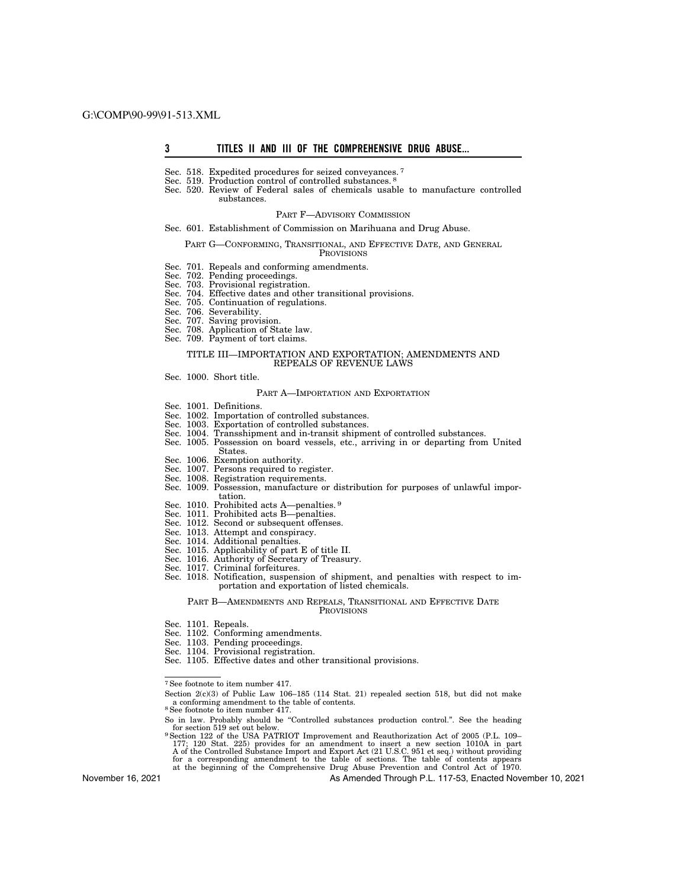Sec. 518. Expedited procedures for seized conveyances. [7]
Sec. 519. Production control of controlled substances. [8]
Sec. 520. Review of Federal sales of chemicals usable to manufacture controlled substances.

PART F—ADVISORY COMMISSION

Sec. 601. Establishment of Commission on Marihuana and Drug Abuse.

PART G—CONFORMING, TRANSITIONAL, AND EFFECTIVE DATE, AND GENERAL PROVISIONS

Sec. 701. Repeals and conforming amendments.
Sec. 702. Pending proceedings.
Sec. 703. Provisional registration.
Sec. 704. Effective dates and other transitional provisions.
Sec. 705. Continuation of regulations.
Sec. 706. Severability.
Sec. 707. Saving provision.
Sec. 708. Application of State law.
Sec. 709. Payment of tort claims.

TITLE III—IMPORTATION AND EXPORTATION; AMENDMENTS AND REPEALS OF REVENUE LAWS

Sec. 1000. Short title.

PART A—IMPORTATION AND EXPORTATION

Sec. 1001. Definitions.
Sec. 1002. Importation of controlled substances.
Sec. 1003. Exportation of controlled substances.
Sec. 1004. Transshipment and in-transit shipment of controlled substances.
Sec. 1005. Possession on board vessels, etc., arriving in or departing from United States.
Sec. 1006. Exemption authority.
Sec. 1007. Persons required to register.
Sec. 1008. Registration requirements.
Sec. 1009. Possession, manufacture or distribution for purposes of unlawful importation.
Sec. 1010. Prohibited acts A—penalties. [9]
Sec. 1011. Prohibited acts B—penalties.
Sec. 1012. Second or subsequent offenses.
Sec. 1013. Attempt and conspiracy.
Sec. 1014. Additional penalties.
Sec. 1015. Applicability of part E of title II.
Sec. 1016. Authority of Secretary of Treasury.
Sec. 1017. Criminal forfeitures.
Sec. 1018. Notification, suspension of shipment, and penalties with respect to importation and exportation of listed chemicals.

PART B—AMENDMENTS AND REPEALS, TRANSITIONAL AND EFFECTIVE DATE PROVISIONS

Sec. 1101. Repeals.
Sec. 1102. Conforming amendments.
Sec. 1103. Pending proceedings.
Sec. 1104. Provisional registration.
Sec. 1105. Effective dates and other transitional provisions.

---

[7] See footnote to item number 417.

Section 2(c)(3) of Public Law 106–185 (114 Stat. 21) repealed section 518, but did not make a conforming amendment to the table of contents.

[8] See footnote to item number 417.

So in law. Probably should be "Controlled substances production control.". See the heading for section 519 set out below.

[9] Section 122 of the USA PATRIOT Improvement and Reauthorization Act of 2005 (P.L. 109–177; 120 Stat. 225) provides for an amendment to insert a new section 1010A in part A of the Controlled Substance Import and Export Act (21 U.S.C. 951 et seq.) without providing for a corresponding amendment to the table of sections. The table of contents appears at the beginning of the Comprehensive Drug Abuse Prevention and Control Act of 1970.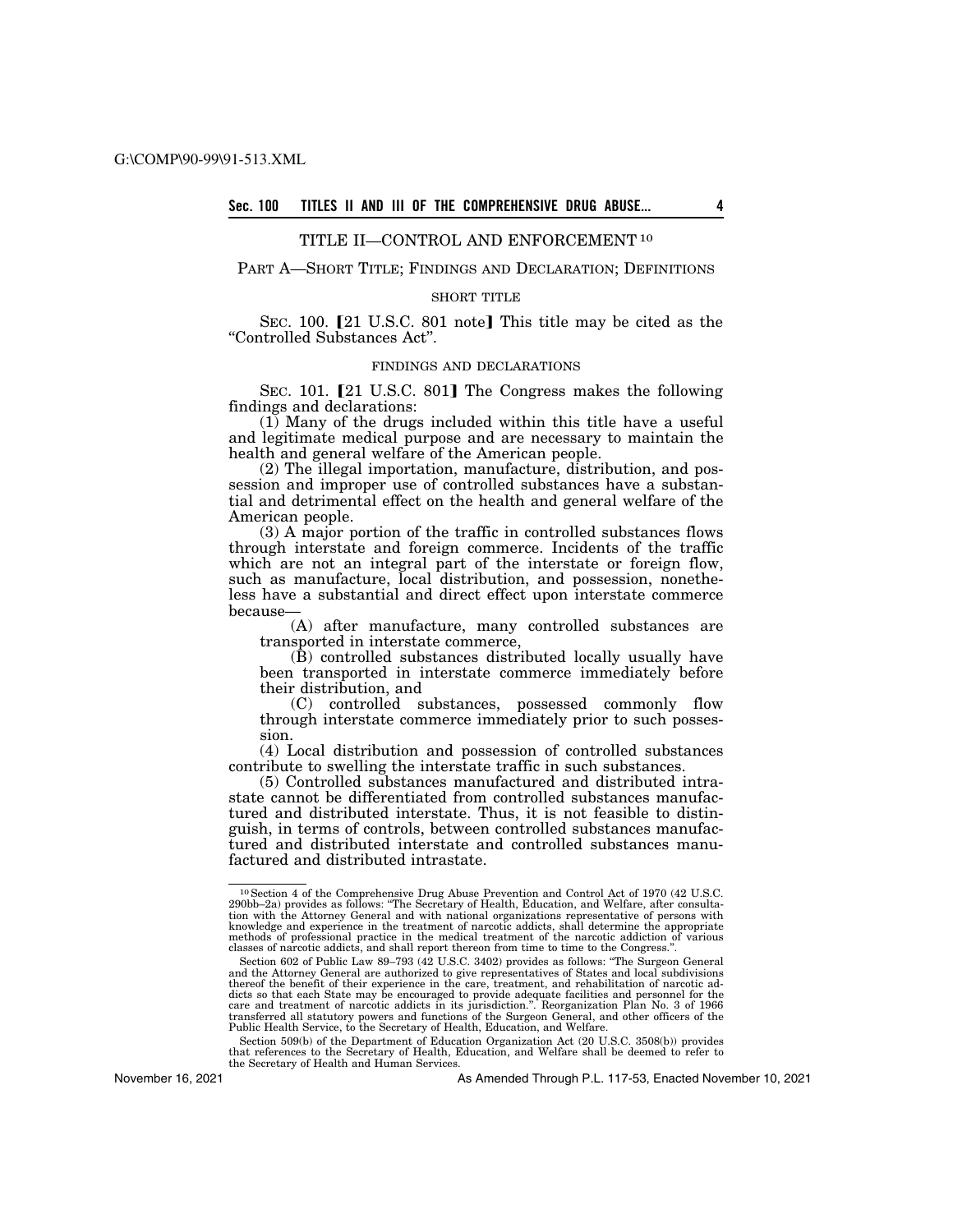## TITLE II—CONTROL AND ENFORCEMENT [10]

### PART A—SHORT TITLE; FINDINGS AND DECLARATION; DEFINITIONS

#### SHORT TITLE

SEC. 100. 【21 U.S.C. 801 note】 This title may be cited as the "Controlled Substances Act".

#### FINDINGS AND DECLARATIONS

SEC. 101. 【21 U.S.C. 801】 The Congress makes the following findings and declarations:

(1) Many of the drugs included within this title have a useful and legitimate medical purpose and are necessary to maintain the health and general welfare of the American people.

(2) The illegal importation, manufacture, distribution, and possession and improper use of controlled substances have a substantial and detrimental effect on the health and general welfare of the American people.

(3) A major portion of the traffic in controlled substances flows through interstate and foreign commerce. Incidents of the traffic which are not an integral part of the interstate or foreign flow, such as manufacture, local distribution, and possession, nonetheless have a substantial and direct effect upon interstate commerce because—

(A) after manufacture, many controlled substances are transported in interstate commerce,

(B) controlled substances distributed locally usually have been transported in interstate commerce immediately before their distribution, and

(C) controlled substances, possessed commonly flow through interstate commerce immediately prior to such possession.

(4) Local distribution and possession of controlled substances contribute to swelling the interstate traffic in such substances.

(5) Controlled substances manufactured and distributed intrastate cannot be differentiated from controlled substances manufactured and distributed interstate. Thus, it is not feasible to distinguish, in terms of controls, between controlled substances manufactured and distributed interstate and controlled substances manufactured and distributed intrastate.

---

[10] Section 4 of the Comprehensive Drug Abuse Prevention and Control Act of 1970 (42 U.S.C. 290bb–2a) provides as follows: "The Secretary of Health, Education, and Welfare, after consultation with the Attorney General and with national organizations representative of persons with knowledge and experience in the treatment of narcotic addicts, shall determine the appropriate methods of professional practice in the medical treatment of the narcotic addiction of various classes of narcotic addicts, and shall report thereon from time to time to the Congress.".

Section 602 of Public Law 89–793 (42 U.S.C. 3402) provides as follows: "The Surgeon General and the Attorney General are authorized to give representatives of States and local subdivisions thereof the benefit of their experience in the care, treatment, and rehabilitation of narcotic addicts so that each State may be encouraged to provide adequate facilities and personnel for the care and treatment of narcotic addicts in its jurisdiction.". Reorganization Plan No. 3 of 1966 transferred all statutory powers and functions of the Surgeon General, and other officers of the Public Health Service, to the Secretary of Health, Education, and Welfare.

Section 509(b) of the Department of Education Organization Act (20 U.S.C. 3508(b)) provides that references to the Secretary of Health, Education, and Welfare shall be deemed to refer to the Secretary of Health and Human Services.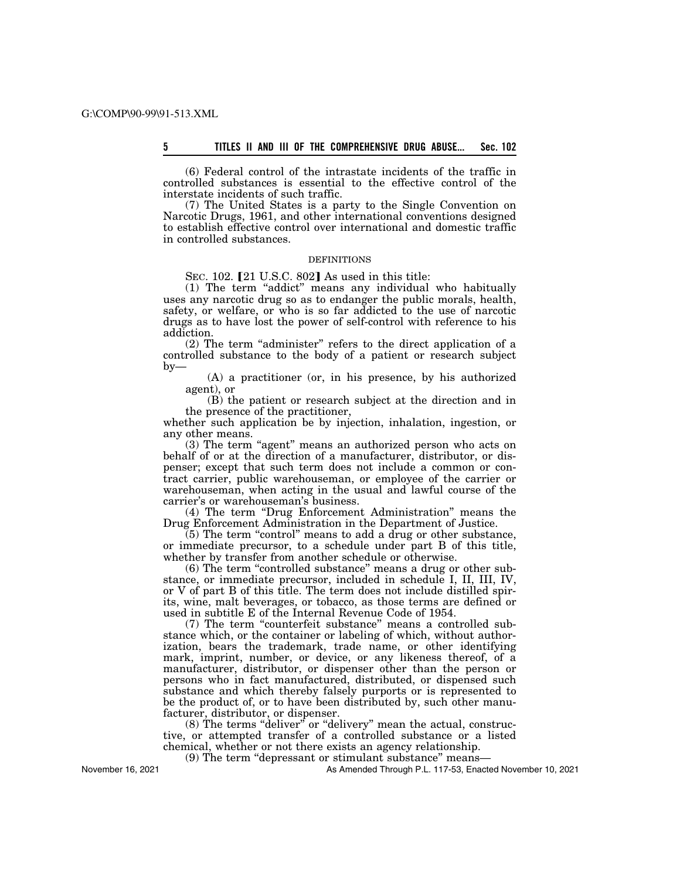(6) Federal control of the intrastate incidents of the traffic in controlled substances is essential to the effective control of the interstate incidents of such traffic.

(7) The United States is a party to the Single Convention on Narcotic Drugs, 1961, and other international conventions designed to establish effective control over international and domestic traffic in controlled substances.

## DEFINITIONS

SEC. 102. [21 U.S.C. 802] As used in this title:

(1) The term "addict" means any individual who habitually uses any narcotic drug so as to endanger the public morals, health, safety, or welfare, or who is so far addicted to the use of narcotic drugs as to have lost the power of self-control with reference to his addiction.

(2) The term "administer" refers to the direct application of a controlled substance to the body of a patient or research subject by—

(A) a practitioner (or, in his presence, by his authorized agent), or

(B) the patient or research subject at the direction and in the presence of the practitioner,

whether such application be by injection, inhalation, ingestion, or any other means.

(3) The term "agent" means an authorized person who acts on behalf of or at the direction of a manufacturer, distributor, or dispenser; except that such term does not include a common or contract carrier, public warehouseman, or employee of the carrier or warehouseman, when acting in the usual and lawful course of the carrier's or warehouseman's business.

(4) The term "Drug Enforcement Administration" means the Drug Enforcement Administration in the Department of Justice.

(5) The term "control" means to add a drug or other substance, or immediate precursor, to a schedule under part B of this title, whether by transfer from another schedule or otherwise.

(6) The term "controlled substance" means a drug or other substance, or immediate precursor, included in schedule I, II, III, IV, or V of part B of this title. The term does not include distilled spirits, wine, malt beverages, or tobacco, as those terms are defined or used in subtitle E of the Internal Revenue Code of 1954.

(7) The term "counterfeit substance" means a controlled substance which, or the container or labeling of which, without authorization, bears the trademark, trade name, or other identifying mark, imprint, number, or device, or any likeness thereof, of a manufacturer, distributor, or dispenser other than the person or persons who in fact manufactured, distributed, or dispensed such substance and which thereby falsely purports or is represented to be the product of, or to have been distributed by, such other manufacturer, distributor, or dispenser.

(8) The terms "deliver" or "delivery" mean the actual, constructive, or attempted transfer of a controlled substance or a listed chemical, whether or not there exists an agency relationship.

(9) The term "depressant or stimulant substance" means—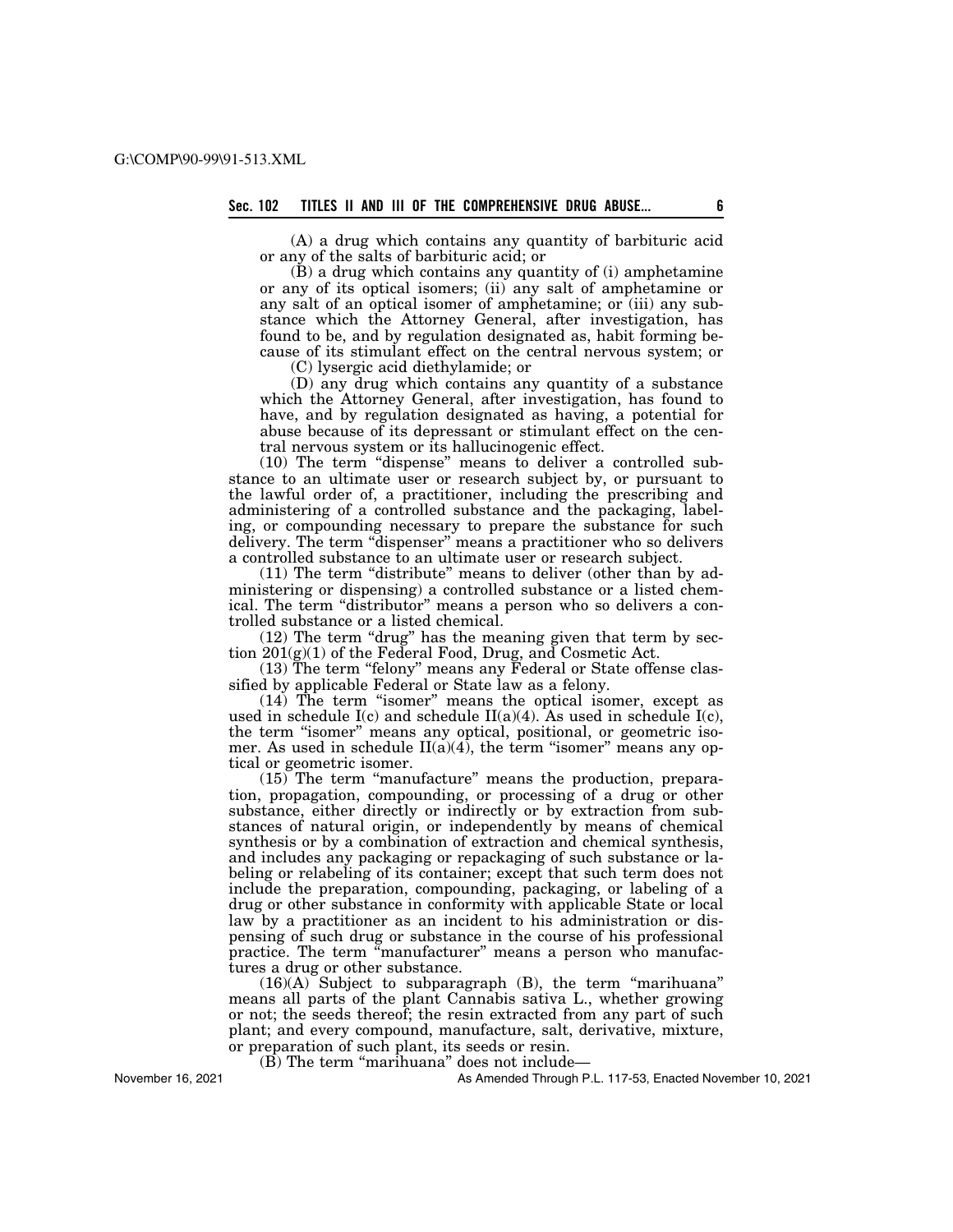(A) a drug which contains any quantity of barbituric acid or any of the salts of barbituric acid; or

(B) a drug which contains any quantity of (i) amphetamine or any of its optical isomers; (ii) any salt of amphetamine or any salt of an optical isomer of amphetamine; or (iii) any substance which the Attorney General, after investigation, has found to be, and by regulation designated as, habit forming because of its stimulant effect on the central nervous system; or

(C) lysergic acid diethylamide; or

(D) any drug which contains any quantity of a substance which the Attorney General, after investigation, has found to have, and by regulation designated as having, a potential for abuse because of its depressant or stimulant effect on the central nervous system or its hallucinogenic effect.

(10) The term "dispense" means to deliver a controlled substance to an ultimate user or research subject by, or pursuant to the lawful order of, a practitioner, including the prescribing and administering of a controlled substance and the packaging, labeling, or compounding necessary to prepare the substance for such delivery. The term "dispenser" means a practitioner who so delivers a controlled substance to an ultimate user or research subject.

(11) The term "distribute" means to deliver (other than by administering or dispensing) a controlled substance or a listed chemical. The term "distributor" means a person who so delivers a controlled substance or a listed chemical.

(12) The term "drug" has the meaning given that term by section 201(g)(1) of the Federal Food, Drug, and Cosmetic Act.

(13) The term "felony" means any Federal or State offense classified by applicable Federal or State law as a felony.

(14) The term "isomer" means the optical isomer, except as used in schedule I(c) and schedule II(a)(4). As used in schedule I(c), the term "isomer" means any optical, positional, or geometric isomer. As used in schedule II(a)(4), the term "isomer" means any optical or geometric isomer.

(15) The term "manufacture" means the production, preparation, propagation, compounding, or processing of a drug or other substance, either directly or indirectly or by extraction from substances of natural origin, or independently by means of chemical synthesis or by a combination of extraction and chemical synthesis, and includes any packaging or repackaging of such substance or labeling or relabeling of its container; except that such term does not include the preparation, compounding, packaging, or labeling of a drug or other substance in conformity with applicable State or local law by a practitioner as an incident to his administration or dispensing of such drug or substance in the course of his professional practice. The term "manufacturer" means a person who manufactures a drug or other substance.

(16)(A) Subject to subparagraph (B), the term "marihuana" means all parts of the plant Cannabis sativa L., whether growing or not; the seeds thereof; the resin extracted from any part of such plant; and every compound, manufacture, salt, derivative, mixture, or preparation of such plant, its seeds or resin.

(B) The term "marihuana" does not include—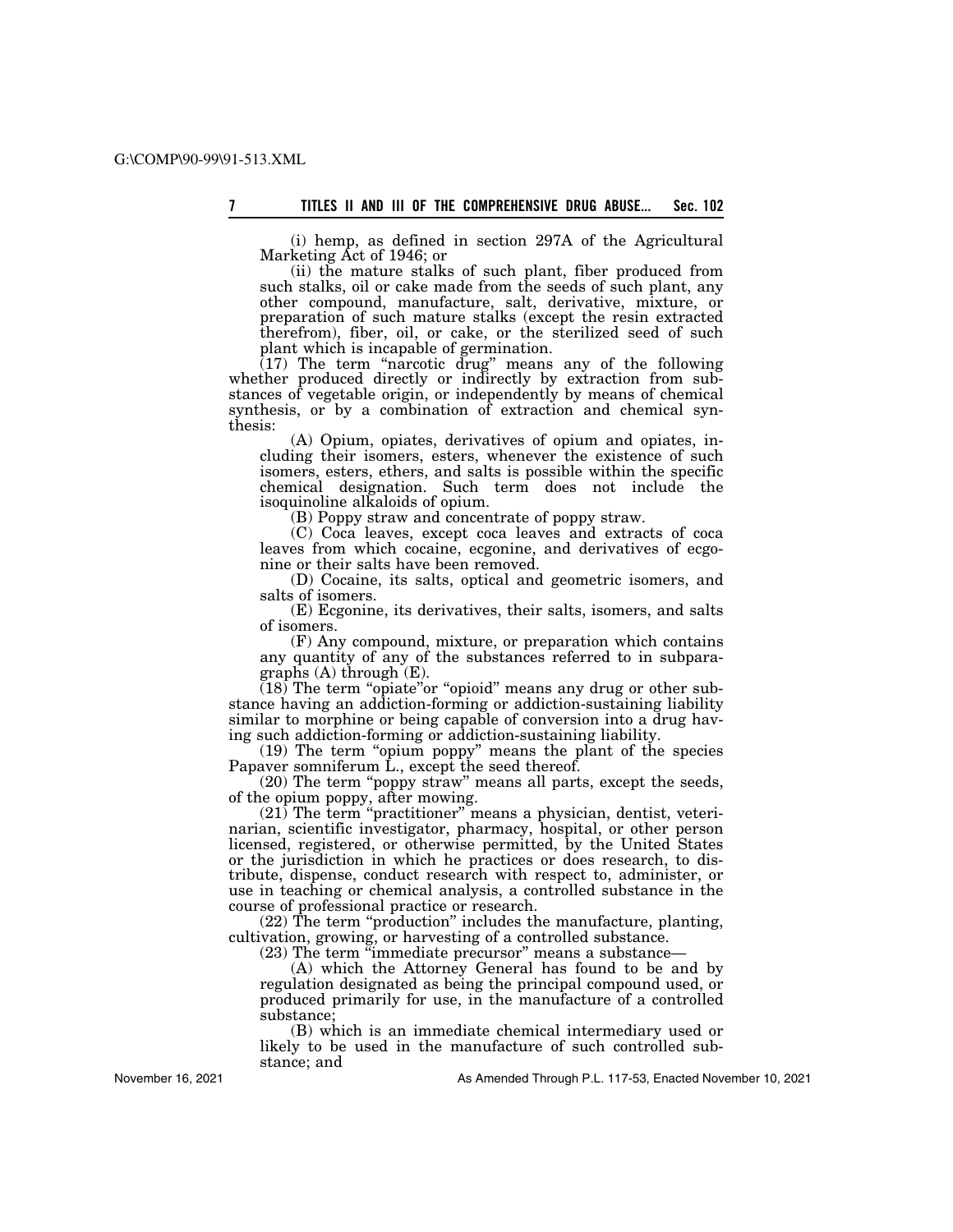(i) hemp, as defined in section 297A of the Agricultural Marketing Act of 1946; or

(ii) the mature stalks of such plant, fiber produced from such stalks, oil or cake made from the seeds of such plant, any other compound, manufacture, salt, derivative, mixture, or preparation of such mature stalks (except the resin extracted therefrom), fiber, oil, or cake, or the sterilized seed of such plant which is incapable of germination.

(17) The term "narcotic drug" means any of the following whether produced directly or indirectly by extraction from substances of vegetable origin, or independently by means of chemical synthesis, or by a combination of extraction and chemical synthesis:

(A) Opium, opiates, derivatives of opium and opiates, including their isomers, esters, whenever the existence of such isomers, esters, ethers, and salts is possible within the specific chemical designation. Such term does not include the isoquinoline alkaloids of opium.

(B) Poppy straw and concentrate of poppy straw.

(C) Coca leaves, except coca leaves and extracts of coca leaves from which cocaine, ecgonine, and derivatives of ecgonine or their salts have been removed.

(D) Cocaine, its salts, optical and geometric isomers, and salts of isomers.

(E) Ecgonine, its derivatives, their salts, isomers, and salts of isomers.

(F) Any compound, mixture, or preparation which contains any quantity of any of the substances referred to in subparagraphs (A) through (E).

(18) The term "opiate"or "opioid" means any drug or other substance having an addiction-forming or addiction-sustaining liability similar to morphine or being capable of conversion into a drug having such addiction-forming or addiction-sustaining liability.

(19) The term "opium poppy" means the plant of the species Papaver somniferum L., except the seed thereof.

(20) The term "poppy straw" means all parts, except the seeds, of the opium poppy, after mowing.

(21) The term "practitioner" means a physician, dentist, veterinarian, scientific investigator, pharmacy, hospital, or other person licensed, registered, or otherwise permitted, by the United States or the jurisdiction in which he practices or does research, to distribute, dispense, conduct research with respect to, administer, or use in teaching or chemical analysis, a controlled substance in the course of professional practice or research.

(22) The term "production" includes the manufacture, planting, cultivation, growing, or harvesting of a controlled substance.

(23) The term "immediate precursor" means a substance—

(A) which the Attorney General has found to be and by regulation designated as being the principal compound used, or produced primarily for use, in the manufacture of a controlled substance;

(B) which is an immediate chemical intermediary used or likely to be used in the manufacture of such controlled substance; and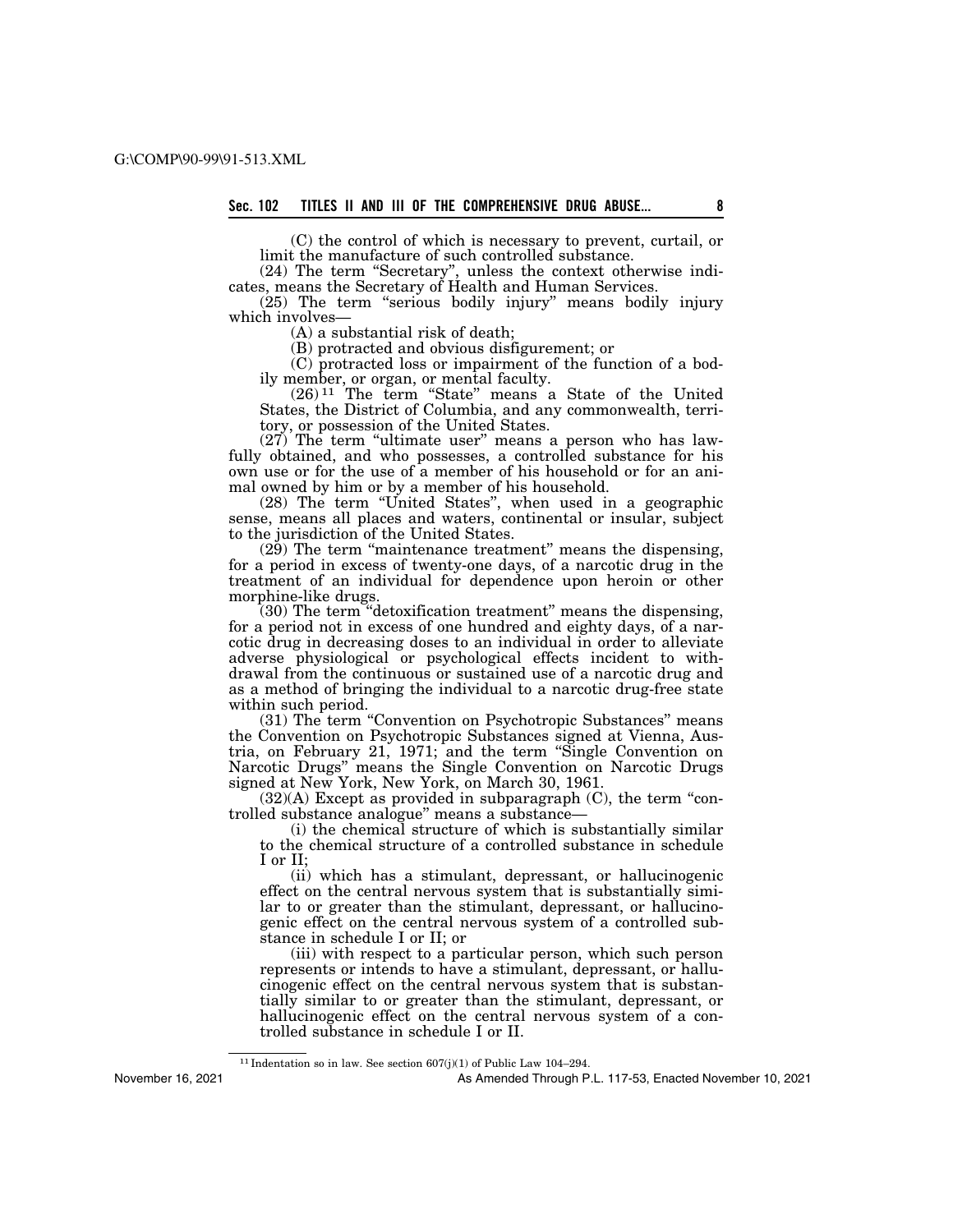(C) the control of which is necessary to prevent, curtail, or limit the manufacture of such controlled substance.

(24) The term "Secretary", unless the context otherwise indicates, means the Secretary of Health and Human Services.

(25) The term "serious bodily injury" means bodily injury which involves—

(A) a substantial risk of death;

(B) protracted and obvious disfigurement; or

(C) protracted loss or impairment of the function of a bodily member, or organ, or mental faculty.

(26)[11] The term "State" means a State of the United States, the District of Columbia, and any commonwealth, territory, or possession of the United States.

(27) The term "ultimate user" means a person who has lawfully obtained, and who possesses, a controlled substance for his own use or for the use of a member of his household or for an animal owned by him or by a member of his household.

(28) The term "United States", when used in a geographic sense, means all places and waters, continental or insular, subject to the jurisdiction of the United States.

(29) The term "maintenance treatment" means the dispensing, for a period in excess of twenty-one days, of a narcotic drug in the treatment of an individual for dependence upon heroin or other morphine-like drugs.

(30) The term "detoxification treatment" means the dispensing, for a period not in excess of one hundred and eighty days, of a narcotic drug in decreasing doses to an individual in order to alleviate adverse physiological or psychological effects incident to withdrawal from the continuous or sustained use of a narcotic drug and as a method of bringing the individual to a narcotic drug-free state within such period.

(31) The term "Convention on Psychotropic Substances" means the Convention on Psychotropic Substances signed at Vienna, Austria, on February 21, 1971; and the term "Single Convention on Narcotic Drugs" means the Single Convention on Narcotic Drugs signed at New York, New York, on March 30, 1961.

(32)(A) Except as provided in subparagraph (C), the term "controlled substance analogue" means a substance—

(i) the chemical structure of which is substantially similar to the chemical structure of a controlled substance in schedule I or II;

(ii) which has a stimulant, depressant, or hallucinogenic effect on the central nervous system that is substantially similar to or greater than the stimulant, depressant, or hallucinogenic effect on the central nervous system of a controlled substance in schedule I or II; or

(iii) with respect to a particular person, which such person represents or intends to have a stimulant, depressant, or hallucinogenic effect on the central nervous system that is substantially similar to or greater than the stimulant, depressant, or hallucinogenic effect on the central nervous system of a controlled substance in schedule I or II.

---

[11] Indentation so in law. See section 607(j)(1) of Public Law 104–294.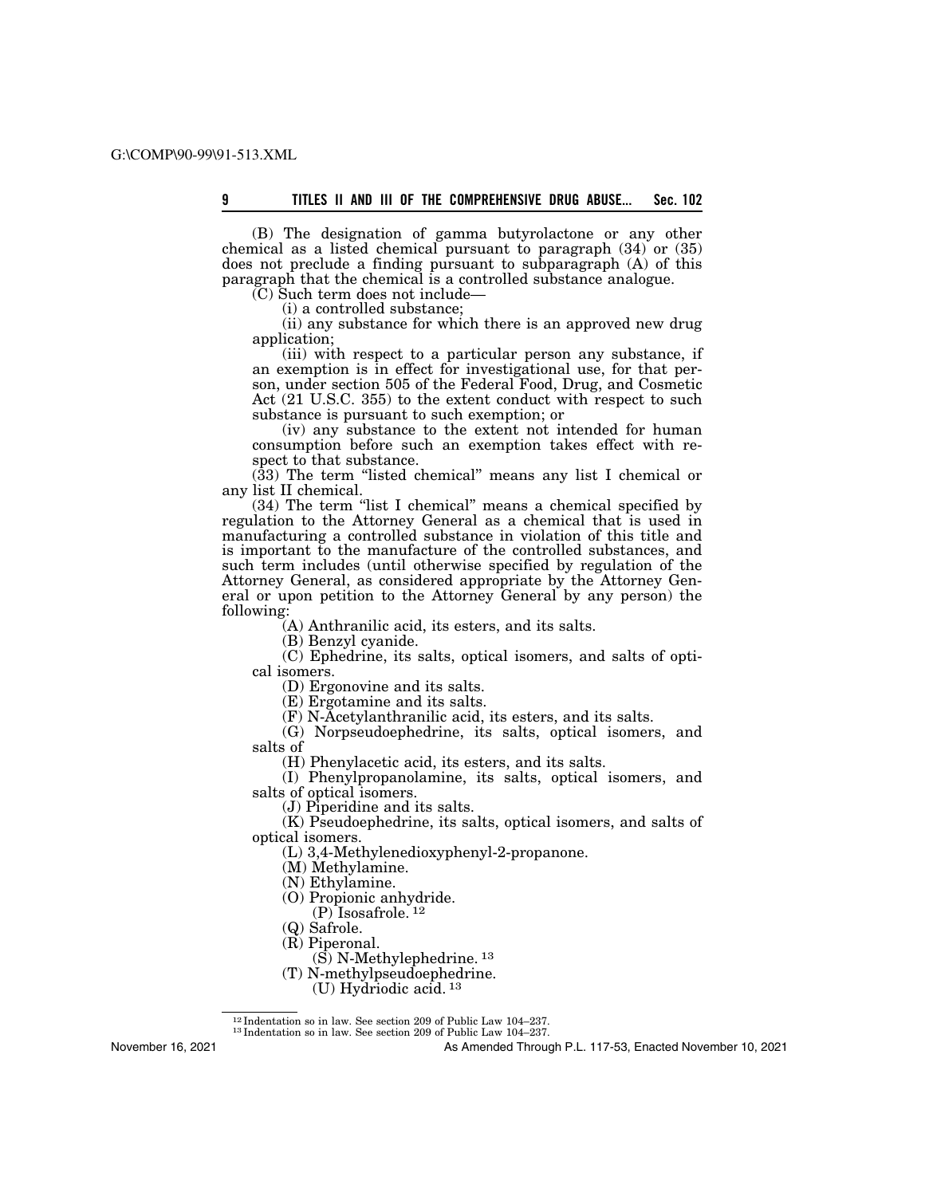(B) The designation of gamma butyrolactone or any other chemical as a listed chemical pursuant to paragraph (34) or (35) does not preclude a finding pursuant to subparagraph (A) of this paragraph that the chemical is a controlled substance analogue.

(C) Such term does not include—

(i) a controlled substance;

(ii) any substance for which there is an approved new drug application;

(iii) with respect to a particular person any substance, if an exemption is in effect for investigational use, for that person, under section 505 of the Federal Food, Drug, and Cosmetic Act (21 U.S.C. 355) to the extent conduct with respect to such substance is pursuant to such exemption; or

(iv) any substance to the extent not intended for human consumption before such an exemption takes effect with respect to that substance.

(33) The term "listed chemical" means any list I chemical or any list II chemical.

(34) The term "list I chemical" means a chemical specified by regulation to the Attorney General as a chemical that is used in manufacturing a controlled substance in violation of this title and is important to the manufacture of the controlled substances, and such term includes (until otherwise specified by regulation of the Attorney General, as considered appropriate by the Attorney General or upon petition to the Attorney General by any person) the following:

(A) Anthranilic acid, its esters, and its salts.

(B) Benzyl cyanide.

(C) Ephedrine, its salts, optical isomers, and salts of optical isomers.

(D) Ergonovine and its salts.

(E) Ergotamine and its salts.

(F) N-Acetylanthranilic acid, its esters, and its salts.

(G) Norpseudoephedrine, its salts, optical isomers, and salts of

(H) Phenylacetic acid, its esters, and its salts.

(I) Phenylpropanolamine, its salts, optical isomers, and salts of optical isomers.

(J) Piperidine and its salts.

(K) Pseudoephedrine, its salts, optical isomers, and salts of optical isomers.

(L) 3,4-Methylenedioxyphenyl-2-propanone.

(M) Methylamine.

(N) Ethylamine.

(O) Propionic anhydride.

(P) Isosafrole. [12]

(Q) Safrole.

(R) Piperonal.

(S) N-Methylephedrine. [13]

(T) N-methylpseudoephedrine.

(U) Hydriodic acid. [13]

---

[12] Indentation so in law. See section 209 of Public Law 104–237.

[13] Indentation so in law. See section 209 of Public Law 104–237.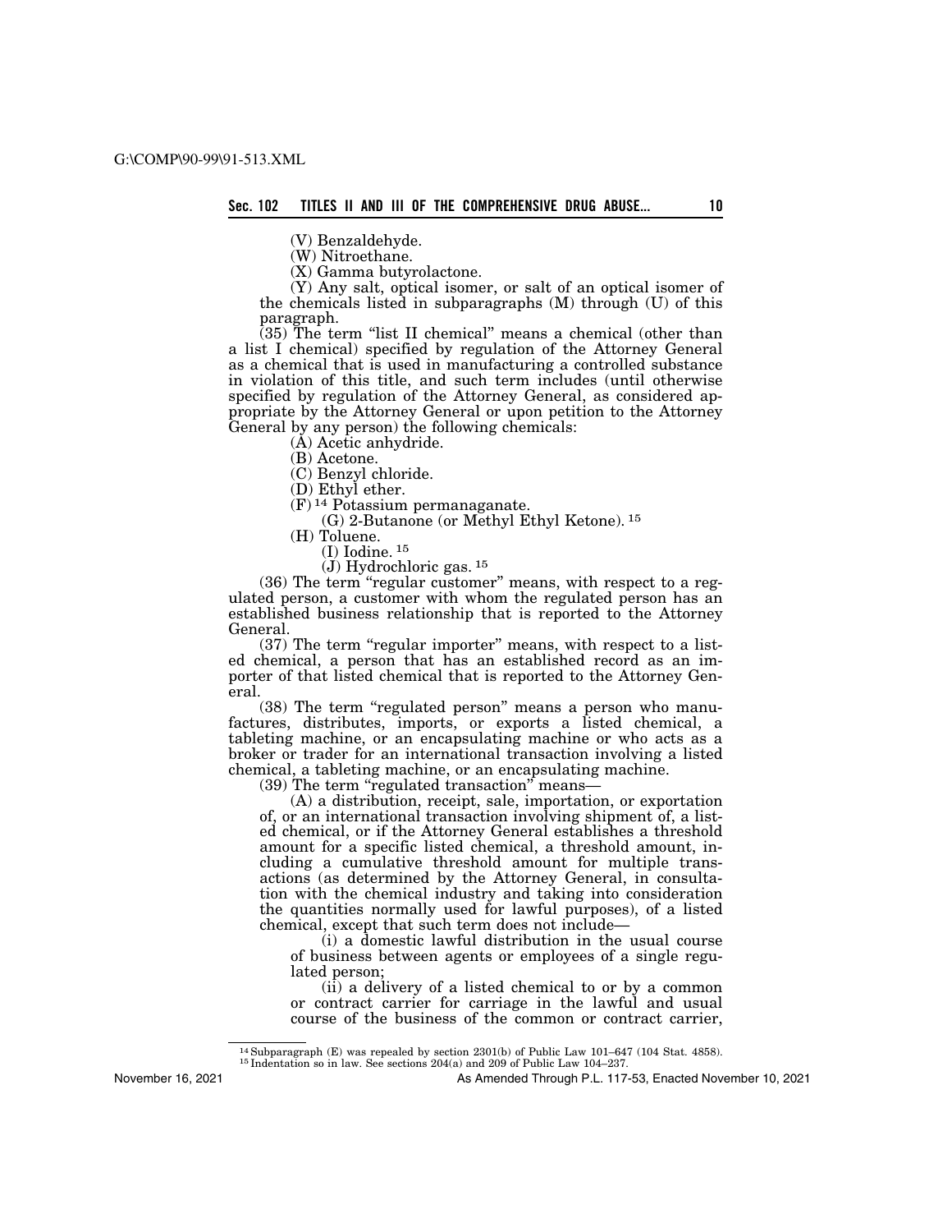(V) Benzaldehyde.

(W) Nitroethane.

(X) Gamma butyrolactone.

(Y) Any salt, optical isomer, or salt of an optical isomer of the chemicals listed in subparagraphs (M) through (U) of this paragraph.

(35) The term "list II chemical" means a chemical (other than a list I chemical) specified by regulation of the Attorney General as a chemical that is used in manufacturing a controlled substance in violation of this title, and such term includes (until otherwise specified by regulation of the Attorney General, as considered appropriate by the Attorney General or upon petition to the Attorney General by any person) the following chemicals:

(A) Acetic anhydride.

(B) Acetone.

(C) Benzyl chloride.

(D) Ethyl ether.

(F) [14] Potassium permanaganate.

(G) 2-Butanone (or Methyl Ethyl Ketone). [15]

(H) Toluene.

(I) Iodine. [15]

(J) Hydrochloric gas. [15]

(36) The term "regular customer" means, with respect to a regulated person, a customer with whom the regulated person has an established business relationship that is reported to the Attorney General.

(37) The term "regular importer" means, with respect to a listed chemical, a person that has an established record as an importer of that listed chemical that is reported to the Attorney General.

(38) The term "regulated person" means a person who manufactures, distributes, imports, or exports a listed chemical, a tableting machine, or an encapsulating machine or who acts as a broker or trader for an international transaction involving a listed chemical, a tableting machine, or an encapsulating machine.

(39) The term "regulated transaction" means—

(A) a distribution, receipt, sale, importation, or exportation of, or an international transaction involving shipment of, a listed chemical, or if the Attorney General establishes a threshold amount for a specific listed chemical, a threshold amount, including a cumulative threshold amount for multiple transactions (as determined by the Attorney General, in consultation with the chemical industry and taking into consideration the quantities normally used for lawful purposes), of a listed chemical, except that such term does not include—

(i) a domestic lawful distribution in the usual course of business between agents or employees of a single regulated person;

(ii) a delivery of a listed chemical to or by a common or contract carrier for carriage in the lawful and usual course of the business of the common or contract carrier,

---

[14] Subparagraph (E) was repealed by section 2301(b) of Public Law 101–647 (104 Stat. 4858).

[15] Indentation so in law. See sections 204(a) and 209 of Public Law 104–237.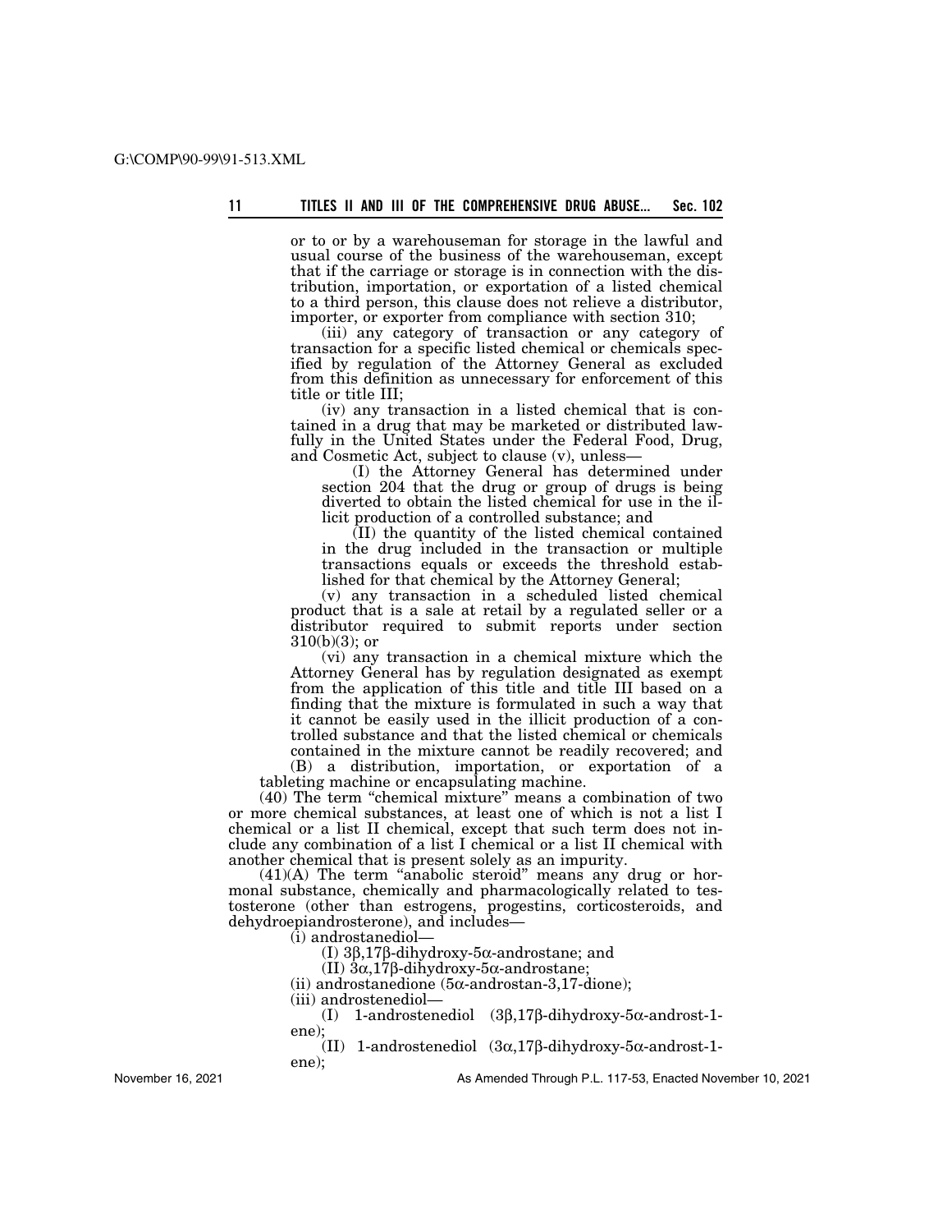or to or by a warehouseman for storage in the lawful and usual course of the business of the warehouseman, except that if the carriage or storage is in connection with the distribution, importation, or exportation of a listed chemical to a third person, this clause does not relieve a distributor, importer, or exporter from compliance with section 310;

(iii) any category of transaction or any category of transaction for a specific listed chemical or chemicals specified by regulation of the Attorney General as excluded from this definition as unnecessary for enforcement of this title or title III;

(iv) any transaction in a listed chemical that is contained in a drug that may be marketed or distributed lawfully in the United States under the Federal Food, Drug, and Cosmetic Act, subject to clause (v), unless—

(I) the Attorney General has determined under section 204 that the drug or group of drugs is being diverted to obtain the listed chemical for use in the illicit production of a controlled substance; and

(II) the quantity of the listed chemical contained in the drug included in the transaction or multiple transactions equals or exceeds the threshold established for that chemical by the Attorney General;

(v) any transaction in a scheduled listed chemical product that is a sale at retail by a regulated seller or a distributor required to submit reports under section 310(b)(3); or

(vi) any transaction in a chemical mixture which the Attorney General has by regulation designated as exempt from the application of this title and title III based on a finding that the mixture is formulated in such a way that it cannot be easily used in the illicit production of a controlled substance and that the listed chemical or chemicals contained in the mixture cannot be readily recovered; and

(B) a distribution, importation, or exportation of a tableting machine or encapsulating machine.

(40) The term "chemical mixture" means a combination of two or more chemical substances, at least one of which is not a list I chemical or a list II chemical, except that such term does not include any combination of a list I chemical or a list II chemical with another chemical that is present solely as an impurity.

(41)(A) The term "anabolic steroid" means any drug or hormonal substance, chemically and pharmacologically related to testosterone (other than estrogens, progestins, corticosteroids, and dehydroepiandrosterone), and includes—

(i) androstanediol—

(I) 3β,17β-dihydroxy-5α-androstane; and

(II) 3α,17β-dihydroxy-5α-androstane;

(ii) androstanedione (5α-androstan-3,17-dione);

(iii) androstenediol—

(I) 1-androstenediol (3β,17β-dihydroxy-5α-androst-1-ene);

(II) 1-androstenediol (3α,17β-dihydroxy-5α-androst-1-ene);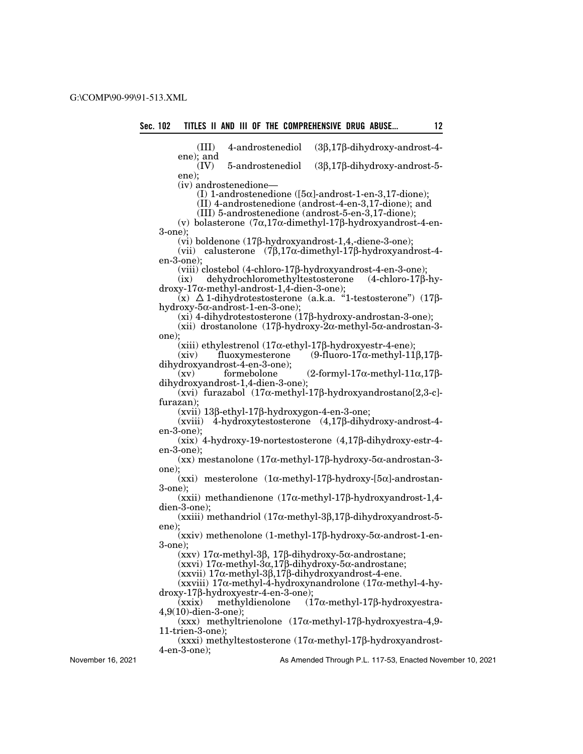(III) 4-androstenediol (3β,17β-dihydroxy-androst-4-ene); and

(IV) 5-androstenediol (3β,17β-dihydroxy-androst-5-ene);

(iv) androstenedione—

(I) 1-androstenedione ([5α]-androst-1-en-3,17-dione);

(II) 4-androstenedione (androst-4-en-3,17-dione); and

(III) 5-androstenedione (androst-5-en-3,17-dione);

(v) bolasterone (7α,17α-dimethyl-17β-hydroxyandrost-4-en-3-one);

(vi) boldenone (17β-hydroxyandrost-1,4,-diene-3-one);

(vii) calusterone (7β,17α-dimethyl-17β-hydroxyandrost-4-en-3-one);

(viii) clostebol (4-chloro-17β-hydroxyandrost-4-en-3-one);

(ix) dehydrochloromethyltestosterone (4-chloro-17β-hydroxy-17α-methyl-androst-1,4-dien-3-one);

(x) Δ 1-dihydrotestosterone (a.k.a. "1-testosterone") (17β-hydroxy-5α-androst-1-en-3-one);

(xi) 4-dihydrotestosterone (17β-hydroxy-androstan-3-one);

(xii) drostanolone (17β-hydroxy-2α-methyl-5α-androstan-3-one);

(xiii) ethylestrenol (17α-ethyl-17β-hydroxyestr-4-ene);

(xiv) fluoxymesterone (9-fluoro-17α-methyl-11β,17β-dihydroxyandrost-4-en-3-one);

(xv) formebolone (2-formyl-17α-methyl-11α,17β-dihydroxyandrost-1,4-dien-3-one);

(xvi) furazabol (17α-methyl-17β-hydroxyandrostano[2,3-c]-furazan);

(xvii) 13β-ethyl-17β-hydroxygon-4-en-3-one;

(xviii) 4-hydroxytestosterone (4,17β-dihydroxy-androst-4-en-3-one);

(xix) 4-hydroxy-19-nortestosterone (4,17β-dihydroxy-estr-4-en-3-one);

(xx) mestanolone (17α-methyl-17β-hydroxy-5α-androstan-3-one);

(xxi) mesterolone (1α-methyl-17β-hydroxy-[5α]-androstan-3-one);

(xxii) methandienone (17α-methyl-17β-hydroxyandrost-1,4-dien-3-one);

(xxiii) methandriol (17α-methyl-3β,17β-dihydroxyandrost-5-ene);

(xxiv) methenolone (1-methyl-17β-hydroxy-5α-androst-1-en-3-one);

(xxv) 17α-methyl-3β, 17β-dihydroxy-5α-androstane;

(xxvi) 17α-methyl-3α,17β-dihydroxy-5α-androstane;

(xxvii) 17α-methyl-3β,17β-dihydroxyandrost-4-ene.

(xxviii) 17α-methyl-4-hydroxynandrolone (17α-methyl-4-hydroxy-17β-hydroxyestr-4-en-3-one);

(xxix) methyldienolone (17α-methyl-17β-hydroxyestra-4,9(10)-dien-3-one);

(xxx) methyltrienolone (17α-methyl-17β-hydroxyestra-4,9-11-trien-3-one);

(xxxi) methyltestosterone (17α-methyl-17β-hydroxyandrost-4-en-3-one);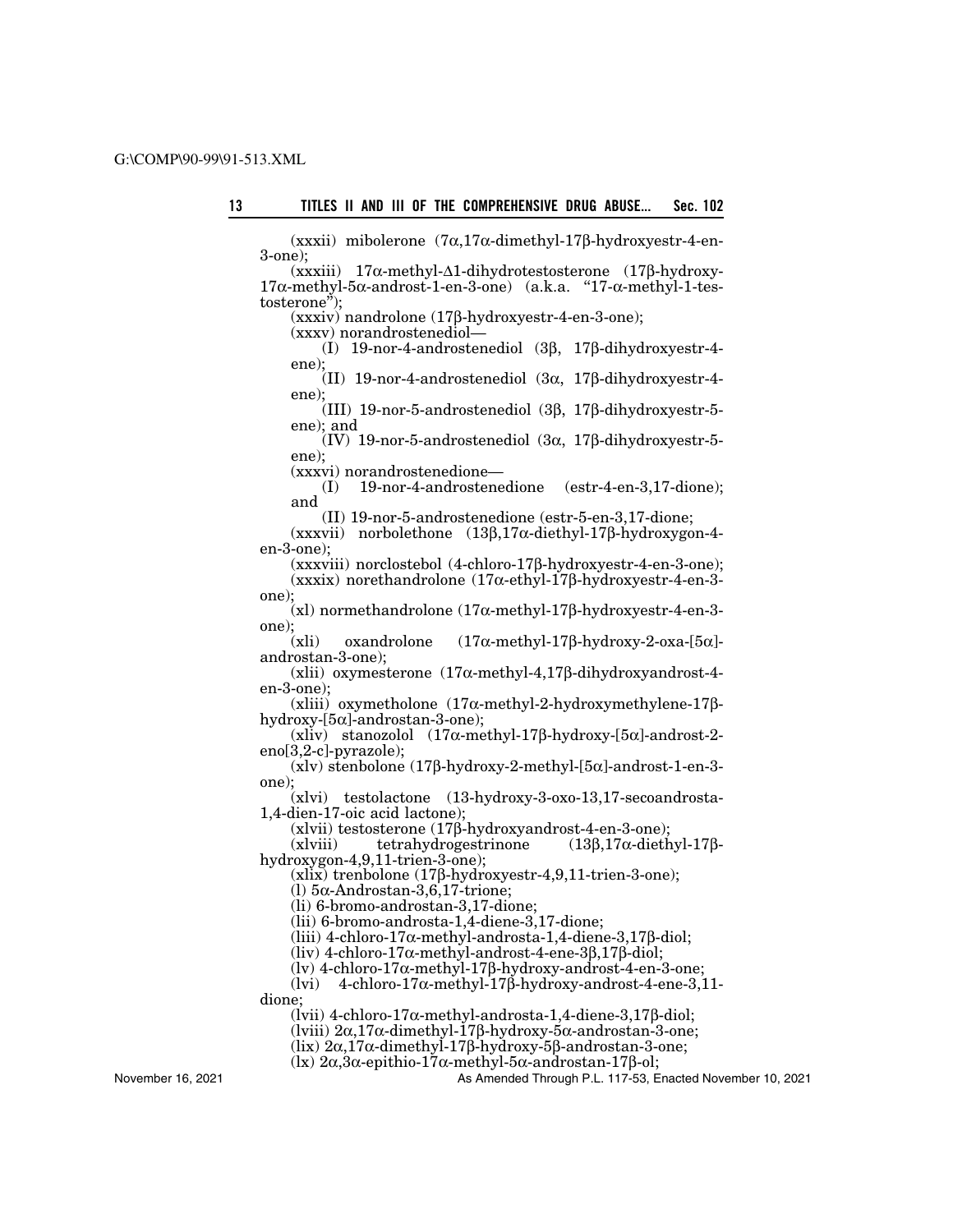(xxxii) mibolerone (7α,17α-dimethyl-17β-hydroxyestr-4-en-3-one);

(xxxiii) 17α-methyl-Δ1-dihydrotestosterone (17β-hydroxy-17α-methyl-5α-androst-1-en-3-one) (a.k.a. "17-α-methyl-1-testosterone");

(xxxiv) nandrolone (17β-hydroxyestr-4-en-3-one);

(xxxv) norandrostenediol—

(I) 19-nor-4-androstenediol (3β, 17β-dihydroxyestr-4-ene);

(II) 19-nor-4-androstenediol (3α, 17β-dihydroxyestr-4-ene);

(III) 19-nor-5-androstenediol (3β, 17β-dihydroxyestr-5-ene); and

(IV) 19-nor-5-androstenediol (3α, 17β-dihydroxyestr-5-ene);

(xxxvi) norandrostenedione—

(I) 19-nor-4-androstenedione (estr-4-en-3,17-dione); and

(II) 19-nor-5-androstenedione (estr-5-en-3,17-dione;

(xxxvii) norbolethone (13β,17α-diethyl-17β-hydroxygon-4-en-3-one);

(xxxviii) norclostebol (4-chloro-17β-hydroxyestr-4-en-3-one);

(xxxix) norethandrolone (17α-ethyl-17β-hydroxyestr-4-en-3-one);

(xl) normethandrolone (17α-methyl-17β-hydroxyestr-4-en-3-one);

(xli) oxandrolone (17α-methyl-17β-hydroxy-2-oxa-[5α]-androstan-3-one);

(xlii) oxymesterone (17α-methyl-4,17β-dihydroxyandrost-4-en-3-one);

(xliii) oxymetholone (17α-methyl-2-hydroxymethylene-17β-hydroxy-[5α]-androstan-3-one);

(xliv) stanozolol (17α-methyl-17β-hydroxy-[5α]-androst-2-eno[3,2-c]-pyrazole);

(xlv) stenbolone (17β-hydroxy-2-methyl-[5α]-androst-1-en-3-one);

(xlvi) testolactone (13-hydroxy-3-oxo-13,17-secoandrosta-1,4-dien-17-oic acid lactone);

(xlvii) testosterone (17β-hydroxyandrost-4-en-3-one);

(xlviii) tetrahydrogestrinone (13β,17α-diethyl-17β-hydroxygon-4,9,11-trien-3-one);

(xlix) trenbolone (17β-hydroxyestr-4,9,11-trien-3-one);

(l) 5α-Androstan-3,6,17-trione;

(li) 6-bromo-androstan-3,17-dione;

(lii) 6-bromo-androsta-1,4-diene-3,17-dione;

(liii) 4-chloro-17α-methyl-androsta-1,4-diene-3,17β-diol;

(liv) 4-chloro-17α-methyl-androst-4-ene-3β,17β-diol;

(lv) 4-chloro-17α-methyl-17β-hydroxy-androst-4-en-3-one;

(lvi) 4-chloro-17α-methyl-17β-hydroxy-androst-4-ene-3,11-dione;

(lvii) 4-chloro-17α-methyl-androsta-1,4-diene-3,17β-diol;

(lviii) 2α,17α-dimethyl-17β-hydroxy-5α-androstan-3-one;

(lix) 2α,17α-dimethyl-17β-hydroxy-5β-androstan-3-one;

(lx) 2α,3α-epithio-17α-methyl-5α-androstan-17β-ol;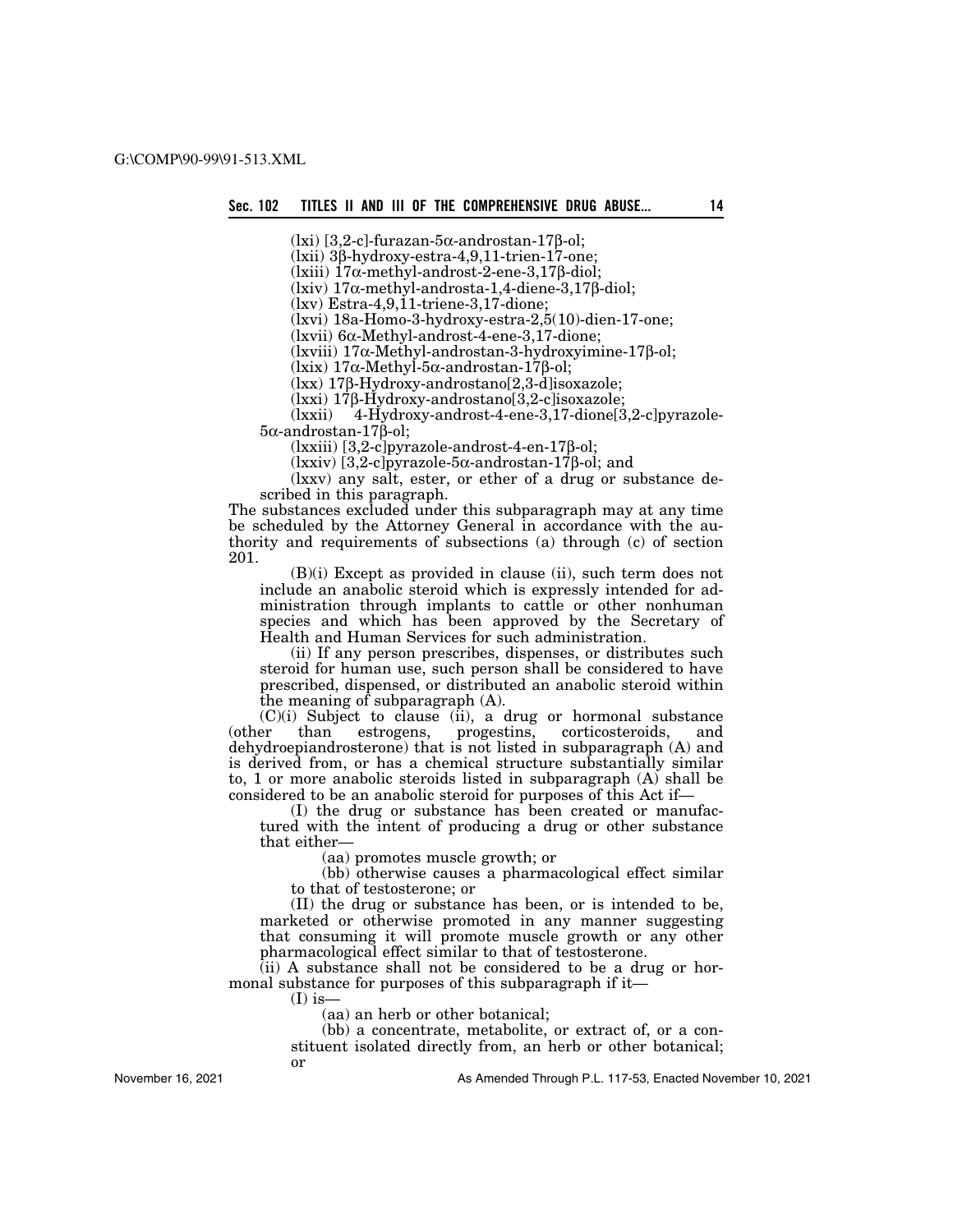(lxi) [3,2-c]-furazan-5α-androstan-17β-ol;

(lxii) 3β-hydroxy-estra-4,9,11-trien-17-one;

(lxiii) 17α-methyl-androst-2-ene-3,17β-diol;

(lxiv) 17α-methyl-androsta-1,4-diene-3,17β-diol;

(lxv) Estra-4,9,11-triene-3,17-dione;

(lxvi) 18a-Homo-3-hydroxy-estra-2,5(10)-dien-17-one;

(lxvii) 6α-Methyl-androst-4-ene-3,17-dione;

(lxviii) 17α-Methyl-androstan-3-hydroxyimine-17β-ol;

(lxix) 17α-Methyl-5α-androstan-17β-ol;

(lxx) 17β-Hydroxy-androstano[2,3-d]isoxazole;

(lxxi) 17β-Hydroxy-androstano[3,2-c]isoxazole;

(lxxii) 4-Hydroxy-androst-4-ene-3,17-dione[3,2-c]pyrazole-5α-androstan-17β-ol;

(lxxiii) [3,2-c]pyrazole-androst-4-en-17β-ol;

(lxxiv) [3,2-c]pyrazole-5α-androstan-17β-ol; and

(lxxv) any salt, ester, or ether of a drug or substance described in this paragraph.

The substances excluded under this subparagraph may at any time be scheduled by the Attorney General in accordance with the authority and requirements of subsections (a) through (c) of section 201.

(B)(i) Except as provided in clause (ii), such term does not include an anabolic steroid which is expressly intended for administration through implants to cattle or other nonhuman species and which has been approved by the Secretary of Health and Human Services for such administration.

(ii) If any person prescribes, dispenses, or distributes such steroid for human use, such person shall be considered to have prescribed, dispensed, or distributed an anabolic steroid within the meaning of subparagraph (A).

(C)(i) Subject to clause (ii), a drug or hormonal substance (other than estrogens, progestins, corticosteroids, and dehydroepiandrosterone) that is not listed in subparagraph (A) and is derived from, or has a chemical structure substantially similar to, 1 or more anabolic steroids listed in subparagraph (A) shall be considered to be an anabolic steroid for purposes of this Act if—

(I) the drug or substance has been created or manufactured with the intent of producing a drug or other substance that either—

(aa) promotes muscle growth; or

(bb) otherwise causes a pharmacological effect similar to that of testosterone; or

(II) the drug or substance has been, or is intended to be, marketed or otherwise promoted in any manner suggesting that consuming it will promote muscle growth or any other pharmacological effect similar to that of testosterone.

(ii) A substance shall not be considered to be a drug or hormonal substance for purposes of this subparagraph if it—

(I) is—

(aa) an herb or other botanical;

(bb) a concentrate, metabolite, or extract of, or a constituent isolated directly from, an herb or other botanical; or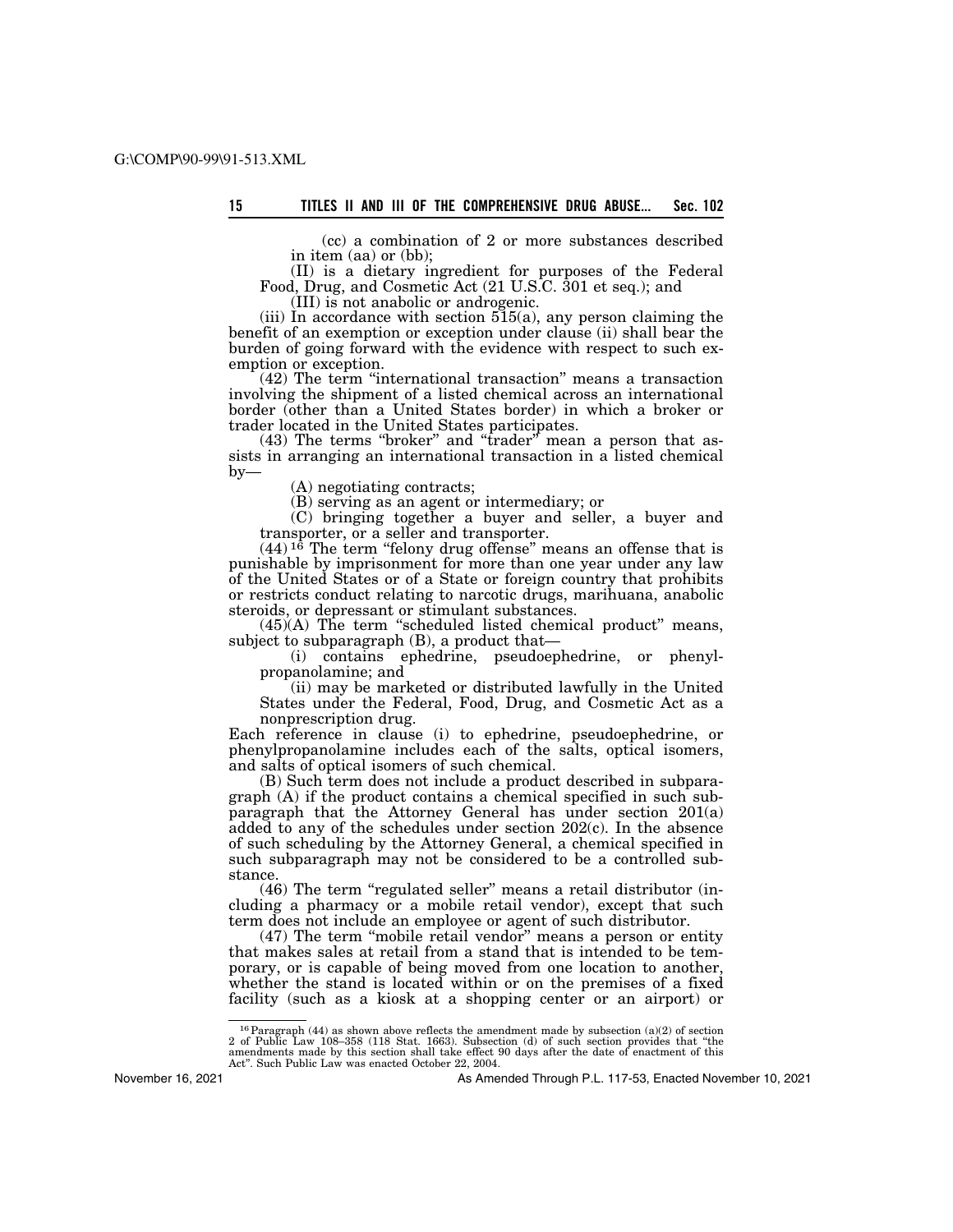(cc) a combination of 2 or more substances described in item (aa) or (bb);

(II) is a dietary ingredient for purposes of the Federal Food, Drug, and Cosmetic Act (21 U.S.C. 301 et seq.); and

(III) is not anabolic or androgenic.

(iii) In accordance with section 515(a), any person claiming the benefit of an exemption or exception under clause (ii) shall bear the burden of going forward with the evidence with respect to such exemption or exception.

(42) The term "international transaction" means a transaction involving the shipment of a listed chemical across an international border (other than a United States border) in which a broker or trader located in the United States participates.

(43) The terms "broker" and "trader" mean a person that assists in arranging an international transaction in a listed chemical by—

(A) negotiating contracts;

(B) serving as an agent or intermediary; or

(C) bringing together a buyer and seller, a buyer and transporter, or a seller and transporter.

(44)[16] The term "felony drug offense" means an offense that is punishable by imprisonment for more than one year under any law of the United States or of a State or foreign country that prohibits or restricts conduct relating to narcotic drugs, marihuana, anabolic steroids, or depressant or stimulant substances.

(45)(A) The term "scheduled listed chemical product" means, subject to subparagraph (B), a product that—

(i) contains ephedrine, pseudoephedrine, or phenylpropanolamine; and

(ii) may be marketed or distributed lawfully in the United States under the Federal, Food, Drug, and Cosmetic Act as a nonprescription drug.

Each reference in clause (i) to ephedrine, pseudoephedrine, or phenylpropanolamine includes each of the salts, optical isomers, and salts of optical isomers of such chemical.

(B) Such term does not include a product described in subparagraph (A) if the product contains a chemical specified in such subparagraph that the Attorney General has under section 201(a) added to any of the schedules under section 202(c). In the absence of such scheduling by the Attorney General, a chemical specified in such subparagraph may not be considered to be a controlled substance.

(46) The term "regulated seller" means a retail distributor (including a pharmacy or a mobile retail vendor), except that such term does not include an employee or agent of such distributor.

(47) The term "mobile retail vendor" means a person or entity that makes sales at retail from a stand that is intended to be temporary, or is capable of being moved from one location to another, whether the stand is located within or on the premises of a fixed facility (such as a kiosk at a shopping center or an airport) or

---

[16] Paragraph (44) as shown above reflects the amendment made by subsection (a)(2) of section 2 of Public Law 108–358 (118 Stat. 1663). Subsection (d) of such section provides that "the amendments made by this section shall take effect 90 days after the date of enactment of this Act". Such Public Law was enacted October 22, 2004.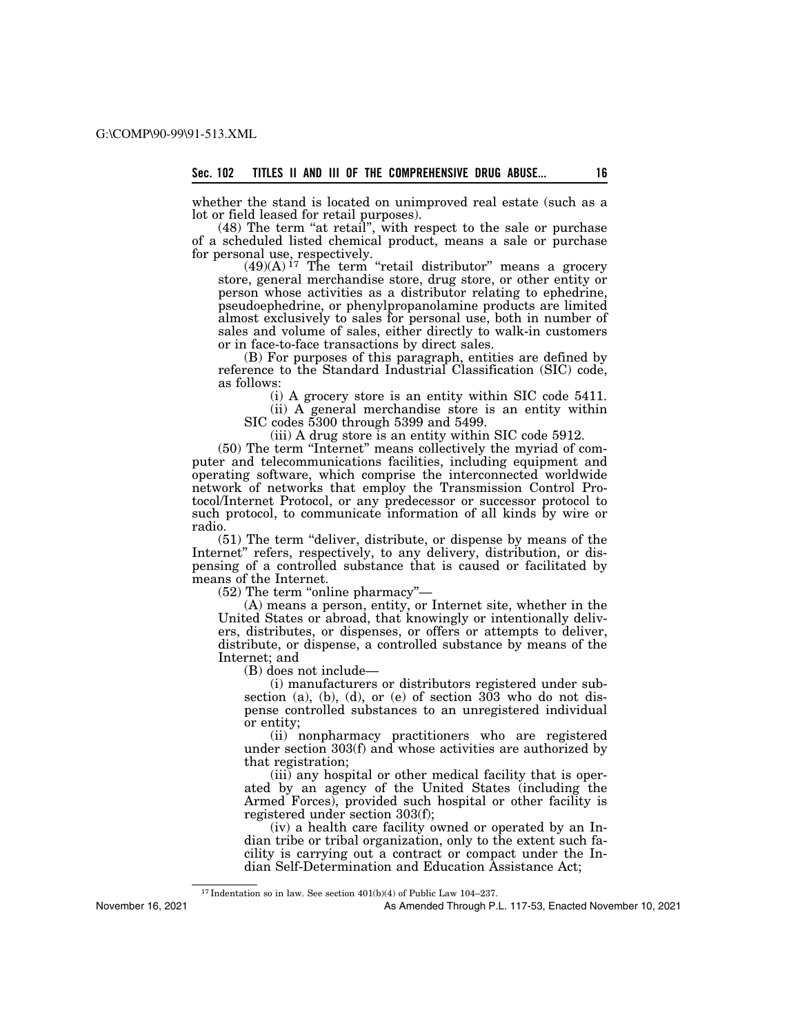whether the stand is located on unimproved real estate (such as a lot or field leased for retail purposes).

(48) The term "at retail", with respect to the sale or purchase of a scheduled listed chemical product, means a sale or purchase for personal use, respectively.

(49)(A)[17] The term "retail distributor" means a grocery store, general merchandise store, drug store, or other entity or person whose activities as a distributor relating to ephedrine, pseudoephedrine, or phenylpropanolamine products are limited almost exclusively to sales for personal use, both in number of sales and volume of sales, either directly to walk-in customers or in face-to-face transactions by direct sales.

(B) For purposes of this paragraph, entities are defined by reference to the Standard Industrial Classification (SIC) code, as follows:

(i) A grocery store is an entity within SIC code 5411.

(ii) A general merchandise store is an entity within SIC codes 5300 through 5399 and 5499.

(iii) A drug store is an entity within SIC code 5912.

(50) The term "Internet" means collectively the myriad of computer and telecommunications facilities, including equipment and operating software, which comprise the interconnected worldwide network of networks that employ the Transmission Control Protocol/Internet Protocol, or any predecessor or successor protocol to such protocol, to communicate information of all kinds by wire or radio.

(51) The term "deliver, distribute, or dispense by means of the Internet" refers, respectively, to any delivery, distribution, or dispensing of a controlled substance that is caused or facilitated by means of the Internet.

(52) The term "online pharmacy"—

(A) means a person, entity, or Internet site, whether in the United States or abroad, that knowingly or intentionally delivers, distributes, or dispenses, or offers or attempts to deliver, distribute, or dispense, a controlled substance by means of the Internet; and

(B) does not include—

(i) manufacturers or distributors registered under subsection (a), (b), (d), or (e) of section 303 who do not dispense controlled substances to an unregistered individual or entity;

(ii) nonpharmacy practitioners who are registered under section 303(f) and whose activities are authorized by that registration;

(iii) any hospital or other medical facility that is operated by an agency of the United States (including the Armed Forces), provided such hospital or other facility is registered under section 303(f);

(iv) a health care facility owned or operated by an Indian tribe or tribal organization, only to the extent such facility is carrying out a contract or compact under the Indian Self-Determination and Education Assistance Act;

[17] Indentation so in law. See section 401(b)(4) of Public Law 104–237.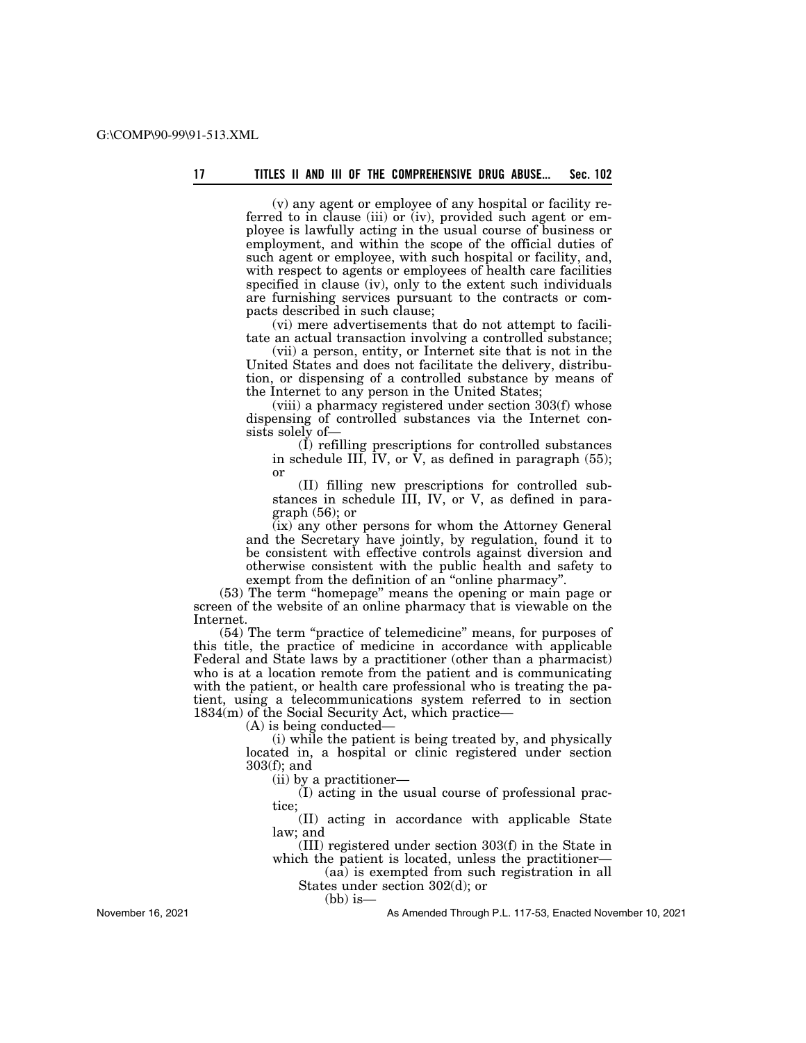(v) any agent or employee of any hospital or facility referred to in clause (iii) or (iv), provided such agent or employee is lawfully acting in the usual course of business or employment, and within the scope of the official duties of such agent or employee, with such hospital or facility, and, with respect to agents or employees of health care facilities specified in clause (iv), only to the extent such individuals are furnishing services pursuant to the contracts or compacts described in such clause;

(vi) mere advertisements that do not attempt to facilitate an actual transaction involving a controlled substance;

(vii) a person, entity, or Internet site that is not in the United States and does not facilitate the delivery, distribution, or dispensing of a controlled substance by means of the Internet to any person in the United States;

(viii) a pharmacy registered under section 303(f) whose dispensing of controlled substances via the Internet consists solely of—

(I) refilling prescriptions for controlled substances in schedule III, IV, or V, as defined in paragraph (55); or

(II) filling new prescriptions for controlled substances in schedule III, IV, or V, as defined in paragraph (56); or

(ix) any other persons for whom the Attorney General and the Secretary have jointly, by regulation, found it to be consistent with effective controls against diversion and otherwise consistent with the public health and safety to exempt from the definition of an "online pharmacy".

(53) The term "homepage" means the opening or main page or screen of the website of an online pharmacy that is viewable on the Internet.

(54) The term "practice of telemedicine" means, for purposes of this title, the practice of medicine in accordance with applicable Federal and State laws by a practitioner (other than a pharmacist) who is at a location remote from the patient and is communicating with the patient, or health care professional who is treating the patient, using a telecommunications system referred to in section 1834(m) of the Social Security Act, which practice—

(A) is being conducted—

(i) while the patient is being treated by, and physically located in, a hospital or clinic registered under section 303(f); and

(ii) by a practitioner—

(I) acting in the usual course of professional practice;

(II) acting in accordance with applicable State law; and

(III) registered under section 303(f) in the State in which the patient is located, unless the practitioner—

(aa) is exempted from such registration in all States under section 302(d); or

(bb) is—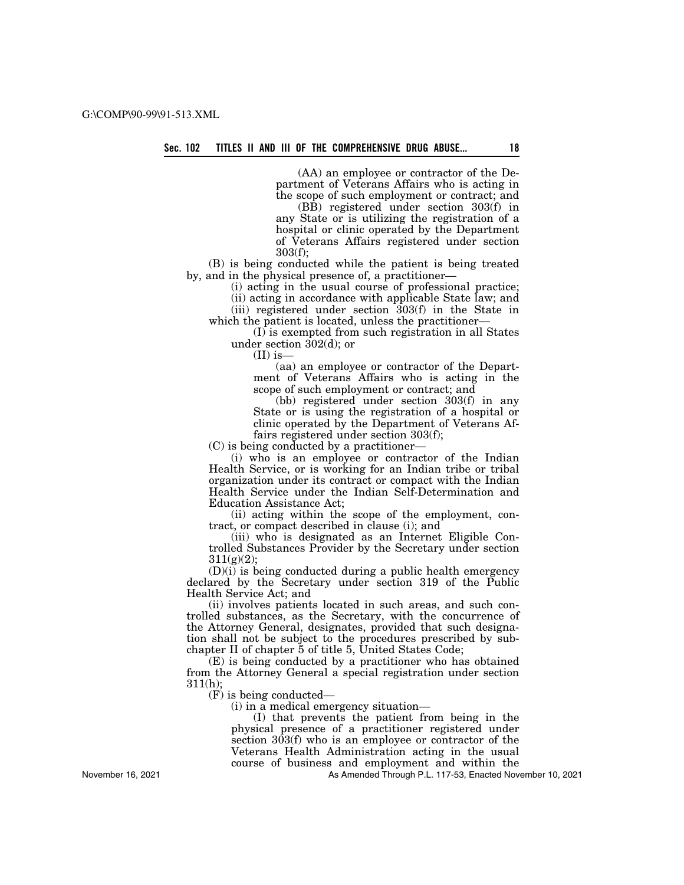(AA) an employee or contractor of the Department of Veterans Affairs who is acting in the scope of such employment or contract; and

(BB) registered under section 303(f) in any State or is utilizing the registration of a hospital or clinic operated by the Department of Veterans Affairs registered under section 303(f);

(B) is being conducted while the patient is being treated by, and in the physical presence of, a practitioner—

(i) acting in the usual course of professional practice;

(ii) acting in accordance with applicable State law; and

(iii) registered under section 303(f) in the State in which the patient is located, unless the practitioner—

(I) is exempted from such registration in all States under section 302(d); or

(II) is—

(aa) an employee or contractor of the Department of Veterans Affairs who is acting in the scope of such employment or contract; and

(bb) registered under section 303(f) in any State or is using the registration of a hospital or clinic operated by the Department of Veterans Affairs registered under section 303(f);

(C) is being conducted by a practitioner—

(i) who is an employee or contractor of the Indian Health Service, or is working for an Indian tribe or tribal organization under its contract or compact with the Indian Health Service under the Indian Self-Determination and Education Assistance Act;

(ii) acting within the scope of the employment, contract, or compact described in clause (i); and

(iii) who is designated as an Internet Eligible Controlled Substances Provider by the Secretary under section 311(g)(2);

(D)(i) is being conducted during a public health emergency declared by the Secretary under section 319 of the Public Health Service Act; and

(ii) involves patients located in such areas, and such controlled substances, as the Secretary, with the concurrence of the Attorney General, designates, provided that such designation shall not be subject to the procedures prescribed by subchapter II of chapter 5 of title 5, United States Code;

(E) is being conducted by a practitioner who has obtained from the Attorney General a special registration under section 311(h);

(F) is being conducted—

(i) in a medical emergency situation—

(I) that prevents the patient from being in the physical presence of a practitioner registered under section 303(f) who is an employee or contractor of the Veterans Health Administration acting in the usual course of business and employment and within the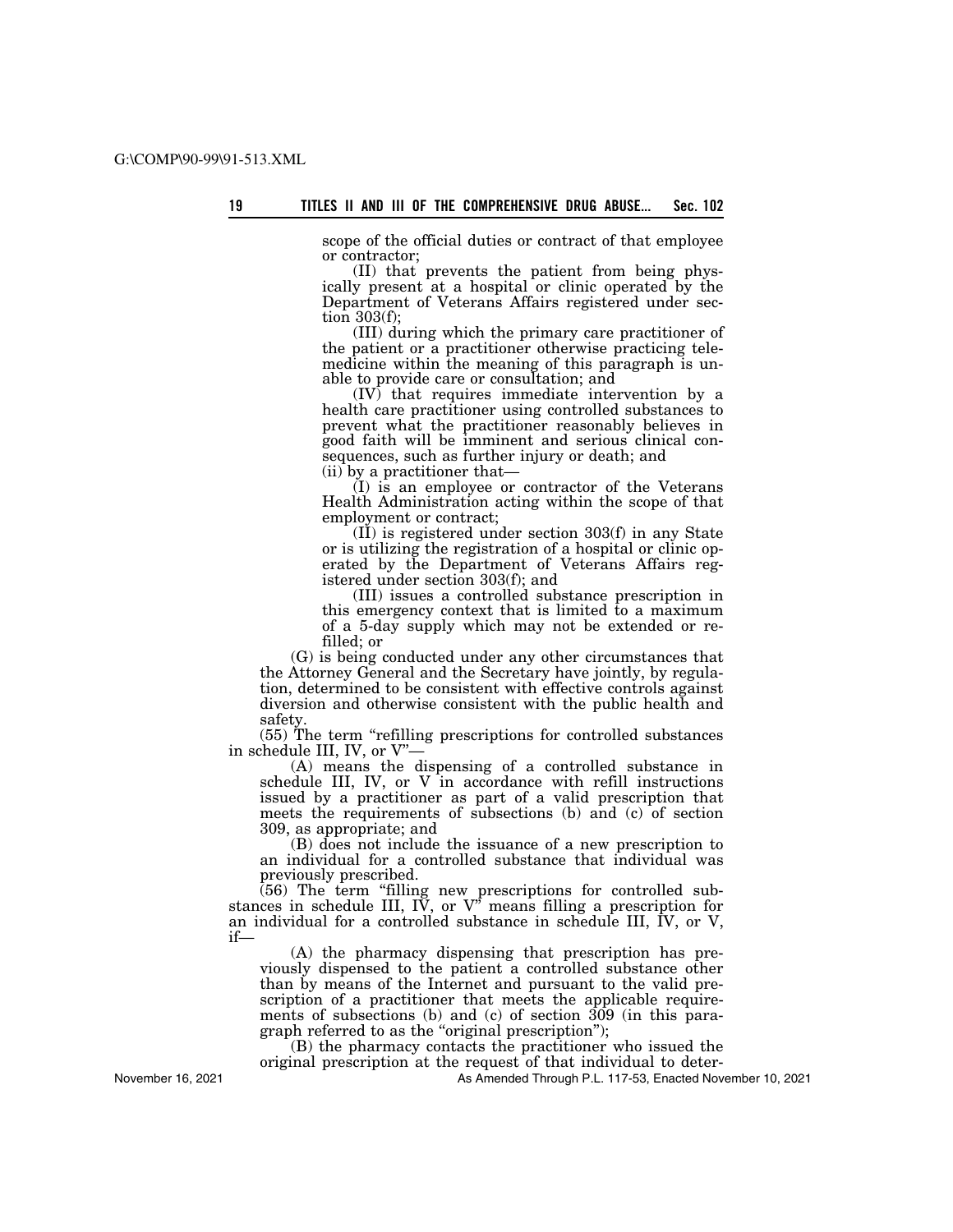scope of the official duties or contract of that employee or contractor;

(II) that prevents the patient from being physically present at a hospital or clinic operated by the Department of Veterans Affairs registered under section 303(f);

(III) during which the primary care practitioner of the patient or a practitioner otherwise practicing telemedicine within the meaning of this paragraph is unable to provide care or consultation; and

(IV) that requires immediate intervention by a health care practitioner using controlled substances to prevent what the practitioner reasonably believes in good faith will be imminent and serious clinical consequences, such as further injury or death; and

(ii) by a practitioner that—

(I) is an employee or contractor of the Veterans Health Administration acting within the scope of that employment or contract;

(II) is registered under section 303(f) in any State or is utilizing the registration of a hospital or clinic operated by the Department of Veterans Affairs registered under section 303(f); and

(III) issues a controlled substance prescription in this emergency context that is limited to a maximum of a 5-day supply which may not be extended or refilled; or

(G) is being conducted under any other circumstances that the Attorney General and the Secretary have jointly, by regulation, determined to be consistent with effective controls against diversion and otherwise consistent with the public health and safety.

(55) The term "refilling prescriptions for controlled substances in schedule III, IV, or V"—

(A) means the dispensing of a controlled substance in schedule III, IV, or V in accordance with refill instructions issued by a practitioner as part of a valid prescription that meets the requirements of subsections (b) and (c) of section 309, as appropriate; and

(B) does not include the issuance of a new prescription to an individual for a controlled substance that individual was previously prescribed.

(56) The term "filling new prescriptions for controlled substances in schedule III, IV, or V" means filling a prescription for an individual for a controlled substance in schedule III, IV, or V, if—

(A) the pharmacy dispensing that prescription has previously dispensed to the patient a controlled substance other than by means of the Internet and pursuant to the valid prescription of a practitioner that meets the applicable requirements of subsections (b) and (c) of section 309 (in this paragraph referred to as the "original prescription");

(B) the pharmacy contacts the practitioner who issued the original prescription at the request of that individual to deter-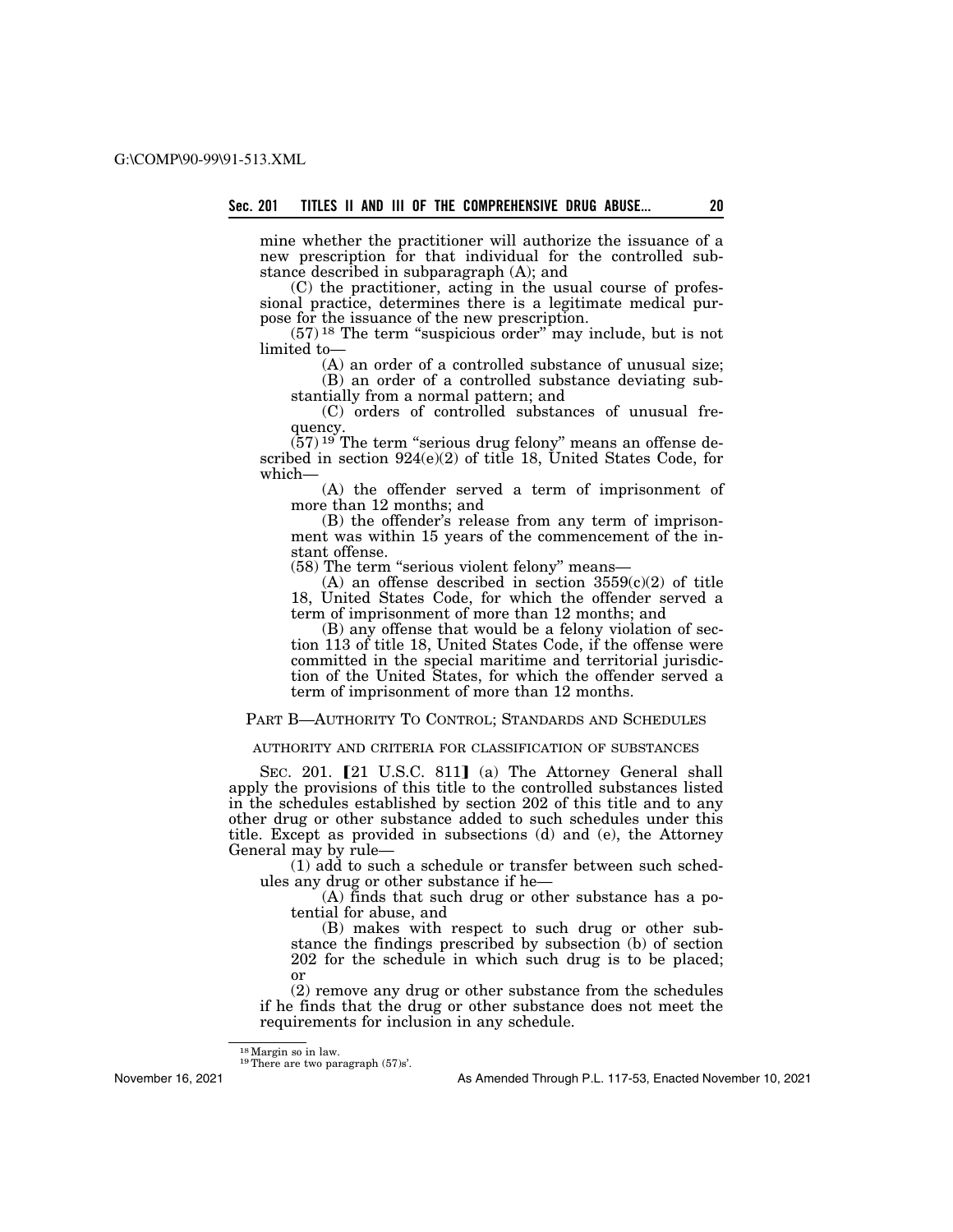mine whether the practitioner will authorize the issuance of a new prescription for that individual for the controlled substance described in subparagraph (A); and

(C) the practitioner, acting in the usual course of professional practice, determines there is a legitimate medical purpose for the issuance of the new prescription.

(57)[18] The term "suspicious order" may include, but is not limited to—

(A) an order of a controlled substance of unusual size;

(B) an order of a controlled substance deviating substantially from a normal pattern; and

(C) orders of controlled substances of unusual frequency.

(57)[19] The term "serious drug felony" means an offense described in section 924(e)(2) of title 18, United States Code, for which—

(A) the offender served a term of imprisonment of more than 12 months; and

(B) the offender's release from any term of imprisonment was within 15 years of the commencement of the instant offense.

(58) The term "serious violent felony" means—

(A) an offense described in section 3559(c)(2) of title 18, United States Code, for which the offender served a term of imprisonment of more than 12 months; and

(B) any offense that would be a felony violation of section 113 of title 18, United States Code, if the offense were committed in the special maritime and territorial jurisdiction of the United States, for which the offender served a term of imprisonment of more than 12 months.

## PART B—AUTHORITY TO CONTROL; STANDARDS AND SCHEDULES

### AUTHORITY AND CRITERIA FOR CLASSIFICATION OF SUBSTANCES

SEC. 201. 【21 U.S.C. 811】 (a) The Attorney General shall apply the provisions of this title to the controlled substances listed in the schedules established by section 202 of this title and to any other drug or other substance added to such schedules under this title. Except as provided in subsections (d) and (e), the Attorney General may by rule—

(1) add to such a schedule or transfer between such schedules any drug or other substance if he—

(A) finds that such drug or other substance has a potential for abuse, and

(B) makes with respect to such drug or other substance the findings prescribed by subsection (b) of section 202 for the schedule in which such drug is to be placed; or

(2) remove any drug or other substance from the schedules if he finds that the drug or other substance does not meet the requirements for inclusion in any schedule.

---

[18] Margin so in law.

[19] There are two paragraph (57)s'.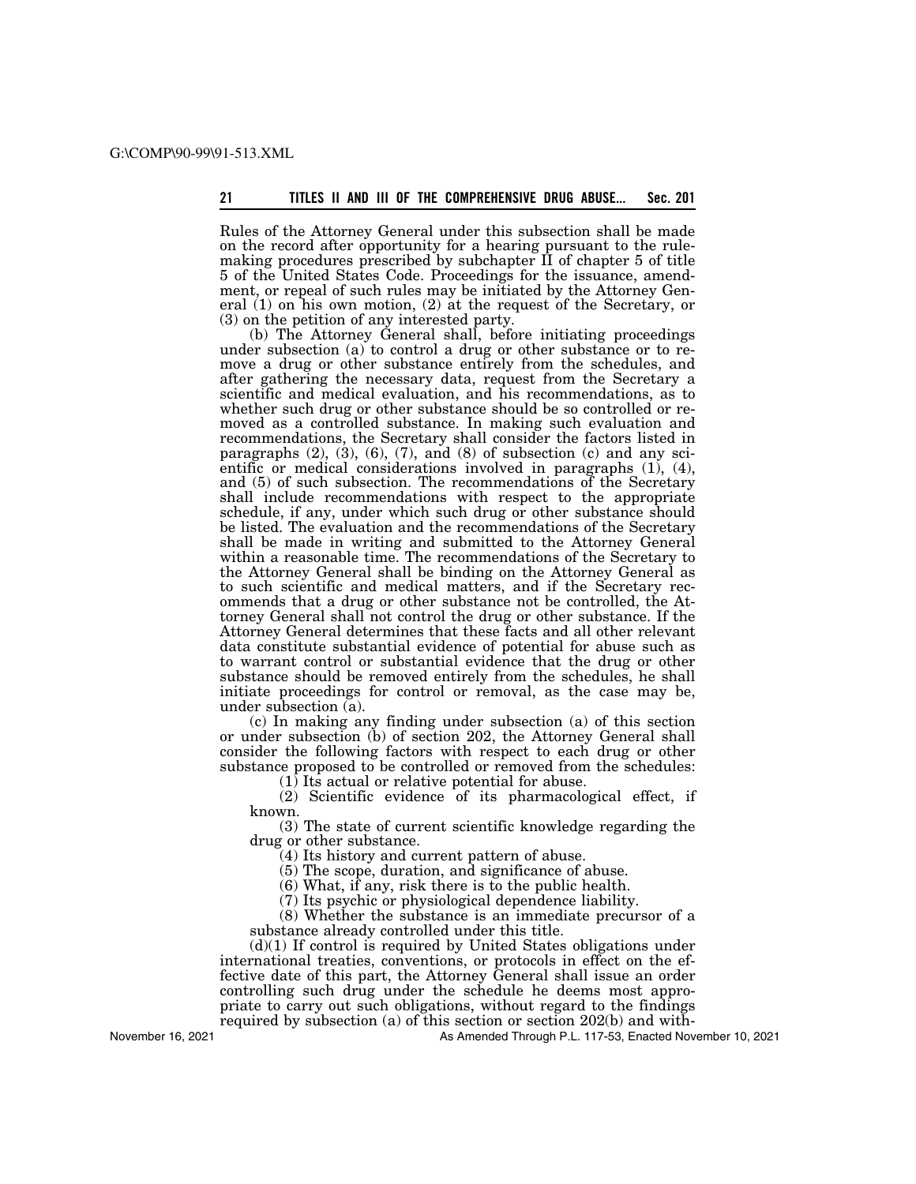Rules of the Attorney General under this subsection shall be made on the record after opportunity for a hearing pursuant to the rulemaking procedures prescribed by subchapter II of chapter 5 of title 5 of the United States Code. Proceedings for the issuance, amendment, or repeal of such rules may be initiated by the Attorney General (1) on his own motion, (2) at the request of the Secretary, or (3) on the petition of any interested party.

(b) The Attorney General shall, before initiating proceedings under subsection (a) to control a drug or other substance or to remove a drug or other substance entirely from the schedules, and after gathering the necessary data, request from the Secretary a scientific and medical evaluation, and his recommendations, as to whether such drug or other substance should be so controlled or removed as a controlled substance. In making such evaluation and recommendations, the Secretary shall consider the factors listed in paragraphs (2), (3), (6), (7), and (8) of subsection (c) and any scientific or medical considerations involved in paragraphs (1), (4), and (5) of such subsection. The recommendations of the Secretary shall include recommendations with respect to the appropriate schedule, if any, under which such drug or other substance should be listed. The evaluation and the recommendations of the Secretary shall be made in writing and submitted to the Attorney General within a reasonable time. The recommendations of the Secretary to the Attorney General shall be binding on the Attorney General as to such scientific and medical matters, and if the Secretary recommends that a drug or other substance not be controlled, the Attorney General shall not control the drug or other substance. If the Attorney General determines that these facts and all other relevant data constitute substantial evidence of potential for abuse such as to warrant control or substantial evidence that the drug or other substance should be removed entirely from the schedules, he shall initiate proceedings for control or removal, as the case may be, under subsection (a).

(c) In making any finding under subsection (a) of this section or under subsection (b) of section 202, the Attorney General shall consider the following factors with respect to each drug or other substance proposed to be controlled or removed from the schedules:

(1) Its actual or relative potential for abuse.

(2) Scientific evidence of its pharmacological effect, if known.

(3) The state of current scientific knowledge regarding the drug or other substance.

(4) Its history and current pattern of abuse.

(5) The scope, duration, and significance of abuse.

(6) What, if any, risk there is to the public health.

(7) Its psychic or physiological dependence liability.

(8) Whether the substance is an immediate precursor of a substance already controlled under this title.

(d)(1) If control is required by United States obligations under international treaties, conventions, or protocols in effect on the effective date of this part, the Attorney General shall issue an order controlling such drug under the schedule he deems most appropriate to carry out such obligations, without regard to the findings required by subsection (a) of this section or section 202(b) and with-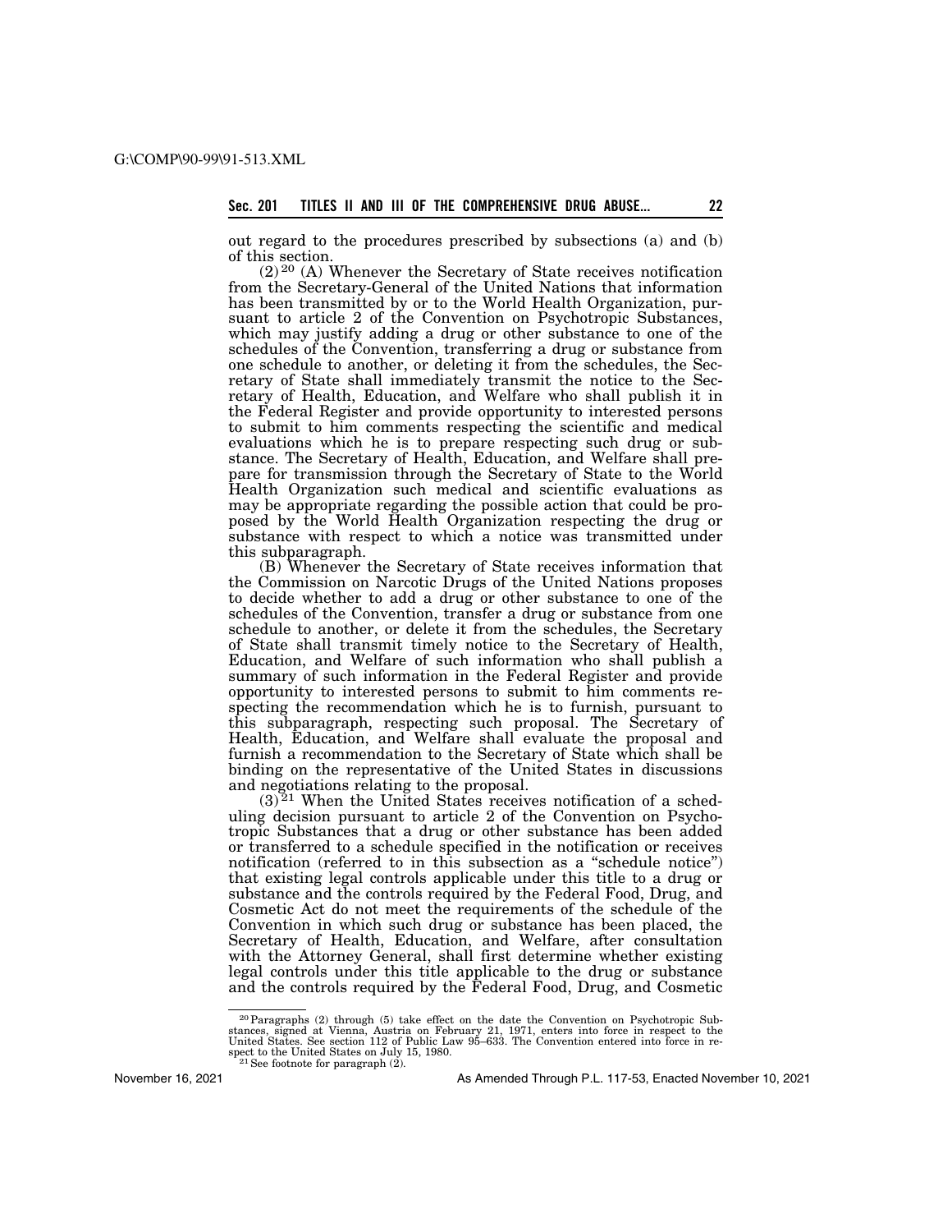out regard to the procedures prescribed by subsections (a) and (b) of this section.

(2)[20] (A) Whenever the Secretary of State receives notification from the Secretary-General of the United Nations that information has been transmitted by or to the World Health Organization, pursuant to article 2 of the Convention on Psychotropic Substances, which may justify adding a drug or other substance to one of the schedules of the Convention, transferring a drug or substance from one schedule to another, or deleting it from the schedules, the Secretary of State shall immediately transmit the notice to the Secretary of Health, Education, and Welfare who shall publish it in the Federal Register and provide opportunity to interested persons to submit to him comments respecting the scientific and medical evaluations which he is to prepare respecting such drug or substance. The Secretary of Health, Education, and Welfare shall prepare for transmission through the Secretary of State to the World Health Organization such medical and scientific evaluations as may be appropriate regarding the possible action that could be proposed by the World Health Organization respecting the drug or substance with respect to which a notice was transmitted under this subparagraph.

(B) Whenever the Secretary of State receives information that the Commission on Narcotic Drugs of the United Nations proposes to decide whether to add a drug or other substance to one of the schedules of the Convention, transfer a drug or substance from one schedule to another, or delete it from the schedules, the Secretary of State shall transmit timely notice to the Secretary of Health, Education, and Welfare of such information who shall publish a summary of such information in the Federal Register and provide opportunity to interested persons to submit to him comments respecting the recommendation which he is to furnish, pursuant to this subparagraph, respecting such proposal. The Secretary of Health, Education, and Welfare shall evaluate the proposal and furnish a recommendation to the Secretary of State which shall be binding on the representative of the United States in discussions and negotiations relating to the proposal.

(3)[21] When the United States receives notification of a scheduling decision pursuant to article 2 of the Convention on Psychotropic Substances that a drug or other substance has been added or transferred to a schedule specified in the notification or receives notification (referred to in this subsection as a "schedule notice") that existing legal controls applicable under this title to a drug or substance and the controls required by the Federal Food, Drug, and Cosmetic Act do not meet the requirements of the schedule of the Convention in which such drug or substance has been placed, the Secretary of Health, Education, and Welfare, after consultation with the Attorney General, shall first determine whether existing legal controls under this title applicable to the drug or substance and the controls required by the Federal Food, Drug, and Cosmetic

---

[20] Paragraphs (2) through (5) take effect on the date the Convention on Psychotropic Substances, signed at Vienna, Austria on February 21, 1971, enters into force in respect to the United States. See section 112 of Public Law 95–633. The Convention entered into force in respect to the United States on July 15, 1980.

[21] See footnote for paragraph (2).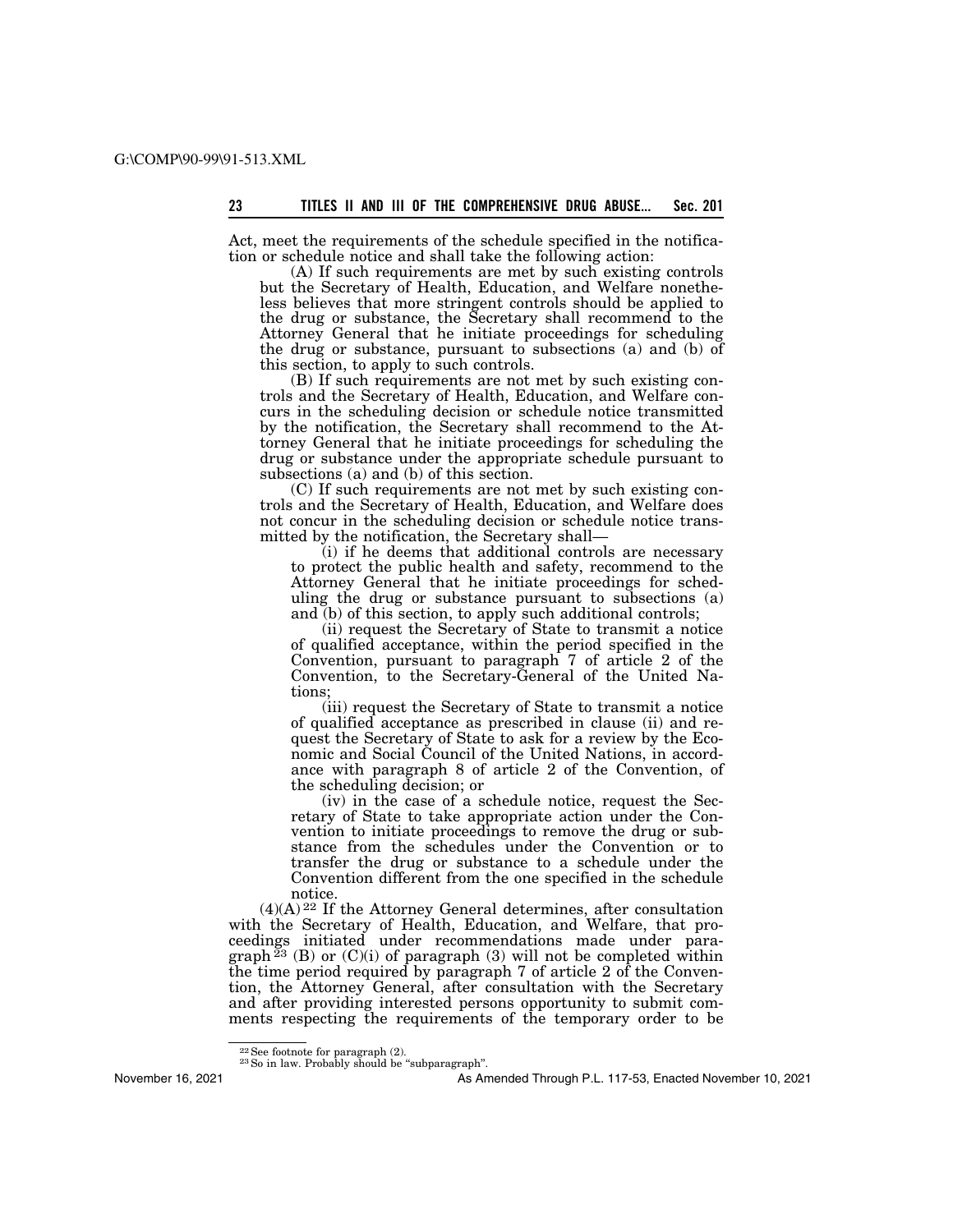Act, meet the requirements of the schedule specified in the notification or schedule notice and shall take the following action:

(A) If such requirements are met by such existing controls but the Secretary of Health, Education, and Welfare nonetheless believes that more stringent controls should be applied to the drug or substance, the Secretary shall recommend to the Attorney General that he initiate proceedings for scheduling the drug or substance, pursuant to subsections (a) and (b) of this section, to apply to such controls.

(B) If such requirements are not met by such existing controls and the Secretary of Health, Education, and Welfare concurs in the scheduling decision or schedule notice transmitted by the notification, the Secretary shall recommend to the Attorney General that he initiate proceedings for scheduling the drug or substance under the appropriate schedule pursuant to subsections (a) and (b) of this section.

(C) If such requirements are not met by such existing controls and the Secretary of Health, Education, and Welfare does not concur in the scheduling decision or schedule notice transmitted by the notification, the Secretary shall—

(i) if he deems that additional controls are necessary to protect the public health and safety, recommend to the Attorney General that he initiate proceedings for scheduling the drug or substance pursuant to subsections (a) and (b) of this section, to apply such additional controls;

(ii) request the Secretary of State to transmit a notice of qualified acceptance, within the period specified in the Convention, pursuant to paragraph 7 of article 2 of the Convention, to the Secretary-General of the United Nations;

(iii) request the Secretary of State to transmit a notice of qualified acceptance as prescribed in clause (ii) and request the Secretary of State to ask for a review by the Economic and Social Council of the United Nations, in accordance with paragraph 8 of article 2 of the Convention, of the scheduling decision; or

(iv) in the case of a schedule notice, request the Secretary of State to take appropriate action under the Convention to initiate proceedings to remove the drug or substance from the schedules under the Convention or to transfer the drug or substance to a schedule under the Convention different from the one specified in the schedule notice.

(4)(A) [22] If the Attorney General determines, after consultation with the Secretary of Health, Education, and Welfare, that proceedings initiated under recommendations made under paragraph [23] (B) or (C)(i) of paragraph (3) will not be completed within the time period required by paragraph 7 of article 2 of the Convention, the Attorney General, after consultation with the Secretary and after providing interested persons opportunity to submit comments respecting the requirements of the temporary order to be

---

[22] See footnote for paragraph (2).

[23] So in law. Probably should be "subparagraph".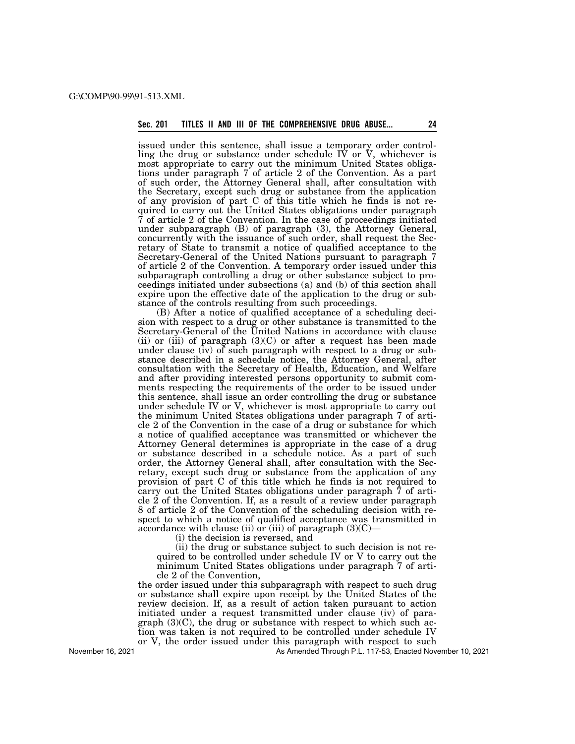issued under this sentence, shall issue a temporary order controlling the drug or substance under schedule IV or V, whichever is most appropriate to carry out the minimum United States obligations under paragraph 7 of article 2 of the Convention. As a part of such order, the Attorney General shall, after consultation with the Secretary, except such drug or substance from the application of any provision of part C of this title which he finds is not required to carry out the United States obligations under paragraph 7 of article 2 of the Convention. In the case of proceedings initiated under subparagraph (B) of paragraph (3), the Attorney General, concurrently with the issuance of such order, shall request the Secretary of State to transmit a notice of qualified acceptance to the Secretary-General of the United Nations pursuant to paragraph 7 of article 2 of the Convention. A temporary order issued under this subparagraph controlling a drug or other substance subject to proceedings initiated under subsections (a) and (b) of this section shall expire upon the effective date of the application to the drug or substance of the controls resulting from such proceedings.

(B) After a notice of qualified acceptance of a scheduling decision with respect to a drug or other substance is transmitted to the Secretary-General of the United Nations in accordance with clause (ii) or (iii) of paragraph (3)(C) or after a request has been made under clause (iv) of such paragraph with respect to a drug or substance described in a schedule notice, the Attorney General, after consultation with the Secretary of Health, Education, and Welfare and after providing interested persons opportunity to submit comments respecting the requirements of the order to be issued under this sentence, shall issue an order controlling the drug or substance under schedule IV or V, whichever is most appropriate to carry out the minimum United States obligations under paragraph 7 of article 2 of the Convention in the case of a drug or substance for which a notice of qualified acceptance was transmitted or whichever the Attorney General determines is appropriate in the case of a drug or substance described in a schedule notice. As a part of such order, the Attorney General shall, after consultation with the Secretary, except such drug or substance from the application of any provision of part C of this title which he finds is not required to carry out the United States obligations under paragraph 7 of article 2 of the Convention. If, as a result of a review under paragraph 8 of article 2 of the Convention of the scheduling decision with respect to which a notice of qualified acceptance was transmitted in accordance with clause (ii) or (iii) of paragraph (3)(C)—

(i) the decision is reversed, and

(ii) the drug or substance subject to such decision is not required to be controlled under schedule IV or V to carry out the minimum United States obligations under paragraph 7 of article 2 of the Convention,

the order issued under this subparagraph with respect to such drug or substance shall expire upon receipt by the United States of the review decision. If, as a result of action taken pursuant to action initiated under a request transmitted under clause (iv) of paragraph (3)(C), the drug or substance with respect to which such action was taken is not required to be controlled under schedule IV or V, the order issued under this paragraph with respect to such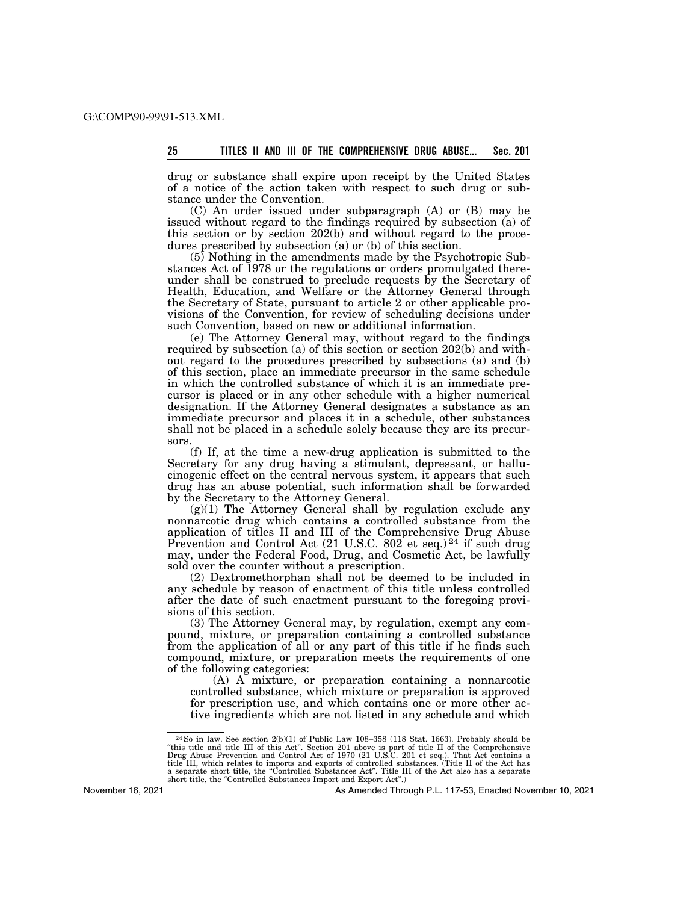drug or substance shall expire upon receipt by the United States of a notice of the action taken with respect to such drug or substance under the Convention.

(C) An order issued under subparagraph (A) or (B) may be issued without regard to the findings required by subsection (a) of this section or by section 202(b) and without regard to the procedures prescribed by subsection (a) or (b) of this section.

(5) Nothing in the amendments made by the Psychotropic Substances Act of 1978 or the regulations or orders promulgated thereunder shall be construed to preclude requests by the Secretary of Health, Education, and Welfare or the Attorney General through the Secretary of State, pursuant to article 2 or other applicable provisions of the Convention, for review of scheduling decisions under such Convention, based on new or additional information.

(e) The Attorney General may, without regard to the findings required by subsection (a) of this section or section 202(b) and without regard to the procedures prescribed by subsections (a) and (b) of this section, place an immediate precursor in the same schedule in which the controlled substance of which it is an immediate precursor is placed or in any other schedule with a higher numerical designation. If the Attorney General designates a substance as an immediate precursor and places it in a schedule, other substances shall not be placed in a schedule solely because they are its precursors.

(f) If, at the time a new-drug application is submitted to the Secretary for any drug having a stimulant, depressant, or hallucinogenic effect on the central nervous system, it appears that such drug has an abuse potential, such information shall be forwarded by the Secretary to the Attorney General.

(g)(1) The Attorney General shall by regulation exclude any nonnarcotic drug which contains a controlled substance from the application of titles II and III of the Comprehensive Drug Abuse Prevention and Control Act (21 U.S.C. 802 et seq.)[24] if such drug may, under the Federal Food, Drug, and Cosmetic Act, be lawfully sold over the counter without a prescription.

(2) Dextromethorphan shall not be deemed to be included in any schedule by reason of enactment of this title unless controlled after the date of such enactment pursuant to the foregoing provisions of this section.

(3) The Attorney General may, by regulation, exempt any compound, mixture, or preparation containing a controlled substance from the application of all or any part of this title if he finds such compound, mixture, or preparation meets the requirements of one of the following categories:

(A) A mixture, or preparation containing a nonnarcotic controlled substance, which mixture or preparation is approved for prescription use, and which contains one or more other active ingredients which are not listed in any schedule and which

---

[24] So in law. See section 2(b)(1) of Public Law 108–358 (118 Stat. 1663). Probably should be "this title and title III of this Act". Section 201 above is part of title II of the Comprehensive Drug Abuse Prevention and Control Act of 1970 (21 U.S.C. 201 et seq.). That Act contains a title III, which relates to imports and exports of controlled substances. (Title II of the Act has a separate short title, the "Controlled Substances Act". Title III of the Act also has a separate short title, the "Controlled Substances Import and Export Act".)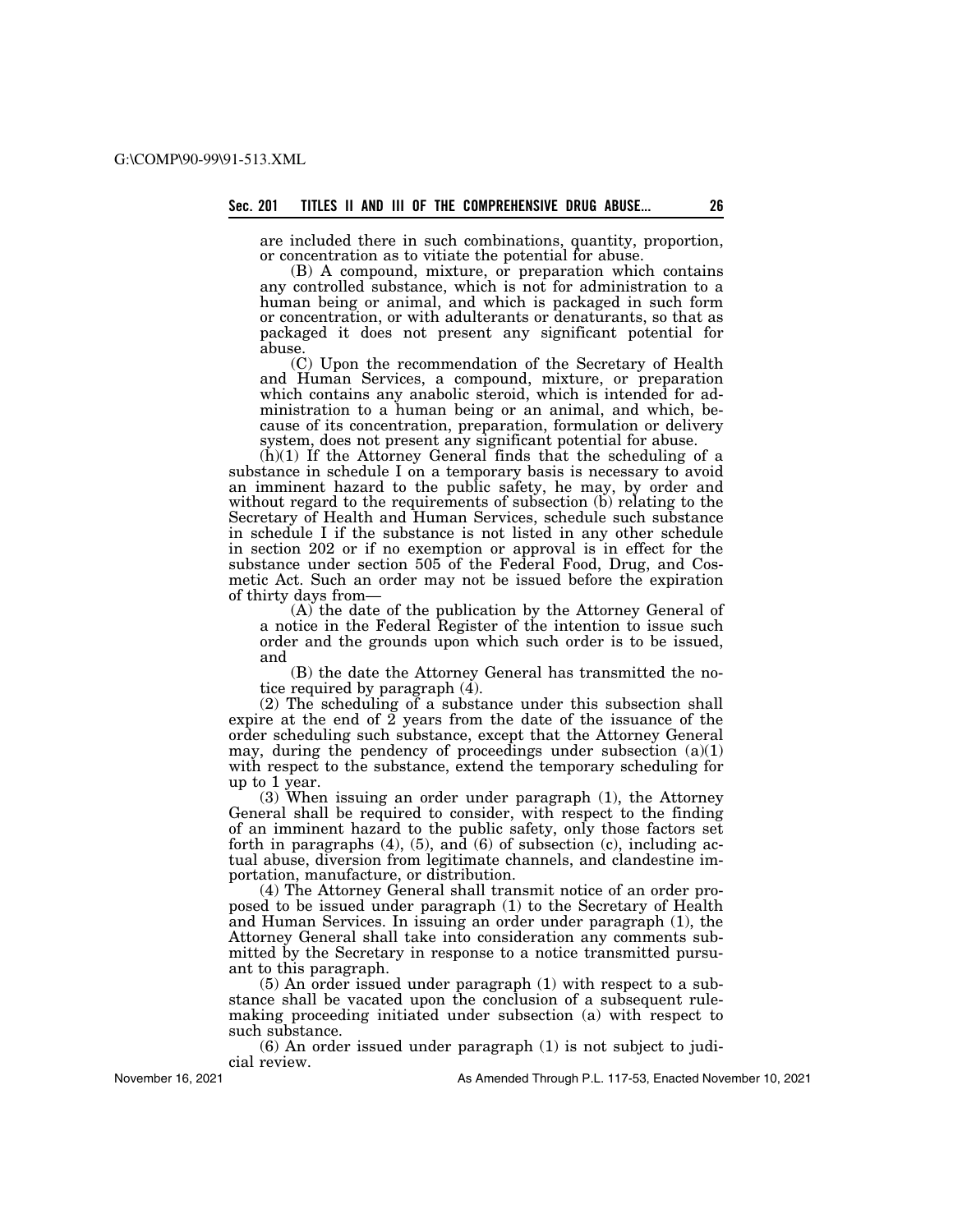are included there in such combinations, quantity, proportion, or concentration as to vitiate the potential for abuse.

(B) A compound, mixture, or preparation which contains any controlled substance, which is not for administration to a human being or animal, and which is packaged in such form or concentration, or with adulterants or denaturants, so that as packaged it does not present any significant potential for abuse.

(C) Upon the recommendation of the Secretary of Health and Human Services, a compound, mixture, or preparation which contains any anabolic steroid, which is intended for administration to a human being or an animal, and which, because of its concentration, preparation, formulation or delivery system, does not present any significant potential for abuse.

(h)(1) If the Attorney General finds that the scheduling of a substance in schedule I on a temporary basis is necessary to avoid an imminent hazard to the public safety, he may, by order and without regard to the requirements of subsection (b) relating to the Secretary of Health and Human Services, schedule such substance in schedule I if the substance is not listed in any other schedule in section 202 or if no exemption or approval is in effect for the substance under section 505 of the Federal Food, Drug, and Cosmetic Act. Such an order may not be issued before the expiration of thirty days from—

(A) the date of the publication by the Attorney General of a notice in the Federal Register of the intention to issue such order and the grounds upon which such order is to be issued, and

(B) the date the Attorney General has transmitted the notice required by paragraph (4).

(2) The scheduling of a substance under this subsection shall expire at the end of 2 years from the date of the issuance of the order scheduling such substance, except that the Attorney General may, during the pendency of proceedings under subsection (a)(1) with respect to the substance, extend the temporary scheduling for up to 1 year.

(3) When issuing an order under paragraph (1), the Attorney General shall be required to consider, with respect to the finding of an imminent hazard to the public safety, only those factors set forth in paragraphs (4), (5), and (6) of subsection (c), including actual abuse, diversion from legitimate channels, and clandestine importation, manufacture, or distribution.

(4) The Attorney General shall transmit notice of an order proposed to be issued under paragraph (1) to the Secretary of Health and Human Services. In issuing an order under paragraph (1), the Attorney General shall take into consideration any comments submitted by the Secretary in response to a notice transmitted pursuant to this paragraph.

(5) An order issued under paragraph (1) with respect to a substance shall be vacated upon the conclusion of a subsequent rulemaking proceeding initiated under subsection (a) with respect to such substance.

(6) An order issued under paragraph (1) is not subject to judicial review.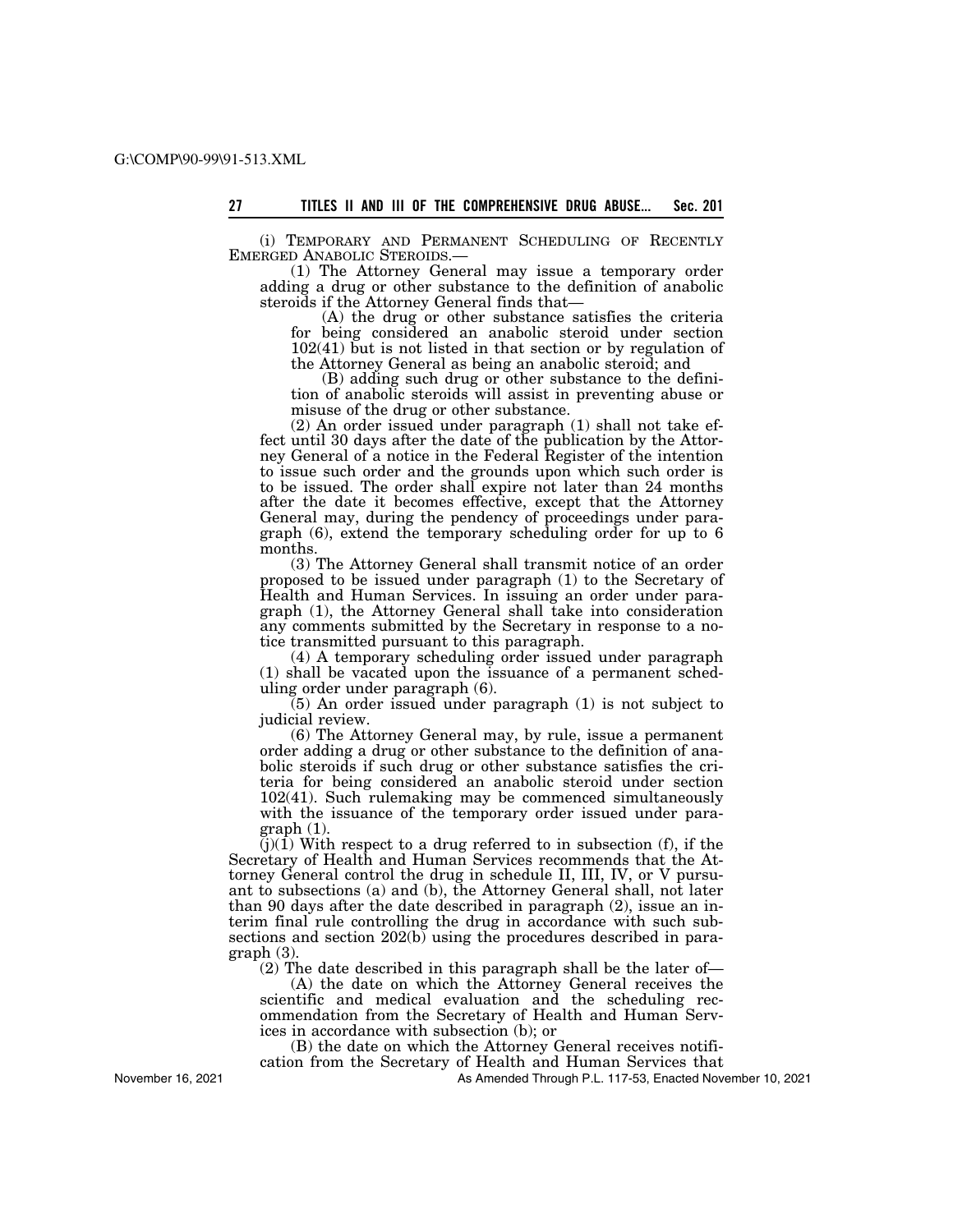(i) TEMPORARY AND PERMANENT SCHEDULING OF RECENTLY EMERGED ANABOLIC STEROIDS.—

(1) The Attorney General may issue a temporary order adding a drug or other substance to the definition of anabolic steroids if the Attorney General finds that—

(A) the drug or other substance satisfies the criteria for being considered an anabolic steroid under section 102(41) but is not listed in that section or by regulation of the Attorney General as being an anabolic steroid; and

(B) adding such drug or other substance to the definition of anabolic steroids will assist in preventing abuse or misuse of the drug or other substance.

(2) An order issued under paragraph (1) shall not take effect until 30 days after the date of the publication by the Attorney General of a notice in the Federal Register of the intention to issue such order and the grounds upon which such order is to be issued. The order shall expire not later than 24 months after the date it becomes effective, except that the Attorney General may, during the pendency of proceedings under paragraph (6), extend the temporary scheduling order for up to 6 months.

(3) The Attorney General shall transmit notice of an order proposed to be issued under paragraph (1) to the Secretary of Health and Human Services. In issuing an order under paragraph (1), the Attorney General shall take into consideration any comments submitted by the Secretary in response to a notice transmitted pursuant to this paragraph.

(4) A temporary scheduling order issued under paragraph (1) shall be vacated upon the issuance of a permanent scheduling order under paragraph (6).

(5) An order issued under paragraph (1) is not subject to judicial review.

(6) The Attorney General may, by rule, issue a permanent order adding a drug or other substance to the definition of anabolic steroids if such drug or other substance satisfies the criteria for being considered an anabolic steroid under section 102(41). Such rulemaking may be commenced simultaneously with the issuance of the temporary order issued under paragraph (1).

(j)(1) With respect to a drug referred to in subsection (f), if the Secretary of Health and Human Services recommends that the Attorney General control the drug in schedule II, III, IV, or V pursuant to subsections (a) and (b), the Attorney General shall, not later than 90 days after the date described in paragraph (2), issue an interim final rule controlling the drug in accordance with such subsections and section 202(b) using the procedures described in paragraph (3).

(2) The date described in this paragraph shall be the later of—

(A) the date on which the Attorney General receives the scientific and medical evaluation and the scheduling recommendation from the Secretary of Health and Human Services in accordance with subsection (b); or

(B) the date on which the Attorney General receives notification from the Secretary of Health and Human Services that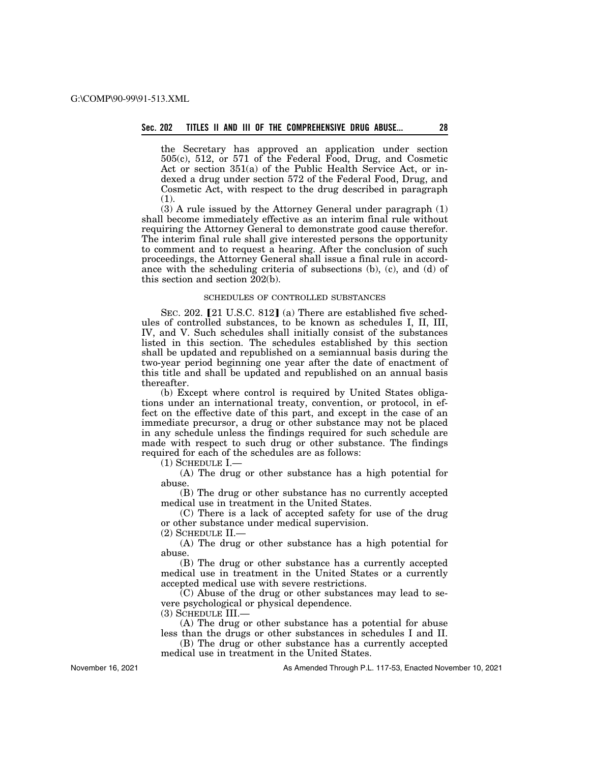the Secretary has approved an application under section 505(c), 512, or 571 of the Federal Food, Drug, and Cosmetic Act or section 351(a) of the Public Health Service Act, or indexed a drug under section 572 of the Federal Food, Drug, and Cosmetic Act, with respect to the drug described in paragraph (1).

(3) A rule issued by the Attorney General under paragraph (1) shall become immediately effective as an interim final rule without requiring the Attorney General to demonstrate good cause therefor. The interim final rule shall give interested persons the opportunity to comment and to request a hearing. After the conclusion of such proceedings, the Attorney General shall issue a final rule in accordance with the scheduling criteria of subsections (b), (c), and (d) of this section and section 202(b).

SCHEDULES OF CONTROLLED SUBSTANCES

SEC. 202. [21 U.S.C. 812] (a) There are established five schedules of controlled substances, to be known as schedules I, II, III, IV, and V. Such schedules shall initially consist of the substances listed in this section. The schedules established by this section shall be updated and republished on a semiannual basis during the two-year period beginning one year after the date of enactment of this title and shall be updated and republished on an annual basis thereafter.

(b) Except where control is required by United States obligations under an international treaty, convention, or protocol, in effect on the effective date of this part, and except in the case of an immediate precursor, a drug or other substance may not be placed in any schedule unless the findings required for such schedule are made with respect to such drug or other substance. The findings required for each of the schedules are as follows:

(1) SCHEDULE I.—

(A) The drug or other substance has a high potential for abuse.

(B) The drug or other substance has no currently accepted medical use in treatment in the United States.

(C) There is a lack of accepted safety for use of the drug or other substance under medical supervision.

(2) SCHEDULE II.—

(A) The drug or other substance has a high potential for abuse.

(B) The drug or other substance has a currently accepted medical use in treatment in the United States or a currently accepted medical use with severe restrictions.

(C) Abuse of the drug or other substances may lead to severe psychological or physical dependence.

(3) SCHEDULE III.—

(A) The drug or other substance has a potential for abuse less than the drugs or other substances in schedules I and II.

(B) The drug or other substance has a currently accepted medical use in treatment in the United States.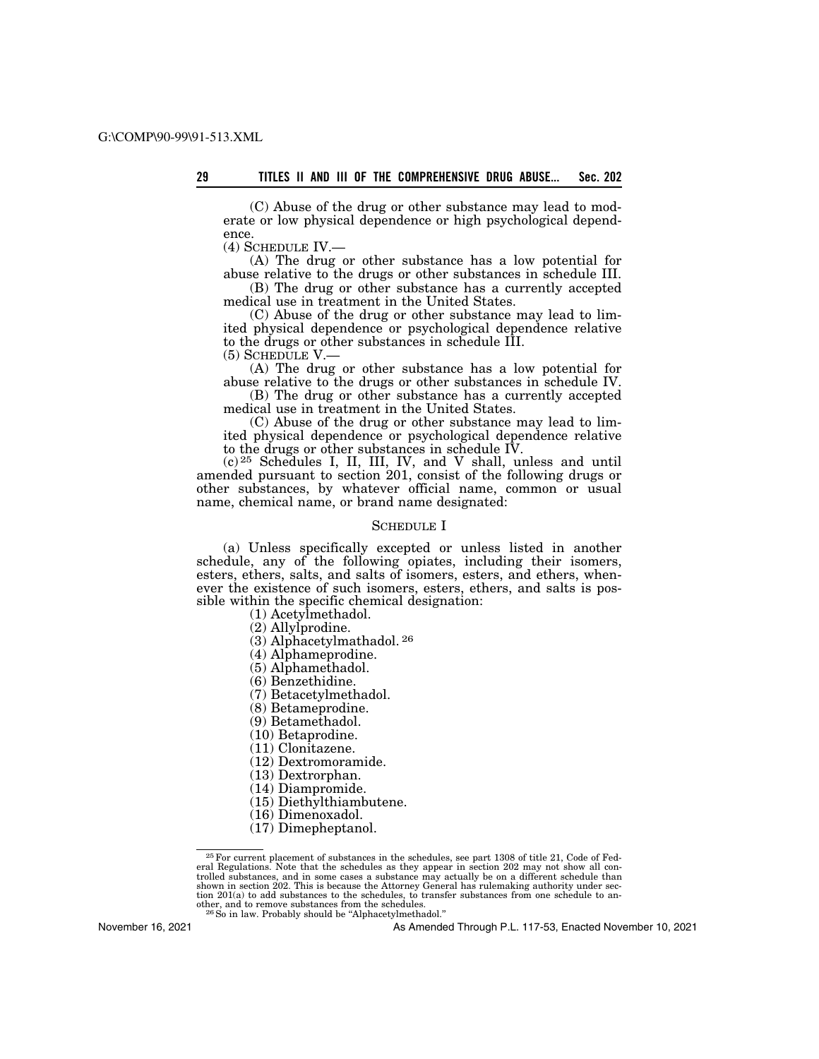(C) Abuse of the drug or other substance may lead to moderate or low physical dependence or high psychological dependence.

(4) SCHEDULE IV.—

(A) The drug or other substance has a low potential for abuse relative to the drugs or other substances in schedule III.

(B) The drug or other substance has a currently accepted medical use in treatment in the United States.

(C) Abuse of the drug or other substance may lead to limited physical dependence or psychological dependence relative to the drugs or other substances in schedule III.

(5) SCHEDULE V.—

(A) The drug or other substance has a low potential for abuse relative to the drugs or other substances in schedule IV.

(B) The drug or other substance has a currently accepted medical use in treatment in the United States.

(C) Abuse of the drug or other substance may lead to limited physical dependence or psychological dependence relative to the drugs or other substances in schedule IV.

(c)[25] Schedules I, II, III, IV, and V shall, unless and until amended pursuant to section 201, consist of the following drugs or other substances, by whatever official name, common or usual name, chemical name, or brand name designated:

## SCHEDULE I

(a) Unless specifically excepted or unless listed in another schedule, any of the following opiates, including their isomers, esters, ethers, salts, and salts of isomers, esters, and ethers, whenever the existence of such isomers, esters, ethers, and salts is possible within the specific chemical designation:

(1) Acetylmethadol.
(2) Allylprodine.
(3) Alphacetylmathadol.[26]
(4) Alphameprodine.
(5) Alphamethadol.
(6) Benzethidine.
(7) Betacetylmethadol.
(8) Betameprodine.
(9) Betamethadol.
(10) Betaprodine.
(11) Clonitazene.
(12) Dextromoramide.
(13) Dextrorphan.
(14) Diampromide.
(15) Diethylthiambutene.
(16) Dimenoxadol.
(17) Dimepheptanol.

---

[25] For current placement of substances in the schedules, see part 1308 of title 21, Code of Federal Regulations. Note that the schedules as they appear in section 202 may not show all controlled substances, and in some cases a substance may actually be on a different schedule than shown in section 202. This is because the Attorney General has rulemaking authority under section 201(a) to add substances to the schedules, to transfer substances from one schedule to another, and to remove substances from the schedules.

[26] So in law. Probably should be "Alphacetylmethadol."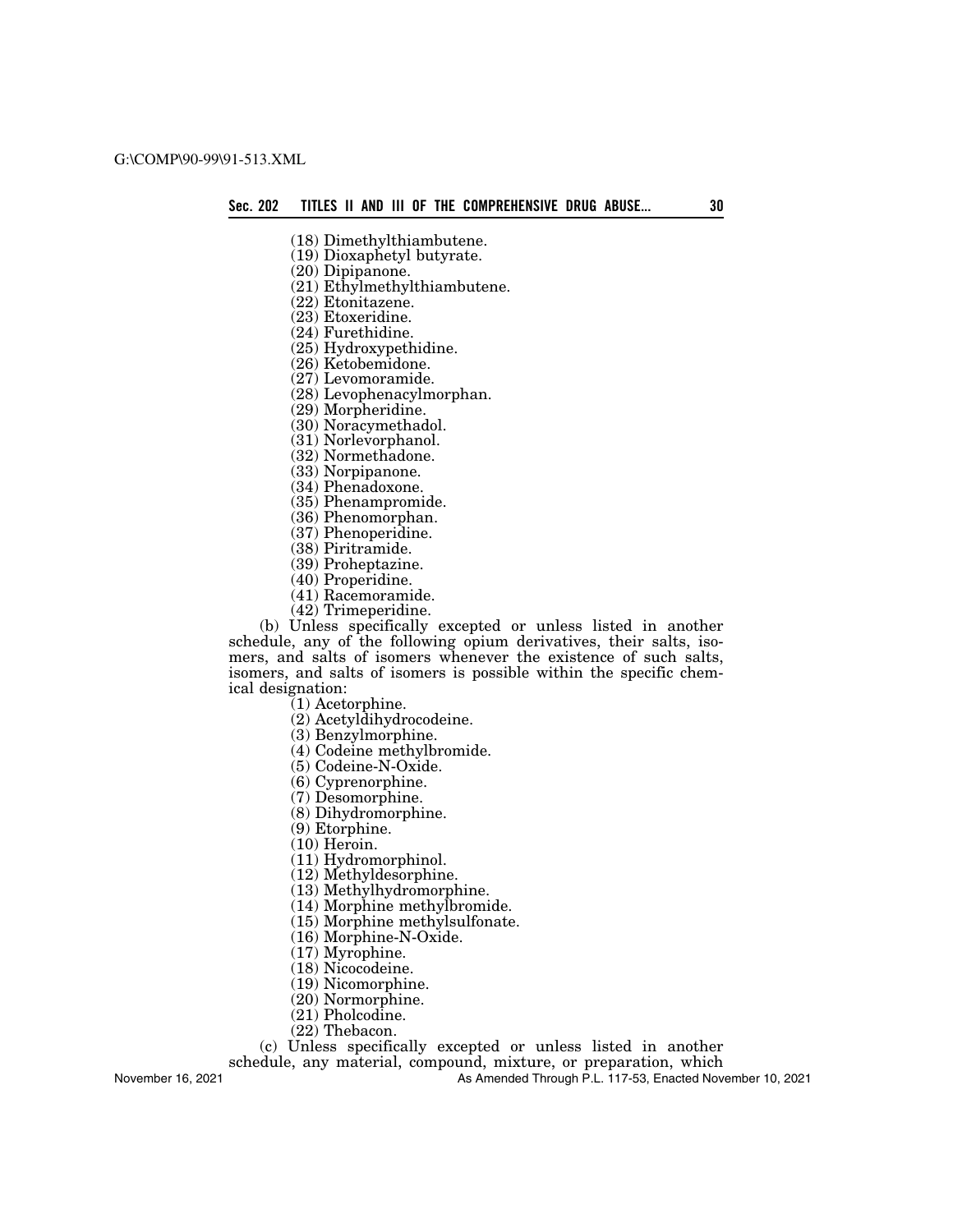(18) Dimethylthiambutene.
(19) Dioxaphetyl butyrate.
(20) Dipipanone.
(21) Ethylmethylthiambutene.
(22) Etonitazene.
(23) Etoxeridine.
(24) Furethidine.
(25) Hydroxypethidine.
(26) Ketobemidone.
(27) Levomoramide.
(28) Levophenacylmorphan.
(29) Morpheridine.
(30) Noracymethadol.
(31) Norlevorphanol.
(32) Normethadone.
(33) Norpipanone.
(34) Phenadoxone.
(35) Phenampromide.
(36) Phenomorphan.
(37) Phenoperidine.
(38) Piritramide.
(39) Proheptazine.
(40) Properidine.
(41) Racemoramide.
(42) Trimeperidine.

(b) Unless specifically excepted or unless listed in another schedule, any of the following opium derivatives, their salts, isomers, and salts of isomers whenever the existence of such salts, isomers, and salts of isomers is possible within the specific chemical designation:

(1) Acetorphine.
(2) Acetyldihydrocodeine.
(3) Benzylmorphine.
(4) Codeine methylbromide.
(5) Codeine-N-Oxide.
(6) Cyprenorphine.
(7) Desomorphine.
(8) Dihydromorphine.
(9) Etorphine.
(10) Heroin.
(11) Hydromorphinol.
(12) Methyldesorphine.
(13) Methylhydromorphine.
(14) Morphine methylbromide.
(15) Morphine methylsulfonate.
(16) Morphine-N-Oxide.
(17) Myrophine.
(18) Nicocodeine.
(19) Nicomorphine.
(20) Normorphine.
(21) Pholcodine.
(22) Thebacon.

(c) Unless specifically excepted or unless listed in another schedule, any material, compound, mixture, or preparation, which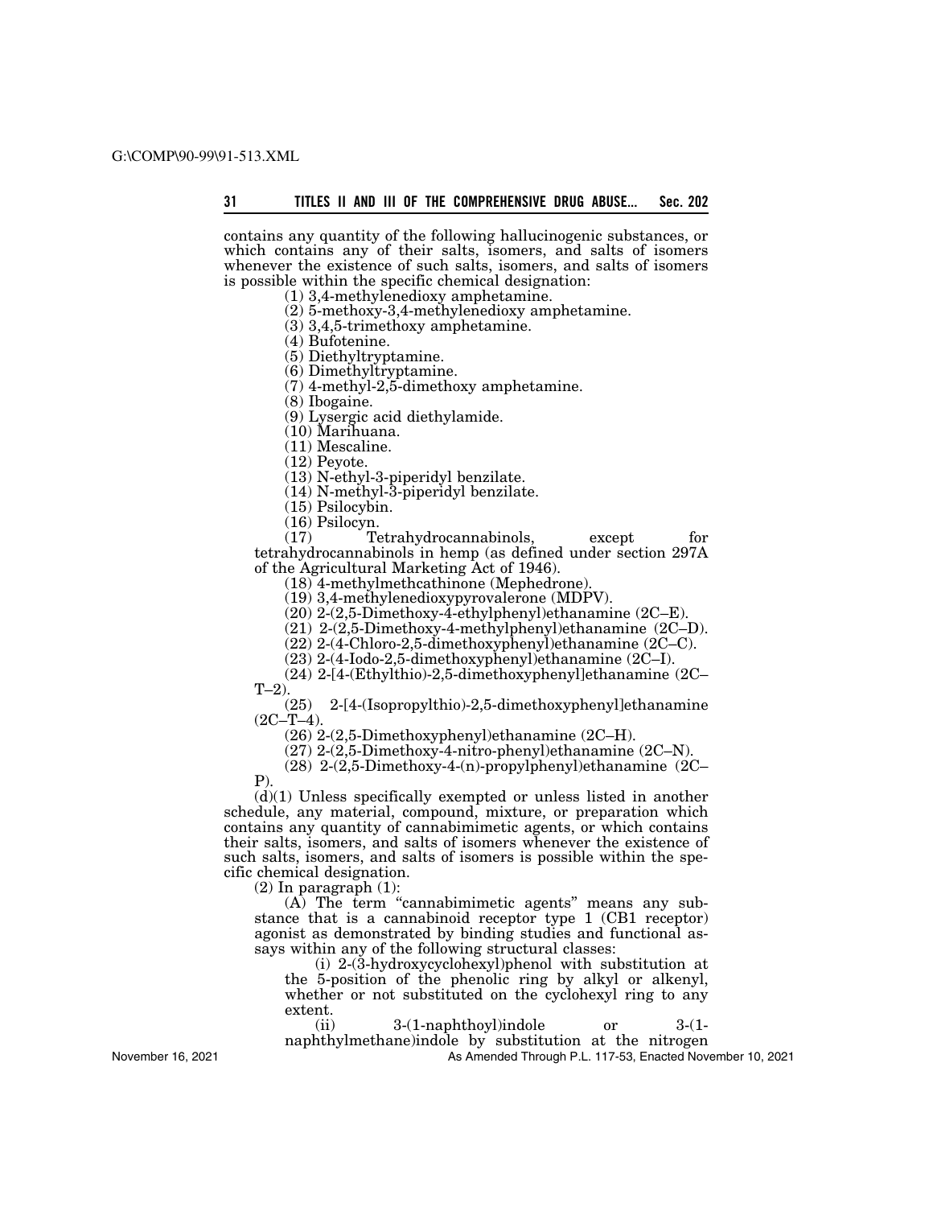contains any quantity of the following hallucinogenic substances, or which contains any of their salts, isomers, and salts of isomers whenever the existence of such salts, isomers, and salts of isomers is possible within the specific chemical designation:

(1) 3,4-methylenedioxy amphetamine.

(2) 5-methoxy-3,4-methylenedioxy amphetamine.

(3) 3,4,5-trimethoxy amphetamine.

(4) Bufotenine.

(5) Diethyltryptamine.

(6) Dimethyltryptamine.

(7) 4-methyl-2,5-dimethoxy amphetamine.

(8) Ibogaine.

(9) Lysergic acid diethylamide.

(10) Marihuana.

(11) Mescaline.

(12) Peyote.

(13) N-ethyl-3-piperidyl benzilate.

(14) N-methyl-3-piperidyl benzilate.

(15) Psilocybin.

(16) Psilocyn.

(17) Tetrahydrocannabinols, except for tetrahydrocannabinols in hemp (as defined under section 297A of the Agricultural Marketing Act of 1946).

(18) 4-methylmethcathinone (Mephedrone).

(19) 3,4-methylenedioxypyrovalerone (MDPV).

(20) 2-(2,5-Dimethoxy-4-ethylphenyl)ethanamine (2C–E).

(21) 2-(2,5-Dimethoxy-4-methylphenyl)ethanamine (2C–D).

(22) 2-(4-Chloro-2,5-dimethoxyphenyl)ethanamine (2C–C).

(23) 2-(4-Iodo-2,5-dimethoxyphenyl)ethanamine (2C–I).

(24) 2-[4-(Ethylthio)-2,5-dimethoxyphenyl]ethanamine (2C–T–2).

(25) 2-[4-(Isopropylthio)-2,5-dimethoxyphenyl]ethanamine (2C–T–4).

(26) 2-(2,5-Dimethoxyphenyl)ethanamine (2C–H).

(27) 2-(2,5-Dimethoxy-4-nitro-phenyl)ethanamine (2C–N).

(28) 2-(2,5-Dimethoxy-4-(n)-propylphenyl)ethanamine (2C–P).

(d)(1) Unless specifically exempted or unless listed in another schedule, any material, compound, mixture, or preparation which contains any quantity of cannabimimetic agents, or which contains their salts, isomers, and salts of isomers whenever the existence of such salts, isomers, and salts of isomers is possible within the specific chemical designation.

(2) In paragraph (1):

(A) The term "cannabimimetic agents" means any substance that is a cannabinoid receptor type 1 (CB1 receptor) agonist as demonstrated by binding studies and functional assays within any of the following structural classes:

(i) 2-(3-hydroxycyclohexyl)phenol with substitution at the 5-position of the phenolic ring by alkyl or alkenyl, whether or not substituted on the cyclohexyl ring to any extent.

(ii) 3-(1-naphthoyl)indole or 3-(1-naphthylmethane)indole by substitution at the nitrogen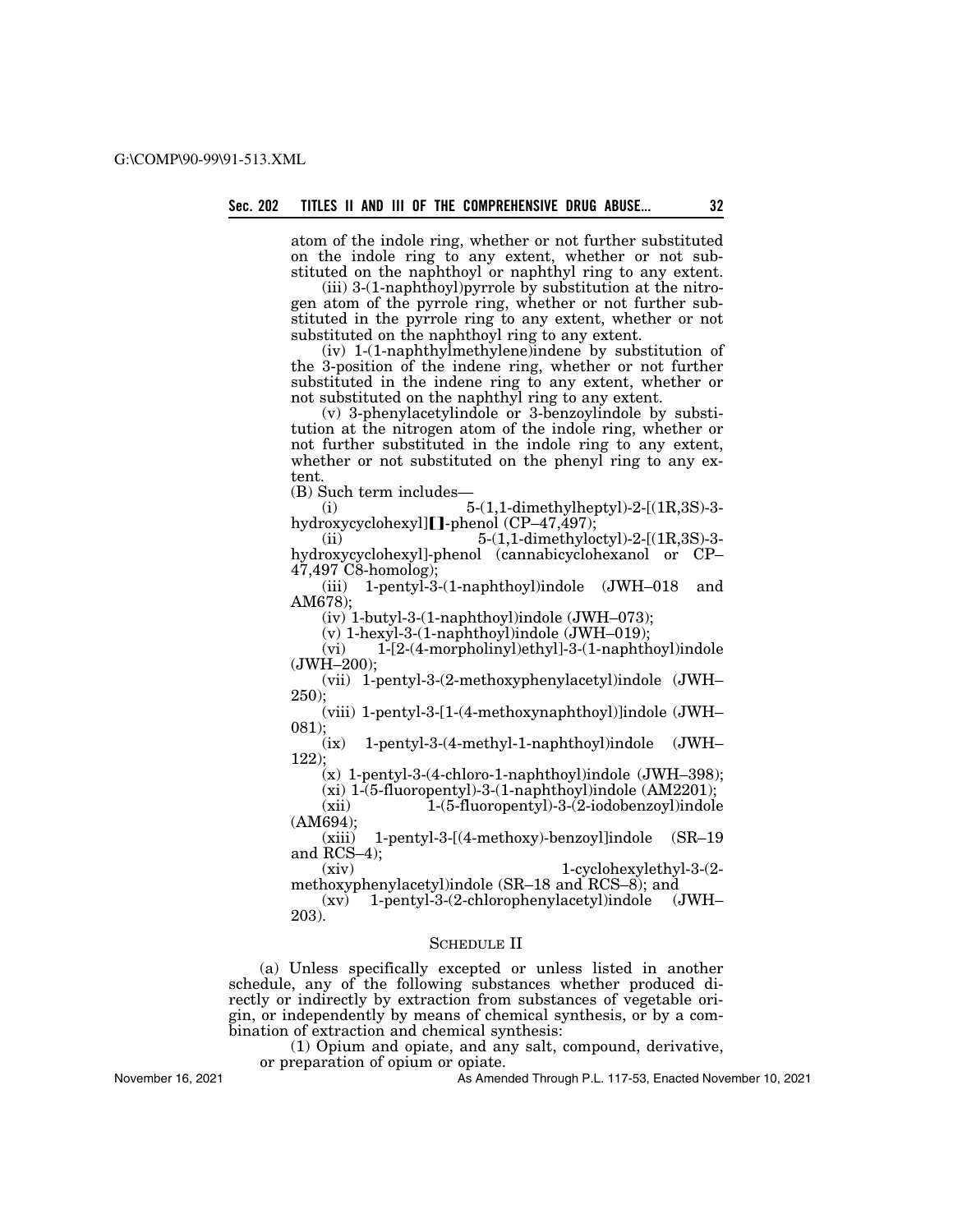atom of the indole ring, whether or not further substituted on the indole ring to any extent, whether or not substituted on the naphthoyl or naphthyl ring to any extent.

(iii) 3-(1-naphthoyl)pyrrole by substitution at the nitrogen atom of the pyrrole ring, whether or not further substituted in the pyrrole ring to any extent, whether or not substituted on the naphthoyl ring to any extent.

(iv) 1-(1-naphthylmethylene)indene by substitution of the 3-position of the indene ring, whether or not further substituted in the indene ring to any extent, whether or not substituted on the naphthyl ring to any extent.

(v) 3-phenylacetylindole or 3-benzoylindole by substitution at the nitrogen atom of the indole ring, whether or not further substituted in the indole ring to any extent, whether or not substituted on the phenyl ring to any extent.

(B) Such term includes—

(i) 5-(1,1-dimethylheptyl)-2-[(1R,3S)-3-hydroxycyclohexyl][]-phenol (CP–47,497);

(ii) 5-(1,1-dimethyloctyl)-2-[(1R,3S)-3-hydroxycyclohexyl]-phenol (cannabicyclohexanol or CP–47,497 C8-homolog);

(iii) 1-pentyl-3-(1-naphthoyl)indole (JWH–018 and AM678);

(iv) 1-butyl-3-(1-naphthoyl)indole (JWH–073);

(v) 1-hexyl-3-(1-naphthoyl)indole (JWH–019);

(vi) 1-[2-(4-morpholinyl)ethyl]-3-(1-naphthoyl)indole (JWH–200);

(vii) 1-pentyl-3-(2-methoxyphenylacetyl)indole (JWH–250);

(viii) 1-pentyl-3-[1-(4-methoxynaphthoyl)]indole (JWH–081);

(ix) 1-pentyl-3-(4-methyl-1-naphthoyl)indole (JWH–122);

(x) 1-pentyl-3-(4-chloro-1-naphthoyl)indole (JWH–398);

(xi) 1-(5-fluoropentyl)-3-(1-naphthoyl)indole (AM2201);

(xii) 1-(5-fluoropentyl)-3-(2-iodobenzoyl)indole (AM694);

(xiii) 1-pentyl-3-[(4-methoxy)-benzoyl]indole (SR–19 and RCS–4);

(xiv) 1-cyclohexylethyl-3-(2-methoxyphenylacetyl)indole (SR–18 and RCS–8); and

(xv) 1-pentyl-3-(2-chlorophenylacetyl)indole (JWH–203).

SCHEDULE II

(a) Unless specifically excepted or unless listed in another schedule, any of the following substances whether produced directly or indirectly by extraction from substances of vegetable origin, or independently by means of chemical synthesis, or by a combination of extraction and chemical synthesis:

(1) Opium and opiate, and any salt, compound, derivative, or preparation of opium or opiate.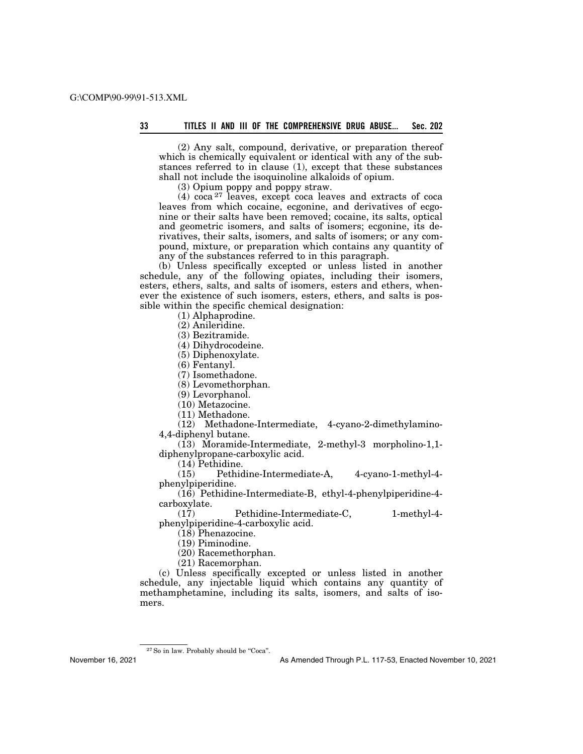(2) Any salt, compound, derivative, or preparation thereof which is chemically equivalent or identical with any of the substances referred to in clause (1), except that these substances shall not include the isoquinoline alkaloids of opium.

(3) Opium poppy and poppy straw.

(4) coca[27] leaves, except coca leaves and extracts of coca leaves from which cocaine, ecgonine, and derivatives of ecgonine or their salts have been removed; cocaine, its salts, optical and geometric isomers, and salts of isomers; ecgonine, its derivatives, their salts, isomers, and salts of isomers; or any compound, mixture, or preparation which contains any quantity of any of the substances referred to in this paragraph.

(b) Unless specifically excepted or unless listed in another schedule, any of the following opiates, including their isomers, esters, ethers, salts, and salts of isomers, esters and ethers, whenever the existence of such isomers, esters, ethers, and salts is possible within the specific chemical designation:

(1) Alphaprodine.

(2) Anileridine.

(3) Bezitramide.

(4) Dihydrocodeine.

(5) Diphenoxylate.

(6) Fentanyl.

(7) Isomethadone.

(8) Levomethorphan.

(9) Levorphanol.

(10) Metazocine.

(11) Methadone.

(12) Methadone-Intermediate, 4-cyano-2-dimethylamino-4,4-diphenyl butane.

(13) Moramide-Intermediate, 2-methyl-3 morpholino-1,1-diphenylpropane-carboxylic acid.

(14) Pethidine.

(15) Pethidine-Intermediate-A, 4-cyano-1-methyl-4-phenylpiperidine.

(16) Pethidine-Intermediate-B, ethyl-4-phenylpiperidine-4-carboxylate.

(17) Pethidine-Intermediate-C, 1-methyl-4-phenylpiperidine-4-carboxylic acid.

(18) Phenazocine.

(19) Piminodine.

(20) Racemethorphan.

(21) Racemorphan.

(c) Unless specifically excepted or unless listed in another schedule, any injectable liquid which contains any quantity of methamphetamine, including its salts, isomers, and salts of isomers.

[27] So in law. Probably should be "Coca".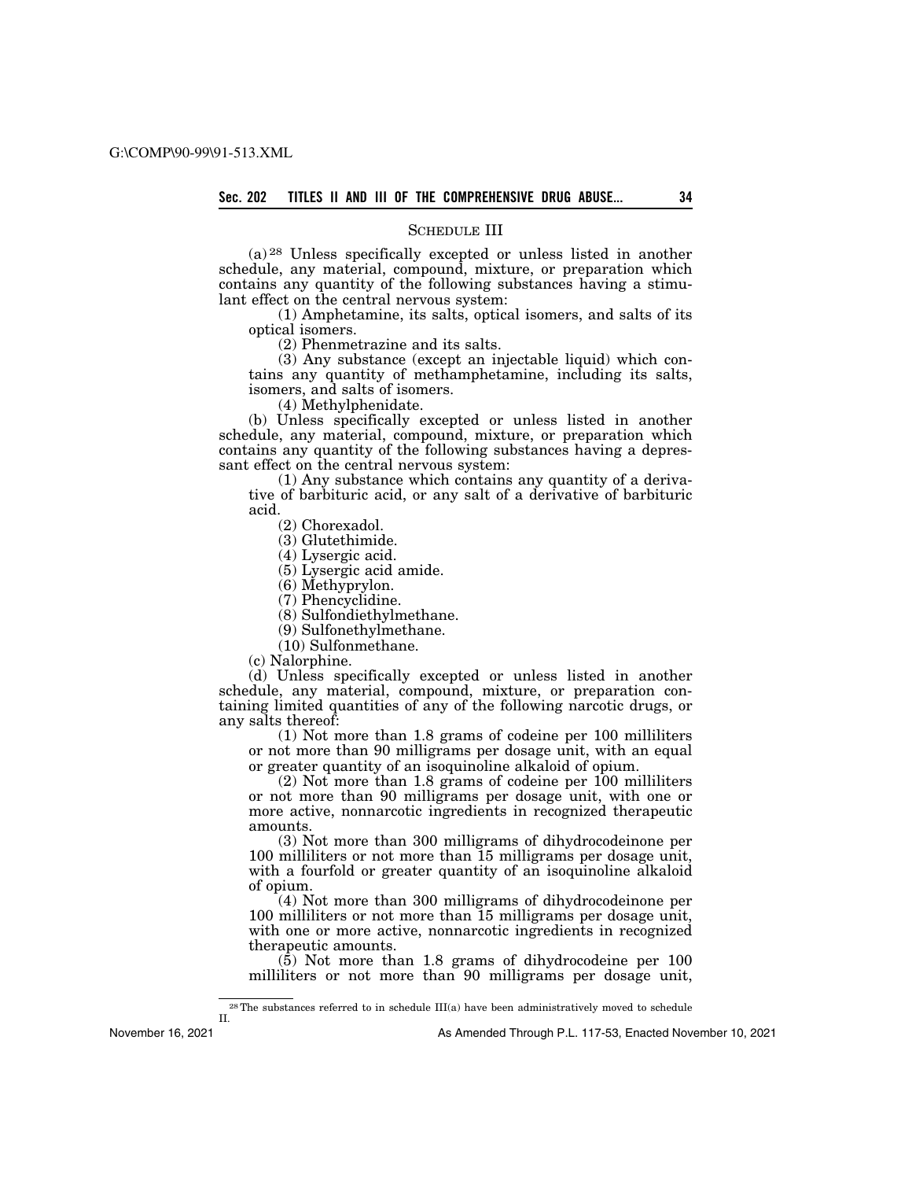## SCHEDULE III

(a)[28] Unless specifically excepted or unless listed in another schedule, any material, compound, mixture, or preparation which contains any quantity of the following substances having a stimulant effect on the central nervous system:

(1) Amphetamine, its salts, optical isomers, and salts of its optical isomers.

(2) Phenmetrazine and its salts.

(3) Any substance (except an injectable liquid) which contains any quantity of methamphetamine, including its salts, isomers, and salts of isomers.

(4) Methylphenidate.

(b) Unless specifically excepted or unless listed in another schedule, any material, compound, mixture, or preparation which contains any quantity of the following substances having a depressant effect on the central nervous system:

(1) Any substance which contains any quantity of a derivative of barbituric acid, or any salt of a derivative of barbituric acid.

(2) Chorexadol.

(3) Glutethimide.

(4) Lysergic acid.

(5) Lysergic acid amide.

(6) Methyprylon.

(7) Phencyclidine.

(8) Sulfondiethylmethane.

(9) Sulfonethylmethane.

(10) Sulfonmethane.

(c) Nalorphine.

(d) Unless specifically excepted or unless listed in another schedule, any material, compound, mixture, or preparation containing limited quantities of any of the following narcotic drugs, or any salts thereof:

(1) Not more than 1.8 grams of codeine per 100 milliliters or not more than 90 milligrams per dosage unit, with an equal or greater quantity of an isoquinoline alkaloid of opium.

(2) Not more than 1.8 grams of codeine per 100 milliliters or not more than 90 milligrams per dosage unit, with one or more active, nonnarcotic ingredients in recognized therapeutic amounts.

(3) Not more than 300 milligrams of dihydrocodeinone per 100 milliliters or not more than 15 milligrams per dosage unit, with a fourfold or greater quantity of an isoquinoline alkaloid of opium.

(4) Not more than 300 milligrams of dihydrocodeinone per 100 milliliters or not more than 15 milligrams per dosage unit, with one or more active, nonnarcotic ingredients in recognized therapeutic amounts.

(5) Not more than 1.8 grams of dihydrocodeine per 100 milliliters or not more than 90 milligrams per dosage unit,

---

[28] The substances referred to in schedule III(a) have been administratively moved to schedule II.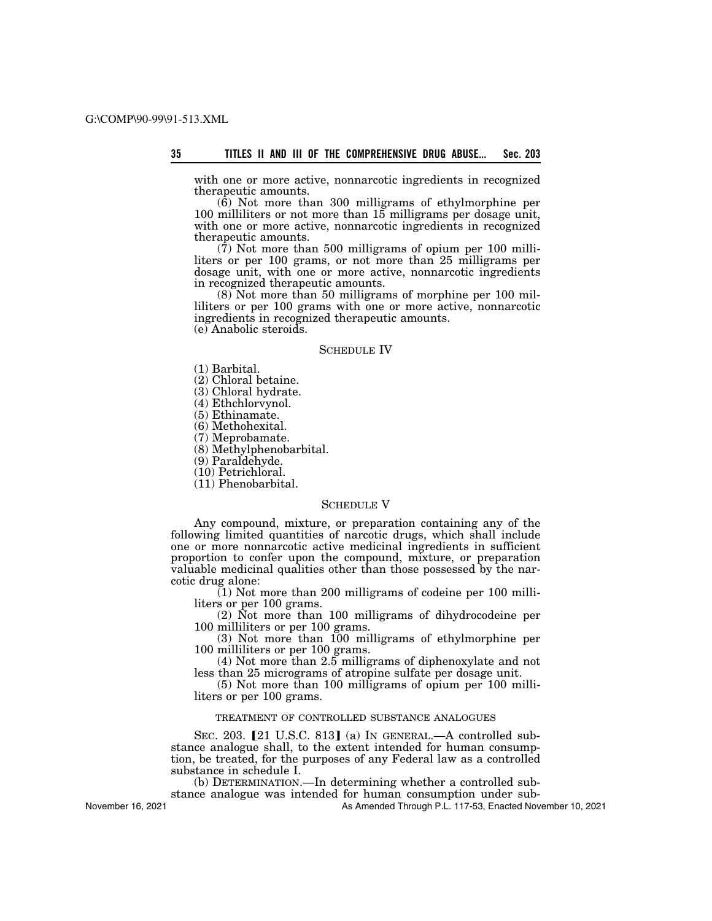with one or more active, nonnarcotic ingredients in recognized therapeutic amounts.

(6) Not more than 300 milligrams of ethylmorphine per 100 milliliters or not more than 15 milligrams per dosage unit, with one or more active, nonnarcotic ingredients in recognized therapeutic amounts.

(7) Not more than 500 milligrams of opium per 100 milliliters or per 100 grams, or not more than 25 milligrams per dosage unit, with one or more active, nonnarcotic ingredients in recognized therapeutic amounts.

(8) Not more than 50 milligrams of morphine per 100 milliliters or per 100 grams with one or more active, nonnarcotic ingredients in recognized therapeutic amounts.

(e) Anabolic steroids.

## SCHEDULE IV

(1) Barbital.
(2) Chloral betaine.
(3) Chloral hydrate.
(4) Ethchlorvynol.
(5) Ethinamate.
(6) Methohexital.
(7) Meprobamate.
(8) Methylphenobarbital.
(9) Paraldehyde.
(10) Petrichloral.
(11) Phenobarbital.

## SCHEDULE V

Any compound, mixture, or preparation containing any of the following limited quantities of narcotic drugs, which shall include one or more nonnarcotic active medicinal ingredients in sufficient proportion to confer upon the compound, mixture, or preparation valuable medicinal qualities other than those possessed by the narcotic drug alone:

(1) Not more than 200 milligrams of codeine per 100 milliliters or per 100 grams.

(2) Not more than 100 milligrams of dihydrocodeine per 100 milliliters or per 100 grams.

(3) Not more than 100 milligrams of ethylmorphine per 100 milliliters or per 100 grams.

(4) Not more than 2.5 milligrams of diphenoxylate and not less than 25 micrograms of atropine sulfate per dosage unit.

(5) Not more than 100 milligrams of opium per 100 milliliters or per 100 grams.

### TREATMENT OF CONTROLLED SUBSTANCE ANALOGUES

SEC. 203. [21 U.S.C. 813] (a) IN GENERAL.—A controlled substance analogue shall, to the extent intended for human consumption, be treated, for the purposes of any Federal law as a controlled substance in schedule I.

(b) DETERMINATION.—In determining whether a controlled substance analogue was intended for human consumption under sub-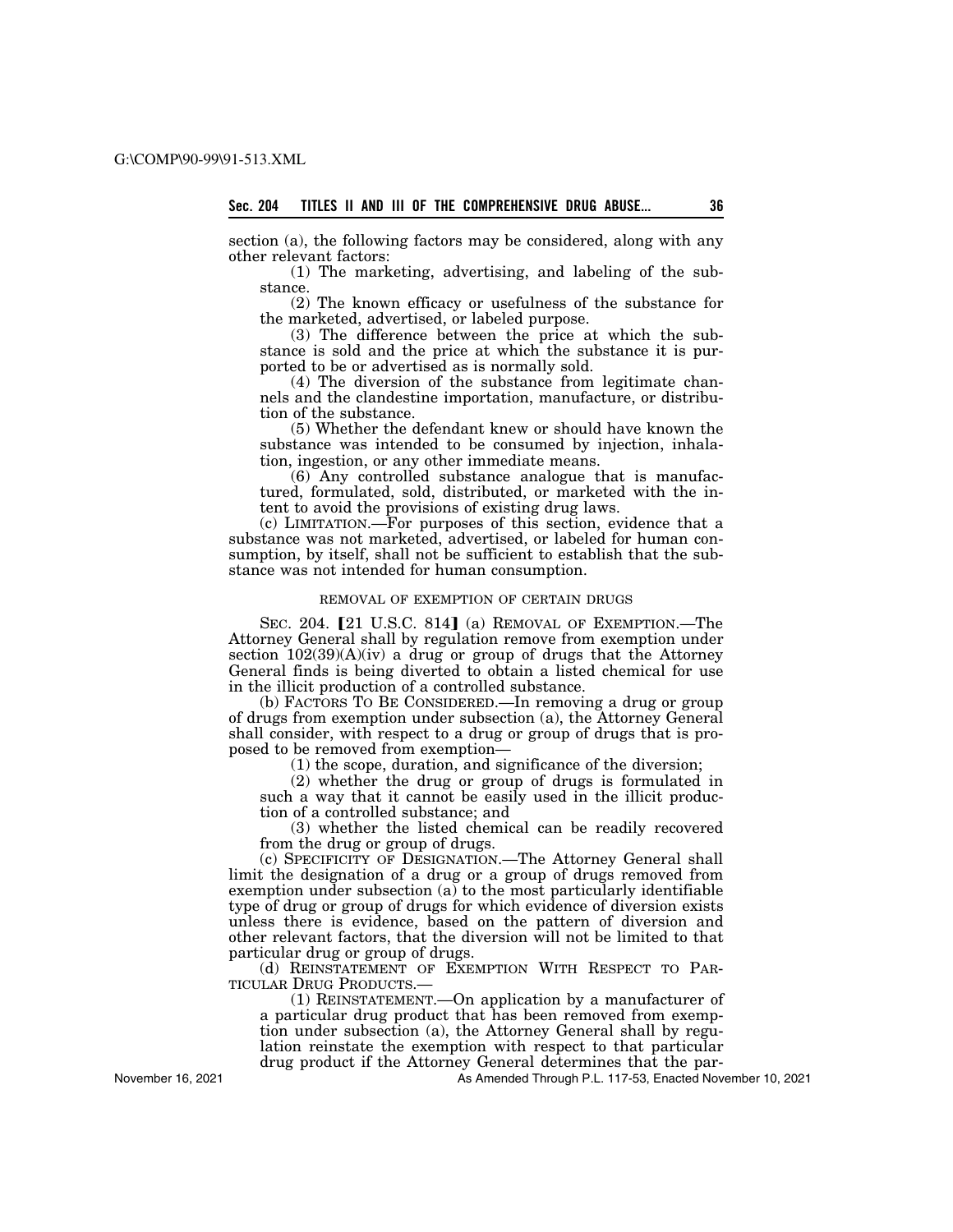section (a), the following factors may be considered, along with any other relevant factors:

(1) The marketing, advertising, and labeling of the substance.

(2) The known efficacy or usefulness of the substance for the marketed, advertised, or labeled purpose.

(3) The difference between the price at which the substance is sold and the price at which the substance it is purported to be or advertised as is normally sold.

(4) The diversion of the substance from legitimate channels and the clandestine importation, manufacture, or distribution of the substance.

(5) Whether the defendant knew or should have known the substance was intended to be consumed by injection, inhalation, ingestion, or any other immediate means.

(6) Any controlled substance analogue that is manufactured, formulated, sold, distributed, or marketed with the intent to avoid the provisions of existing drug laws.

(c) LIMITATION.—For purposes of this section, evidence that a substance was not marketed, advertised, or labeled for human consumption, by itself, shall not be sufficient to establish that the substance was not intended for human consumption.

REMOVAL OF EXEMPTION OF CERTAIN DRUGS

SEC. 204. [21 U.S.C. 814] (a) REMOVAL OF EXEMPTION.—The Attorney General shall by regulation remove from exemption under section 102(39)(A)(iv) a drug or group of drugs that the Attorney General finds is being diverted to obtain a listed chemical for use in the illicit production of a controlled substance.

(b) FACTORS TO BE CONSIDERED.—In removing a drug or group of drugs from exemption under subsection (a), the Attorney General shall consider, with respect to a drug or group of drugs that is proposed to be removed from exemption—

(1) the scope, duration, and significance of the diversion;

(2) whether the drug or group of drugs is formulated in such a way that it cannot be easily used in the illicit production of a controlled substance; and

(3) whether the listed chemical can be readily recovered from the drug or group of drugs.

(c) SPECIFICITY OF DESIGNATION.—The Attorney General shall limit the designation of a drug or a group of drugs removed from exemption under subsection (a) to the most particularly identifiable type of drug or group of drugs for which evidence of diversion exists unless there is evidence, based on the pattern of diversion and other relevant factors, that the diversion will not be limited to that particular drug or group of drugs.

(d) REINSTATEMENT OF EXEMPTION WITH RESPECT TO PARTICULAR DRUG PRODUCTS.—

(1) REINSTATEMENT.—On application by a manufacturer of a particular drug product that has been removed from exemption under subsection (a), the Attorney General shall by regulation reinstate the exemption with respect to that particular drug product if the Attorney General determines that the par-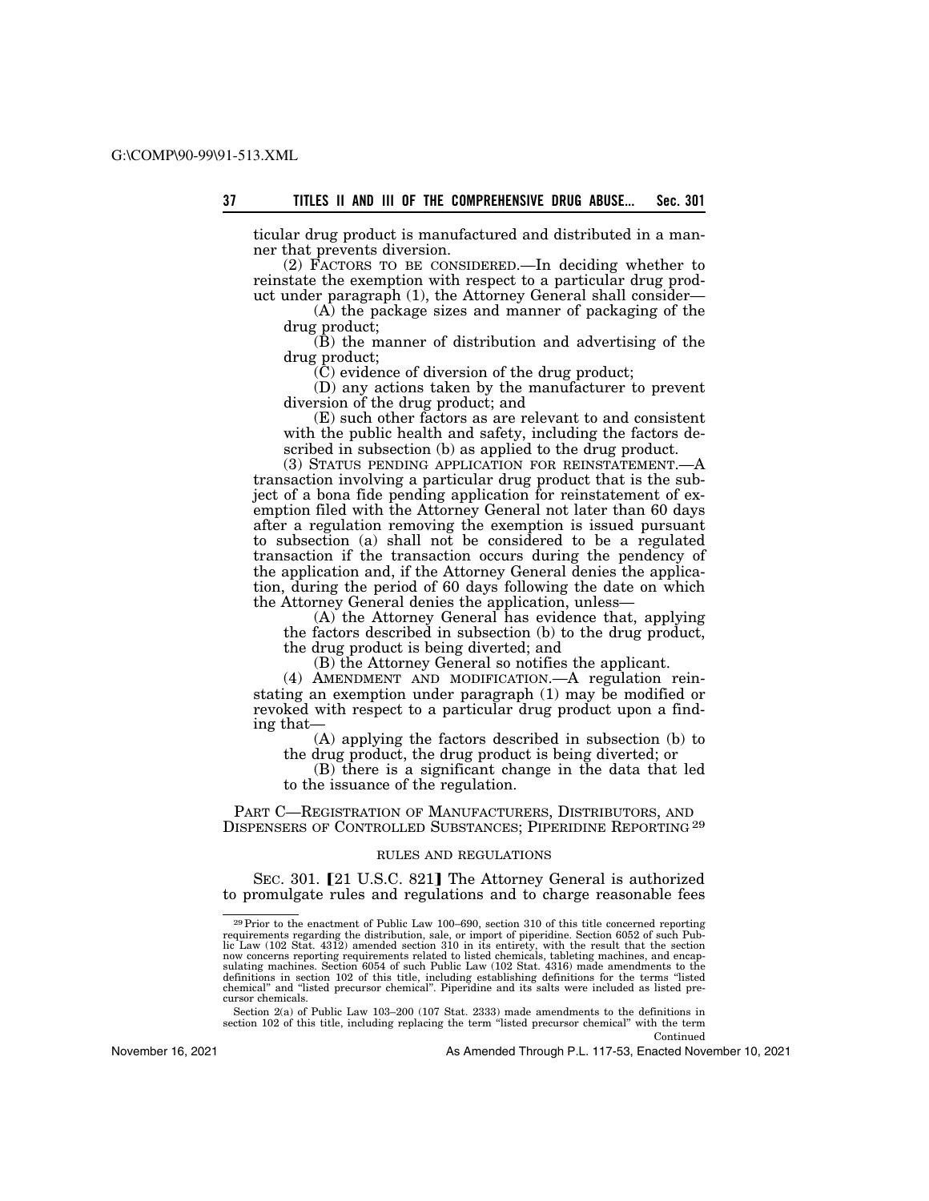ticular drug product is manufactured and distributed in a manner that prevents diversion.

(2) FACTORS TO BE CONSIDERED.—In deciding whether to reinstate the exemption with respect to a particular drug product under paragraph (1), the Attorney General shall consider—

(A) the package sizes and manner of packaging of the drug product;

(B) the manner of distribution and advertising of the drug product;

(C) evidence of diversion of the drug product;

(D) any actions taken by the manufacturer to prevent diversion of the drug product; and

(E) such other factors as are relevant to and consistent with the public health and safety, including the factors described in subsection (b) as applied to the drug product.

(3) STATUS PENDING APPLICATION FOR REINSTATEMENT.—A transaction involving a particular drug product that is the subject of a bona fide pending application for reinstatement of exemption filed with the Attorney General not later than 60 days after a regulation removing the exemption is issued pursuant to subsection (a) shall not be considered to be a regulated transaction if the transaction occurs during the pendency of the application and, if the Attorney General denies the application, during the period of 60 days following the date on which the Attorney General denies the application, unless—

(A) the Attorney General has evidence that, applying the factors described in subsection (b) to the drug product, the drug product is being diverted; and

(B) the Attorney General so notifies the applicant.

(4) AMENDMENT AND MODIFICATION.—A regulation reinstating an exemption under paragraph (1) may be modified or revoked with respect to a particular drug product upon a finding that—

(A) applying the factors described in subsection (b) to the drug product, the drug product is being diverted; or

(B) there is a significant change in the data that led to the issuance of the regulation.

## PART C—REGISTRATION OF MANUFACTURERS, DISTRIBUTORS, AND DISPENSERS OF CONTROLLED SUBSTANCES; PIPERIDINE REPORTING [29]

### RULES AND REGULATIONS

SEC. 301. [21 U.S.C. 821] The Attorney General is authorized to promulgate rules and regulations and to charge reasonable fees

---

[29] Prior to the enactment of Public Law 100–690, section 310 of this title concerned reporting requirements regarding the distribution, sale, or import of piperidine. Section 6052 of such Public Law (102 Stat. 4312) amended section 310 in its entirety, with the result that the section now concerns reporting requirements related to listed chemicals, tableting machines, and encapsulating machines. Section 6054 of such Public Law (102 Stat. 4316) made amendments to the definitions in section 102 of this title, including establishing definitions for the terms "listed chemical" and "listed precursor chemical". Piperidine and its salts were included as listed precursor chemicals.

Section 2(a) of Public Law 103–200 (107 Stat. 2333) made amendments to the definitions in section 102 of this title, including replacing the term "listed precursor chemical" with the term

Continued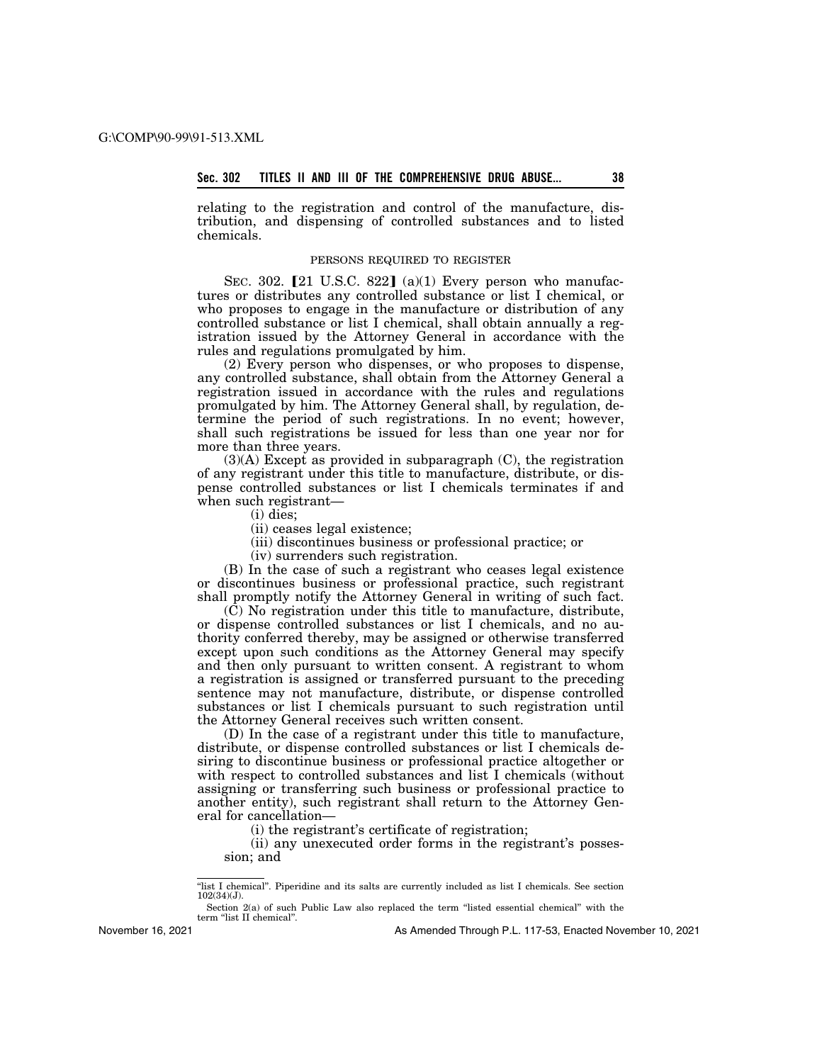relating to the registration and control of the manufacture, distribution, and dispensing of controlled substances and to listed chemicals.

PERSONS REQUIRED TO REGISTER

SEC. 302. 【21 U.S.C. 822】 (a)(1) Every person who manufactures or distributes any controlled substance or list I chemical, or who proposes to engage in the manufacture or distribution of any controlled substance or list I chemical, shall obtain annually a registration issued by the Attorney General in accordance with the rules and regulations promulgated by him.

(2) Every person who dispenses, or who proposes to dispense, any controlled substance, shall obtain from the Attorney General a registration issued in accordance with the rules and regulations promulgated by him. The Attorney General shall, by regulation, determine the period of such registrations. In no event; however, shall such registrations be issued for less than one year nor for more than three years.

(3)(A) Except as provided in subparagraph (C), the registration of any registrant under this title to manufacture, distribute, or dispense controlled substances or list I chemicals terminates if and when such registrant—

(i) dies;

(ii) ceases legal existence;

(iii) discontinues business or professional practice; or

(iv) surrenders such registration.

(B) In the case of such a registrant who ceases legal existence or discontinues business or professional practice, such registrant shall promptly notify the Attorney General in writing of such fact.

(C) No registration under this title to manufacture, distribute, or dispense controlled substances or list I chemicals, and no authority conferred thereby, may be assigned or otherwise transferred except upon such conditions as the Attorney General may specify and then only pursuant to written consent. A registrant to whom a registration is assigned or transferred pursuant to the preceding sentence may not manufacture, distribute, or dispense controlled substances or list I chemicals pursuant to such registration until the Attorney General receives such written consent.

(D) In the case of a registrant under this title to manufacture, distribute, or dispense controlled substances or list I chemicals desiring to discontinue business or professional practice altogether or with respect to controlled substances and list I chemicals (without assigning or transferring such business or professional practice to another entity), such registrant shall return to the Attorney General for cancellation—

(i) the registrant's certificate of registration;

(ii) any unexecuted order forms in the registrant's possession; and

---

"list I chemical". Piperidine and its salts are currently included as list I chemicals. See section 102(34)(J).

Section 2(a) of such Public Law also replaced the term "listed essential chemical" with the term "list II chemical".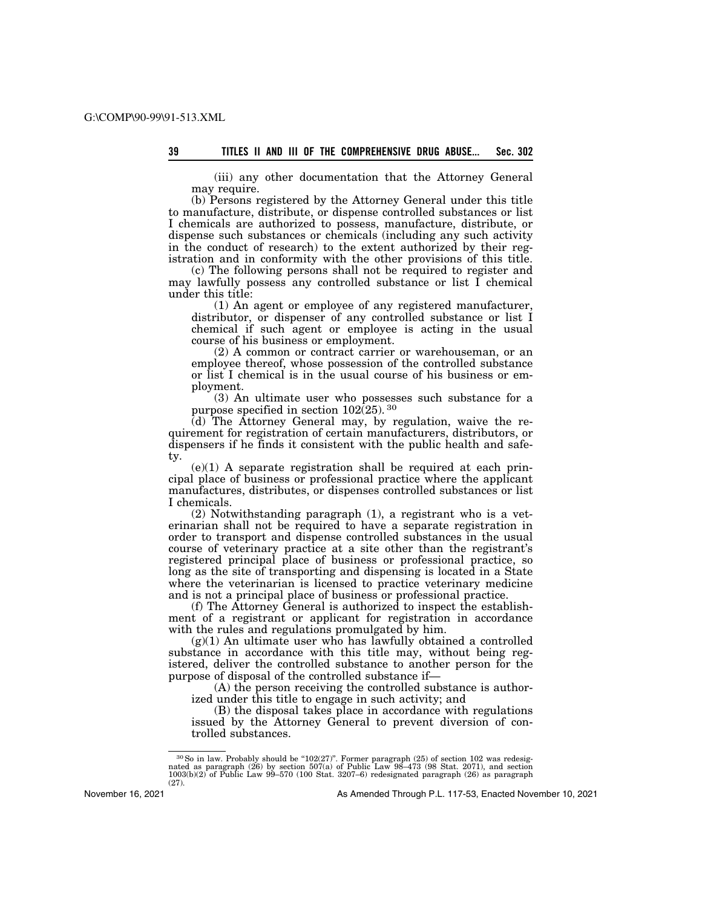(iii) any other documentation that the Attorney General may require.

(b) Persons registered by the Attorney General under this title to manufacture, distribute, or dispense controlled substances or list I chemicals are authorized to possess, manufacture, distribute, or dispense such substances or chemicals (including any such activity in the conduct of research) to the extent authorized by their registration and in conformity with the other provisions of this title.

(c) The following persons shall not be required to register and may lawfully possess any controlled substance or list I chemical under this title:

(1) An agent or employee of any registered manufacturer, distributor, or dispenser of any controlled substance or list I chemical if such agent or employee is acting in the usual course of his business or employment.

(2) A common or contract carrier or warehouseman, or an employee thereof, whose possession of the controlled substance or list I chemical is in the usual course of his business or employment.

(3) An ultimate user who possesses such substance for a purpose specified in section 102(25).[30]

(d) The Attorney General may, by regulation, waive the requirement for registration of certain manufacturers, distributors, or dispensers if he finds it consistent with the public health and safety.

(e)(1) A separate registration shall be required at each principal place of business or professional practice where the applicant manufactures, distributes, or dispenses controlled substances or list I chemicals.

(2) Notwithstanding paragraph (1), a registrant who is a veterinarian shall not be required to have a separate registration in order to transport and dispense controlled substances in the usual course of veterinary practice at a site other than the registrant's registered principal place of business or professional practice, so long as the site of transporting and dispensing is located in a State where the veterinarian is licensed to practice veterinary medicine and is not a principal place of business or professional practice.

(f) The Attorney General is authorized to inspect the establishment of a registrant or applicant for registration in accordance with the rules and regulations promulgated by him.

(g)(1) An ultimate user who has lawfully obtained a controlled substance in accordance with this title may, without being registered, deliver the controlled substance to another person for the purpose of disposal of the controlled substance if—

(A) the person receiving the controlled substance is authorized under this title to engage in such activity; and

(B) the disposal takes place in accordance with regulations issued by the Attorney General to prevent diversion of controlled substances.

---

[30] So in law. Probably should be "102(27)". Former paragraph (25) of section 102 was redesignated as paragraph (26) by section 507(a) of Public Law 98–473 (98 Stat. 2071), and section 1003(b)(2) of Public Law 99–570 (100 Stat. 3207–6) redesignated paragraph (26) as paragraph (27).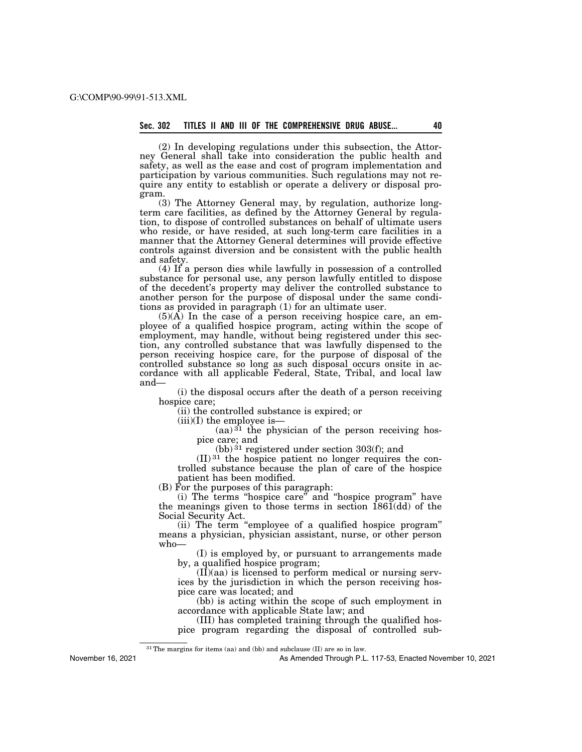(2) In developing regulations under this subsection, the Attorney General shall take into consideration the public health and safety, as well as the ease and cost of program implementation and participation by various communities. Such regulations may not require any entity to establish or operate a delivery or disposal program.

(3) The Attorney General may, by regulation, authorize long-term care facilities, as defined by the Attorney General by regulation, to dispose of controlled substances on behalf of ultimate users who reside, or have resided, at such long-term care facilities in a manner that the Attorney General determines will provide effective controls against diversion and be consistent with the public health and safety.

(4) If a person dies while lawfully in possession of a controlled substance for personal use, any person lawfully entitled to dispose of the decedent's property may deliver the controlled substance to another person for the purpose of disposal under the same conditions as provided in paragraph (1) for an ultimate user.

(5)(A) In the case of a person receiving hospice care, an employee of a qualified hospice program, acting within the scope of employment, may handle, without being registered under this section, any controlled substance that was lawfully dispensed to the person receiving hospice care, for the purpose of disposal of the controlled substance so long as such disposal occurs onsite in accordance with all applicable Federal, State, Tribal, and local law and—

(i) the disposal occurs after the death of a person receiving hospice care;

(ii) the controlled substance is expired; or

(iii)(I) the employee is—

(aa) [31] the physician of the person receiving hospice care; and

(bb) [31] registered under section 303(f); and

(II) [31] the hospice patient no longer requires the controlled substance because the plan of care of the hospice patient has been modified.

(B) For the purposes of this paragraph:

(i) The terms "hospice care" and "hospice program" have the meanings given to those terms in section 1861(dd) of the Social Security Act.

(ii) The term "employee of a qualified hospice program" means a physician, physician assistant, nurse, or other person who—

(I) is employed by, or pursuant to arrangements made by, a qualified hospice program;

(II)(aa) is licensed to perform medical or nursing services by the jurisdiction in which the person receiving hospice care was located; and

(bb) is acting within the scope of such employment in accordance with applicable State law; and

(III) has completed training through the qualified hospice program regarding the disposal of controlled sub-

[31] The margins for items (aa) and (bb) and subclause (II) are so in law.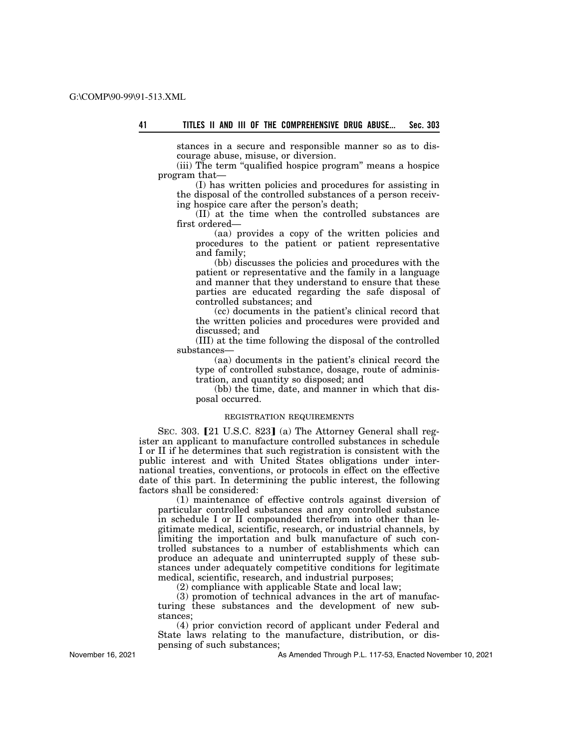stances in a secure and responsible manner so as to discourage abuse, misuse, or diversion.

(iii) The term "qualified hospice program" means a hospice program that—

(I) has written policies and procedures for assisting in the disposal of the controlled substances of a person receiving hospice care after the person's death;

(II) at the time when the controlled substances are first ordered—

(aa) provides a copy of the written policies and procedures to the patient or patient representative and family;

(bb) discusses the policies and procedures with the patient or representative and the family in a language and manner that they understand to ensure that these parties are educated regarding the safe disposal of controlled substances; and

(cc) documents in the patient's clinical record that the written policies and procedures were provided and discussed; and

(III) at the time following the disposal of the controlled substances—

(aa) documents in the patient's clinical record the type of controlled substance, dosage, route of administration, and quantity so disposed; and

(bb) the time, date, and manner in which that disposal occurred.

REGISTRATION REQUIREMENTS

SEC. 303. [21 U.S.C. 823] (a) The Attorney General shall register an applicant to manufacture controlled substances in schedule I or II if he determines that such registration is consistent with the public interest and with United States obligations under international treaties, conventions, or protocols in effect on the effective date of this part. In determining the public interest, the following factors shall be considered:

(1) maintenance of effective controls against diversion of particular controlled substances and any controlled substance in schedule I or II compounded therefrom into other than legitimate medical, scientific, research, or industrial channels, by limiting the importation and bulk manufacture of such controlled substances to a number of establishments which can produce an adequate and uninterrupted supply of these substances under adequately competitive conditions for legitimate medical, scientific, research, and industrial purposes;

(2) compliance with applicable State and local law;

(3) promotion of technical advances in the art of manufacturing these substances and the development of new substances;

(4) prior conviction record of applicant under Federal and State laws relating to the manufacture, distribution, or dispensing of such substances;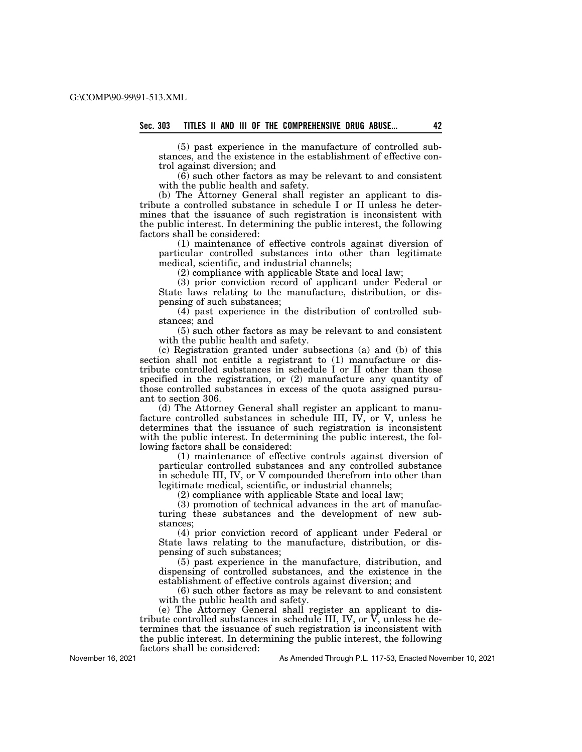(5) past experience in the manufacture of controlled substances, and the existence in the establishment of effective control against diversion; and

(6) such other factors as may be relevant to and consistent with the public health and safety.

(b) The Attorney General shall register an applicant to distribute a controlled substance in schedule I or II unless he determines that the issuance of such registration is inconsistent with the public interest. In determining the public interest, the following factors shall be considered:

(1) maintenance of effective controls against diversion of particular controlled substances into other than legitimate medical, scientific, and industrial channels;

(2) compliance with applicable State and local law;

(3) prior conviction record of applicant under Federal or State laws relating to the manufacture, distribution, or dispensing of such substances;

(4) past experience in the distribution of controlled substances; and

(5) such other factors as may be relevant to and consistent with the public health and safety.

(c) Registration granted under subsections (a) and (b) of this section shall not entitle a registrant to (1) manufacture or distribute controlled substances in schedule I or II other than those specified in the registration, or (2) manufacture any quantity of those controlled substances in excess of the quota assigned pursuant to section 306.

(d) The Attorney General shall register an applicant to manufacture controlled substances in schedule III, IV, or V, unless he determines that the issuance of such registration is inconsistent with the public interest. In determining the public interest, the following factors shall be considered:

(1) maintenance of effective controls against diversion of particular controlled substances and any controlled substance in schedule III, IV, or V compounded therefrom into other than legitimate medical, scientific, or industrial channels;

(2) compliance with applicable State and local law;

(3) promotion of technical advances in the art of manufacturing these substances and the development of new substances;

(4) prior conviction record of applicant under Federal or State laws relating to the manufacture, distribution, or dispensing of such substances;

(5) past experience in the manufacture, distribution, and dispensing of controlled substances, and the existence in the establishment of effective controls against diversion; and

(6) such other factors as may be relevant to and consistent with the public health and safety.

(e) The Attorney General shall register an applicant to distribute controlled substances in schedule III, IV, or V, unless he determines that the issuance of such registration is inconsistent with the public interest. In determining the public interest, the following factors shall be considered: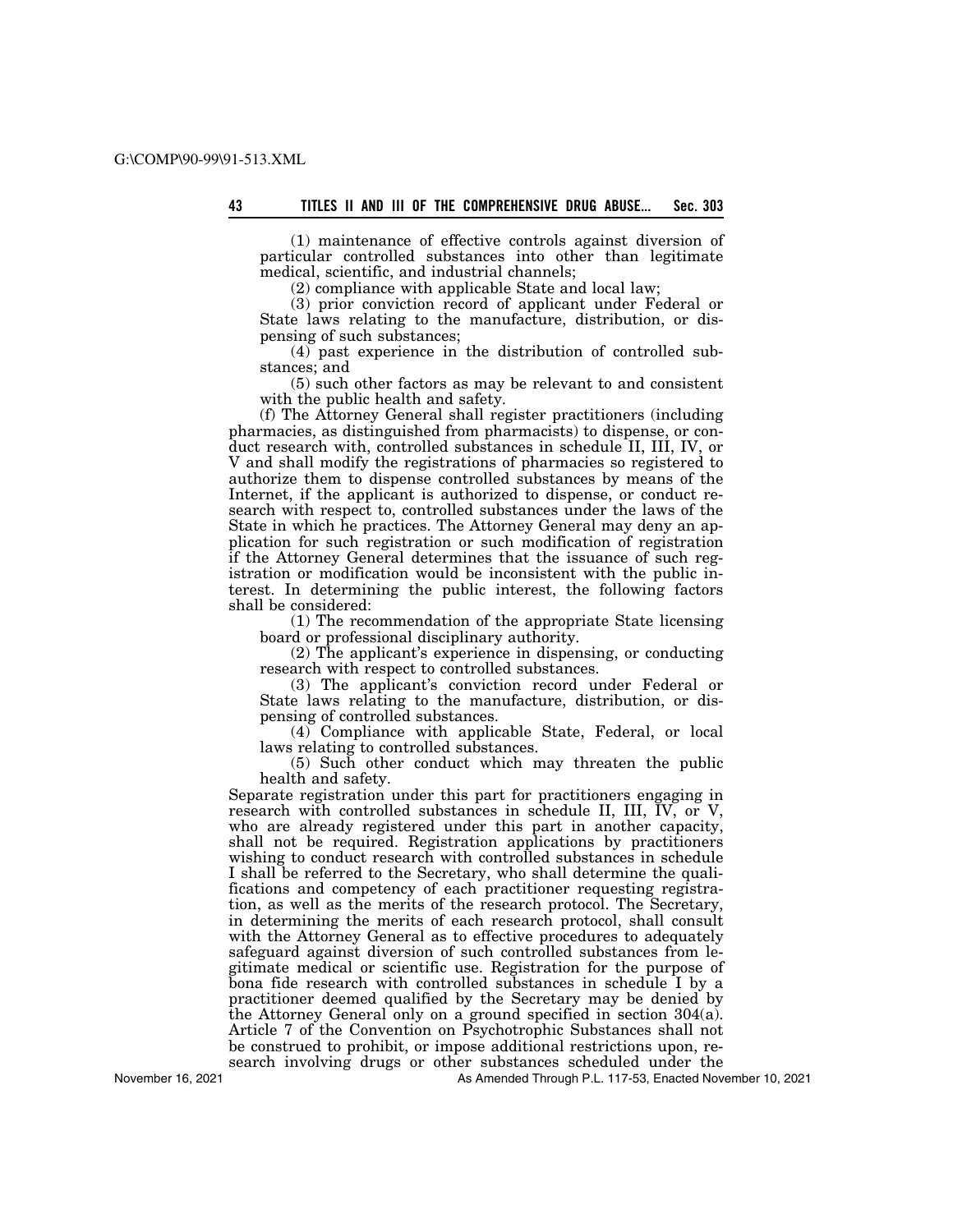(1) maintenance of effective controls against diversion of particular controlled substances into other than legitimate medical, scientific, and industrial channels;

(2) compliance with applicable State and local law;

(3) prior conviction record of applicant under Federal or State laws relating to the manufacture, distribution, or dispensing of such substances;

(4) past experience in the distribution of controlled substances; and

(5) such other factors as may be relevant to and consistent with the public health and safety.

(f) The Attorney General shall register practitioners (including pharmacies, as distinguished from pharmacists) to dispense, or conduct research with, controlled substances in schedule II, III, IV, or V and shall modify the registrations of pharmacies so registered to authorize them to dispense controlled substances by means of the Internet, if the applicant is authorized to dispense, or conduct research with respect to, controlled substances under the laws of the State in which he practices. The Attorney General may deny an application for such registration or such modification of registration if the Attorney General determines that the issuance of such registration or modification would be inconsistent with the public interest. In determining the public interest, the following factors shall be considered:

(1) The recommendation of the appropriate State licensing board or professional disciplinary authority.

(2) The applicant's experience in dispensing, or conducting research with respect to controlled substances.

(3) The applicant's conviction record under Federal or State laws relating to the manufacture, distribution, or dispensing of controlled substances.

(4) Compliance with applicable State, Federal, or local laws relating to controlled substances.

(5) Such other conduct which may threaten the public health and safety.

Separate registration under this part for practitioners engaging in research with controlled substances in schedule II, III, IV, or V, who are already registered under this part in another capacity, shall not be required. Registration applications by practitioners wishing to conduct research with controlled substances in schedule I shall be referred to the Secretary, who shall determine the qualifications and competency of each practitioner requesting registration, as well as the merits of the research protocol. The Secretary, in determining the merits of each research protocol, shall consult with the Attorney General as to effective procedures to adequately safeguard against diversion of such controlled substances from legitimate medical or scientific use. Registration for the purpose of bona fide research with controlled substances in schedule I by a practitioner deemed qualified by the Secretary may be denied by the Attorney General only on a ground specified in section 304(a). Article 7 of the Convention on Psychotrophic Substances shall not be construed to prohibit, or impose additional restrictions upon, research involving drugs or other substances scheduled under the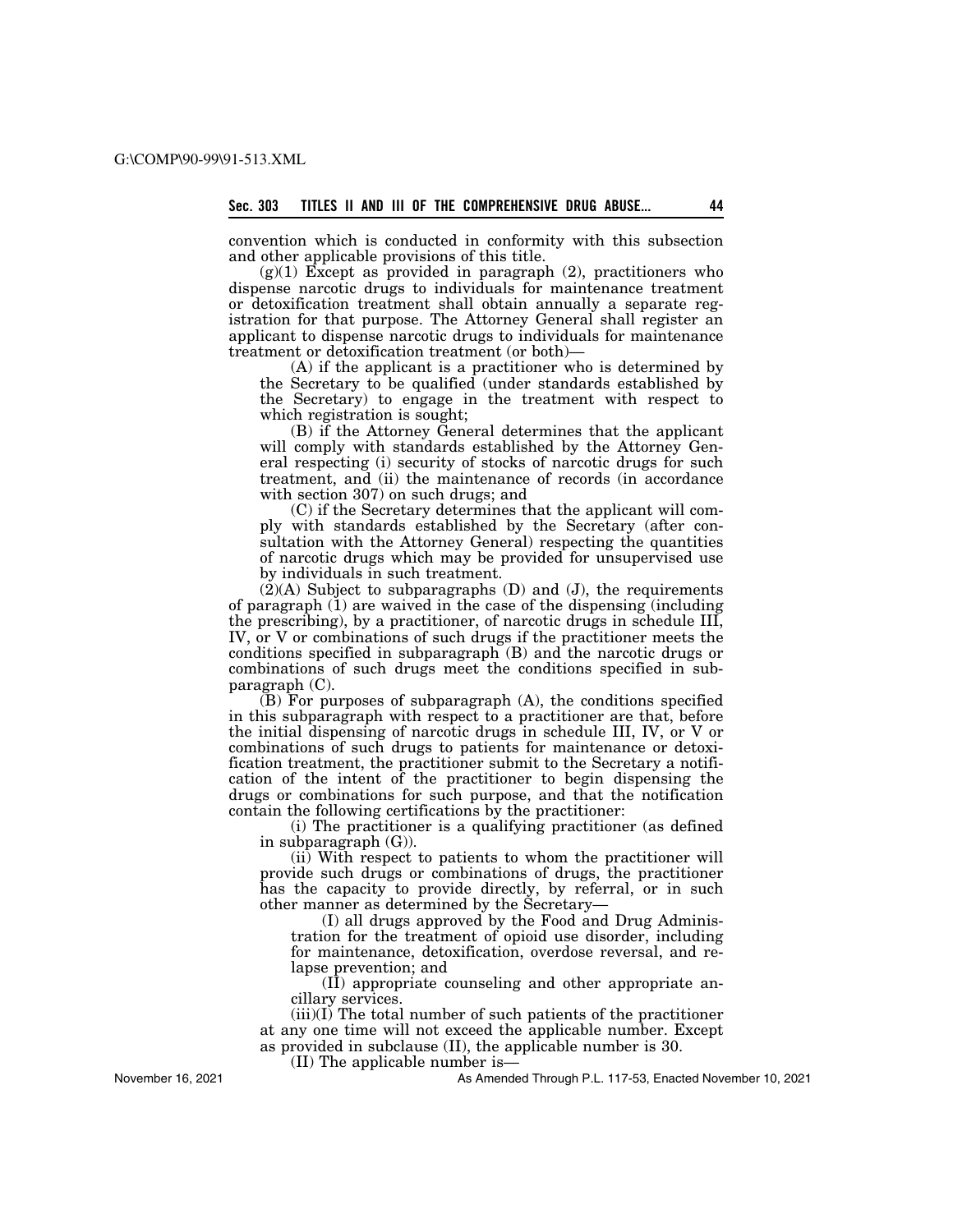convention which is conducted in conformity with this subsection and other applicable provisions of this title.

(g)(1) Except as provided in paragraph (2), practitioners who dispense narcotic drugs to individuals for maintenance treatment or detoxification treatment shall obtain annually a separate registration for that purpose. The Attorney General shall register an applicant to dispense narcotic drugs to individuals for maintenance treatment or detoxification treatment (or both)—

(A) if the applicant is a practitioner who is determined by the Secretary to be qualified (under standards established by the Secretary) to engage in the treatment with respect to which registration is sought;

(B) if the Attorney General determines that the applicant will comply with standards established by the Attorney General respecting (i) security of stocks of narcotic drugs for such treatment, and (ii) the maintenance of records (in accordance with section 307) on such drugs; and

(C) if the Secretary determines that the applicant will comply with standards established by the Secretary (after consultation with the Attorney General) respecting the quantities of narcotic drugs which may be provided for unsupervised use by individuals in such treatment.

(2)(A) Subject to subparagraphs (D) and (J), the requirements of paragraph (1) are waived in the case of the dispensing (including the prescribing), by a practitioner, of narcotic drugs in schedule III, IV, or V or combinations of such drugs if the practitioner meets the conditions specified in subparagraph (B) and the narcotic drugs or combinations of such drugs meet the conditions specified in subparagraph (C).

(B) For purposes of subparagraph (A), the conditions specified in this subparagraph with respect to a practitioner are that, before the initial dispensing of narcotic drugs in schedule III, IV, or V or combinations of such drugs to patients for maintenance or detoxification treatment, the practitioner submit to the Secretary a notification of the intent of the practitioner to begin dispensing the drugs or combinations for such purpose, and that the notification contain the following certifications by the practitioner:

(i) The practitioner is a qualifying practitioner (as defined in subparagraph (G)).

(ii) With respect to patients to whom the practitioner will provide such drugs or combinations of drugs, the practitioner has the capacity to provide directly, by referral, or in such other manner as determined by the Secretary—

(I) all drugs approved by the Food and Drug Administration for the treatment of opioid use disorder, including for maintenance, detoxification, overdose reversal, and relapse prevention; and

(II) appropriate counseling and other appropriate ancillary services.

(iii)(I) The total number of such patients of the practitioner at any one time will not exceed the applicable number. Except as provided in subclause (II), the applicable number is 30.

(II) The applicable number is—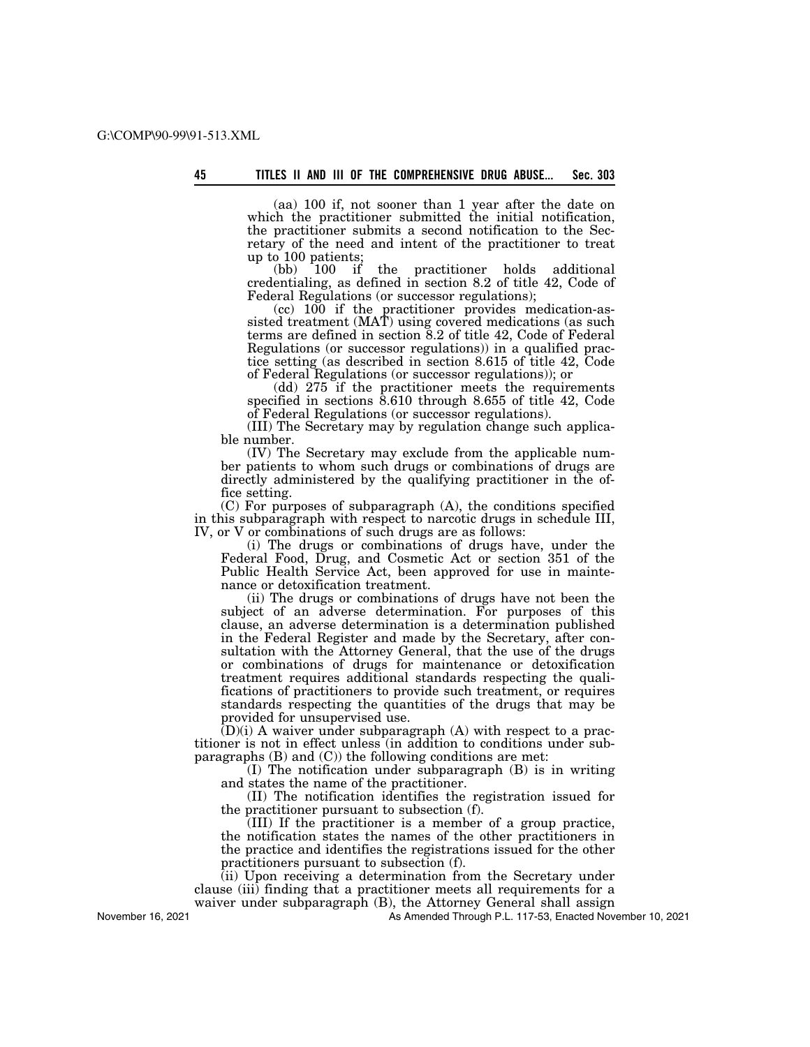(aa) 100 if, not sooner than 1 year after the date on which the practitioner submitted the initial notification, the practitioner submits a second notification to the Secretary of the need and intent of the practitioner to treat up to 100 patients;

(bb) 100 if the practitioner holds additional credentialing, as defined in section 8.2 of title 42, Code of Federal Regulations (or successor regulations);

(cc) 100 if the practitioner provides medication-assisted treatment (MAT) using covered medications (as such terms are defined in section 8.2 of title 42, Code of Federal Regulations (or successor regulations)) in a qualified practice setting (as described in section 8.615 of title 42, Code of Federal Regulations (or successor regulations)); or

(dd) 275 if the practitioner meets the requirements specified in sections 8.610 through 8.655 of title 42, Code of Federal Regulations (or successor regulations).

(III) The Secretary may by regulation change such applicable number.

(IV) The Secretary may exclude from the applicable number patients to whom such drugs or combinations of drugs are directly administered by the qualifying practitioner in the office setting.

(C) For purposes of subparagraph (A), the conditions specified in this subparagraph with respect to narcotic drugs in schedule III, IV, or V or combinations of such drugs are as follows:

(i) The drugs or combinations of drugs have, under the Federal Food, Drug, and Cosmetic Act or section 351 of the Public Health Service Act, been approved for use in maintenance or detoxification treatment.

(ii) The drugs or combinations of drugs have not been the subject of an adverse determination. For purposes of this clause, an adverse determination is a determination published in the Federal Register and made by the Secretary, after consultation with the Attorney General, that the use of the drugs or combinations of drugs for maintenance or detoxification treatment requires additional standards respecting the qualifications of practitioners to provide such treatment, or requires standards respecting the quantities of the drugs that may be provided for unsupervised use.

(D)(i) A waiver under subparagraph (A) with respect to a practitioner is not in effect unless (in addition to conditions under subparagraphs (B) and (C)) the following conditions are met:

(I) The notification under subparagraph (B) is in writing and states the name of the practitioner.

(II) The notification identifies the registration issued for the practitioner pursuant to subsection (f).

(III) If the practitioner is a member of a group practice, the notification states the names of the other practitioners in the practice and identifies the registrations issued for the other practitioners pursuant to subsection (f).

(ii) Upon receiving a determination from the Secretary under clause (iii) finding that a practitioner meets all requirements for a waiver under subparagraph (B), the Attorney General shall assign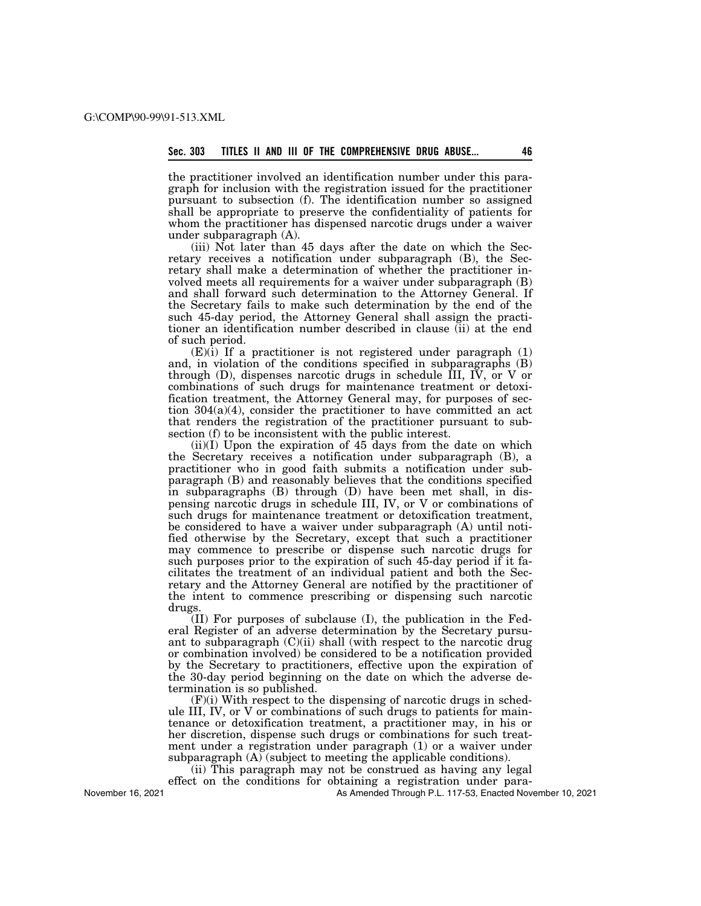the practitioner involved an identification number under this paragraph for inclusion with the registration issued for the practitioner pursuant to subsection (f). The identification number so assigned shall be appropriate to preserve the confidentiality of patients for whom the practitioner has dispensed narcotic drugs under a waiver under subparagraph (A).

(iii) Not later than 45 days after the date on which the Secretary receives a notification under subparagraph (B), the Secretary shall make a determination of whether the practitioner involved meets all requirements for a waiver under subparagraph (B) and shall forward such determination to the Attorney General. If the Secretary fails to make such determination by the end of the such 45-day period, the Attorney General shall assign the practitioner an identification number described in clause (ii) at the end of such period.

(E)(i) If a practitioner is not registered under paragraph (1) and, in violation of the conditions specified in subparagraphs (B) through (D), dispenses narcotic drugs in schedule III, IV, or V or combinations of such drugs for maintenance treatment or detoxification treatment, the Attorney General may, for purposes of section 304(a)(4), consider the practitioner to have committed an act that renders the registration of the practitioner pursuant to subsection (f) to be inconsistent with the public interest.

(ii)(I) Upon the expiration of 45 days from the date on which the Secretary receives a notification under subparagraph (B), a practitioner who in good faith submits a notification under subparagraph (B) and reasonably believes that the conditions specified in subparagraphs (B) through (D) have been met shall, in dispensing narcotic drugs in schedule III, IV, or V or combinations of such drugs for maintenance treatment or detoxification treatment, be considered to have a waiver under subparagraph (A) until notified otherwise by the Secretary, except that such a practitioner may commence to prescribe or dispense such narcotic drugs for such purposes prior to the expiration of such 45-day period if it facilitates the treatment of an individual patient and both the Secretary and the Attorney General are notified by the practitioner of the intent to commence prescribing or dispensing such narcotic drugs.

(II) For purposes of subclause (I), the publication in the Federal Register of an adverse determination by the Secretary pursuant to subparagraph (C)(ii) shall (with respect to the narcotic drug or combination involved) be considered to be a notification provided by the Secretary to practitioners, effective upon the expiration of the 30-day period beginning on the date on which the adverse determination is so published.

(F)(i) With respect to the dispensing of narcotic drugs in schedule III, IV, or V or combinations of such drugs to patients for maintenance or detoxification treatment, a practitioner may, in his or her discretion, dispense such drugs or combinations for such treatment under a registration under paragraph (1) or a waiver under subparagraph (A) (subject to meeting the applicable conditions).

(ii) This paragraph may not be construed as having any legal effect on the conditions for obtaining a registration under para-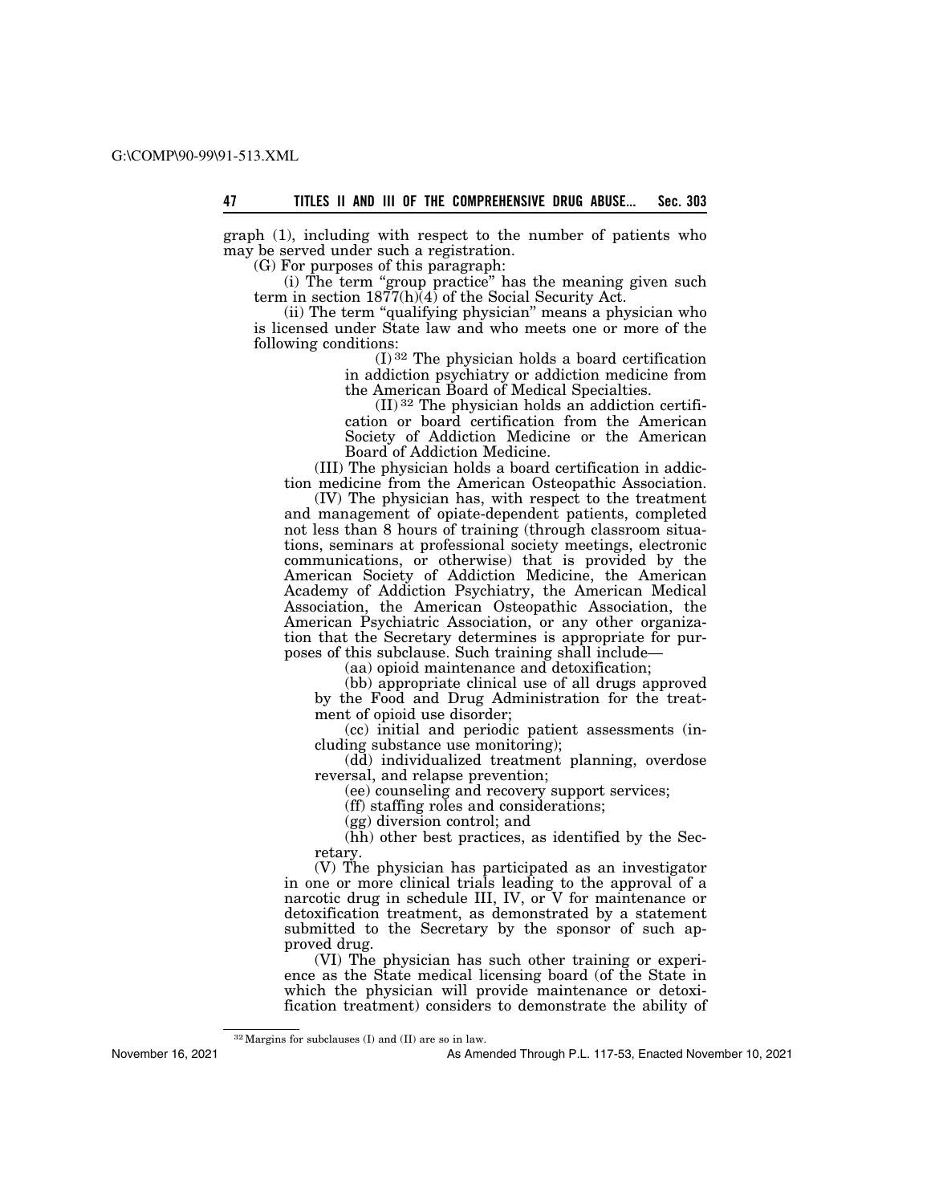graph (1), including with respect to the number of patients who may be served under such a registration.

(G) For purposes of this paragraph:

(i) The term "group practice" has the meaning given such term in section 1877(h)(4) of the Social Security Act.

(ii) The term "qualifying physician" means a physician who is licensed under State law and who meets one or more of the following conditions:

(I)[32] The physician holds a board certification in addiction psychiatry or addiction medicine from the American Board of Medical Specialties.

(II)[32] The physician holds an addiction certification or board certification from the American Society of Addiction Medicine or the American Board of Addiction Medicine.

(III) The physician holds a board certification in addiction medicine from the American Osteopathic Association.

(IV) The physician has, with respect to the treatment and management of opiate-dependent patients, completed not less than 8 hours of training (through classroom situations, seminars at professional society meetings, electronic communications, or otherwise) that is provided by the American Society of Addiction Medicine, the American Academy of Addiction Psychiatry, the American Medical Association, the American Osteopathic Association, the American Psychiatric Association, or any other organization that the Secretary determines is appropriate for purposes of this subclause. Such training shall include—

(aa) opioid maintenance and detoxification;

(bb) appropriate clinical use of all drugs approved by the Food and Drug Administration for the treatment of opioid use disorder;

(cc) initial and periodic patient assessments (including substance use monitoring);

(dd) individualized treatment planning, overdose reversal, and relapse prevention;

(ee) counseling and recovery support services;

(ff) staffing roles and considerations;

(gg) diversion control; and

(hh) other best practices, as identified by the Secretary.

(V) The physician has participated as an investigator in one or more clinical trials leading to the approval of a narcotic drug in schedule III, IV, or V for maintenance or detoxification treatment, as demonstrated by a statement submitted to the Secretary by the sponsor of such approved drug.

(VI) The physician has such other training or experience as the State medical licensing board (of the State in which the physician will provide maintenance or detoxification treatment) considers to demonstrate the ability of

---

[32] Margins for subclauses (I) and (II) are so in law.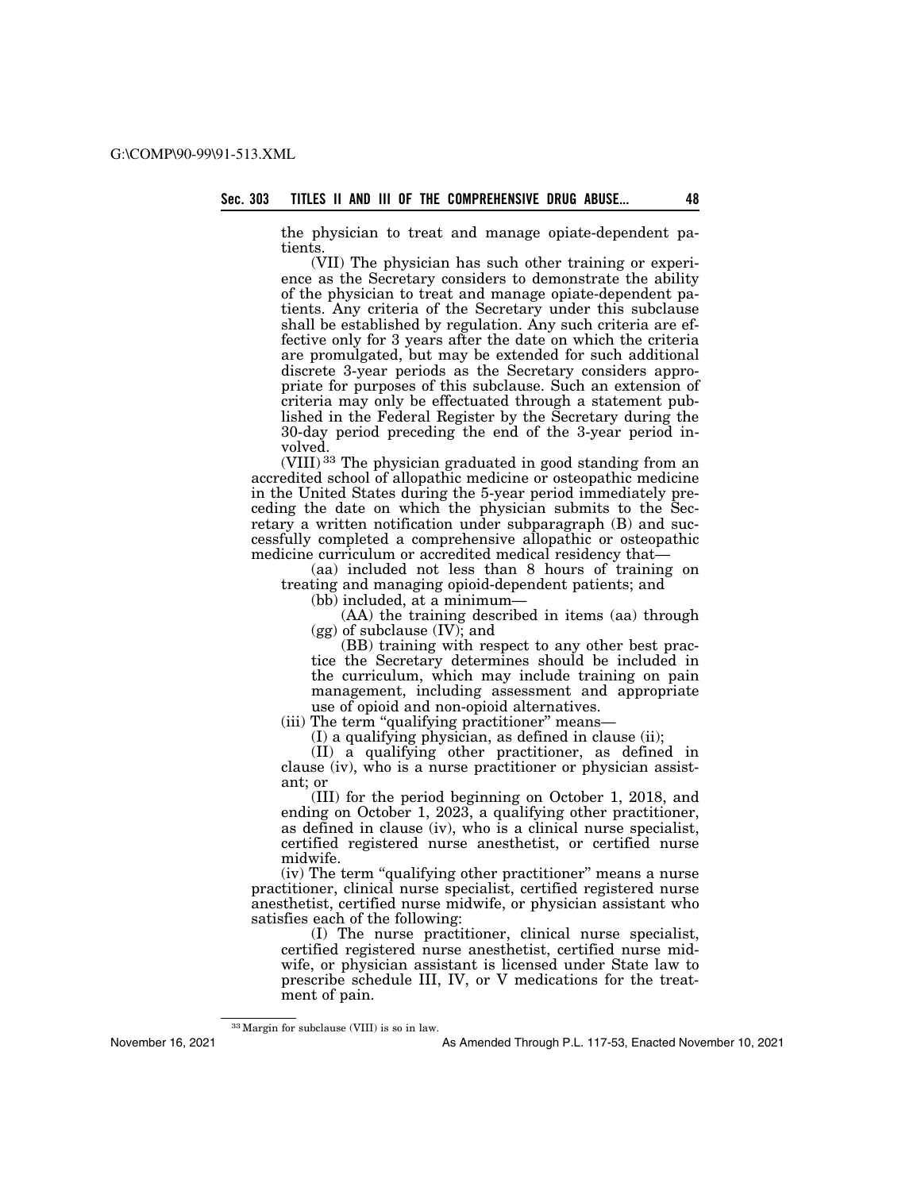the physician to treat and manage opiate-dependent patients.

(VII) The physician has such other training or experience as the Secretary considers to demonstrate the ability of the physician to treat and manage opiate-dependent patients. Any criteria of the Secretary under this subclause shall be established by regulation. Any such criteria are effective only for 3 years after the date on which the criteria are promulgated, but may be extended for such additional discrete 3-year periods as the Secretary considers appropriate for purposes of this subclause. Such an extension of criteria may only be effectuated through a statement published in the Federal Register by the Secretary during the 30-day period preceding the end of the 3-year period involved.

(VIII) [33] The physician graduated in good standing from an accredited school of allopathic medicine or osteopathic medicine in the United States during the 5-year period immediately preceding the date on which the physician submits to the Secretary a written notification under subparagraph (B) and successfully completed a comprehensive allopathic or osteopathic medicine curriculum or accredited medical residency that—

(aa) included not less than 8 hours of training on treating and managing opioid-dependent patients; and

(bb) included, at a minimum—

(AA) the training described in items (aa) through (gg) of subclause (IV); and

(BB) training with respect to any other best practice the Secretary determines should be included in the curriculum, which may include training on pain management, including assessment and appropriate use of opioid and non-opioid alternatives.

(iii) The term "qualifying practitioner" means—

(I) a qualifying physician, as defined in clause (ii);

(II) a qualifying other practitioner, as defined in clause (iv), who is a nurse practitioner or physician assistant; or

(III) for the period beginning on October 1, 2018, and ending on October 1, 2023, a qualifying other practitioner, as defined in clause (iv), who is a clinical nurse specialist, certified registered nurse anesthetist, or certified nurse midwife.

(iv) The term "qualifying other practitioner" means a nurse practitioner, clinical nurse specialist, certified registered nurse anesthetist, certified nurse midwife, or physician assistant who satisfies each of the following:

(I) The nurse practitioner, clinical nurse specialist, certified registered nurse anesthetist, certified nurse midwife, or physician assistant is licensed under State law to prescribe schedule III, IV, or V medications for the treatment of pain.

[33] Margin for subclause (VIII) is so in law.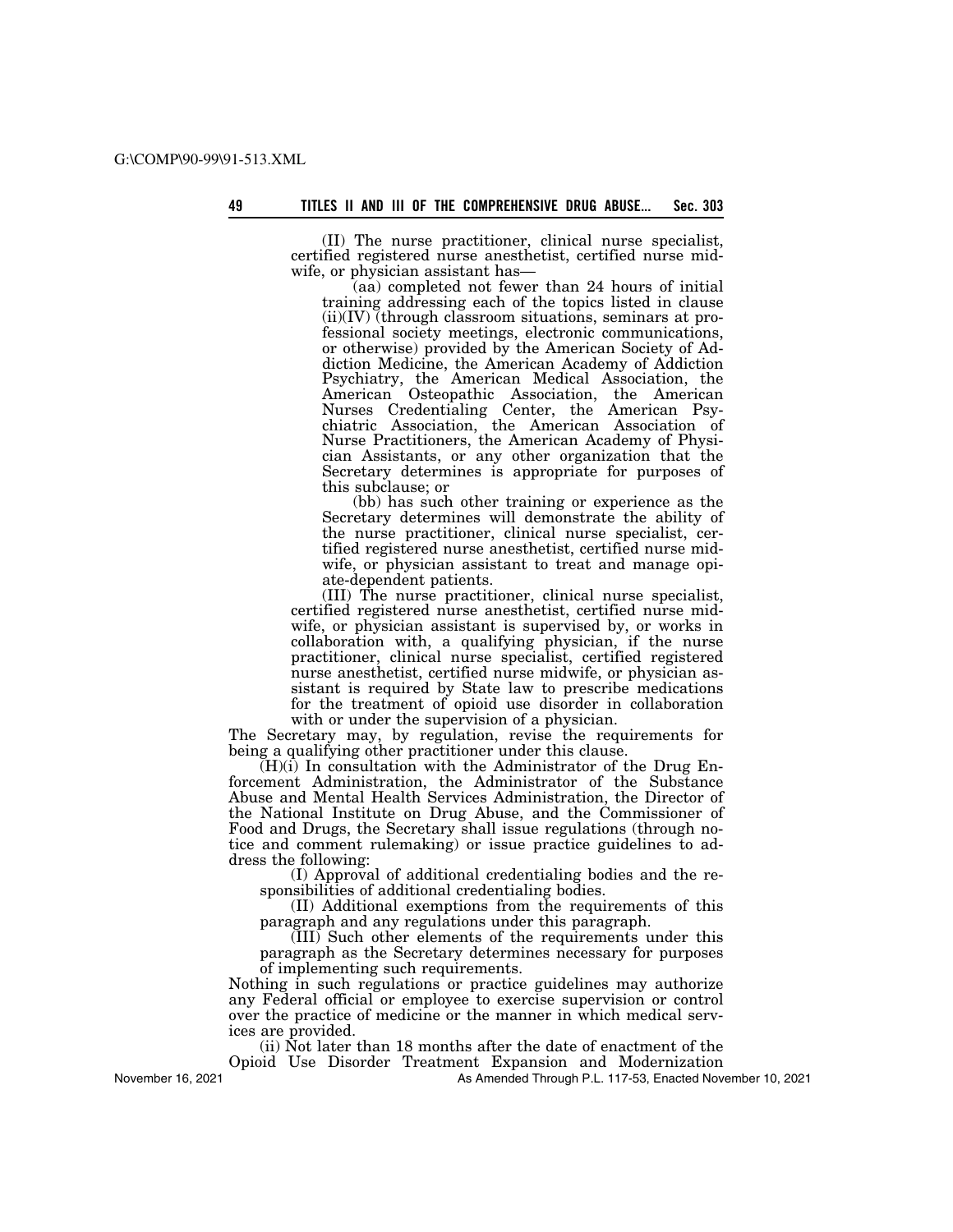(II) The nurse practitioner, clinical nurse specialist, certified registered nurse anesthetist, certified nurse midwife, or physician assistant has—

(aa) completed not fewer than 24 hours of initial training addressing each of the topics listed in clause (ii)(IV) (through classroom situations, seminars at professional society meetings, electronic communications, or otherwise) provided by the American Society of Addiction Medicine, the American Academy of Addiction Psychiatry, the American Medical Association, the American Osteopathic Association, the American Nurses Credentialing Center, the American Psychiatric Association, the American Association of Nurse Practitioners, the American Academy of Physician Assistants, or any other organization that the Secretary determines is appropriate for purposes of this subclause; or

(bb) has such other training or experience as the Secretary determines will demonstrate the ability of the nurse practitioner, clinical nurse specialist, certified registered nurse anesthetist, certified nurse midwife, or physician assistant to treat and manage opiate-dependent patients.

(III) The nurse practitioner, clinical nurse specialist, certified registered nurse anesthetist, certified nurse midwife, or physician assistant is supervised by, or works in collaboration with, a qualifying physician, if the nurse practitioner, clinical nurse specialist, certified registered nurse anesthetist, certified nurse midwife, or physician assistant is required by State law to prescribe medications for the treatment of opioid use disorder in collaboration with or under the supervision of a physician.

The Secretary may, by regulation, revise the requirements for being a qualifying other practitioner under this clause.

(H)(i) In consultation with the Administrator of the Drug Enforcement Administration, the Administrator of the Substance Abuse and Mental Health Services Administration, the Director of the National Institute on Drug Abuse, and the Commissioner of Food and Drugs, the Secretary shall issue regulations (through notice and comment rulemaking) or issue practice guidelines to address the following:

(I) Approval of additional credentialing bodies and the responsibilities of additional credentialing bodies.

(II) Additional exemptions from the requirements of this paragraph and any regulations under this paragraph.

(III) Such other elements of the requirements under this paragraph as the Secretary determines necessary for purposes of implementing such requirements.

Nothing in such regulations or practice guidelines may authorize any Federal official or employee to exercise supervision or control over the practice of medicine or the manner in which medical services are provided.

(ii) Not later than 18 months after the date of enactment of the Opioid Use Disorder Treatment Expansion and Modernization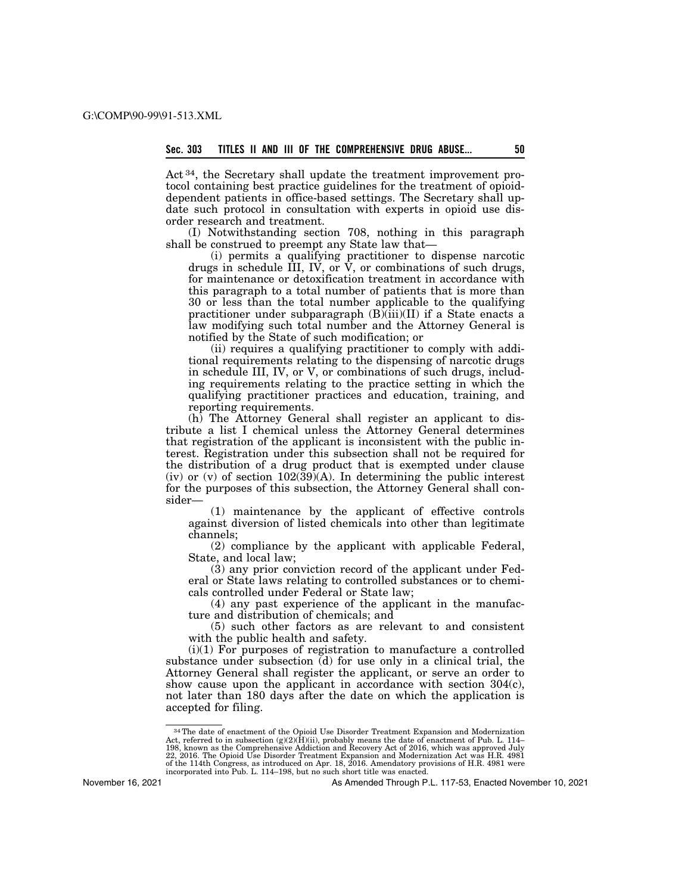Act [34], the Secretary shall update the treatment improvement protocol containing best practice guidelines for the treatment of opioid-dependent patients in office-based settings. The Secretary shall update such protocol in consultation with experts in opioid use disorder research and treatment.

(I) Notwithstanding section 708, nothing in this paragraph shall be construed to preempt any State law that—

(i) permits a qualifying practitioner to dispense narcotic drugs in schedule III, IV, or V, or combinations of such drugs, for maintenance or detoxification treatment in accordance with this paragraph to a total number of patients that is more than 30 or less than the total number applicable to the qualifying practitioner under subparagraph (B)(iii)(II) if a State enacts a law modifying such total number and the Attorney General is notified by the State of such modification; or

(ii) requires a qualifying practitioner to comply with additional requirements relating to the dispensing of narcotic drugs in schedule III, IV, or V, or combinations of such drugs, including requirements relating to the practice setting in which the qualifying practitioner practices and education, training, and reporting requirements.

(h) The Attorney General shall register an applicant to distribute a list I chemical unless the Attorney General determines that registration of the applicant is inconsistent with the public interest. Registration under this subsection shall not be required for the distribution of a drug product that is exempted under clause (iv) or (v) of section 102(39)(A). In determining the public interest for the purposes of this subsection, the Attorney General shall consider—

(1) maintenance by the applicant of effective controls against diversion of listed chemicals into other than legitimate channels;

(2) compliance by the applicant with applicable Federal, State, and local law;

(3) any prior conviction record of the applicant under Federal or State laws relating to controlled substances or to chemicals controlled under Federal or State law;

(4) any past experience of the applicant in the manufacture and distribution of chemicals; and

(5) such other factors as are relevant to and consistent with the public health and safety.

(i)(1) For purposes of registration to manufacture a controlled substance under subsection (d) for use only in a clinical trial, the Attorney General shall register the applicant, or serve an order to show cause upon the applicant in accordance with section 304(c), not later than 180 days after the date on which the application is accepted for filing.

---

[34] The date of enactment of the Opioid Use Disorder Treatment Expansion and Modernization Act, referred to in subsection (g)(2)(H)(ii), probably means the date of enactment of Pub. L. 114–198, known as the Comprehensive Addiction and Recovery Act of 2016, which was approved July 22, 2016. The Opioid Use Disorder Treatment Expansion and Modernization Act was H.R. 4981 of the 114th Congress, as introduced on Apr. 18, 2016. Amendatory provisions of H.R. 4981 were incorporated into Pub. L. 114–198, but no such short title was enacted.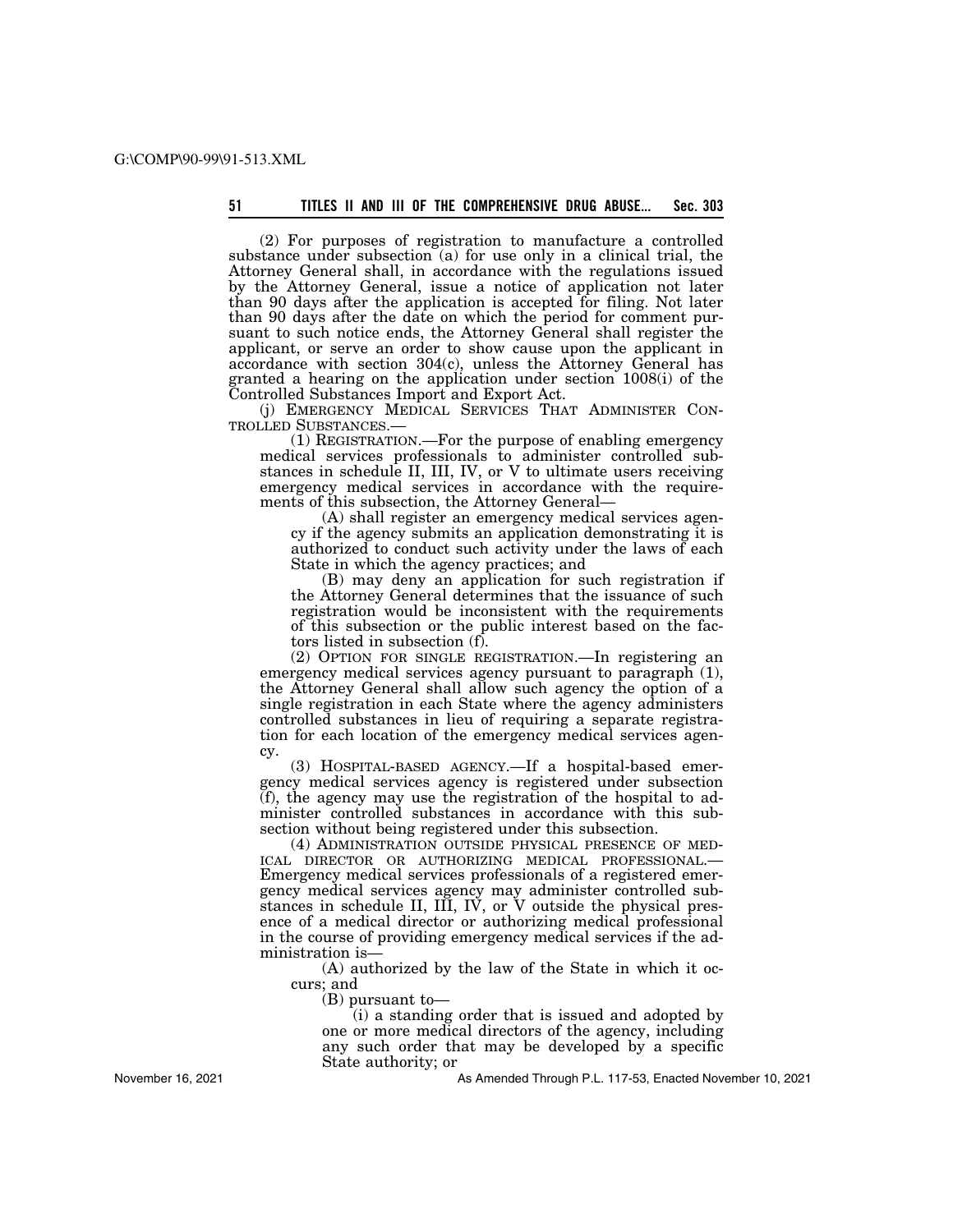(2) For purposes of registration to manufacture a controlled substance under subsection (a) for use only in a clinical trial, the Attorney General shall, in accordance with the regulations issued by the Attorney General, issue a notice of application not later than 90 days after the application is accepted for filing. Not later than 90 days after the date on which the period for comment pursuant to such notice ends, the Attorney General shall register the applicant, or serve an order to show cause upon the applicant in accordance with section 304(c), unless the Attorney General has granted a hearing on the application under section 1008(i) of the Controlled Substances Import and Export Act.

(j) EMERGENCY MEDICAL SERVICES THAT ADMINISTER CONTROLLED SUBSTANCES.—

(1) REGISTRATION.—For the purpose of enabling emergency medical services professionals to administer controlled substances in schedule II, III, IV, or V to ultimate users receiving emergency medical services in accordance with the requirements of this subsection, the Attorney General—

(A) shall register an emergency medical services agency if the agency submits an application demonstrating it is authorized to conduct such activity under the laws of each State in which the agency practices; and

(B) may deny an application for such registration if the Attorney General determines that the issuance of such registration would be inconsistent with the requirements of this subsection or the public interest based on the factors listed in subsection (f).

(2) OPTION FOR SINGLE REGISTRATION.—In registering an emergency medical services agency pursuant to paragraph (1), the Attorney General shall allow such agency the option of a single registration in each State where the agency administers controlled substances in lieu of requiring a separate registration for each location of the emergency medical services agency.

(3) HOSPITAL-BASED AGENCY.—If a hospital-based emergency medical services agency is registered under subsection (f), the agency may use the registration of the hospital to administer controlled substances in accordance with this subsection without being registered under this subsection.

(4) ADMINISTRATION OUTSIDE PHYSICAL PRESENCE OF MEDICAL DIRECTOR OR AUTHORIZING MEDICAL PROFESSIONAL.—Emergency medical services professionals of a registered emergency medical services agency may administer controlled substances in schedule II, III, IV, or V outside the physical presence of a medical director or authorizing medical professional in the course of providing emergency medical services if the administration is—

(A) authorized by the law of the State in which it occurs; and

(B) pursuant to—

(i) a standing order that is issued and adopted by one or more medical directors of the agency, including any such order that may be developed by a specific State authority; or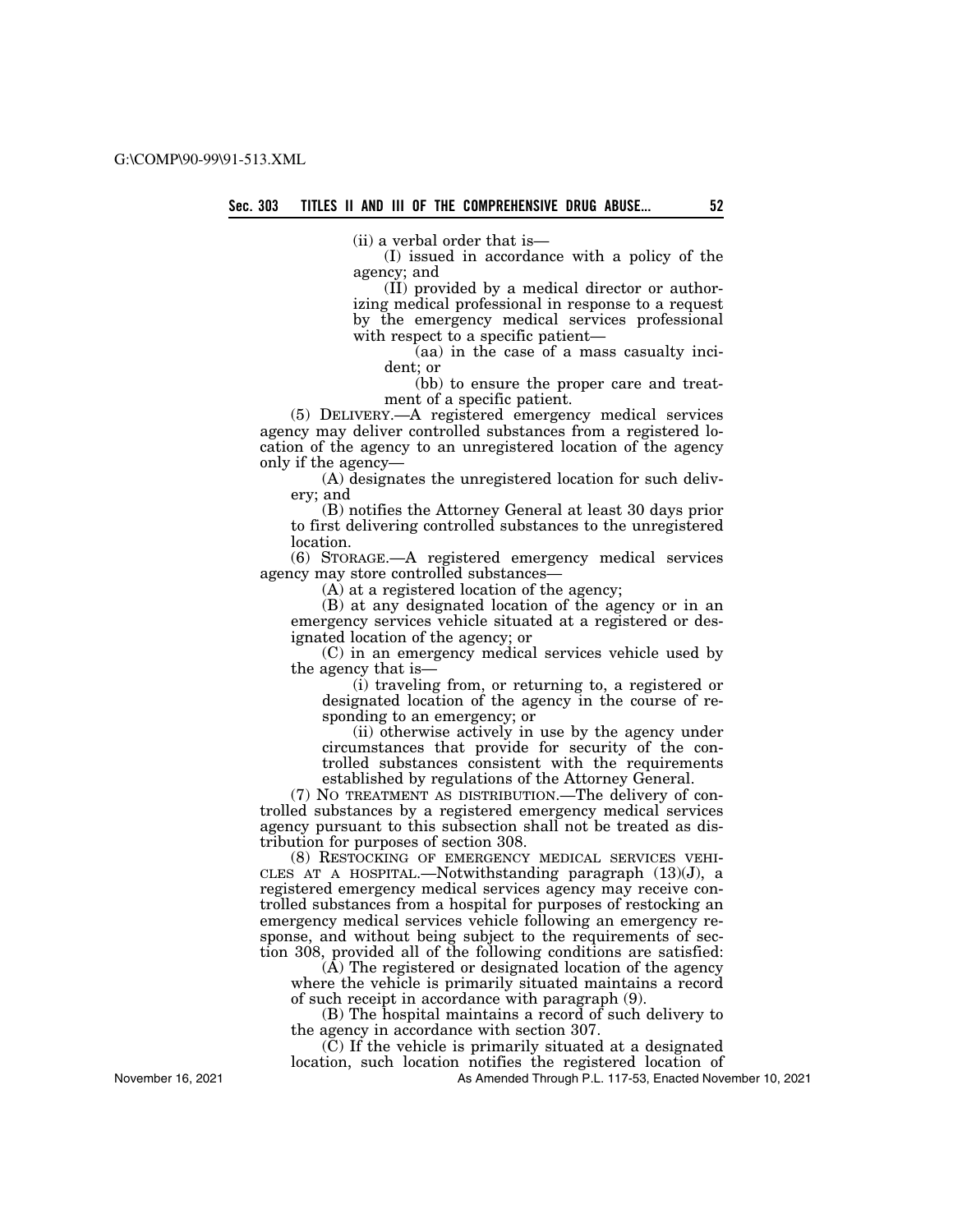(ii) a verbal order that is—

(I) issued in accordance with a policy of the agency; and

(II) provided by a medical director or authorizing medical professional in response to a request by the emergency medical services professional with respect to a specific patient—

(aa) in the case of a mass casualty incident; or

(bb) to ensure the proper care and treatment of a specific patient.

(5) DELIVERY.—A registered emergency medical services agency may deliver controlled substances from a registered location of the agency to an unregistered location of the agency only if the agency—

(A) designates the unregistered location for such delivery; and

(B) notifies the Attorney General at least 30 days prior to first delivering controlled substances to the unregistered location.

(6) STORAGE.—A registered emergency medical services agency may store controlled substances—

(A) at a registered location of the agency;

(B) at any designated location of the agency or in an emergency services vehicle situated at a registered or designated location of the agency; or

(C) in an emergency medical services vehicle used by the agency that is—

(i) traveling from, or returning to, a registered or designated location of the agency in the course of responding to an emergency; or

(ii) otherwise actively in use by the agency under circumstances that provide for security of the controlled substances consistent with the requirements established by regulations of the Attorney General.

(7) NO TREATMENT AS DISTRIBUTION.—The delivery of controlled substances by a registered emergency medical services agency pursuant to this subsection shall not be treated as distribution for purposes of section 308.

(8) RESTOCKING OF EMERGENCY MEDICAL SERVICES VEHICLES AT A HOSPITAL.—Notwithstanding paragraph (13)(J), a registered emergency medical services agency may receive controlled substances from a hospital for purposes of restocking an emergency medical services vehicle following an emergency response, and without being subject to the requirements of section 308, provided all of the following conditions are satisfied:

(A) The registered or designated location of the agency where the vehicle is primarily situated maintains a record of such receipt in accordance with paragraph (9).

(B) The hospital maintains a record of such delivery to the agency in accordance with section 307.

(C) If the vehicle is primarily situated at a designated location, such location notifies the registered location of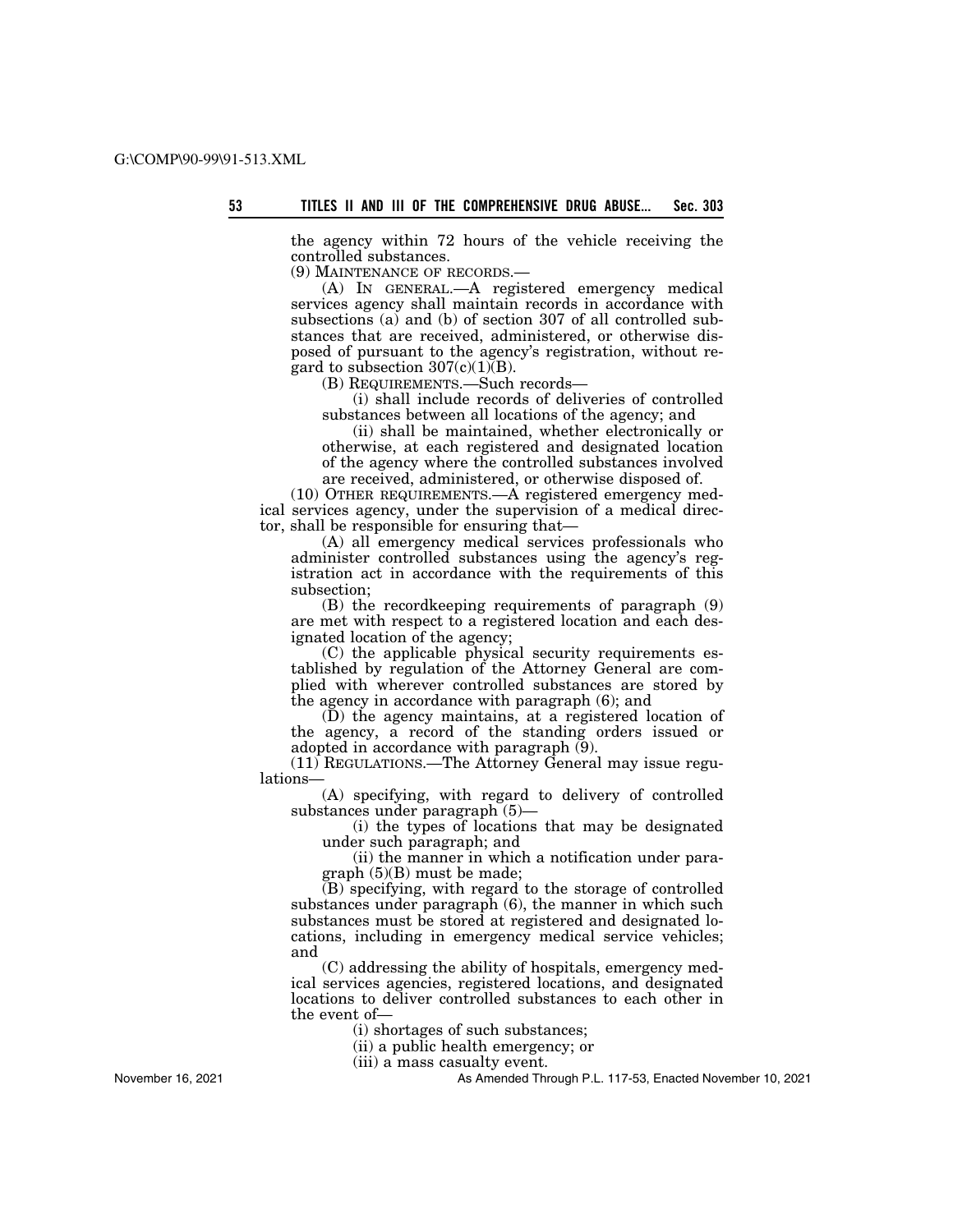the agency within 72 hours of the vehicle receiving the controlled substances.

(9) MAINTENANCE OF RECORDS.—

(A) IN GENERAL.—A registered emergency medical services agency shall maintain records in accordance with subsections (a) and (b) of section 307 of all controlled substances that are received, administered, or otherwise disposed of pursuant to the agency's registration, without regard to subsection 307(c)(1)(B).

(B) REQUIREMENTS.—Such records—

(i) shall include records of deliveries of controlled substances between all locations of the agency; and

(ii) shall be maintained, whether electronically or otherwise, at each registered and designated location of the agency where the controlled substances involved are received, administered, or otherwise disposed of.

(10) OTHER REQUIREMENTS.—A registered emergency medical services agency, under the supervision of a medical director, shall be responsible for ensuring that—

(A) all emergency medical services professionals who administer controlled substances using the agency's registration act in accordance with the requirements of this subsection;

(B) the recordkeeping requirements of paragraph (9) are met with respect to a registered location and each designated location of the agency;

(C) the applicable physical security requirements established by regulation of the Attorney General are complied with wherever controlled substances are stored by the agency in accordance with paragraph (6); and

(D) the agency maintains, at a registered location of the agency, a record of the standing orders issued or adopted in accordance with paragraph (9).

(11) REGULATIONS.—The Attorney General may issue regulations—

(A) specifying, with regard to delivery of controlled substances under paragraph (5)—

(i) the types of locations that may be designated under such paragraph; and

(ii) the manner in which a notification under paragraph (5)(B) must be made;

(B) specifying, with regard to the storage of controlled substances under paragraph (6), the manner in which such substances must be stored at registered and designated locations, including in emergency medical service vehicles; and

(C) addressing the ability of hospitals, emergency medical services agencies, registered locations, and designated locations to deliver controlled substances to each other in the event of—

(i) shortages of such substances;

(ii) a public health emergency; or

(iii) a mass casualty event.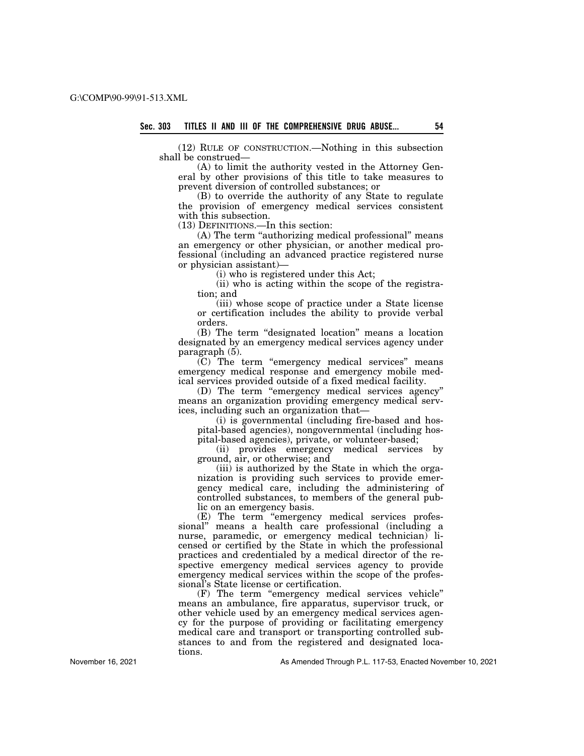(12) RULE OF CONSTRUCTION.—Nothing in this subsection shall be construed—

(A) to limit the authority vested in the Attorney General by other provisions of this title to take measures to prevent diversion of controlled substances; or

(B) to override the authority of any State to regulate the provision of emergency medical services consistent with this subsection.

(13) DEFINITIONS.—In this section:

(A) The term "authorizing medical professional" means an emergency or other physician, or another medical professional (including an advanced practice registered nurse or physician assistant)—

(i) who is registered under this Act;

(ii) who is acting within the scope of the registration; and

(iii) whose scope of practice under a State license or certification includes the ability to provide verbal orders.

(B) The term "designated location" means a location designated by an emergency medical services agency under paragraph (5).

(C) The term "emergency medical services" means emergency medical response and emergency mobile medical services provided outside of a fixed medical facility.

(D) The term "emergency medical services agency" means an organization providing emergency medical services, including such an organization that—

(i) is governmental (including fire-based and hospital-based agencies), nongovernmental (including hospital-based agencies), private, or volunteer-based;

(ii) provides emergency medical services by ground, air, or otherwise; and

(iii) is authorized by the State in which the organization is providing such services to provide emergency medical care, including the administering of controlled substances, to members of the general public on an emergency basis.

(E) The term "emergency medical services professional" means a health care professional (including a nurse, paramedic, or emergency medical technician) licensed or certified by the State in which the professional practices and credentialed by a medical director of the respective emergency medical services agency to provide emergency medical services within the scope of the professional's State license or certification.

(F) The term "emergency medical services vehicle" means an ambulance, fire apparatus, supervisor truck, or other vehicle used by an emergency medical services agency for the purpose of providing or facilitating emergency medical care and transport or transporting controlled substances to and from the registered and designated locations.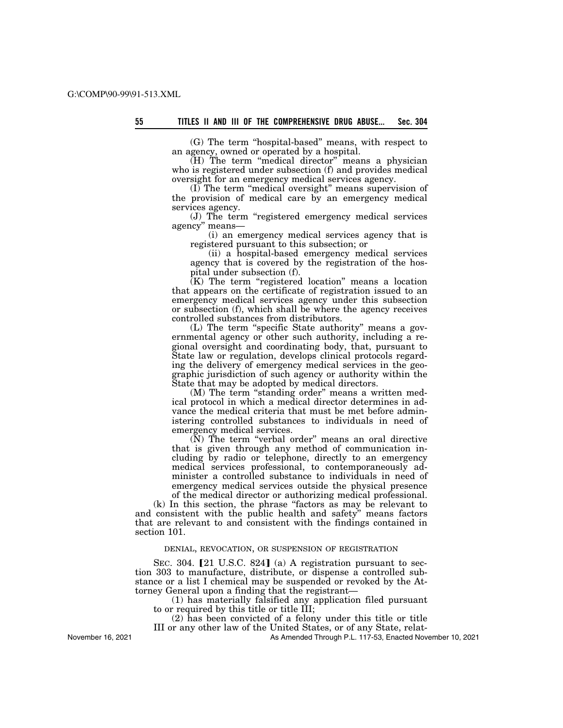(G) The term "hospital-based" means, with respect to an agency, owned or operated by a hospital.

(H) The term "medical director" means a physician who is registered under subsection (f) and provides medical oversight for an emergency medical services agency.

(I) The term "medical oversight" means supervision of the provision of medical care by an emergency medical services agency.

(J) The term "registered emergency medical services agency" means—

(i) an emergency medical services agency that is registered pursuant to this subsection; or

(ii) a hospital-based emergency medical services agency that is covered by the registration of the hospital under subsection (f).

(K) The term "registered location" means a location that appears on the certificate of registration issued to an emergency medical services agency under this subsection or subsection (f), which shall be where the agency receives controlled substances from distributors.

(L) The term "specific State authority" means a governmental agency or other such authority, including a regional oversight and coordinating body, that, pursuant to State law or regulation, develops clinical protocols regarding the delivery of emergency medical services in the geographic jurisdiction of such agency or authority within the State that may be adopted by medical directors.

(M) The term "standing order" means a written medical protocol in which a medical director determines in advance the medical criteria that must be met before administering controlled substances to individuals in need of emergency medical services.

(N) The term "verbal order" means an oral directive that is given through any method of communication including by radio or telephone, directly to an emergency medical services professional, to contemporaneously administer a controlled substance to individuals in need of emergency medical services outside the physical presence of the medical director or authorizing medical professional.

(k) In this section, the phrase "factors as may be relevant to and consistent with the public health and safety" means factors that are relevant to and consistent with the findings contained in section 101.

DENIAL, REVOCATION, OR SUSPENSION OF REGISTRATION

SEC. 304. [21 U.S.C. 824] (a) A registration pursuant to section 303 to manufacture, distribute, or dispense a controlled substance or a list I chemical may be suspended or revoked by the Attorney General upon a finding that the registrant—

(1) has materially falsified any application filed pursuant to or required by this title or title III;

(2) has been convicted of a felony under this title or title III or any other law of the United States, or of any State, relat-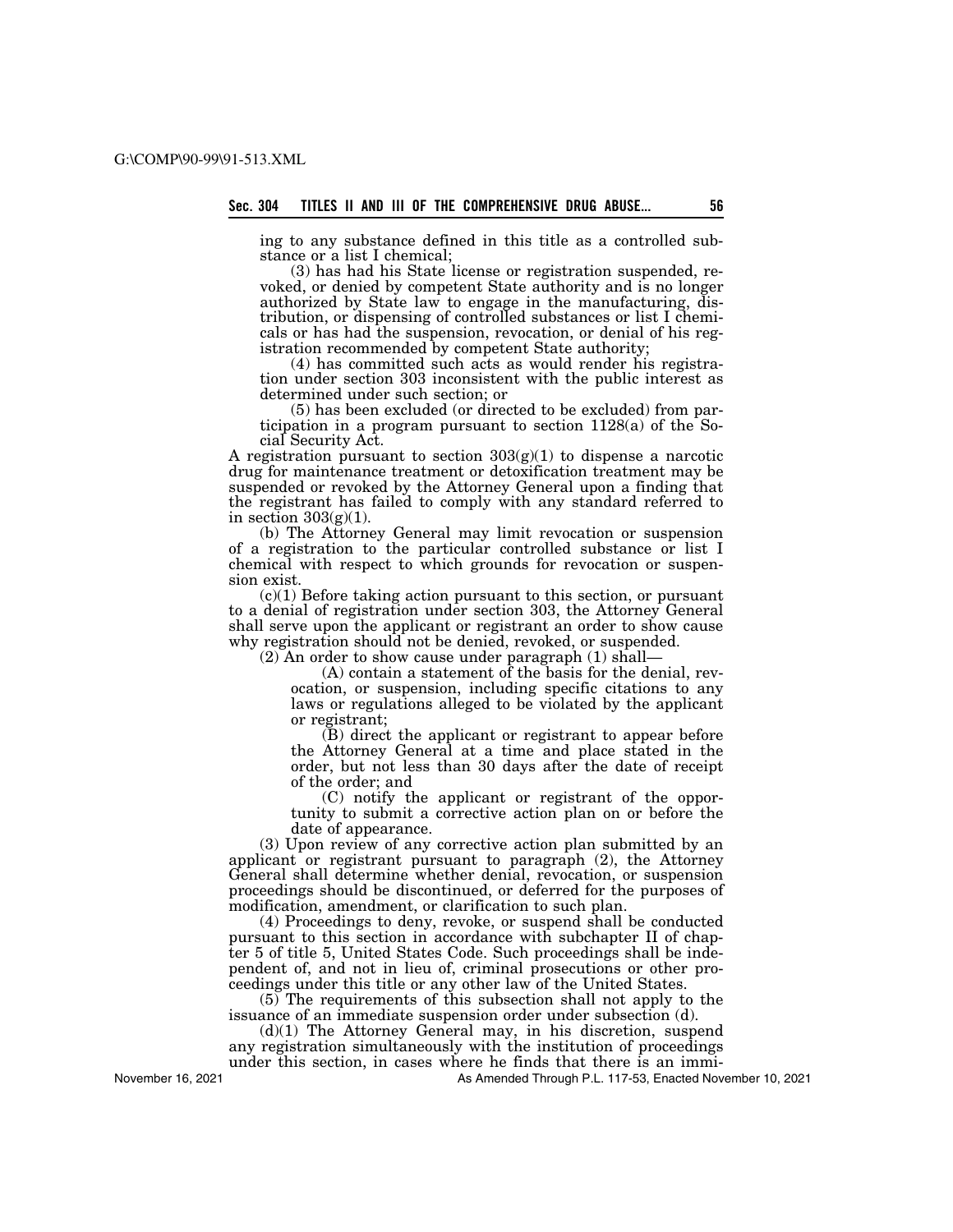ing to any substance defined in this title as a controlled substance or a list I chemical;

(3) has had his State license or registration suspended, revoked, or denied by competent State authority and is no longer authorized by State law to engage in the manufacturing, distribution, or dispensing of controlled substances or list I chemicals or has had the suspension, revocation, or denial of his registration recommended by competent State authority;

(4) has committed such acts as would render his registration under section 303 inconsistent with the public interest as determined under such section; or

(5) has been excluded (or directed to be excluded) from participation in a program pursuant to section 1128(a) of the Social Security Act.

A registration pursuant to section 303(g)(1) to dispense a narcotic drug for maintenance treatment or detoxification treatment may be suspended or revoked by the Attorney General upon a finding that the registrant has failed to comply with any standard referred to in section 303(g)(1).

(b) The Attorney General may limit revocation or suspension of a registration to the particular controlled substance or list I chemical with respect to which grounds for revocation or suspension exist.

(c)(1) Before taking action pursuant to this section, or pursuant to a denial of registration under section 303, the Attorney General shall serve upon the applicant or registrant an order to show cause why registration should not be denied, revoked, or suspended.

(2) An order to show cause under paragraph (1) shall—

(A) contain a statement of the basis for the denial, revocation, or suspension, including specific citations to any laws or regulations alleged to be violated by the applicant or registrant;

(B) direct the applicant or registrant to appear before the Attorney General at a time and place stated in the order, but not less than 30 days after the date of receipt of the order; and

(C) notify the applicant or registrant of the opportunity to submit a corrective action plan on or before the date of appearance.

(3) Upon review of any corrective action plan submitted by an applicant or registrant pursuant to paragraph (2), the Attorney General shall determine whether denial, revocation, or suspension proceedings should be discontinued, or deferred for the purposes of modification, amendment, or clarification to such plan.

(4) Proceedings to deny, revoke, or suspend shall be conducted pursuant to this section in accordance with subchapter II of chapter 5 of title 5, United States Code. Such proceedings shall be independent of, and not in lieu of, criminal prosecutions or other proceedings under this title or any other law of the United States.

(5) The requirements of this subsection shall not apply to the issuance of an immediate suspension order under subsection (d).

(d)(1) The Attorney General may, in his discretion, suspend any registration simultaneously with the institution of proceedings under this section, in cases where he finds that there is an immi-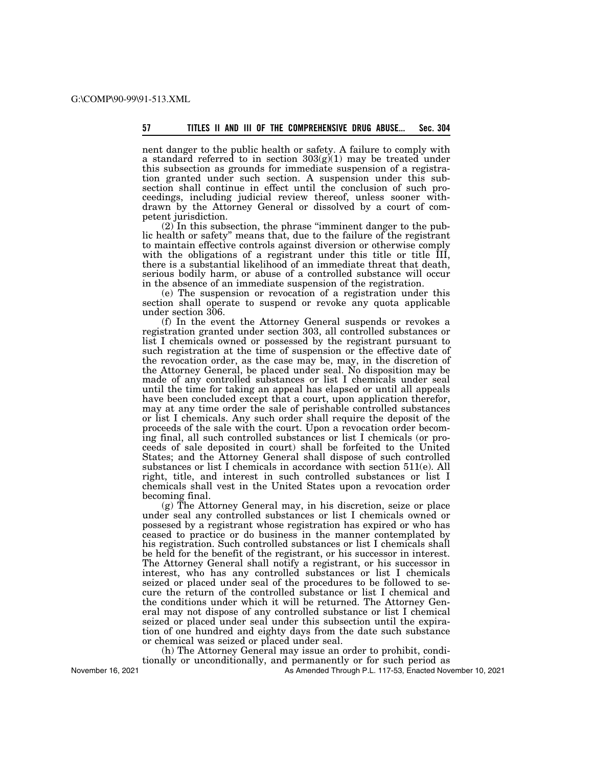nent danger to the public health or safety. A failure to comply with a standard referred to in section 303(g)(1) may be treated under this subsection as grounds for immediate suspension of a registration granted under such section. A suspension under this subsection shall continue in effect until the conclusion of such proceedings, including judicial review thereof, unless sooner withdrawn by the Attorney General or dissolved by a court of competent jurisdiction.

(2) In this subsection, the phrase "imminent danger to the public health or safety" means that, due to the failure of the registrant to maintain effective controls against diversion or otherwise comply with the obligations of a registrant under this title or title III, there is a substantial likelihood of an immediate threat that death, serious bodily harm, or abuse of a controlled substance will occur in the absence of an immediate suspension of the registration.

(e) The suspension or revocation of a registration under this section shall operate to suspend or revoke any quota applicable under section 306.

(f) In the event the Attorney General suspends or revokes a registration granted under section 303, all controlled substances or list I chemicals owned or possessed by the registrant pursuant to such registration at the time of suspension or the effective date of the revocation order, as the case may be, may, in the discretion of the Attorney General, be placed under seal. No disposition may be made of any controlled substances or list I chemicals under seal until the time for taking an appeal has elapsed or until all appeals have been concluded except that a court, upon application therefor, may at any time order the sale of perishable controlled substances or list I chemicals. Any such order shall require the deposit of the proceeds of the sale with the court. Upon a revocation order becoming final, all such controlled substances or list I chemicals (or proceeds of sale deposited in court) shall be forfeited to the United States; and the Attorney General shall dispose of such controlled substances or list I chemicals in accordance with section 511(e). All right, title, and interest in such controlled substances or list I chemicals shall vest in the United States upon a revocation order becoming final.

(g) The Attorney General may, in his discretion, seize or place under seal any controlled substances or list I chemicals owned or possesed by a registrant whose registration has expired or who has ceased to practice or do business in the manner contemplated by his registration. Such controlled substances or list I chemicals shall be held for the benefit of the registrant, or his successor in interest. The Attorney General shall notify a registrant, or his successor in interest, who has any controlled substances or list I chemicals seized or placed under seal of the procedures to be followed to secure the return of the controlled substance or list I chemical and the conditions under which it will be returned. The Attorney General may not dispose of any controlled substance or list I chemical seized or placed under seal under this subsection until the expiration of one hundred and eighty days from the date such substance or chemical was seized or placed under seal.

(h) The Attorney General may issue an order to prohibit, conditionally or unconditionally, and permanently or for such period as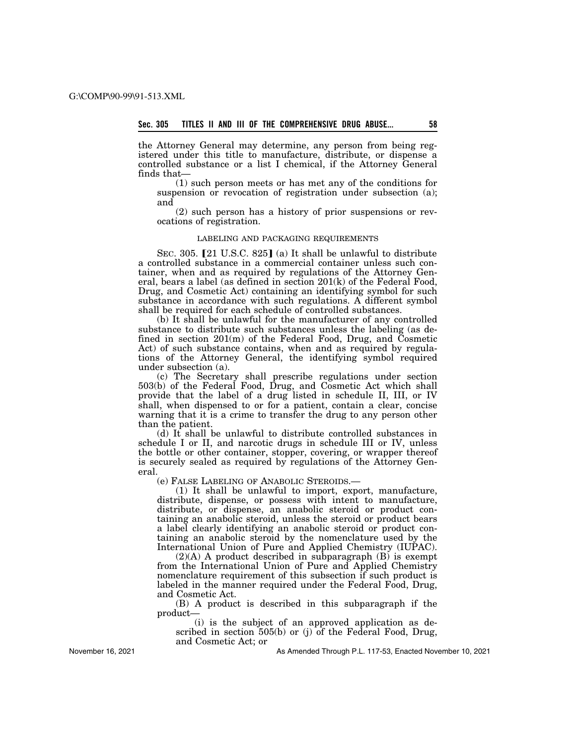the Attorney General may determine, any person from being registered under this title to manufacture, distribute, or dispense a controlled substance or a list I chemical, if the Attorney General finds that—

(1) such person meets or has met any of the conditions for suspension or revocation of registration under subsection (a); and

(2) such person has a history of prior suspensions or revocations of registration.

### LABELING AND PACKAGING REQUIREMENTS

SEC. 305. 【21 U.S.C. 825】 (a) It shall be unlawful to distribute a controlled substance in a commercial container unless such container, when and as required by regulations of the Attorney General, bears a label (as defined in section 201(k) of the Federal Food, Drug, and Cosmetic Act) containing an identifying symbol for such substance in accordance with such regulations. A different symbol shall be required for each schedule of controlled substances.

(b) It shall be unlawful for the manufacturer of any controlled substance to distribute such substances unless the labeling (as defined in section 201(m) of the Federal Food, Drug, and Cosmetic Act) of such substance contains, when and as required by regulations of the Attorney General, the identifying symbol required under subsection (a).

(c) The Secretary shall prescribe regulations under section 503(b) of the Federal Food, Drug, and Cosmetic Act which shall provide that the label of a drug listed in schedule II, III, or IV shall, when dispensed to or for a patient, contain a clear, concise warning that it is a crime to transfer the drug to any person other than the patient.

(d) It shall be unlawful to distribute controlled substances in schedule I or II, and narcotic drugs in schedule III or IV, unless the bottle or other container, stopper, covering, or wrapper thereof is securely sealed as required by regulations of the Attorney General.

(e) FALSE LABELING OF ANABOLIC STEROIDS.—

(1) It shall be unlawful to import, export, manufacture, distribute, dispense, or possess with intent to manufacture, distribute, or dispense, an anabolic steroid or product containing an anabolic steroid, unless the steroid or product bears a label clearly identifying an anabolic steroid or product containing an anabolic steroid by the nomenclature used by the International Union of Pure and Applied Chemistry (IUPAC).

(2)(A) A product described in subparagraph (B) is exempt from the International Union of Pure and Applied Chemistry nomenclature requirement of this subsection if such product is labeled in the manner required under the Federal Food, Drug, and Cosmetic Act.

(B) A product is described in this subparagraph if the product—

(i) is the subject of an approved application as described in section 505(b) or (j) of the Federal Food, Drug, and Cosmetic Act; or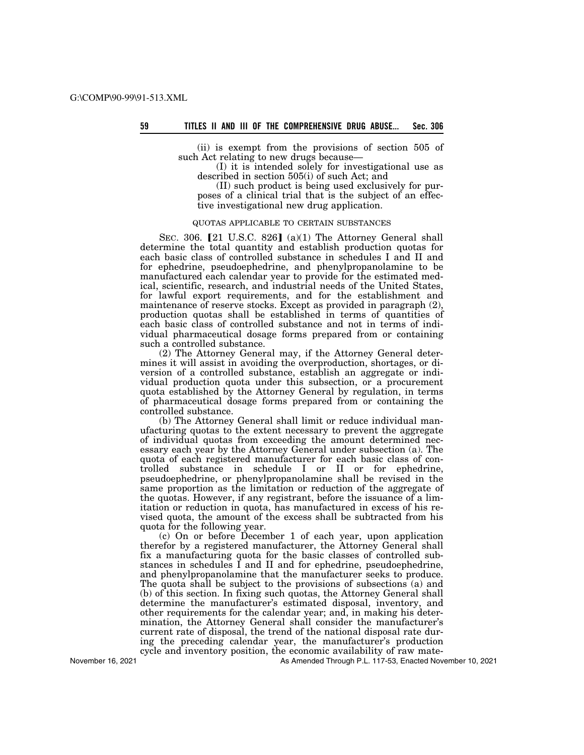(ii) is exempt from the provisions of section 505 of such Act relating to new drugs because—

(I) it is intended solely for investigational use as described in section 505(i) of such Act; and

(II) such product is being used exclusively for purposes of a clinical trial that is the subject of an effective investigational new drug application.

QUOTAS APPLICABLE TO CERTAIN SUBSTANCES

SEC. 306. [21 U.S.C. 826] (a)(1) The Attorney General shall determine the total quantity and establish production quotas for each basic class of controlled substance in schedules I and II and for ephedrine, pseudoephedrine, and phenylpropanolamine to be manufactured each calendar year to provide for the estimated medical, scientific, research, and industrial needs of the United States, for lawful export requirements, and for the establishment and maintenance of reserve stocks. Except as provided in paragraph (2), production quotas shall be established in terms of quantities of each basic class of controlled substance and not in terms of individual pharmaceutical dosage forms prepared from or containing such a controlled substance.

(2) The Attorney General may, if the Attorney General determines it will assist in avoiding the overproduction, shortages, or diversion of a controlled substance, establish an aggregate or individual production quota under this subsection, or a procurement quota established by the Attorney General by regulation, in terms of pharmaceutical dosage forms prepared from or containing the controlled substance.

(b) The Attorney General shall limit or reduce individual manufacturing quotas to the extent necessary to prevent the aggregate of individual quotas from exceeding the amount determined necessary each year by the Attorney General under subsection (a). The quota of each registered manufacturer for each basic class of controlled substance in schedule I or II or for ephedrine, pseudoephedrine, or phenylpropanolamine shall be revised in the same proportion as the limitation or reduction of the aggregate of the quotas. However, if any registrant, before the issuance of a limitation or reduction in quota, has manufactured in excess of his revised quota, the amount of the excess shall be subtracted from his quota for the following year.

(c) On or before December 1 of each year, upon application therefor by a registered manufacturer, the Attorney General shall fix a manufacturing quota for the basic classes of controlled substances in schedules I and II and for ephedrine, pseudoephedrine, and phenylpropanolamine that the manufacturer seeks to produce. The quota shall be subject to the provisions of subsections (a) and (b) of this section. In fixing such quotas, the Attorney General shall determine the manufacturer's estimated disposal, inventory, and other requirements for the calendar year; and, in making his determination, the Attorney General shall consider the manufacturer's current rate of disposal, the trend of the national disposal rate during the preceding calendar year, the manufacturer's production cycle and inventory position, the economic availability of raw mate-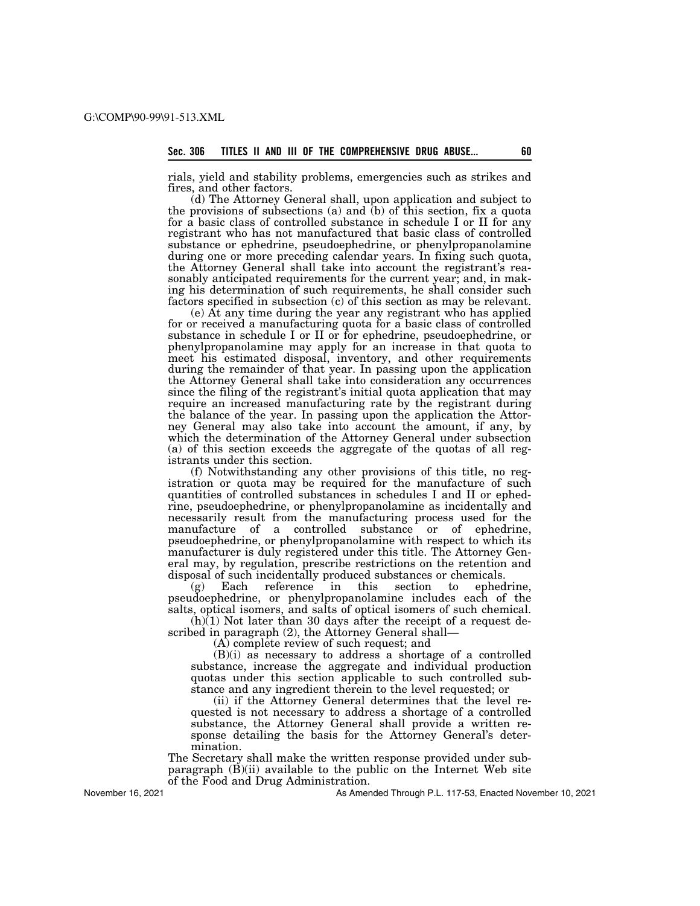rials, yield and stability problems, emergencies such as strikes and fires, and other factors.

(d) The Attorney General shall, upon application and subject to the provisions of subsections (a) and (b) of this section, fix a quota for a basic class of controlled substance in schedule I or II for any registrant who has not manufactured that basic class of controlled substance or ephedrine, pseudoephedrine, or phenylpropanolamine during one or more preceding calendar years. In fixing such quota, the Attorney General shall take into account the registrant's reasonably anticipated requirements for the current year; and, in making his determination of such requirements, he shall consider such factors specified in subsection (c) of this section as may be relevant.

(e) At any time during the year any registrant who has applied for or received a manufacturing quota for a basic class of controlled substance in schedule I or II or for ephedrine, pseudoephedrine, or phenylpropanolamine may apply for an increase in that quota to meet his estimated disposal, inventory, and other requirements during the remainder of that year. In passing upon the application the Attorney General shall take into consideration any occurrences since the filing of the registrant's initial quota application that may require an increased manufacturing rate by the registrant during the balance of the year. In passing upon the application the Attorney General may also take into account the amount, if any, by which the determination of the Attorney General under subsection (a) of this section exceeds the aggregate of the quotas of all registrants under this section.

(f) Notwithstanding any other provisions of this title, no registration or quota may be required for the manufacture of such quantities of controlled substances in schedules I and II or ephedrine, pseudoephedrine, or phenylpropanolamine as incidentally and necessarily result from the manufacturing process used for the manufacture of a controlled substance or of ephedrine, pseudoephedrine, or phenylpropanolamine with respect to which its manufacturer is duly registered under this title. The Attorney General may, by regulation, prescribe restrictions on the retention and disposal of such incidentally produced substances or chemicals.

(g) Each reference in this section to ephedrine, pseudoephedrine, or phenylpropanolamine includes each of the salts, optical isomers, and salts of optical isomers of such chemical.

(h)(1) Not later than 30 days after the receipt of a request described in paragraph (2), the Attorney General shall—

(A) complete review of such request; and

(B)(i) as necessary to address a shortage of a controlled substance, increase the aggregate and individual production quotas under this section applicable to such controlled substance and any ingredient therein to the level requested; or

(ii) if the Attorney General determines that the level requested is not necessary to address a shortage of a controlled substance, the Attorney General shall provide a written response detailing the basis for the Attorney General's determination.

The Secretary shall make the written response provided under subparagraph (B)(ii) available to the public on the Internet Web site of the Food and Drug Administration.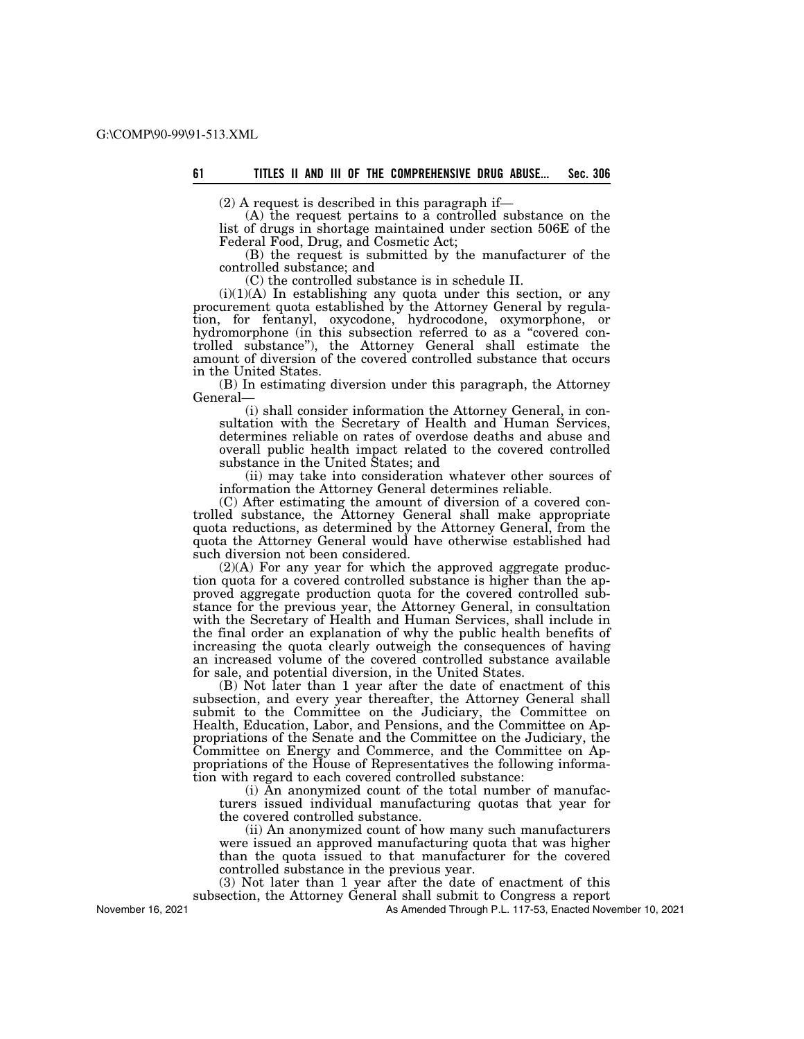(2) A request is described in this paragraph if—

(A) the request pertains to a controlled substance on the list of drugs in shortage maintained under section 506E of the Federal Food, Drug, and Cosmetic Act;

(B) the request is submitted by the manufacturer of the controlled substance; and

(C) the controlled substance is in schedule II.

(i)(1)(A) In establishing any quota under this section, or any procurement quota established by the Attorney General by regulation, for fentanyl, oxycodone, hydrocodone, oxymorphone, or hydromorphone (in this subsection referred to as a "covered controlled substance"), the Attorney General shall estimate the amount of diversion of the covered controlled substance that occurs in the United States.

(B) In estimating diversion under this paragraph, the Attorney General—

(i) shall consider information the Attorney General, in consultation with the Secretary of Health and Human Services, determines reliable on rates of overdose deaths and abuse and overall public health impact related to the covered controlled substance in the United States; and

(ii) may take into consideration whatever other sources of information the Attorney General determines reliable.

(C) After estimating the amount of diversion of a covered controlled substance, the Attorney General shall make appropriate quota reductions, as determined by the Attorney General, from the quota the Attorney General would have otherwise established had such diversion not been considered.

(2)(A) For any year for which the approved aggregate production quota for a covered controlled substance is higher than the approved aggregate production quota for the covered controlled substance for the previous year, the Attorney General, in consultation with the Secretary of Health and Human Services, shall include in the final order an explanation of why the public health benefits of increasing the quota clearly outweigh the consequences of having an increased volume of the covered controlled substance available for sale, and potential diversion, in the United States.

(B) Not later than 1 year after the date of enactment of this subsection, and every year thereafter, the Attorney General shall submit to the Committee on the Judiciary, the Committee on Health, Education, Labor, and Pensions, and the Committee on Appropriations of the Senate and the Committee on the Judiciary, the Committee on Energy and Commerce, and the Committee on Appropriations of the House of Representatives the following information with regard to each covered controlled substance:

(i) An anonymized count of the total number of manufacturers issued individual manufacturing quotas that year for the covered controlled substance.

(ii) An anonymized count of how many such manufacturers were issued an approved manufacturing quota that was higher than the quota issued to that manufacturer for the covered controlled substance in the previous year.

(3) Not later than 1 year after the date of enactment of this subsection, the Attorney General shall submit to Congress a report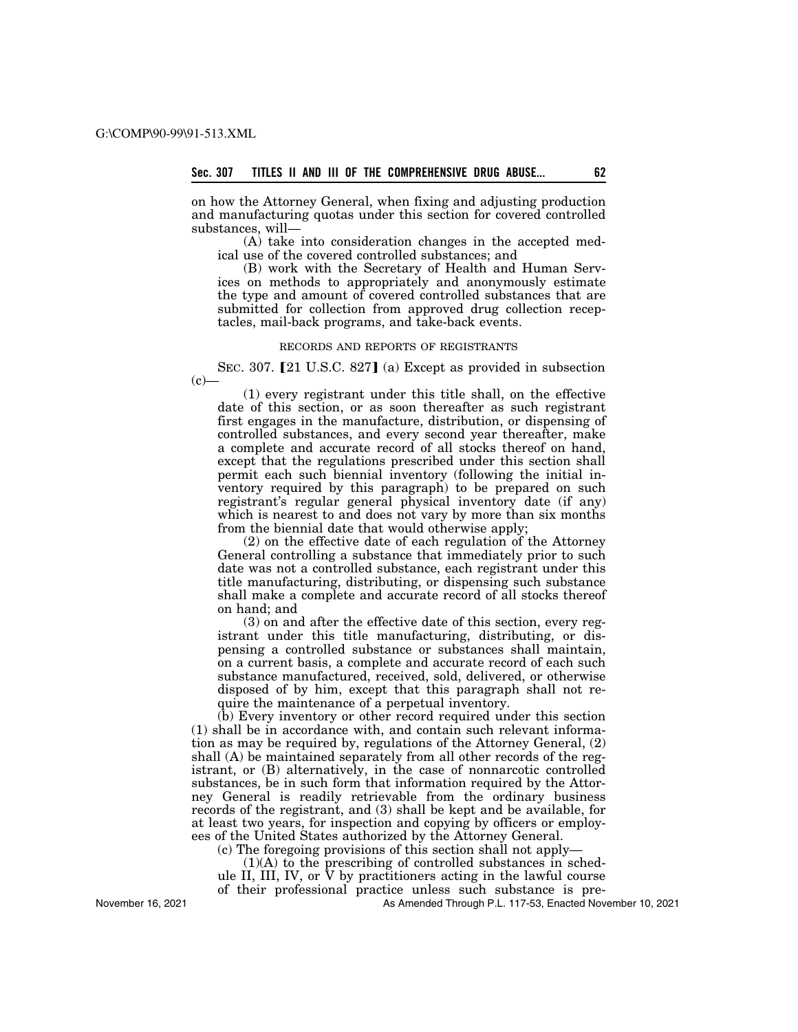on how the Attorney General, when fixing and adjusting production and manufacturing quotas under this section for covered controlled substances, will—

(A) take into consideration changes in the accepted medical use of the covered controlled substances; and

(B) work with the Secretary of Health and Human Services on methods to appropriately and anonymously estimate the type and amount of covered controlled substances that are submitted for collection from approved drug collection receptacles, mail-back programs, and take-back events.

RECORDS AND REPORTS OF REGISTRANTS

SEC. 307. [21 U.S.C. 827] (a) Except as provided in subsection (c)—

(1) every registrant under this title shall, on the effective date of this section, or as soon thereafter as such registrant first engages in the manufacture, distribution, or dispensing of controlled substances, and every second year thereafter, make a complete and accurate record of all stocks thereof on hand, except that the regulations prescribed under this section shall permit each such biennial inventory (following the initial inventory required by this paragraph) to be prepared on such registrant's regular general physical inventory date (if any) which is nearest to and does not vary by more than six months from the biennial date that would otherwise apply;

(2) on the effective date of each regulation of the Attorney General controlling a substance that immediately prior to such date was not a controlled substance, each registrant under this title manufacturing, distributing, or dispensing such substance shall make a complete and accurate record of all stocks thereof on hand; and

(3) on and after the effective date of this section, every registrant under this title manufacturing, distributing, or dispensing a controlled substance or substances shall maintain, on a current basis, a complete and accurate record of each such substance manufactured, received, sold, delivered, or otherwise disposed of by him, except that this paragraph shall not require the maintenance of a perpetual inventory.

(b) Every inventory or other record required under this section (1) shall be in accordance with, and contain such relevant information as may be required by, regulations of the Attorney General, (2) shall (A) be maintained separately from all other records of the registrant, or (B) alternatively, in the case of nonnarcotic controlled substances, be in such form that information required by the Attorney General is readily retrievable from the ordinary business records of the registrant, and (3) shall be kept and be available, for at least two years, for inspection and copying by officers or employees of the United States authorized by the Attorney General.

(c) The foregoing provisions of this section shall not apply—

(1)(A) to the prescribing of controlled substances in schedule II, III, IV, or V by practitioners acting in the lawful course of their professional practice unless such substance is pre-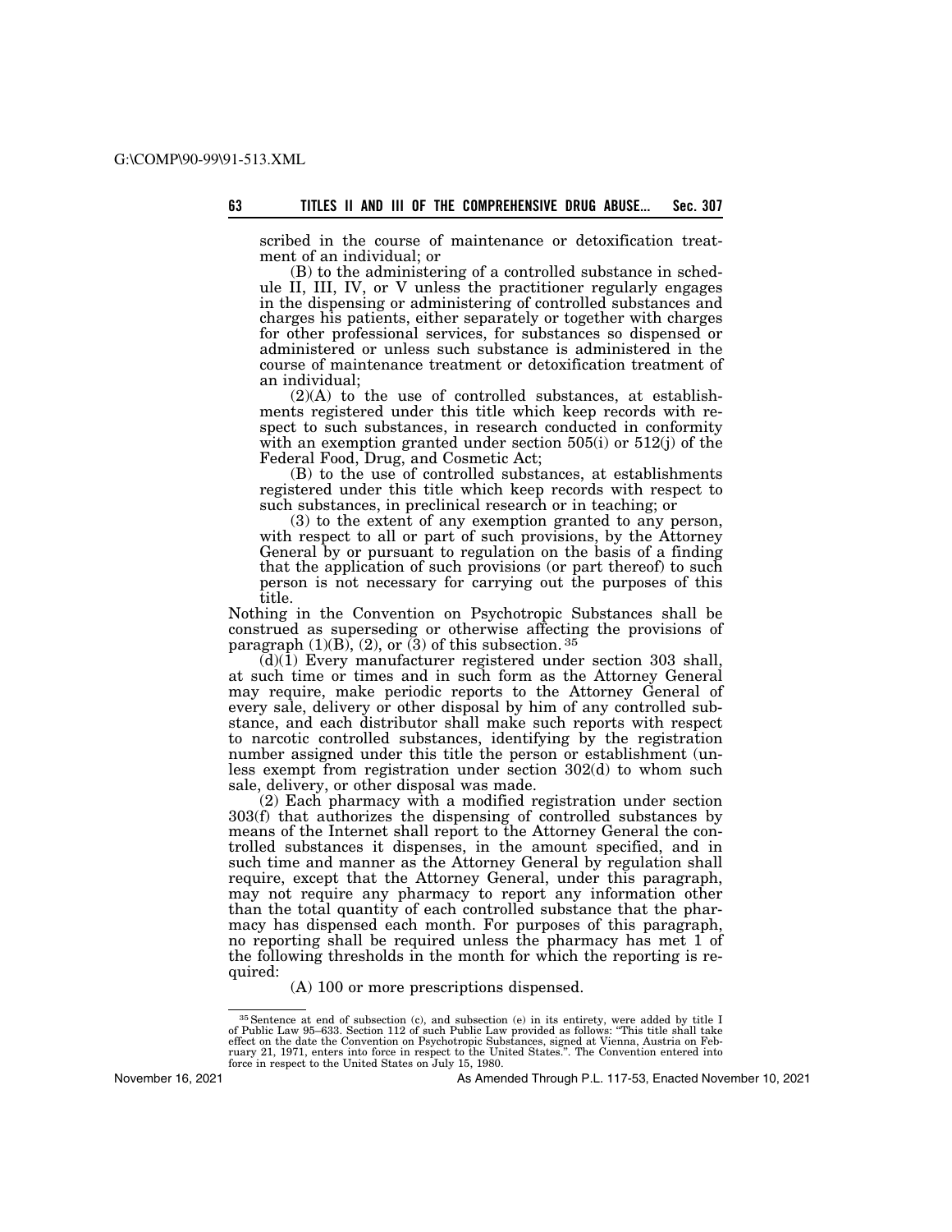scribed in the course of maintenance or detoxification treatment of an individual; or

(B) to the administering of a controlled substance in schedule II, III, IV, or V unless the practitioner regularly engages in the dispensing or administering of controlled substances and charges his patients, either separately or together with charges for other professional services, for substances so dispensed or administered or unless such substance is administered in the course of maintenance treatment or detoxification treatment of an individual;

(2)(A) to the use of controlled substances, at establishments registered under this title which keep records with respect to such substances, in research conducted in conformity with an exemption granted under section 505(i) or 512(j) of the Federal Food, Drug, and Cosmetic Act;

(B) to the use of controlled substances, at establishments registered under this title which keep records with respect to such substances, in preclinical research or in teaching; or

(3) to the extent of any exemption granted to any person, with respect to all or part of such provisions, by the Attorney General by or pursuant to regulation on the basis of a finding that the application of such provisions (or part thereof) to such person is not necessary for carrying out the purposes of this title.

Nothing in the Convention on Psychotropic Substances shall be construed as superseding or otherwise affecting the provisions of paragraph (1)(B), (2), or (3) of this subsection. [35]

(d)(1) Every manufacturer registered under section 303 shall, at such time or times and in such form as the Attorney General may require, make periodic reports to the Attorney General of every sale, delivery or other disposal by him of any controlled substance, and each distributor shall make such reports with respect to narcotic controlled substances, identifying by the registration number assigned under this title the person or establishment (unless exempt from registration under section 302(d) to whom such sale, delivery, or other disposal was made.

(2) Each pharmacy with a modified registration under section 303(f) that authorizes the dispensing of controlled substances by means of the Internet shall report to the Attorney General the controlled substances it dispenses, in the amount specified, and in such time and manner as the Attorney General by regulation shall require, except that the Attorney General, under this paragraph, may not require any pharmacy to report any information other than the total quantity of each controlled substance that the pharmacy has dispensed each month. For purposes of this paragraph, no reporting shall be required unless the pharmacy has met 1 of the following thresholds in the month for which the reporting is required:

(A) 100 or more prescriptions dispensed.

---

[35] Sentence at end of subsection (c), and subsection (e) in its entirety, were added by title I of Public Law 95–633. Section 112 of such Public Law provided as follows: "This title shall take effect on the date the Convention on Psychotropic Substances, signed at Vienna, Austria on February 21, 1971, enters into force in respect to the United States.". The Convention entered into force in respect to the United States on July 15, 1980.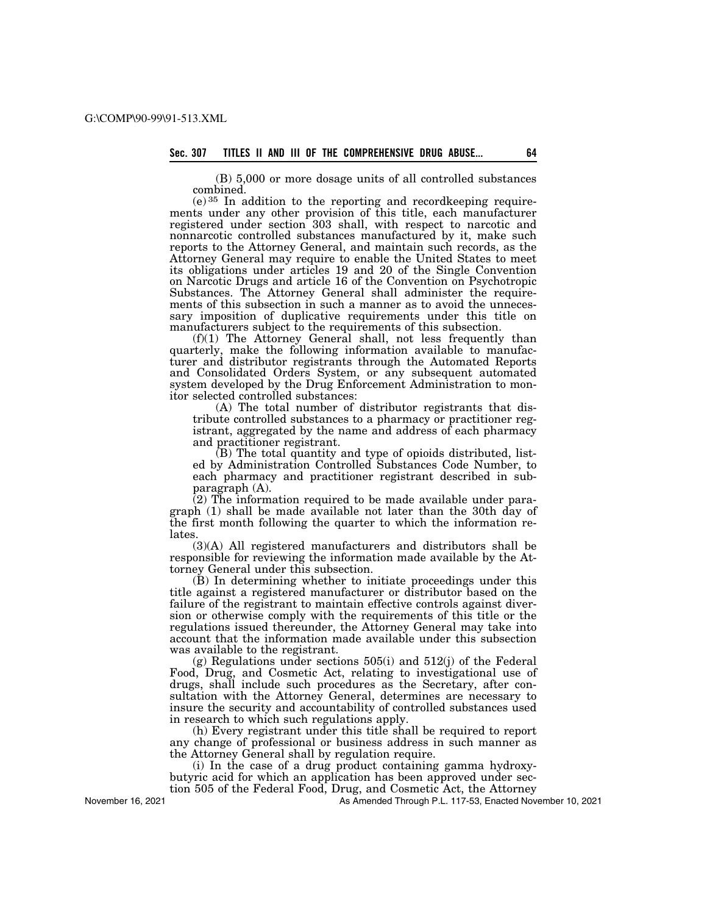(B) 5,000 or more dosage units of all controlled substances combined.

(e)[35] In addition to the reporting and recordkeeping requirements under any other provision of this title, each manufacturer registered under section 303 shall, with respect to narcotic and nonnarcotic controlled substances manufactured by it, make such reports to the Attorney General, and maintain such records, as the Attorney General may require to enable the United States to meet its obligations under articles 19 and 20 of the Single Convention on Narcotic Drugs and article 16 of the Convention on Psychotropic Substances. The Attorney General shall administer the requirements of this subsection in such a manner as to avoid the unnecessary imposition of duplicative requirements under this title on manufacturers subject to the requirements of this subsection.

(f)(1) The Attorney General shall, not less frequently than quarterly, make the following information available to manufacturer and distributor registrants through the Automated Reports and Consolidated Orders System, or any subsequent automated system developed by the Drug Enforcement Administration to monitor selected controlled substances:

(A) The total number of distributor registrants that distribute controlled substances to a pharmacy or practitioner registrant, aggregated by the name and address of each pharmacy and practitioner registrant.

(B) The total quantity and type of opioids distributed, listed by Administration Controlled Substances Code Number, to each pharmacy and practitioner registrant described in subparagraph (A).

(2) The information required to be made available under paragraph (1) shall be made available not later than the 30th day of the first month following the quarter to which the information relates.

(3)(A) All registered manufacturers and distributors shall be responsible for reviewing the information made available by the Attorney General under this subsection.

(B) In determining whether to initiate proceedings under this title against a registered manufacturer or distributor based on the failure of the registrant to maintain effective controls against diversion or otherwise comply with the requirements of this title or the regulations issued thereunder, the Attorney General may take into account that the information made available under this subsection was available to the registrant.

(g) Regulations under sections 505(i) and 512(j) of the Federal Food, Drug, and Cosmetic Act, relating to investigational use of drugs, shall include such procedures as the Secretary, after consultation with the Attorney General, determines are necessary to insure the security and accountability of controlled substances used in research to which such regulations apply.

(h) Every registrant under this title shall be required to report any change of professional or business address in such manner as the Attorney General shall by regulation require.

(i) In the case of a drug product containing gamma hydroxybutyric acid for which an application has been approved under section 505 of the Federal Food, Drug, and Cosmetic Act, the Attorney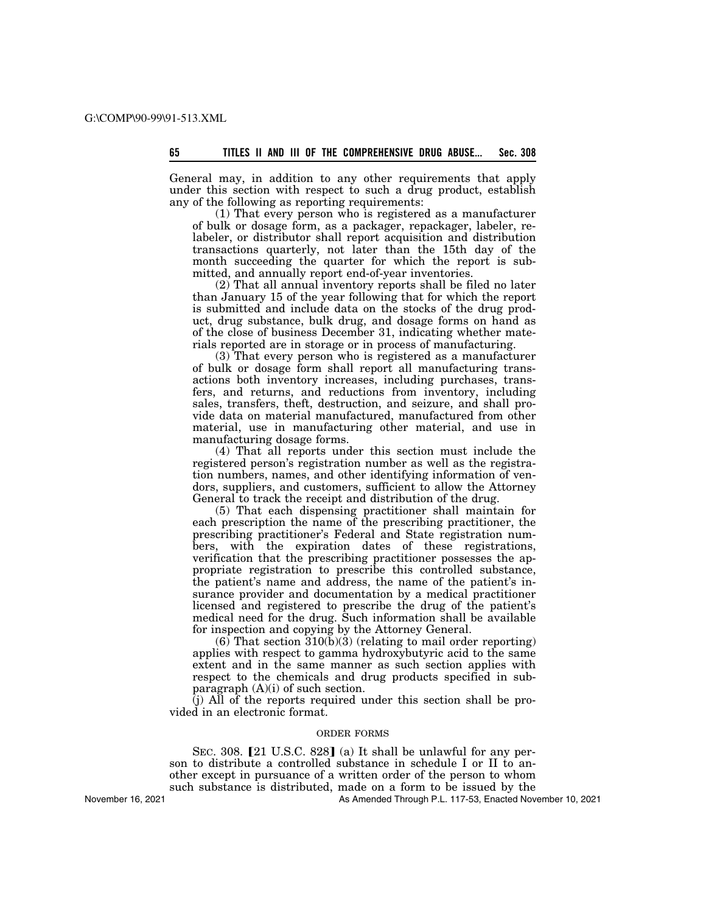General may, in addition to any other requirements that apply under this section with respect to such a drug product, establish any of the following as reporting requirements:

(1) That every person who is registered as a manufacturer of bulk or dosage form, as a packager, repackager, labeler, relabeler, or distributor shall report acquisition and distribution transactions quarterly, not later than the 15th day of the month succeeding the quarter for which the report is submitted, and annually report end-of-year inventories.

(2) That all annual inventory reports shall be filed no later than January 15 of the year following that for which the report is submitted and include data on the stocks of the drug product, drug substance, bulk drug, and dosage forms on hand as of the close of business December 31, indicating whether materials reported are in storage or in process of manufacturing.

(3) That every person who is registered as a manufacturer of bulk or dosage form shall report all manufacturing transactions both inventory increases, including purchases, transfers, and returns, and reductions from inventory, including sales, transfers, theft, destruction, and seizure, and shall provide data on material manufactured, manufactured from other material, use in manufacturing other material, and use in manufacturing dosage forms.

(4) That all reports under this section must include the registered person's registration number as well as the registration numbers, names, and other identifying information of vendors, suppliers, and customers, sufficient to allow the Attorney General to track the receipt and distribution of the drug.

(5) That each dispensing practitioner shall maintain for each prescription the name of the prescribing practitioner, the prescribing practitioner's Federal and State registration numbers, with the expiration dates of these registrations, verification that the prescribing practitioner possesses the appropriate registration to prescribe this controlled substance, the patient's name and address, the name of the patient's insurance provider and documentation by a medical practitioner licensed and registered to prescribe the drug of the patient's medical need for the drug. Such information shall be available for inspection and copying by the Attorney General.

(6) That section 310(b)(3) (relating to mail order reporting) applies with respect to gamma hydroxybutyric acid to the same extent and in the same manner as such section applies with respect to the chemicals and drug products specified in subparagraph (A)(i) of such section.

(j) All of the reports required under this section shall be provided in an electronic format.

ORDER FORMS

SEC. 308. [21 U.S.C. 828] (a) It shall be unlawful for any person to distribute a controlled substance in schedule I or II to another except in pursuance of a written order of the person to whom such substance is distributed, made on a form to be issued by the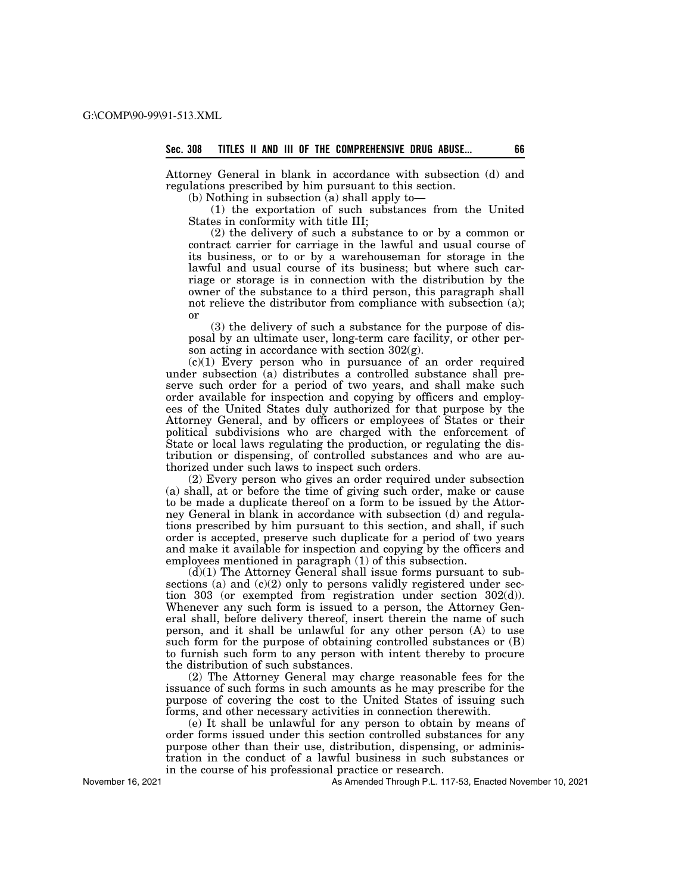Attorney General in blank in accordance with subsection (d) and regulations prescribed by him pursuant to this section.

(b) Nothing in subsection (a) shall apply to—

(1) the exportation of such substances from the United States in conformity with title III;

(2) the delivery of such a substance to or by a common or contract carrier for carriage in the lawful and usual course of its business, or to or by a warehouseman for storage in the lawful and usual course of its business; but where such carriage or storage is in connection with the distribution by the owner of the substance to a third person, this paragraph shall not relieve the distributor from compliance with subsection (a); or

(3) the delivery of such a substance for the purpose of disposal by an ultimate user, long-term care facility, or other person acting in accordance with section 302(g).

(c)(1) Every person who in pursuance of an order required under subsection (a) distributes a controlled substance shall preserve such order for a period of two years, and shall make such order available for inspection and copying by officers and employees of the United States duly authorized for that purpose by the Attorney General, and by officers or employees of States or their political subdivisions who are charged with the enforcement of State or local laws regulating the production, or regulating the distribution or dispensing, of controlled substances and who are authorized under such laws to inspect such orders.

(2) Every person who gives an order required under subsection (a) shall, at or before the time of giving such order, make or cause to be made a duplicate thereof on a form to be issued by the Attorney General in blank in accordance with subsection (d) and regulations prescribed by him pursuant to this section, and shall, if such order is accepted, preserve such duplicate for a period of two years and make it available for inspection and copying by the officers and employees mentioned in paragraph (1) of this subsection.

(d)(1) The Attorney General shall issue forms pursuant to subsections (a) and (c)(2) only to persons validly registered under section 303 (or exempted from registration under section 302(d)). Whenever any such form is issued to a person, the Attorney General shall, before delivery thereof, insert therein the name of such person, and it shall be unlawful for any other person (A) to use such form for the purpose of obtaining controlled substances or (B) to furnish such form to any person with intent thereby to procure the distribution of such substances.

(2) The Attorney General may charge reasonable fees for the issuance of such forms in such amounts as he may prescribe for the purpose of covering the cost to the United States of issuing such forms, and other necessary activities in connection therewith.

(e) It shall be unlawful for any person to obtain by means of order forms issued under this section controlled substances for any purpose other than their use, distribution, dispensing, or administration in the conduct of a lawful business in such substances or in the course of his professional practice or research.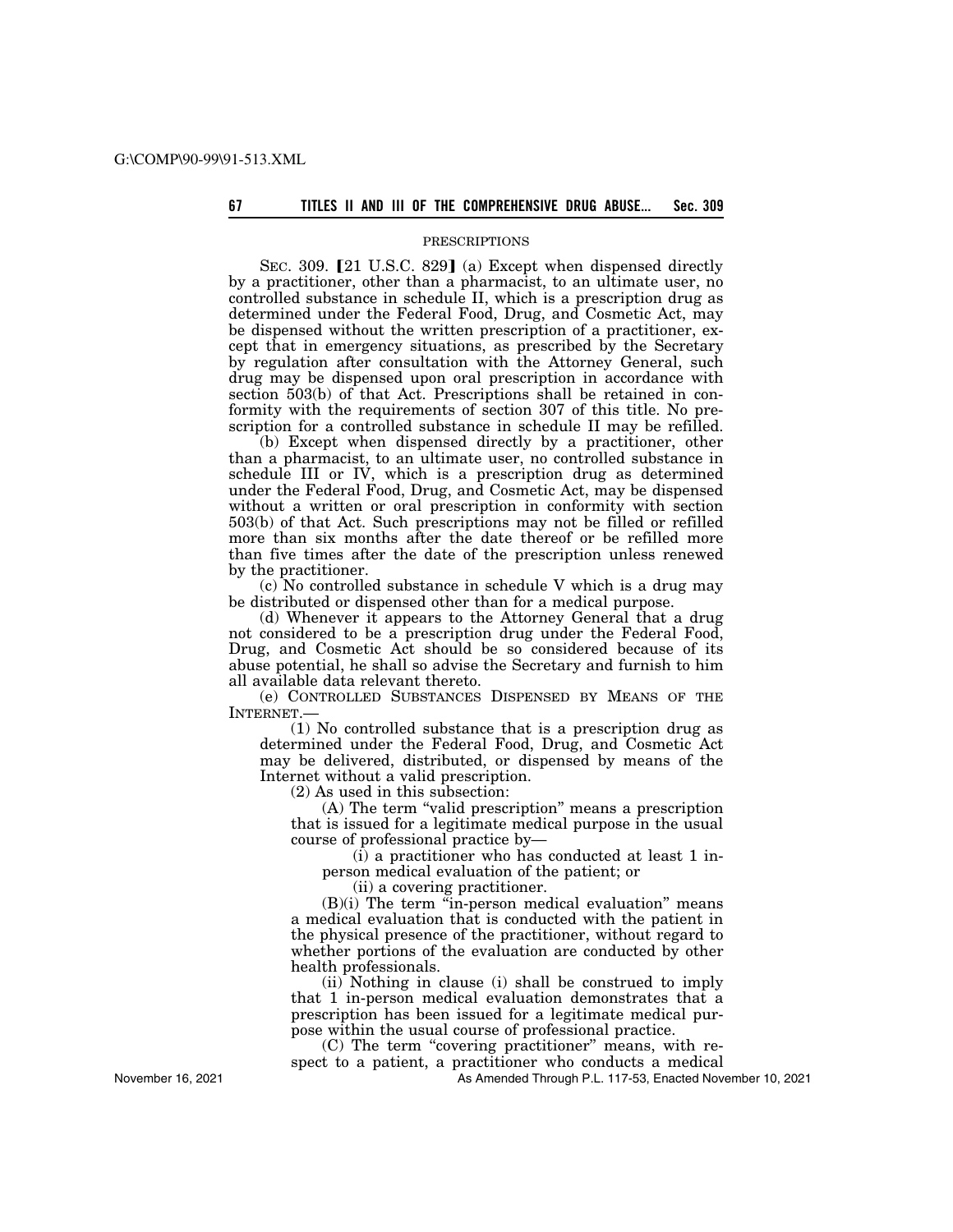PRESCRIPTIONS

SEC. 309. [21 U.S.C. 829] (a) Except when dispensed directly by a practitioner, other than a pharmacist, to an ultimate user, no controlled substance in schedule II, which is a prescription drug as determined under the Federal Food, Drug, and Cosmetic Act, may be dispensed without the written prescription of a practitioner, except that in emergency situations, as prescribed by the Secretary by regulation after consultation with the Attorney General, such drug may be dispensed upon oral prescription in accordance with section 503(b) of that Act. Prescriptions shall be retained in conformity with the requirements of section 307 of this title. No prescription for a controlled substance in schedule II may be refilled.

(b) Except when dispensed directly by a practitioner, other than a pharmacist, to an ultimate user, no controlled substance in schedule III or IV, which is a prescription drug as determined under the Federal Food, Drug, and Cosmetic Act, may be dispensed without a written or oral prescription in conformity with section 503(b) of that Act. Such prescriptions may not be filled or refilled more than six months after the date thereof or be refilled more than five times after the date of the prescription unless renewed by the practitioner.

(c) No controlled substance in schedule V which is a drug may be distributed or dispensed other than for a medical purpose.

(d) Whenever it appears to the Attorney General that a drug not considered to be a prescription drug under the Federal Food, Drug, and Cosmetic Act should be so considered because of its abuse potential, he shall so advise the Secretary and furnish to him all available data relevant thereto.

(e) CONTROLLED SUBSTANCES DISPENSED BY MEANS OF THE INTERNET.—

(1) No controlled substance that is a prescription drug as determined under the Federal Food, Drug, and Cosmetic Act may be delivered, distributed, or dispensed by means of the Internet without a valid prescription.

(2) As used in this subsection:

(A) The term "valid prescription" means a prescription that is issued for a legitimate medical purpose in the usual course of professional practice by—

(i) a practitioner who has conducted at least 1 in-person medical evaluation of the patient; or

(ii) a covering practitioner.

(B)(i) The term "in-person medical evaluation" means a medical evaluation that is conducted with the patient in the physical presence of the practitioner, without regard to whether portions of the evaluation are conducted by other health professionals.

(ii) Nothing in clause (i) shall be construed to imply that 1 in-person medical evaluation demonstrates that a prescription has been issued for a legitimate medical purpose within the usual course of professional practice.

(C) The term "covering practitioner" means, with respect to a patient, a practitioner who conducts a medical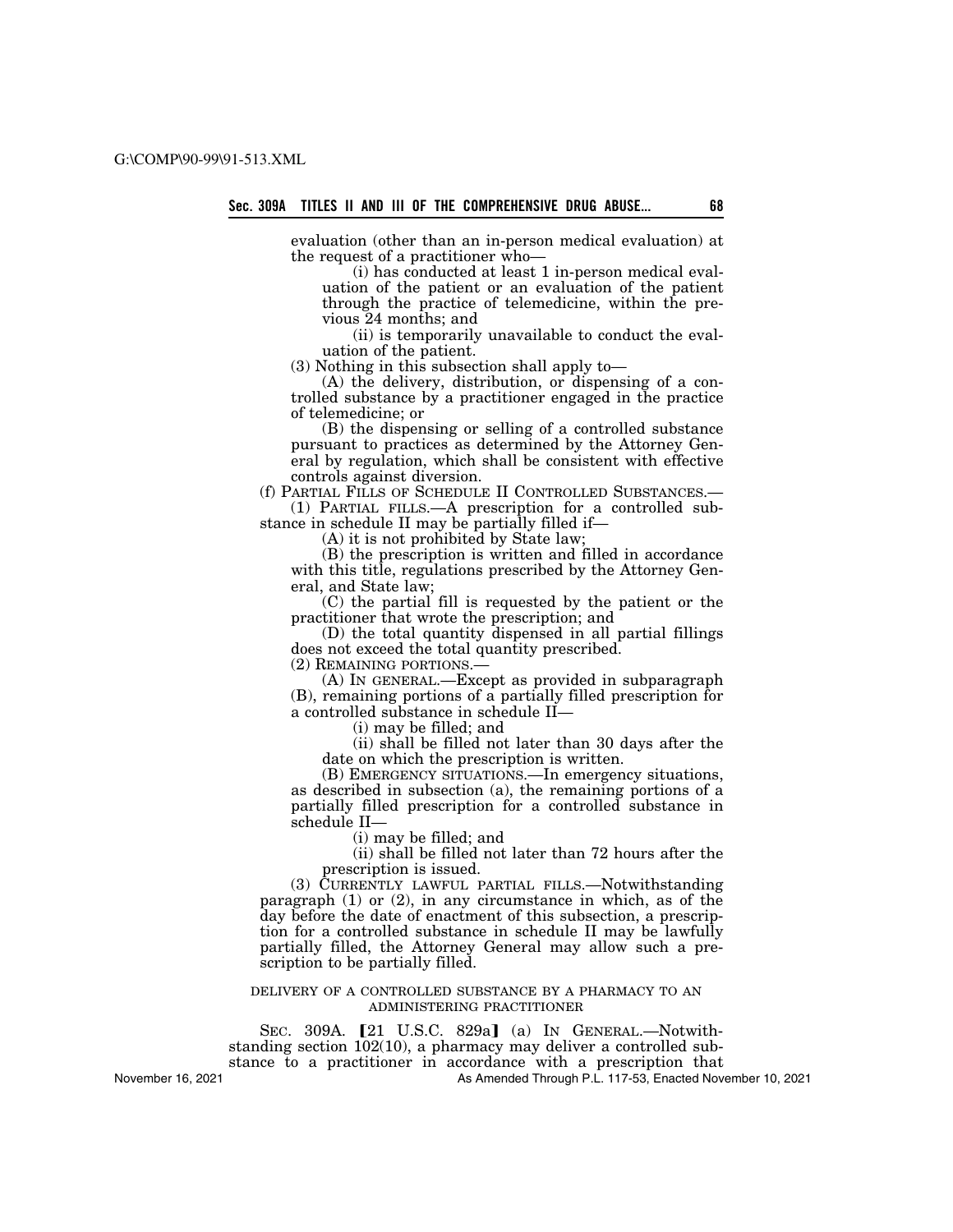evaluation (other than an in-person medical evaluation) at the request of a practitioner who—

(i) has conducted at least 1 in-person medical evaluation of the patient or an evaluation of the patient through the practice of telemedicine, within the previous 24 months; and

(ii) is temporarily unavailable to conduct the evaluation of the patient.

(3) Nothing in this subsection shall apply to—

(A) the delivery, distribution, or dispensing of a controlled substance by a practitioner engaged in the practice of telemedicine; or

(B) the dispensing or selling of a controlled substance pursuant to practices as determined by the Attorney General by regulation, which shall be consistent with effective controls against diversion.

(f) PARTIAL FILLS OF SCHEDULE II CONTROLLED SUBSTANCES.—

(1) PARTIAL FILLS.—A prescription for a controlled substance in schedule II may be partially filled if—

(A) it is not prohibited by State law;

(B) the prescription is written and filled in accordance with this title, regulations prescribed by the Attorney General, and State law;

(C) the partial fill is requested by the patient or the practitioner that wrote the prescription; and

(D) the total quantity dispensed in all partial fillings does not exceed the total quantity prescribed.

(2) REMAINING PORTIONS.—

(A) IN GENERAL.—Except as provided in subparagraph (B), remaining portions of a partially filled prescription for a controlled substance in schedule II—

(i) may be filled; and

(ii) shall be filled not later than 30 days after the date on which the prescription is written.

(B) EMERGENCY SITUATIONS.—In emergency situations, as described in subsection (a), the remaining portions of a partially filled prescription for a controlled substance in schedule II—

(i) may be filled; and

(ii) shall be filled not later than 72 hours after the prescription is issued.

(3) CURRENTLY LAWFUL PARTIAL FILLS.—Notwithstanding paragraph (1) or (2), in any circumstance in which, as of the day before the date of enactment of this subsection, a prescription for a controlled substance in schedule II may be lawfully partially filled, the Attorney General may allow such a prescription to be partially filled.

DELIVERY OF A CONTROLLED SUBSTANCE BY A PHARMACY TO AN ADMINISTERING PRACTITIONER

SEC. 309A. [21 U.S.C. 829a] (a) IN GENERAL.—Notwithstanding section 102(10), a pharmacy may deliver a controlled substance to a practitioner in accordance with a prescription that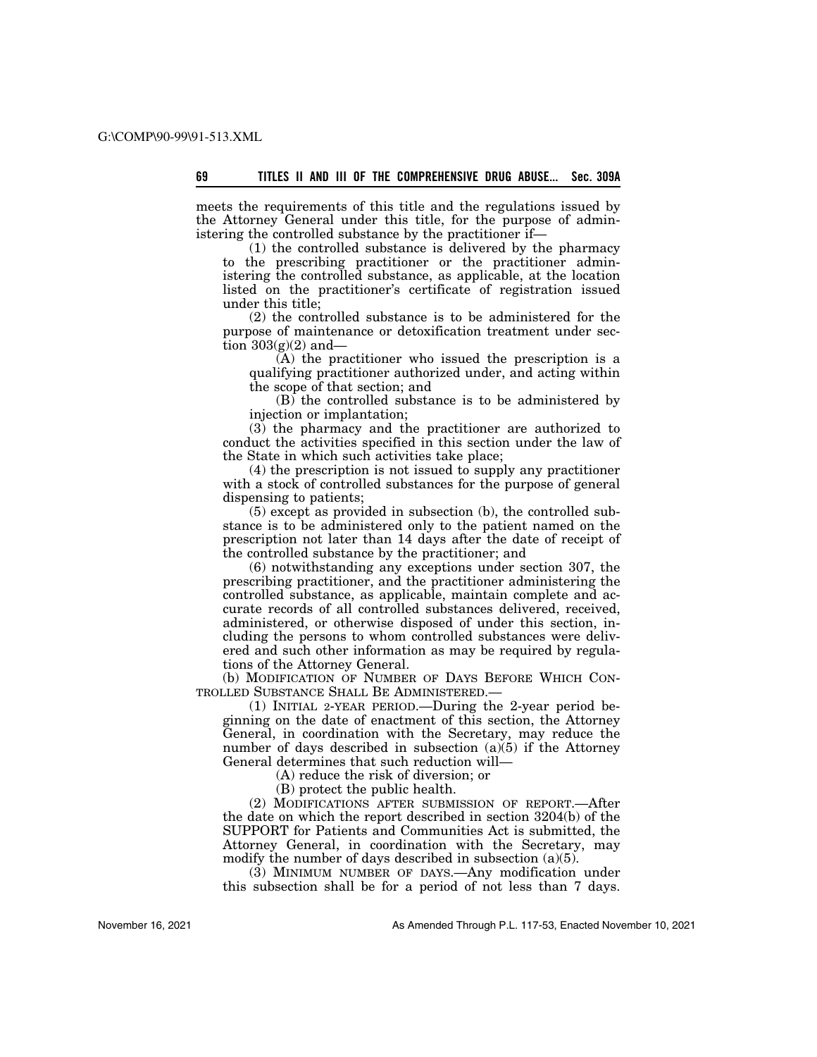meets the requirements of this title and the regulations issued by the Attorney General under this title, for the purpose of administering the controlled substance by the practitioner if—

(1) the controlled substance is delivered by the pharmacy to the prescribing practitioner or the practitioner administering the controlled substance, as applicable, at the location listed on the practitioner's certificate of registration issued under this title;

(2) the controlled substance is to be administered for the purpose of maintenance or detoxification treatment under section 303(g)(2) and—

(A) the practitioner who issued the prescription is a qualifying practitioner authorized under, and acting within the scope of that section; and

(B) the controlled substance is to be administered by injection or implantation;

(3) the pharmacy and the practitioner are authorized to conduct the activities specified in this section under the law of the State in which such activities take place;

(4) the prescription is not issued to supply any practitioner with a stock of controlled substances for the purpose of general dispensing to patients;

(5) except as provided in subsection (b), the controlled substance is to be administered only to the patient named on the prescription not later than 14 days after the date of receipt of the controlled substance by the practitioner; and

(6) notwithstanding any exceptions under section 307, the prescribing practitioner, and the practitioner administering the controlled substance, as applicable, maintain complete and accurate records of all controlled substances delivered, received, administered, or otherwise disposed of under this section, including the persons to whom controlled substances were delivered and such other information as may be required by regulations of the Attorney General.

(b) MODIFICATION OF NUMBER OF DAYS BEFORE WHICH CONTROLLED SUBSTANCE SHALL BE ADMINISTERED.—

(1) INITIAL 2-YEAR PERIOD.—During the 2-year period beginning on the date of enactment of this section, the Attorney General, in coordination with the Secretary, may reduce the number of days described in subsection (a)(5) if the Attorney General determines that such reduction will—

(A) reduce the risk of diversion; or

(B) protect the public health.

(2) MODIFICATIONS AFTER SUBMISSION OF REPORT.—After the date on which the report described in section 3204(b) of the SUPPORT for Patients and Communities Act is submitted, the Attorney General, in coordination with the Secretary, may modify the number of days described in subsection (a)(5).

(3) MINIMUM NUMBER OF DAYS.—Any modification under this subsection shall be for a period of not less than 7 days.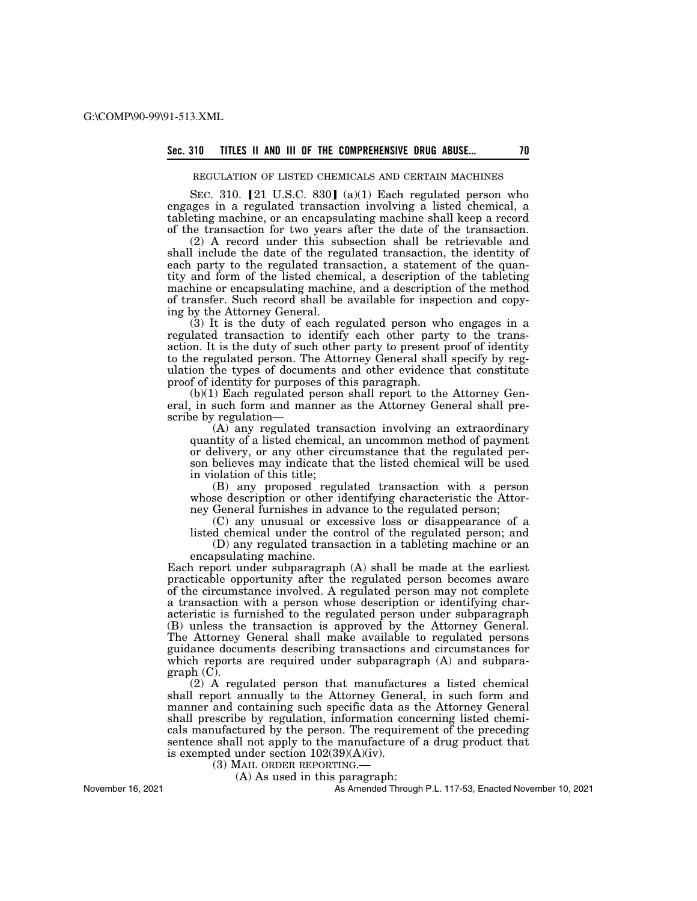REGULATION OF LISTED CHEMICALS AND CERTAIN MACHINES

SEC. 310. 【21 U.S.C. 830】 (a)(1) Each regulated person who engages in a regulated transaction involving a listed chemical, a tableting machine, or an encapsulating machine shall keep a record of the transaction for two years after the date of the transaction.

(2) A record under this subsection shall be retrievable and shall include the date of the regulated transaction, the identity of each party to the regulated transaction, a statement of the quantity and form of the listed chemical, a description of the tableting machine or encapsulating machine, and a description of the method of transfer. Such record shall be available for inspection and copying by the Attorney General.

(3) It is the duty of each regulated person who engages in a regulated transaction to identify each other party to the transaction. It is the duty of such other party to present proof of identity to the regulated person. The Attorney General shall specify by regulation the types of documents and other evidence that constitute proof of identity for purposes of this paragraph.

(b)(1) Each regulated person shall report to the Attorney General, in such form and manner as the Attorney General shall prescribe by regulation—

(A) any regulated transaction involving an extraordinary quantity of a listed chemical, an uncommon method of payment or delivery, or any other circumstance that the regulated person believes may indicate that the listed chemical will be used in violation of this title;

(B) any proposed regulated transaction with a person whose description or other identifying characteristic the Attorney General furnishes in advance to the regulated person;

(C) any unusual or excessive loss or disappearance of a listed chemical under the control of the regulated person; and

(D) any regulated transaction in a tableting machine or an encapsulating machine.

Each report under subparagraph (A) shall be made at the earliest practicable opportunity after the regulated person becomes aware of the circumstance involved. A regulated person may not complete a transaction with a person whose description or identifying characteristic is furnished to the regulated person under subparagraph (B) unless the transaction is approved by the Attorney General. The Attorney General shall make available to regulated persons guidance documents describing transactions and circumstances for which reports are required under subparagraph (A) and subparagraph (C).

(2) A regulated person that manufactures a listed chemical shall report annually to the Attorney General, in such form and manner and containing such specific data as the Attorney General shall prescribe by regulation, information concerning listed chemicals manufactured by the person. The requirement of the preceding sentence shall not apply to the manufacture of a drug product that is exempted under section 102(39)(A)(iv).

(3) MAIL ORDER REPORTING.—

(A) As used in this paragraph: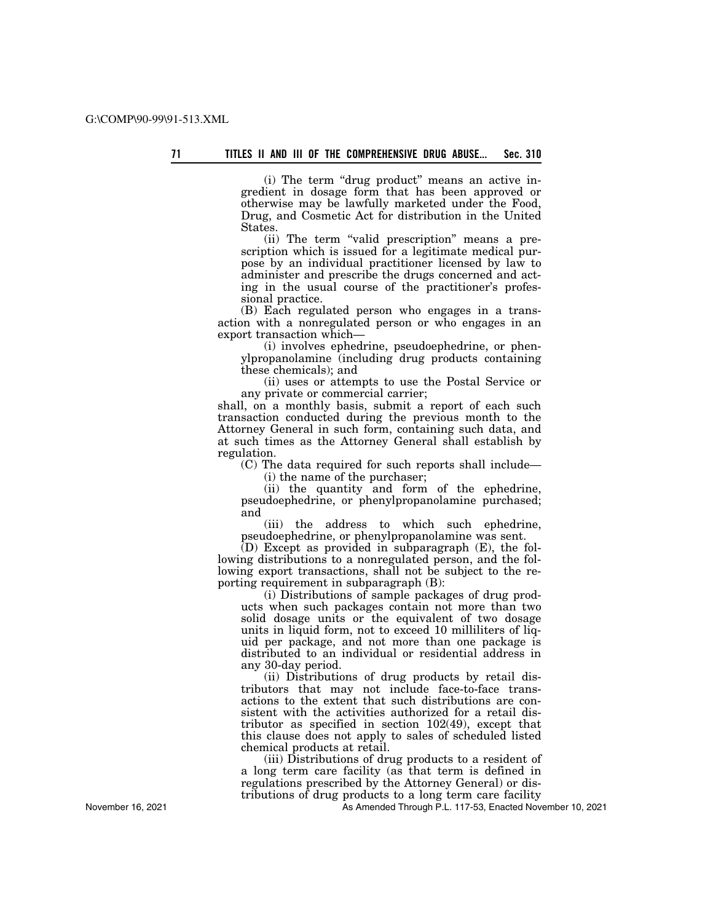(i) The term "drug product" means an active ingredient in dosage form that has been approved or otherwise may be lawfully marketed under the Food, Drug, and Cosmetic Act for distribution in the United States.

(ii) The term "valid prescription" means a prescription which is issued for a legitimate medical purpose by an individual practitioner licensed by law to administer and prescribe the drugs concerned and acting in the usual course of the practitioner's professional practice.

(B) Each regulated person who engages in a transaction with a nonregulated person or who engages in an export transaction which—

(i) involves ephedrine, pseudoephedrine, or phenylpropanolamine (including drug products containing these chemicals); and

(ii) uses or attempts to use the Postal Service or any private or commercial carrier;

shall, on a monthly basis, submit a report of each such transaction conducted during the previous month to the Attorney General in such form, containing such data, and at such times as the Attorney General shall establish by regulation.

(C) The data required for such reports shall include—

(i) the name of the purchaser;

(ii) the quantity and form of the ephedrine, pseudoephedrine, or phenylpropanolamine purchased; and

(iii) the address to which such ephedrine, pseudoephedrine, or phenylpropanolamine was sent.

(D) Except as provided in subparagraph (E), the following distributions to a nonregulated person, and the following export transactions, shall not be subject to the reporting requirement in subparagraph (B):

(i) Distributions of sample packages of drug products when such packages contain not more than two solid dosage units or the equivalent of two dosage units in liquid form, not to exceed 10 milliliters of liquid per package, and not more than one package is distributed to an individual or residential address in any 30-day period.

(ii) Distributions of drug products by retail distributors that may not include face-to-face transactions to the extent that such distributions are consistent with the activities authorized for a retail distributor as specified in section 102(49), except that this clause does not apply to sales of scheduled listed chemical products at retail.

(iii) Distributions of drug products to a resident of a long term care facility (as that term is defined in regulations prescribed by the Attorney General) or distributions of drug products to a long term care facility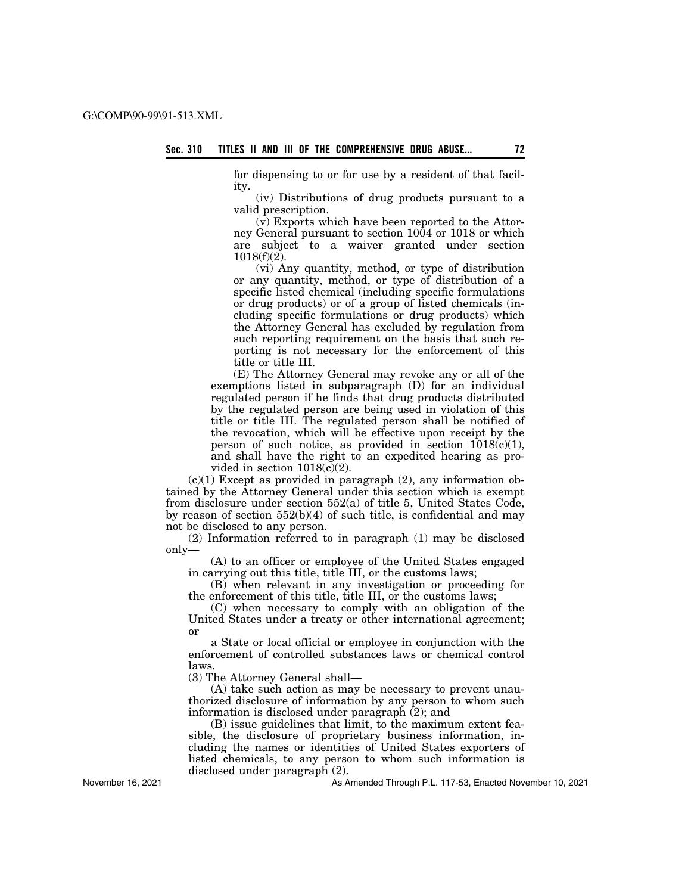for dispensing to or for use by a resident of that facility.

(iv) Distributions of drug products pursuant to a valid prescription.

(v) Exports which have been reported to the Attorney General pursuant to section 1004 or 1018 or which are subject to a waiver granted under section 1018(f)(2).

(vi) Any quantity, method, or type of distribution or any quantity, method, or type of distribution of a specific listed chemical (including specific formulations or drug products) or of a group of listed chemicals (including specific formulations or drug products) which the Attorney General has excluded by regulation from such reporting requirement on the basis that such reporting is not necessary for the enforcement of this title or title III.

(E) The Attorney General may revoke any or all of the exemptions listed in subparagraph (D) for an individual regulated person if he finds that drug products distributed by the regulated person are being used in violation of this title or title III. The regulated person shall be notified of the revocation, which will be effective upon receipt by the person of such notice, as provided in section 1018(c)(1), and shall have the right to an expedited hearing as provided in section 1018(c)(2).

(c)(1) Except as provided in paragraph (2), any information obtained by the Attorney General under this section which is exempt from disclosure under section 552(a) of title 5, United States Code, by reason of section 552(b)(4) of such title, is confidential and may not be disclosed to any person.

(2) Information referred to in paragraph (1) may be disclosed only—

(A) to an officer or employee of the United States engaged in carrying out this title, title III, or the customs laws;

(B) when relevant in any investigation or proceeding for the enforcement of this title, title III, or the customs laws;

(C) when necessary to comply with an obligation of the United States under a treaty or other international agreement; or

a State or local official or employee in conjunction with the enforcement of controlled substances laws or chemical control laws.

(3) The Attorney General shall—

(A) take such action as may be necessary to prevent unauthorized disclosure of information by any person to whom such information is disclosed under paragraph (2); and

(B) issue guidelines that limit, to the maximum extent feasible, the disclosure of proprietary business information, including the names or identities of United States exporters of listed chemicals, to any person to whom such information is disclosed under paragraph (2).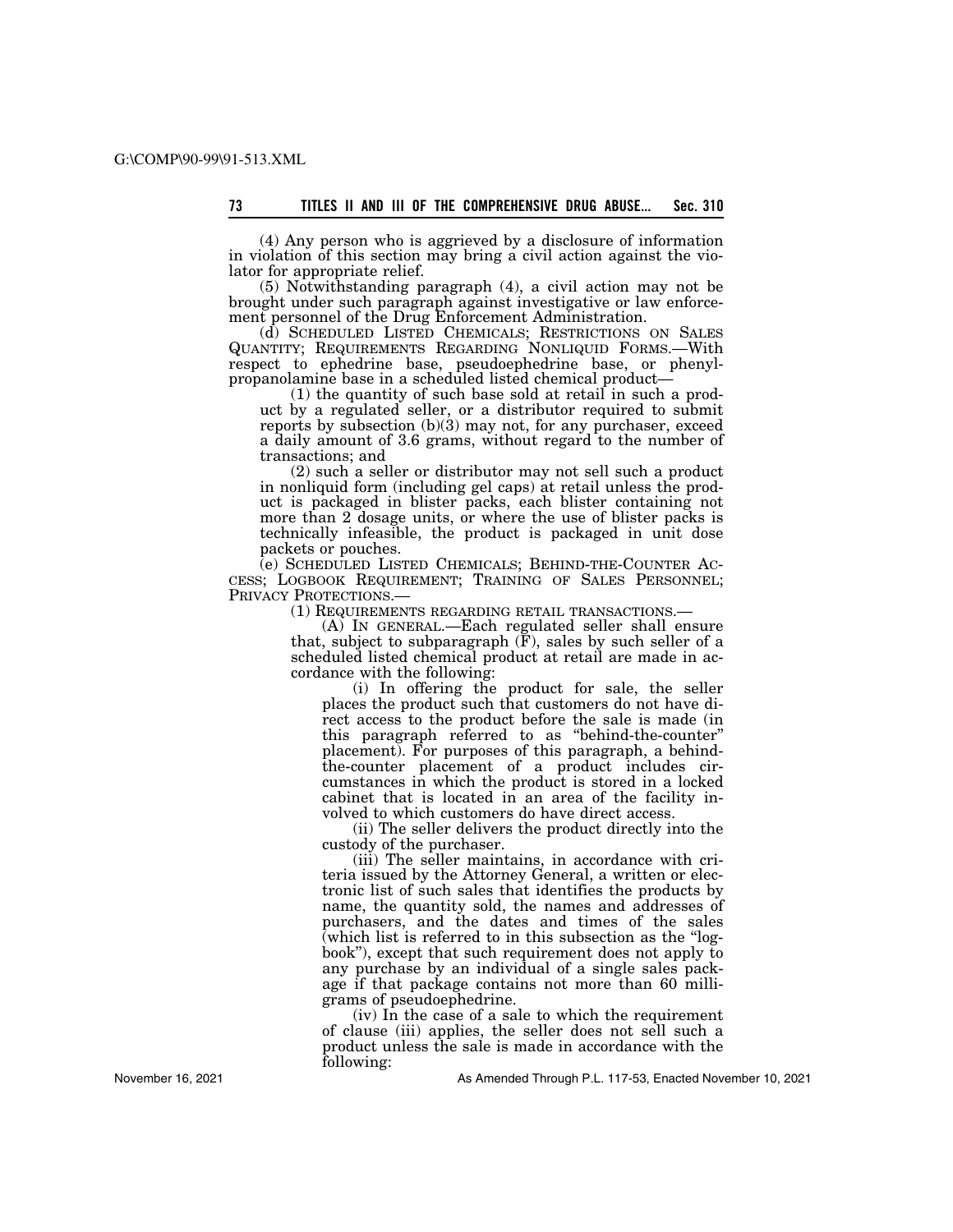(4) Any person who is aggrieved by a disclosure of information in violation of this section may bring a civil action against the violator for appropriate relief.

(5) Notwithstanding paragraph (4), a civil action may not be brought under such paragraph against investigative or law enforcement personnel of the Drug Enforcement Administration.

(d) SCHEDULED LISTED CHEMICALS; RESTRICTIONS ON SALES QUANTITY; REQUIREMENTS REGARDING NONLIQUID FORMS.—With respect to ephedrine base, pseudoephedrine base, or phenylpropanolamine base in a scheduled listed chemical product—

(1) the quantity of such base sold at retail in such a product by a regulated seller, or a distributor required to submit reports by subsection (b)(3) may not, for any purchaser, exceed a daily amount of 3.6 grams, without regard to the number of transactions; and

(2) such a seller or distributor may not sell such a product in nonliquid form (including gel caps) at retail unless the product is packaged in blister packs, each blister containing not more than 2 dosage units, or where the use of blister packs is technically infeasible, the product is packaged in unit dose packets or pouches.

(e) SCHEDULED LISTED CHEMICALS; BEHIND-THE-COUNTER ACCESS; LOGBOOK REQUIREMENT; TRAINING OF SALES PERSONNEL; PRIVACY PROTECTIONS.—

(1) REQUIREMENTS REGARDING RETAIL TRANSACTIONS.—

(A) IN GENERAL.—Each regulated seller shall ensure that, subject to subparagraph (F), sales by such seller of a scheduled listed chemical product at retail are made in accordance with the following:

(i) In offering the product for sale, the seller places the product such that customers do not have direct access to the product before the sale is made (in this paragraph referred to as "behind-the-counter" placement). For purposes of this paragraph, a behind-the-counter placement of a product includes circumstances in which the product is stored in a locked cabinet that is located in an area of the facility involved to which customers do have direct access.

(ii) The seller delivers the product directly into the custody of the purchaser.

(iii) The seller maintains, in accordance with criteria issued by the Attorney General, a written or electronic list of such sales that identifies the products by name, the quantity sold, the names and addresses of purchasers, and the dates and times of the sales (which list is referred to in this subsection as the "logbook"), except that such requirement does not apply to any purchase by an individual of a single sales package if that package contains not more than 60 milligrams of pseudoephedrine.

(iv) In the case of a sale to which the requirement of clause (iii) applies, the seller does not sell such a product unless the sale is made in accordance with the following: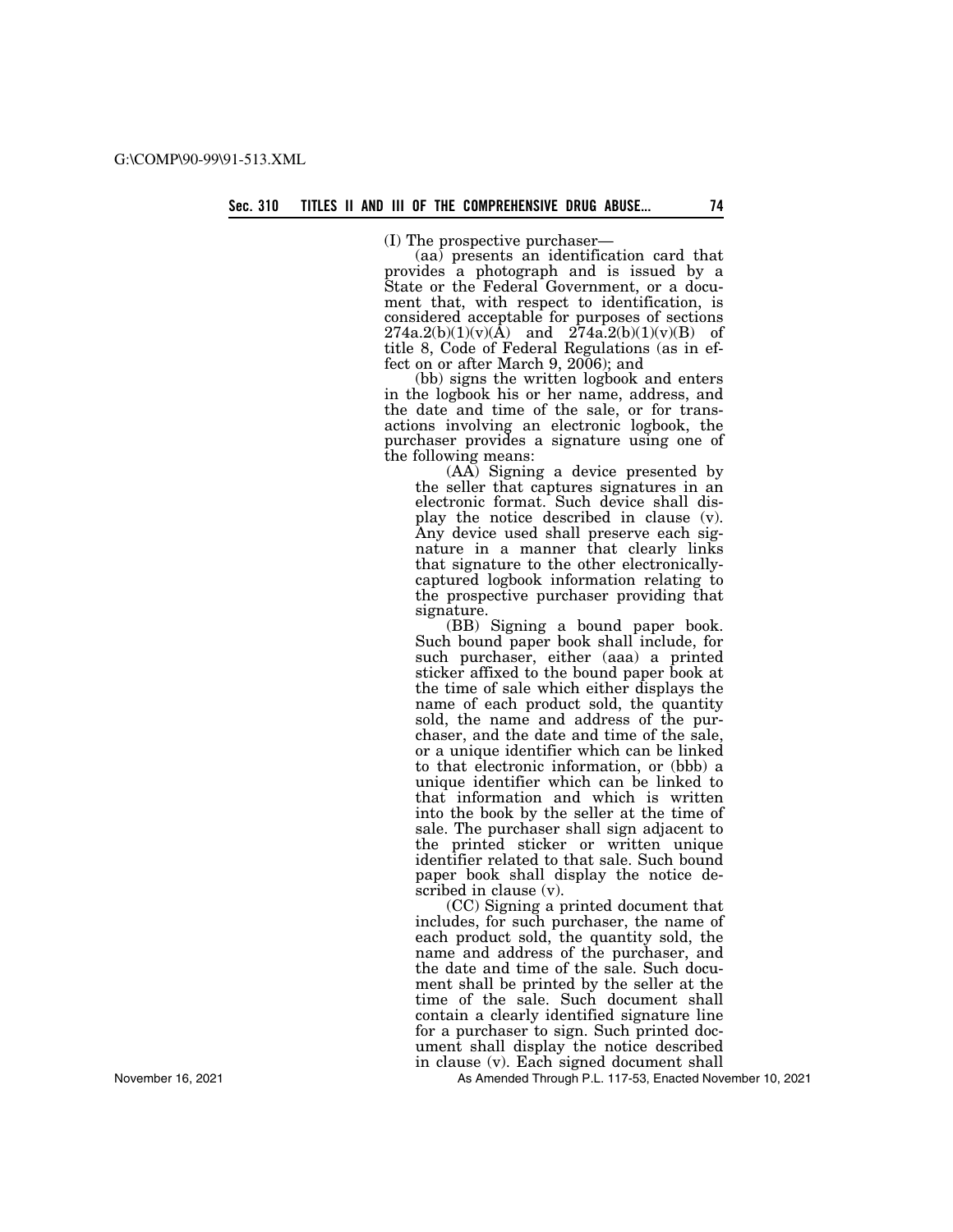(I) The prospective purchaser—

(aa) presents an identification card that provides a photograph and is issued by a State or the Federal Government, or a document that, with respect to identification, is considered acceptable for purposes of sections 274a.2(b)(1)(v)(A) and 274a.2(b)(1)(v)(B) of title 8, Code of Federal Regulations (as in effect on or after March 9, 2006); and

(bb) signs the written logbook and enters in the logbook his or her name, address, and the date and time of the sale, or for transactions involving an electronic logbook, the purchaser provides a signature using one of the following means:

(AA) Signing a device presented by the seller that captures signatures in an electronic format. Such device shall display the notice described in clause (v). Any device used shall preserve each signature in a manner that clearly links that signature to the other electronically-captured logbook information relating to the prospective purchaser providing that signature.

(BB) Signing a bound paper book. Such bound paper book shall include, for such purchaser, either (aaa) a printed sticker affixed to the bound paper book at the time of sale which either displays the name of each product sold, the quantity sold, the name and address of the purchaser, and the date and time of the sale, or a unique identifier which can be linked to that electronic information, or (bbb) a unique identifier which can be linked to that information and which is written into the book by the seller at the time of sale. The purchaser shall sign adjacent to the printed sticker or written unique identifier related to that sale. Such bound paper book shall display the notice described in clause (v).

(CC) Signing a printed document that includes, for such purchaser, the name of each product sold, the quantity sold, the name and address of the purchaser, and the date and time of the sale. Such document shall be printed by the seller at the time of the sale. Such document shall contain a clearly identified signature line for a purchaser to sign. Such printed document shall display the notice described in clause (v). Each signed document shall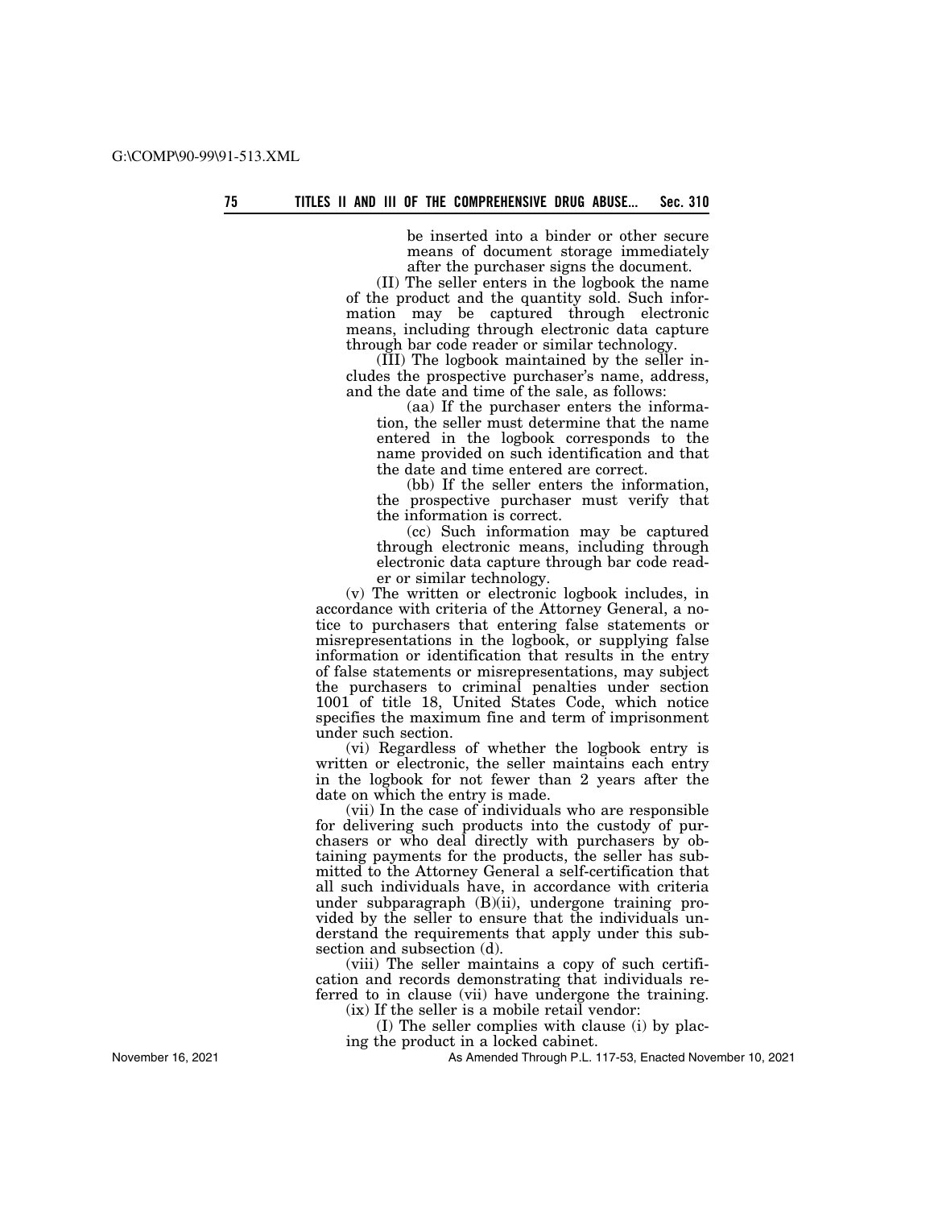be inserted into a binder or other secure means of document storage immediately after the purchaser signs the document.

(II) The seller enters in the logbook the name of the product and the quantity sold. Such information may be captured through electronic means, including through electronic data capture through bar code reader or similar technology.

(III) The logbook maintained by the seller includes the prospective purchaser's name, address, and the date and time of the sale, as follows:

(aa) If the purchaser enters the information, the seller must determine that the name entered in the logbook corresponds to the name provided on such identification and that the date and time entered are correct.

(bb) If the seller enters the information, the prospective purchaser must verify that the information is correct.

(cc) Such information may be captured through electronic means, including through electronic data capture through bar code reader or similar technology.

(v) The written or electronic logbook includes, in accordance with criteria of the Attorney General, a notice to purchasers that entering false statements or misrepresentations in the logbook, or supplying false information or identification that results in the entry of false statements or misrepresentations, may subject the purchasers to criminal penalties under section 1001 of title 18, United States Code, which notice specifies the maximum fine and term of imprisonment under such section.

(vi) Regardless of whether the logbook entry is written or electronic, the seller maintains each entry in the logbook for not fewer than 2 years after the date on which the entry is made.

(vii) In the case of individuals who are responsible for delivering such products into the custody of purchasers or who deal directly with purchasers by obtaining payments for the products, the seller has submitted to the Attorney General a self-certification that all such individuals have, in accordance with criteria under subparagraph (B)(ii), undergone training provided by the seller to ensure that the individuals understand the requirements that apply under this subsection and subsection (d).

(viii) The seller maintains a copy of such certification and records demonstrating that individuals referred to in clause (vii) have undergone the training.

(ix) If the seller is a mobile retail vendor:

(I) The seller complies with clause (i) by placing the product in a locked cabinet.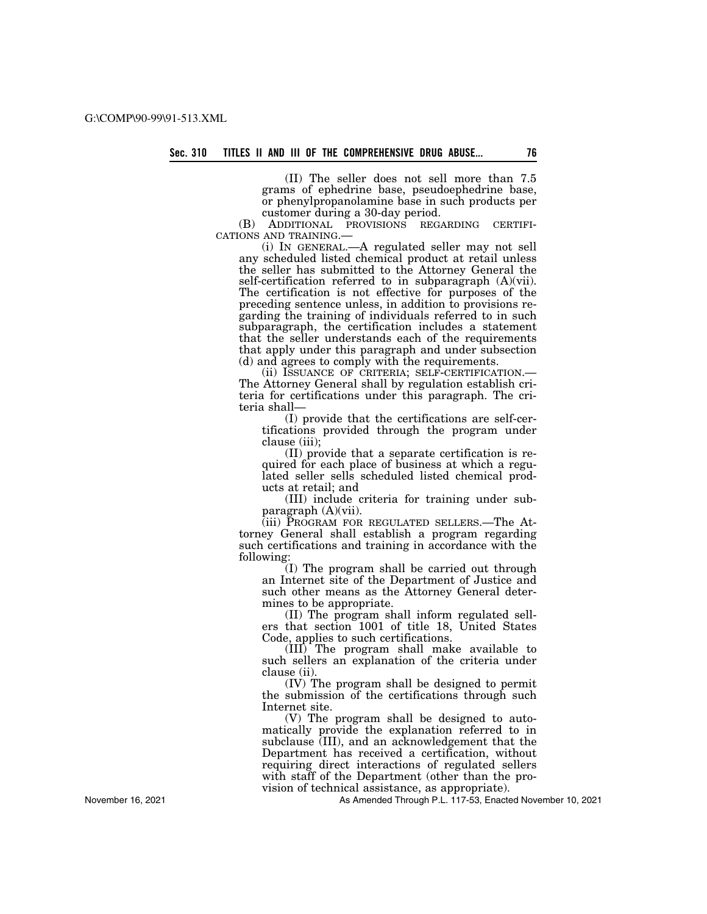(II) The seller does not sell more than 7.5 grams of ephedrine base, pseudoephedrine base, or phenylpropanolamine base in such products per customer during a 30-day period.

(B) ADDITIONAL PROVISIONS REGARDING CERTIFICATIONS AND TRAINING.—

(i) IN GENERAL.—A regulated seller may not sell any scheduled listed chemical product at retail unless the seller has submitted to the Attorney General the self-certification referred to in subparagraph (A)(vii). The certification is not effective for purposes of the preceding sentence unless, in addition to provisions regarding the training of individuals referred to in such subparagraph, the certification includes a statement that the seller understands each of the requirements that apply under this paragraph and under subsection (d) and agrees to comply with the requirements.

(ii) ISSUANCE OF CRITERIA; SELF-CERTIFICATION.—The Attorney General shall by regulation establish criteria for certifications under this paragraph. The criteria shall—

(I) provide that the certifications are self-certifications provided through the program under clause (iii);

(II) provide that a separate certification is required for each place of business at which a regulated seller sells scheduled listed chemical products at retail; and

(III) include criteria for training under subparagraph (A)(vii).

(iii) PROGRAM FOR REGULATED SELLERS.—The Attorney General shall establish a program regarding such certifications and training in accordance with the following:

(I) The program shall be carried out through an Internet site of the Department of Justice and such other means as the Attorney General determines to be appropriate.

(II) The program shall inform regulated sellers that section 1001 of title 18, United States Code, applies to such certifications.

(III) The program shall make available to such sellers an explanation of the criteria under clause (ii).

(IV) The program shall be designed to permit the submission of the certifications through such Internet site.

(V) The program shall be designed to automatically provide the explanation referred to in subclause (III), and an acknowledgement that the Department has received a certification, without requiring direct interactions of regulated sellers with staff of the Department (other than the provision of technical assistance, as appropriate).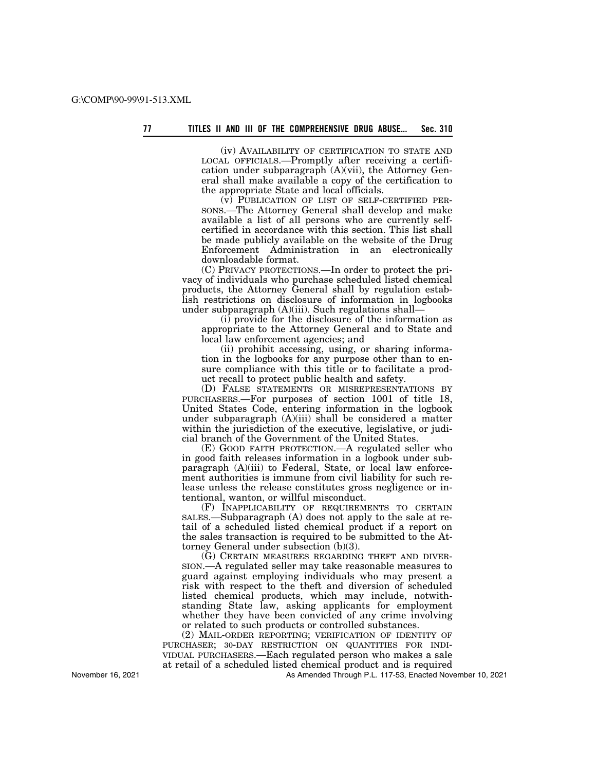(iv) AVAILABILITY OF CERTIFICATION TO STATE AND LOCAL OFFICIALS.—Promptly after receiving a certification under subparagraph (A)(vii), the Attorney General shall make available a copy of the certification to the appropriate State and local officials.

(v) PUBLICATION OF LIST OF SELF-CERTIFIED PERSONS.—The Attorney General shall develop and make available a list of all persons who are currently self-certified in accordance with this section. This list shall be made publicly available on the website of the Drug Enforcement Administration in an electronically downloadable format.

(C) PRIVACY PROTECTIONS.—In order to protect the privacy of individuals who purchase scheduled listed chemical products, the Attorney General shall by regulation establish restrictions on disclosure of information in logbooks under subparagraph (A)(iii). Such regulations shall—

(i) provide for the disclosure of the information as appropriate to the Attorney General and to State and local law enforcement agencies; and

(ii) prohibit accessing, using, or sharing information in the logbooks for any purpose other than to ensure compliance with this title or to facilitate a product recall to protect public health and safety.

(D) FALSE STATEMENTS OR MISREPRESENTATIONS BY PURCHASERS.—For purposes of section 1001 of title 18, United States Code, entering information in the logbook under subparagraph (A)(iii) shall be considered a matter within the jurisdiction of the executive, legislative, or judicial branch of the Government of the United States.

(E) GOOD FAITH PROTECTION.—A regulated seller who in good faith releases information in a logbook under subparagraph (A)(iii) to Federal, State, or local law enforcement authorities is immune from civil liability for such release unless the release constitutes gross negligence or intentional, wanton, or willful misconduct.

(F) INAPPLICABILITY OF REQUIREMENTS TO CERTAIN SALES.—Subparagraph (A) does not apply to the sale at retail of a scheduled listed chemical product if a report on the sales transaction is required to be submitted to the Attorney General under subsection (b)(3).

(G) CERTAIN MEASURES REGARDING THEFT AND DIVERSION.—A regulated seller may take reasonable measures to guard against employing individuals who may present a risk with respect to the theft and diversion of scheduled listed chemical products, which may include, notwithstanding State law, asking applicants for employment whether they have been convicted of any crime involving or related to such products or controlled substances.

(2) MAIL-ORDER REPORTING; VERIFICATION OF IDENTITY OF PURCHASER; 30-DAY RESTRICTION ON QUANTITIES FOR INDIVIDUAL PURCHASERS.—Each regulated person who makes a sale at retail of a scheduled listed chemical product and is required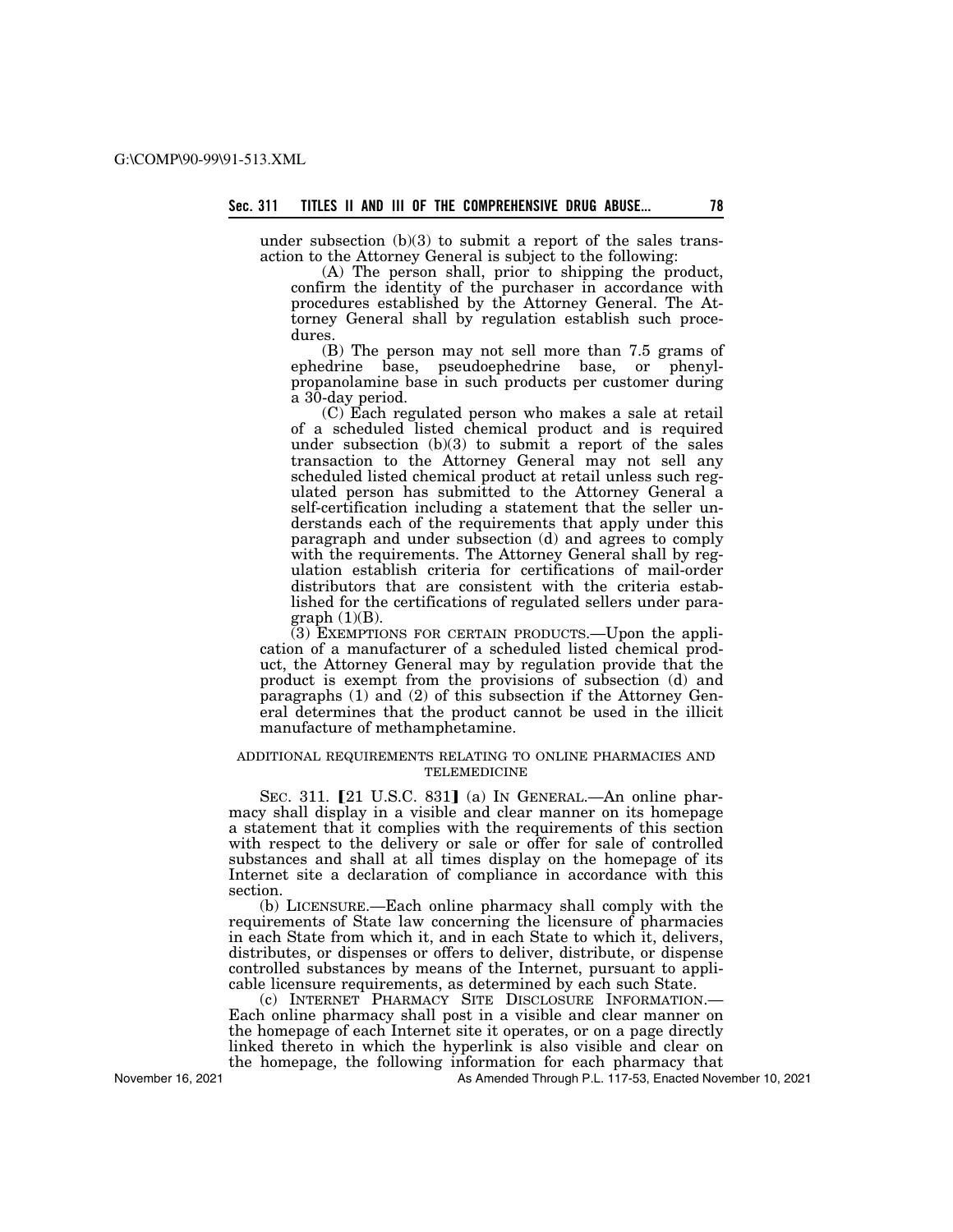under subsection (b)(3) to submit a report of the sales transaction to the Attorney General is subject to the following:

(A) The person shall, prior to shipping the product, confirm the identity of the purchaser in accordance with procedures established by the Attorney General. The Attorney General shall by regulation establish such procedures.

(B) The person may not sell more than 7.5 grams of ephedrine base, pseudoephedrine base, or phenylpropanolamine base in such products per customer during a 30-day period.

(C) Each regulated person who makes a sale at retail of a scheduled listed chemical product and is required under subsection (b)(3) to submit a report of the sales transaction to the Attorney General may not sell any scheduled listed chemical product at retail unless such regulated person has submitted to the Attorney General a self-certification including a statement that the seller understands each of the requirements that apply under this paragraph and under subsection (d) and agrees to comply with the requirements. The Attorney General shall by regulation establish criteria for certifications of mail-order distributors that are consistent with the criteria established for the certifications of regulated sellers under paragraph (1)(B).

(3) EXEMPTIONS FOR CERTAIN PRODUCTS.—Upon the application of a manufacturer of a scheduled listed chemical product, the Attorney General may by regulation provide that the product is exempt from the provisions of subsection (d) and paragraphs (1) and (2) of this subsection if the Attorney General determines that the product cannot be used in the illicit manufacture of methamphetamine.

ADDITIONAL REQUIREMENTS RELATING TO ONLINE PHARMACIES AND TELEMEDICINE

SEC. 311. [21 U.S.C. 831] (a) IN GENERAL.—An online pharmacy shall display in a visible and clear manner on its homepage a statement that it complies with the requirements of this section with respect to the delivery or sale or offer for sale of controlled substances and shall at all times display on the homepage of its Internet site a declaration of compliance in accordance with this section.

(b) LICENSURE.—Each online pharmacy shall comply with the requirements of State law concerning the licensure of pharmacies in each State from which it, and in each State to which it, delivers, distributes, or dispenses or offers to deliver, distribute, or dispense controlled substances by means of the Internet, pursuant to applicable licensure requirements, as determined by each such State.

(c) INTERNET PHARMACY SITE DISCLOSURE INFORMATION.—Each online pharmacy shall post in a visible and clear manner on the homepage of each Internet site it operates, or on a page directly linked thereto in which the hyperlink is also visible and clear on the homepage, the following information for each pharmacy that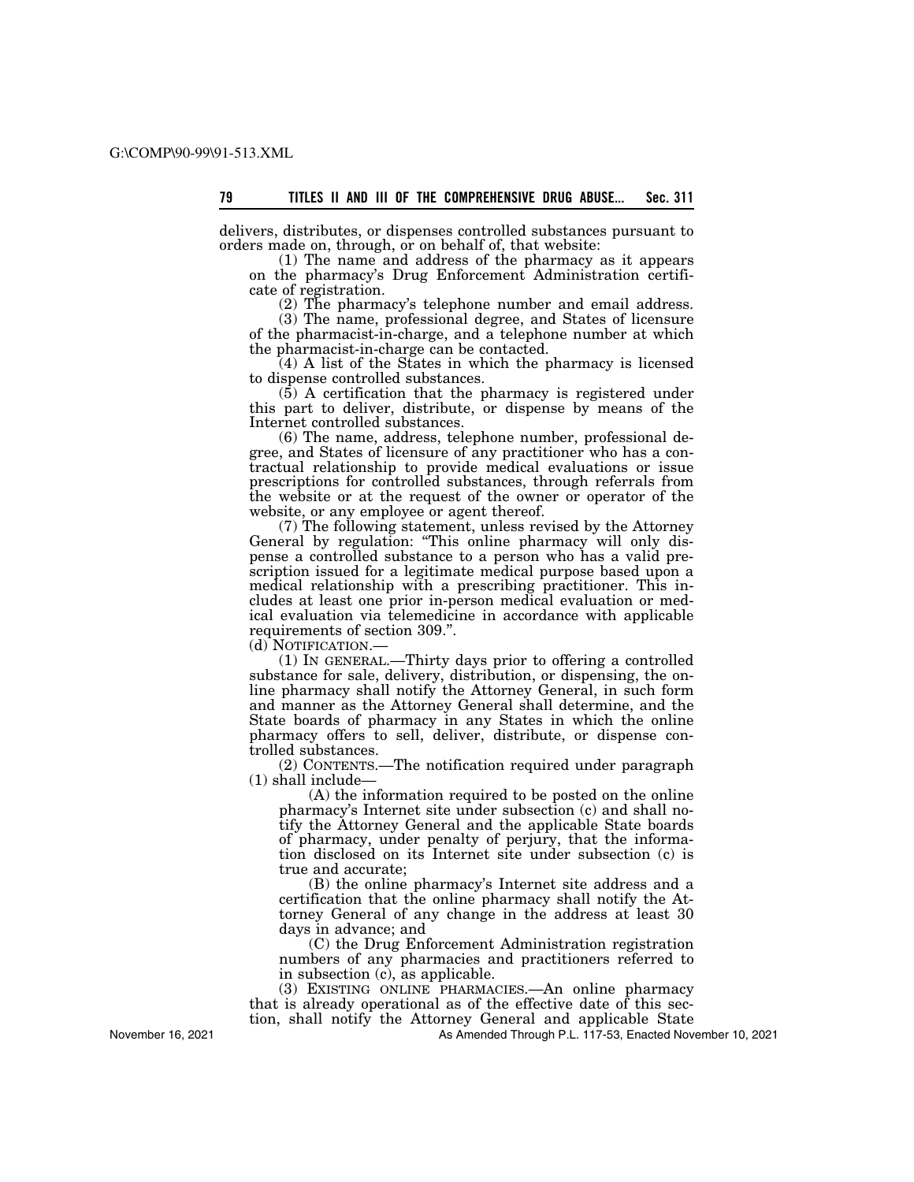delivers, distributes, or dispenses controlled substances pursuant to orders made on, through, or on behalf of, that website:

(1) The name and address of the pharmacy as it appears on the pharmacy's Drug Enforcement Administration certificate of registration.

(2) The pharmacy's telephone number and email address.

(3) The name, professional degree, and States of licensure of the pharmacist-in-charge, and a telephone number at which the pharmacist-in-charge can be contacted.

(4) A list of the States in which the pharmacy is licensed to dispense controlled substances.

(5) A certification that the pharmacy is registered under this part to deliver, distribute, or dispense by means of the Internet controlled substances.

(6) The name, address, telephone number, professional degree, and States of licensure of any practitioner who has a contractual relationship to provide medical evaluations or issue prescriptions for controlled substances, through referrals from the website or at the request of the owner or operator of the website, or any employee or agent thereof.

(7) The following statement, unless revised by the Attorney General by regulation: "This online pharmacy will only dispense a controlled substance to a person who has a valid prescription issued for a legitimate medical purpose based upon a medical relationship with a prescribing practitioner. This includes at least one prior in-person medical evaluation or medical evaluation via telemedicine in accordance with applicable requirements of section 309.".

(d) NOTIFICATION.—

(1) IN GENERAL.—Thirty days prior to offering a controlled substance for sale, delivery, distribution, or dispensing, the online pharmacy shall notify the Attorney General, in such form and manner as the Attorney General shall determine, and the State boards of pharmacy in any States in which the online pharmacy offers to sell, deliver, distribute, or dispense controlled substances.

(2) CONTENTS.—The notification required under paragraph (1) shall include—

(A) the information required to be posted on the online pharmacy's Internet site under subsection (c) and shall notify the Attorney General and the applicable State boards of pharmacy, under penalty of perjury, that the information disclosed on its Internet site under subsection (c) is true and accurate;

(B) the online pharmacy's Internet site address and a certification that the online pharmacy shall notify the Attorney General of any change in the address at least 30 days in advance; and

(C) the Drug Enforcement Administration registration numbers of any pharmacies and practitioners referred to in subsection (c), as applicable.

(3) EXISTING ONLINE PHARMACIES.—An online pharmacy that is already operational as of the effective date of this section, shall notify the Attorney General and applicable State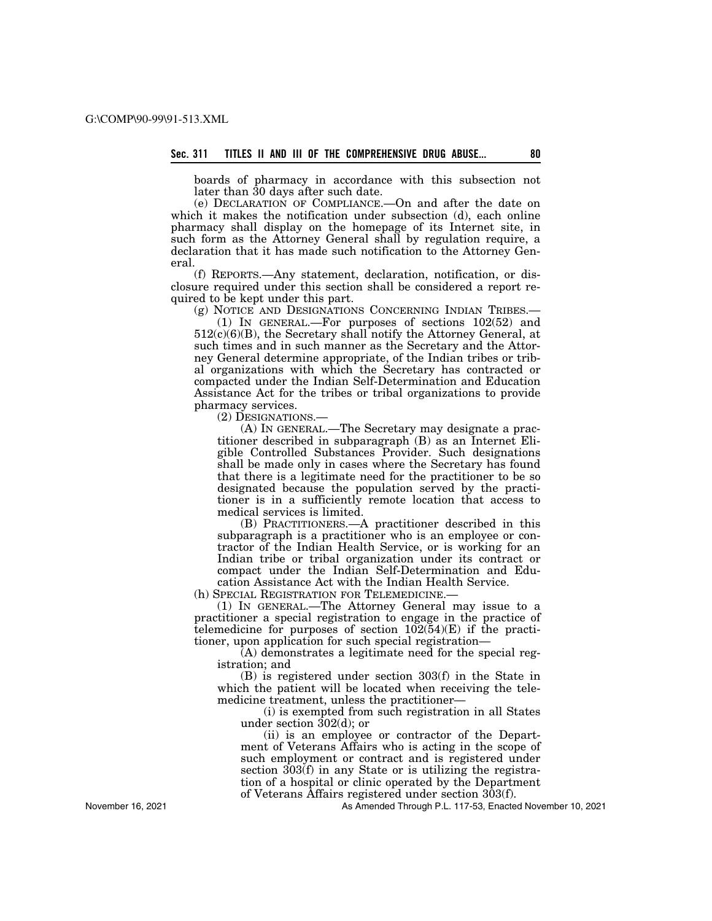boards of pharmacy in accordance with this subsection not later than 30 days after such date.

(e) DECLARATION OF COMPLIANCE.—On and after the date on which it makes the notification under subsection (d), each online pharmacy shall display on the homepage of its Internet site, in such form as the Attorney General shall by regulation require, a declaration that it has made such notification to the Attorney General.

(f) REPORTS.—Any statement, declaration, notification, or disclosure required under this section shall be considered a report required to be kept under this part.

(g) NOTICE AND DESIGNATIONS CONCERNING INDIAN TRIBES.—

(1) IN GENERAL.—For purposes of sections 102(52) and 512(c)(6)(B), the Secretary shall notify the Attorney General, at such times and in such manner as the Secretary and the Attorney General determine appropriate, of the Indian tribes or tribal organizations with which the Secretary has contracted or compacted under the Indian Self-Determination and Education Assistance Act for the tribes or tribal organizations to provide pharmacy services.

(2) DESIGNATIONS.—

(A) IN GENERAL.—The Secretary may designate a practitioner described in subparagraph (B) as an Internet Eligible Controlled Substances Provider. Such designations shall be made only in cases where the Secretary has found that there is a legitimate need for the practitioner to be so designated because the population served by the practitioner is in a sufficiently remote location that access to medical services is limited.

(B) PRACTITIONERS.—A practitioner described in this subparagraph is a practitioner who is an employee or contractor of the Indian Health Service, or is working for an Indian tribe or tribal organization under its contract or compact under the Indian Self-Determination and Education Assistance Act with the Indian Health Service.

(h) SPECIAL REGISTRATION FOR TELEMEDICINE.—

(1) IN GENERAL.—The Attorney General may issue to a practitioner a special registration to engage in the practice of telemedicine for purposes of section 102(54)(E) if the practitioner, upon application for such special registration—

(A) demonstrates a legitimate need for the special registration; and

(B) is registered under section 303(f) in the State in which the patient will be located when receiving the telemedicine treatment, unless the practitioner—

(i) is exempted from such registration in all States under section 302(d); or

(ii) is an employee or contractor of the Department of Veterans Affairs who is acting in the scope of such employment or contract and is registered under section 303(f) in any State or is utilizing the registration of a hospital or clinic operated by the Department of Veterans Affairs registered under section 303(f).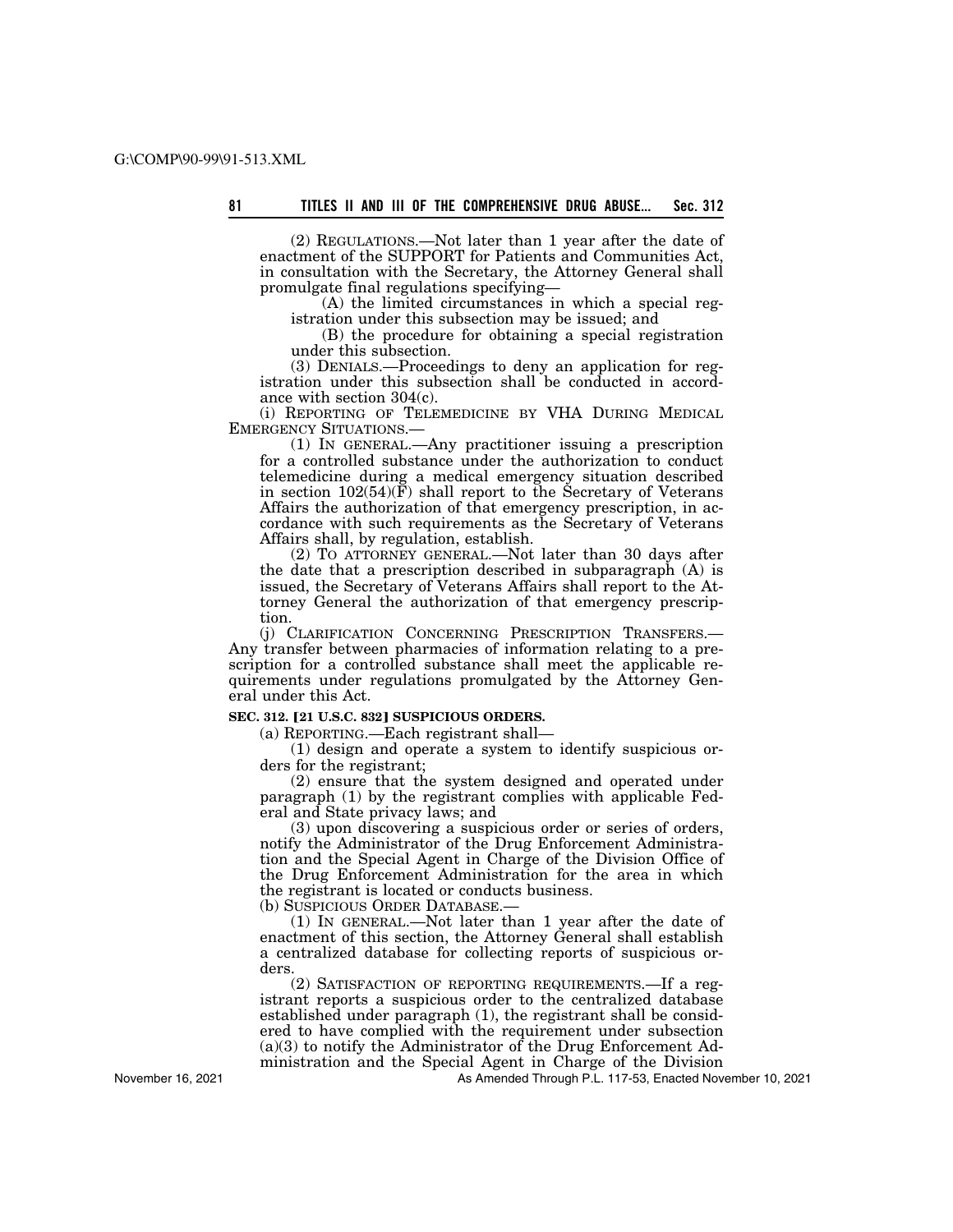(2) REGULATIONS.—Not later than 1 year after the date of enactment of the SUPPORT for Patients and Communities Act, in consultation with the Secretary, the Attorney General shall promulgate final regulations specifying—

(A) the limited circumstances in which a special registration under this subsection may be issued; and

(B) the procedure for obtaining a special registration under this subsection.

(3) DENIALS.—Proceedings to deny an application for registration under this subsection shall be conducted in accordance with section 304(c).

(i) REPORTING OF TELEMEDICINE BY VHA DURING MEDICAL EMERGENCY SITUATIONS.—

(1) IN GENERAL.—Any practitioner issuing a prescription for a controlled substance under the authorization to conduct telemedicine during a medical emergency situation described in section 102(54)(F) shall report to the Secretary of Veterans Affairs the authorization of that emergency prescription, in accordance with such requirements as the Secretary of Veterans Affairs shall, by regulation, establish.

(2) TO ATTORNEY GENERAL.—Not later than 30 days after the date that a prescription described in subparagraph (A) is issued, the Secretary of Veterans Affairs shall report to the Attorney General the authorization of that emergency prescription.

(j) CLARIFICATION CONCERNING PRESCRIPTION TRANSFERS.—Any transfer between pharmacies of information relating to a prescription for a controlled substance shall meet the applicable requirements under regulations promulgated by the Attorney General under this Act.

**SEC. 312. [21 U.S.C. 832] SUSPICIOUS ORDERS.**

(a) REPORTING.—Each registrant shall—

(1) design and operate a system to identify suspicious orders for the registrant;

(2) ensure that the system designed and operated under paragraph (1) by the registrant complies with applicable Federal and State privacy laws; and

(3) upon discovering a suspicious order or series of orders, notify the Administrator of the Drug Enforcement Administration and the Special Agent in Charge of the Division Office of the Drug Enforcement Administration for the area in which the registrant is located or conducts business.

(b) SUSPICIOUS ORDER DATABASE.—

(1) IN GENERAL.—Not later than 1 year after the date of enactment of this section, the Attorney General shall establish a centralized database for collecting reports of suspicious orders.

(2) SATISFACTION OF REPORTING REQUIREMENTS.—If a registrant reports a suspicious order to the centralized database established under paragraph (1), the registrant shall be considered to have complied with the requirement under subsection (a)(3) to notify the Administrator of the Drug Enforcement Administration and the Special Agent in Charge of the Division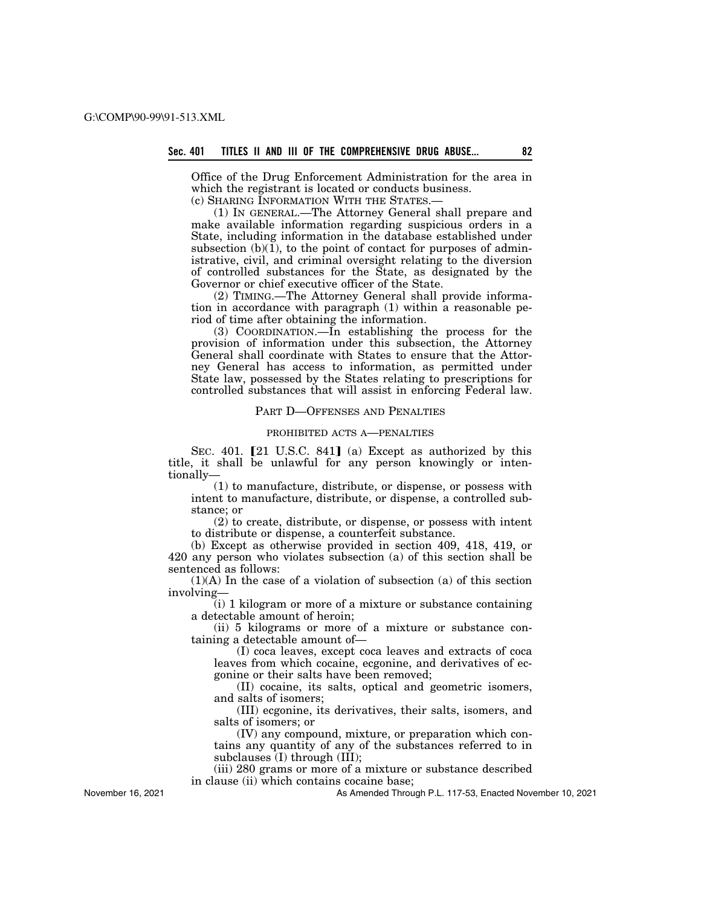Office of the Drug Enforcement Administration for the area in which the registrant is located or conducts business.

(c) SHARING INFORMATION WITH THE STATES.—

(1) IN GENERAL.—The Attorney General shall prepare and make available information regarding suspicious orders in a State, including information in the database established under subsection (b)(1), to the point of contact for purposes of administrative, civil, and criminal oversight relating to the diversion of controlled substances for the State, as designated by the Governor or chief executive officer of the State.

(2) TIMING.—The Attorney General shall provide information in accordance with paragraph (1) within a reasonable period of time after obtaining the information.

(3) COORDINATION.—In establishing the process for the provision of information under this subsection, the Attorney General shall coordinate with States to ensure that the Attorney General has access to information, as permitted under State law, possessed by the States relating to prescriptions for controlled substances that will assist in enforcing Federal law.

## PART D—OFFENSES AND PENALTIES

### PROHIBITED ACTS A—PENALTIES

SEC. 401. [21 U.S.C. 841] (a) Except as authorized by this title, it shall be unlawful for any person knowingly or intentionally—

(1) to manufacture, distribute, or dispense, or possess with intent to manufacture, distribute, or dispense, a controlled substance; or

(2) to create, distribute, or dispense, or possess with intent to distribute or dispense, a counterfeit substance.

(b) Except as otherwise provided in section 409, 418, 419, or 420 any person who violates subsection (a) of this section shall be sentenced as follows:

(1)(A) In the case of a violation of subsection (a) of this section involving—

(i) 1 kilogram or more of a mixture or substance containing a detectable amount of heroin;

(ii) 5 kilograms or more of a mixture or substance containing a detectable amount of—

(I) coca leaves, except coca leaves and extracts of coca leaves from which cocaine, ecgonine, and derivatives of ecgonine or their salts have been removed;

(II) cocaine, its salts, optical and geometric isomers, and salts of isomers;

(III) ecgonine, its derivatives, their salts, isomers, and salts of isomers; or

(IV) any compound, mixture, or preparation which contains any quantity of any of the substances referred to in subclauses (I) through (III);

(iii) 280 grams or more of a mixture or substance described in clause (ii) which contains cocaine base;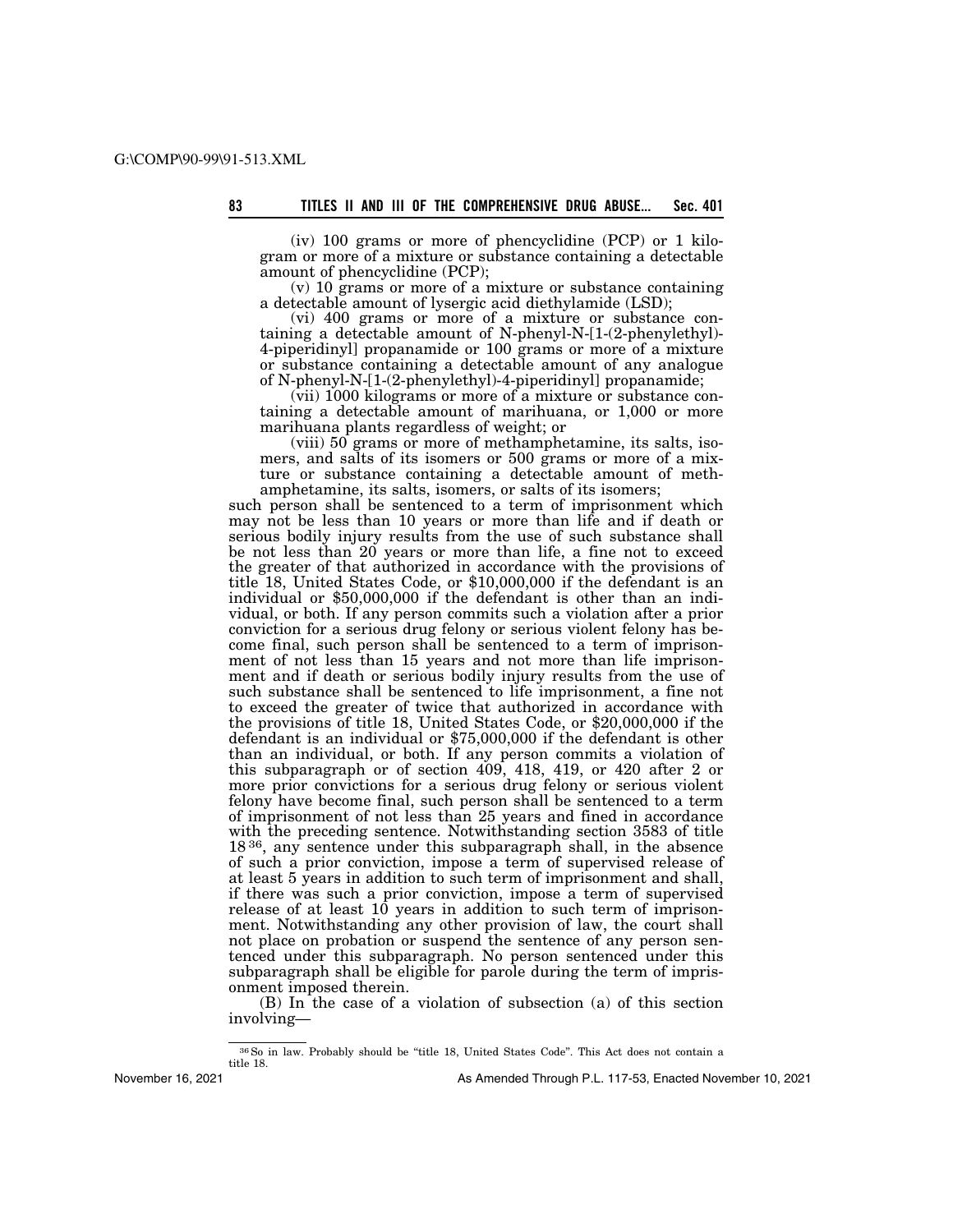(iv) 100 grams or more of phencyclidine (PCP) or 1 kilogram or more of a mixture or substance containing a detectable amount of phencyclidine (PCP);

(v) 10 grams or more of a mixture or substance containing a detectable amount of lysergic acid diethylamide (LSD);

(vi) 400 grams or more of a mixture or substance containing a detectable amount of N-phenyl-N-[1-(2-phenylethyl)-4-piperidinyl] propanamide or 100 grams or more of a mixture or substance containing a detectable amount of any analogue of N-phenyl-N-[1-(2-phenylethyl)-4-piperidinyl] propanamide;

(vii) 1000 kilograms or more of a mixture or substance containing a detectable amount of marihuana, or 1,000 or more marihuana plants regardless of weight; or

(viii) 50 grams or more of methamphetamine, its salts, isomers, and salts of its isomers or 500 grams or more of a mixture or substance containing a detectable amount of methamphetamine, its salts, isomers, or salts of its isomers;

such person shall be sentenced to a term of imprisonment which may not be less than 10 years or more than life and if death or serious bodily injury results from the use of such substance shall be not less than 20 years or more than life, a fine not to exceed the greater of that authorized in accordance with the provisions of title 18, United States Code, or $10,000,000 if the defendant is an individual or $50,000,000 if the defendant is other than an individual, or both. If any person commits such a violation after a prior conviction for a serious drug felony or serious violent felony has become final, such person shall be sentenced to a term of imprisonment of not less than 15 years and not more than life imprisonment and if death or serious bodily injury results from the use of such substance shall be sentenced to life imprisonment, a fine not to exceed the greater of twice that authorized in accordance with the provisions of title 18, United States Code, or $20,000,000 if the defendant is an individual or $75,000,000 if the defendant is other than an individual, or both. If any person commits a violation of this subparagraph or of section 409, 418, 419, or 420 after 2 or more prior convictions for a serious drug felony or serious violent felony have become final, such person shall be sentenced to a term of imprisonment of not less than 25 years and fined in accordance with the preceding sentence. Notwithstanding section 3583 of title 18[36], any sentence under this subparagraph shall, in the absence of such a prior conviction, impose a term of supervised release of at least 5 years in addition to such term of imprisonment and shall, if there was such a prior conviction, impose a term of supervised release of at least 10 years in addition to such term of imprisonment. Notwithstanding any other provision of law, the court shall not place on probation or suspend the sentence of any person sentenced under this subparagraph. No person sentenced under this subparagraph shall be eligible for parole during the term of imprisonment imposed therein.

(B) In the case of a violation of subsection (a) of this section involving—

---

[36] So in law. Probably should be "title 18, United States Code". This Act does not contain a title 18.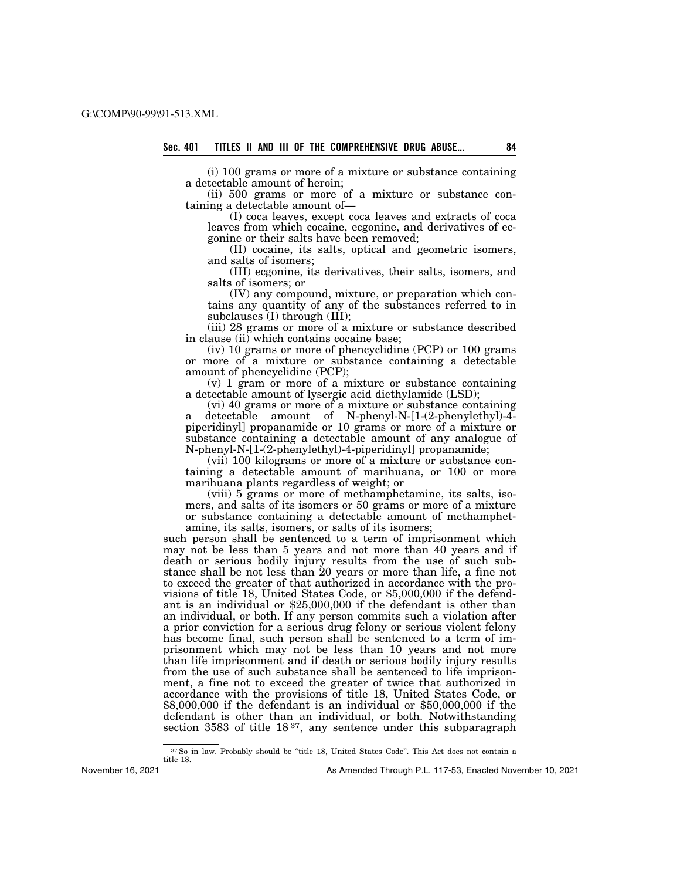(i) 100 grams or more of a mixture or substance containing a detectable amount of heroin;

(ii) 500 grams or more of a mixture or substance containing a detectable amount of—

(I) coca leaves, except coca leaves and extracts of coca leaves from which cocaine, ecgonine, and derivatives of ecgonine or their salts have been removed;

(II) cocaine, its salts, optical and geometric isomers, and salts of isomers;

(III) ecgonine, its derivatives, their salts, isomers, and salts of isomers; or

(IV) any compound, mixture, or preparation which contains any quantity of any of the substances referred to in subclauses (I) through (III);

(iii) 28 grams or more of a mixture or substance described in clause (ii) which contains cocaine base;

(iv) 10 grams or more of phencyclidine (PCP) or 100 grams or more of a mixture or substance containing a detectable amount of phencyclidine (PCP);

(v) 1 gram or more of a mixture or substance containing a detectable amount of lysergic acid diethylamide (LSD);

(vi) 40 grams or more of a mixture or substance containing a detectable amount of N-phenyl-N-[1-(2-phenylethyl)-4-piperidinyl] propanamide or 10 grams or more of a mixture or substance containing a detectable amount of any analogue of N-phenyl-N-[1-(2-phenylethyl)-4-piperidinyl] propanamide;

(vii) 100 kilograms or more of a mixture or substance containing a detectable amount of marihuana, or 100 or more marihuana plants regardless of weight; or

(viii) 5 grams or more of methamphetamine, its salts, isomers, and salts of its isomers or 50 grams or more of a mixture or substance containing a detectable amount of methamphetamine, its salts, isomers, or salts of its isomers;

such person shall be sentenced to a term of imprisonment which may not be less than 5 years and not more than 40 years and if death or serious bodily injury results from the use of such substance shall be not less than 20 years or more than life, a fine not to exceed the greater of that authorized in accordance with the provisions of title 18, United States Code, or $5,000,000 if the defendant is an individual or $25,000,000 if the defendant is other than an individual, or both. If any person commits such a violation after a prior conviction for a serious drug felony or serious violent felony has become final, such person shall be sentenced to a term of imprisonment which may not be less than 10 years and not more than life imprisonment and if death or serious bodily injury results from the use of such substance shall be sentenced to life imprisonment, a fine not to exceed the greater of twice that authorized in accordance with the provisions of title 18, United States Code, or $8,000,000 if the defendant is an individual or $50,000,000 if the defendant is other than an individual, or both. Notwithstanding section 3583 of title 18[37], any sentence under this subparagraph

---

[37] So in law. Probably should be "title 18, United States Code". This Act does not contain a title 18.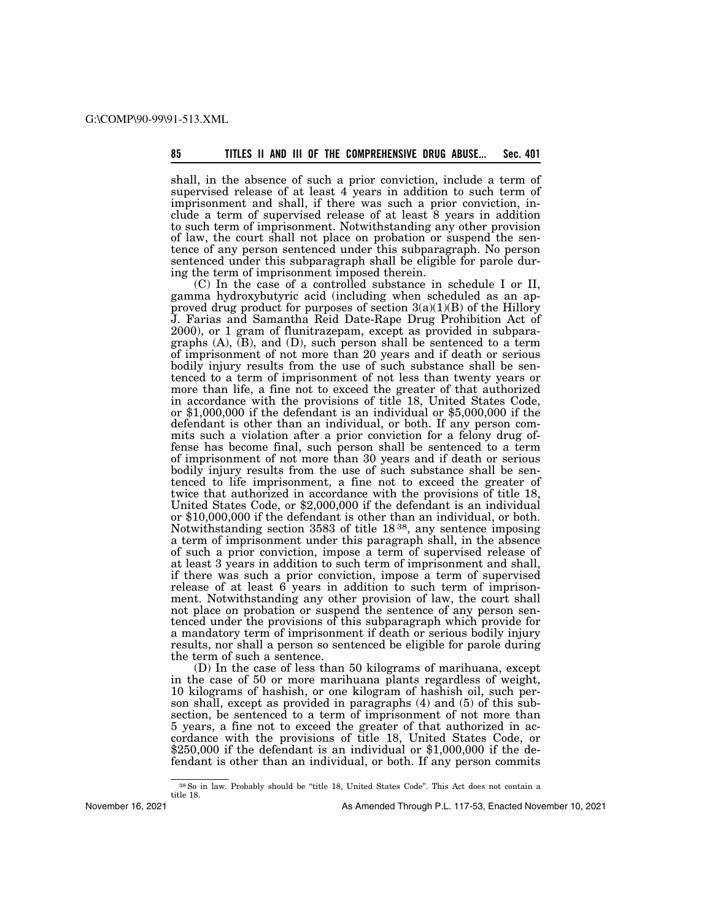shall, in the absence of such a prior conviction, include a term of supervised release of at least 4 years in addition to such term of imprisonment and shall, if there was such a prior conviction, include a term of supervised release of at least 8 years in addition to such term of imprisonment. Notwithstanding any other provision of law, the court shall not place on probation or suspend the sentence of any person sentenced under this subparagraph. No person sentenced under this subparagraph shall be eligible for parole during the term of imprisonment imposed therein.

(C) In the case of a controlled substance in schedule I or II, gamma hydroxybutyric acid (including when scheduled as an approved drug product for purposes of section 3(a)(1)(B) of the Hillory J. Farias and Samantha Reid Date-Rape Drug Prohibition Act of 2000), or 1 gram of flunitrazepam, except as provided in subparagraphs (A), (B), and (D), such person shall be sentenced to a term of imprisonment of not more than 20 years and if death or serious bodily injury results from the use of such substance shall be sentenced to a term of imprisonment of not less than twenty years or more than life, a fine not to exceed the greater of that authorized in accordance with the provisions of title 18, United States Code, or $1,000,000 if the defendant is an individual or $5,000,000 if the defendant is other than an individual, or both. If any person commits such a violation after a prior conviction for a felony drug offense has become final, such person shall be sentenced to a term of imprisonment of not more than 30 years and if death or serious bodily injury results from the use of such substance shall be sentenced to life imprisonment, a fine not to exceed the greater of twice that authorized in accordance with the provisions of title 18, United States Code, or $2,000,000 if the defendant is an individual or $10,000,000 if the defendant is other than an individual, or both. Notwithstanding section 3583 of title 18 [38], any sentence imposing a term of imprisonment under this paragraph shall, in the absence of such a prior conviction, impose a term of supervised release of at least 3 years in addition to such term of imprisonment and shall, if there was such a prior conviction, impose a term of supervised release of at least 6 years in addition to such term of imprisonment. Notwithstanding any other provision of law, the court shall not place on probation or suspend the sentence of any person sentenced under the provisions of this subparagraph which provide for a mandatory term of imprisonment if death or serious bodily injury results, nor shall a person so sentenced be eligible for parole during the term of such a sentence.

(D) In the case of less than 50 kilograms of marihuana, except in the case of 50 or more marihuana plants regardless of weight, 10 kilograms of hashish, or one kilogram of hashish oil, such person shall, except as provided in paragraphs (4) and (5) of this subsection, be sentenced to a term of imprisonment of not more than 5 years, a fine not to exceed the greater of that authorized in accordance with the provisions of title 18, United States Code, or $250,000 if the defendant is an individual or $1,000,000 if the defendant is other than an individual, or both. If any person commits

[38] So in law. Probably should be "title 18, United States Code". This Act does not contain a title 18.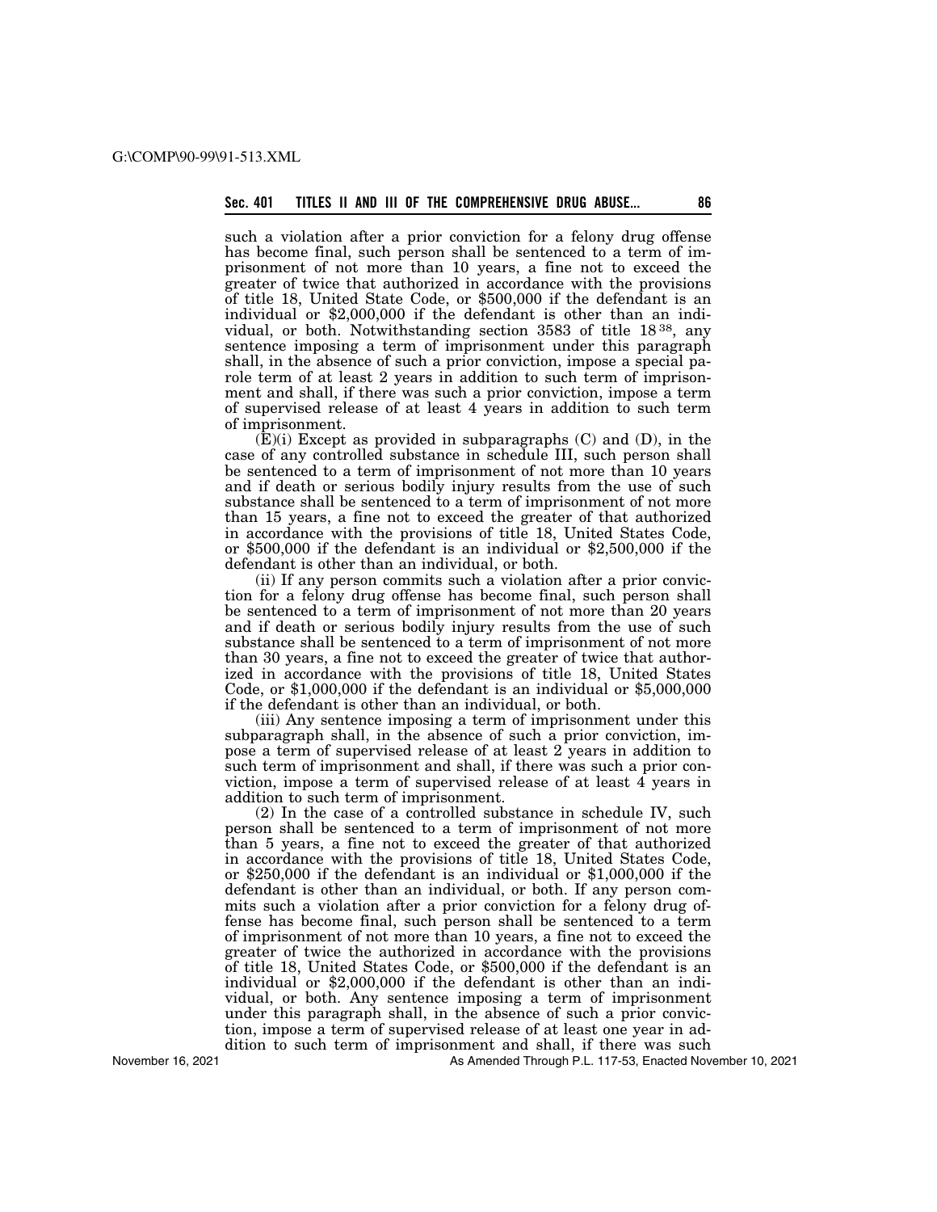such a violation after a prior conviction for a felony drug offense has become final, such person shall be sentenced to a term of imprisonment of not more than 10 years, a fine not to exceed the greater of twice that authorized in accordance with the provisions of title 18, United State Code, or $500,000 if the defendant is an individual or $2,000,000 if the defendant is other than an individual, or both. Notwithstanding section 3583 of title 18[38], any sentence imposing a term of imprisonment under this paragraph shall, in the absence of such a prior conviction, impose a special parole term of at least 2 years in addition to such term of imprisonment and shall, if there was such a prior conviction, impose a term of supervised release of at least 4 years in addition to such term of imprisonment.

(E)(i) Except as provided in subparagraphs (C) and (D), in the case of any controlled substance in schedule III, such person shall be sentenced to a term of imprisonment of not more than 10 years and if death or serious bodily injury results from the use of such substance shall be sentenced to a term of imprisonment of not more than 15 years, a fine not to exceed the greater of that authorized in accordance with the provisions of title 18, United States Code, or $500,000 if the defendant is an individual or $2,500,000 if the defendant is other than an individual, or both.

(ii) If any person commits such a violation after a prior conviction for a felony drug offense has become final, such person shall be sentenced to a term of imprisonment of not more than 20 years and if death or serious bodily injury results from the use of such substance shall be sentenced to a term of imprisonment of not more than 30 years, a fine not to exceed the greater of twice that authorized in accordance with the provisions of title 18, United States Code, or $1,000,000 if the defendant is an individual or $5,000,000 if the defendant is other than an individual, or both.

(iii) Any sentence imposing a term of imprisonment under this subparagraph shall, in the absence of such a prior conviction, impose a term of supervised release of at least 2 years in addition to such term of imprisonment and shall, if there was such a prior conviction, impose a term of supervised release of at least 4 years in addition to such term of imprisonment.

(2) In the case of a controlled substance in schedule IV, such person shall be sentenced to a term of imprisonment of not more than 5 years, a fine not to exceed the greater of that authorized in accordance with the provisions of title 18, United States Code, or $250,000 if the defendant is an individual or $1,000,000 if the defendant is other than an individual, or both. If any person commits such a violation after a prior conviction for a felony drug offense has become final, such person shall be sentenced to a term of imprisonment of not more than 10 years, a fine not to exceed the greater of twice the authorized in accordance with the provisions of title 18, United States Code, or $500,000 if the defendant is an individual or $2,000,000 if the defendant is other than an individual, or both. Any sentence imposing a term of imprisonment under this paragraph shall, in the absence of such a prior conviction, impose a term of supervised release of at least one year in addition to such term of imprisonment and shall, if there was such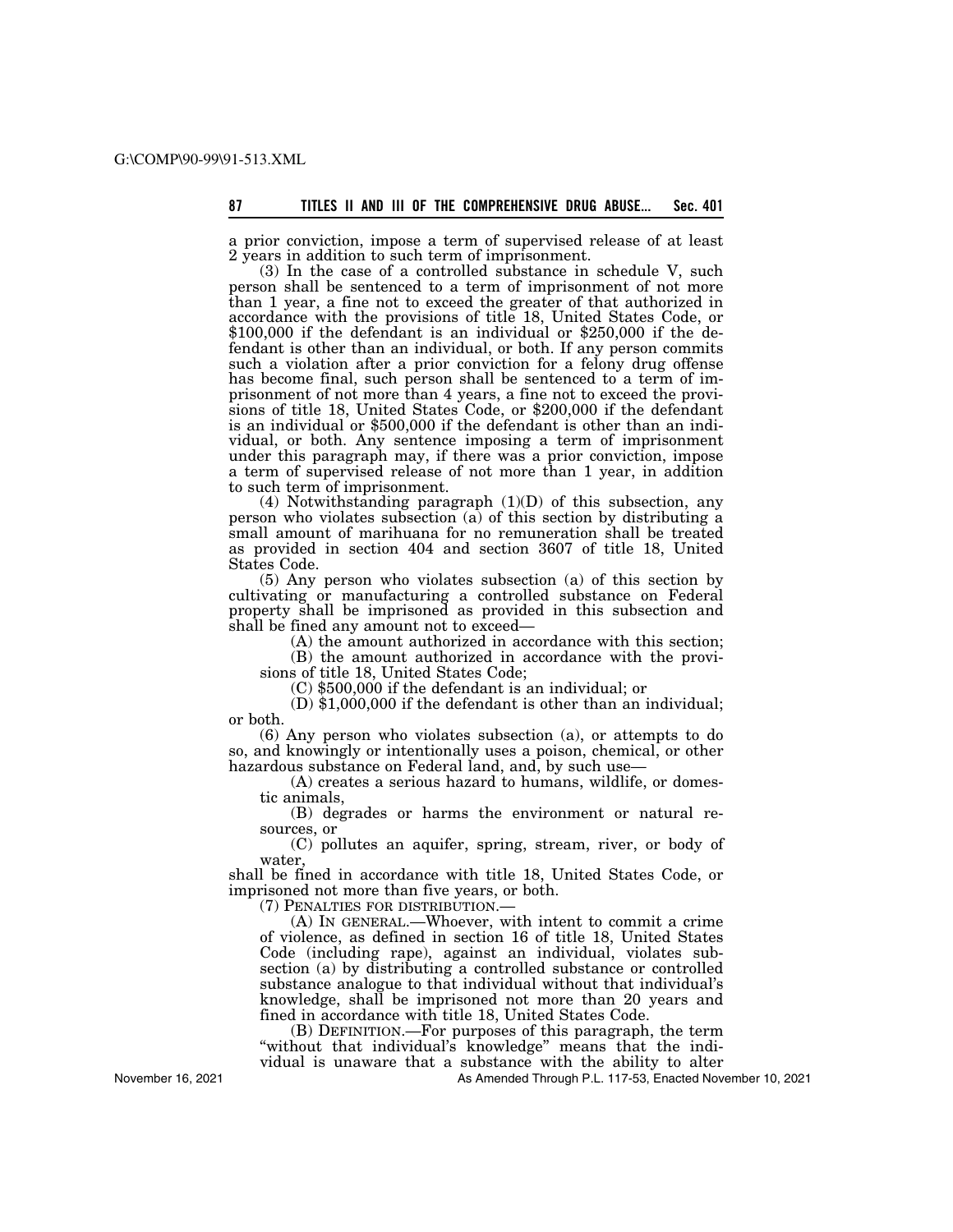a prior conviction, impose a term of supervised release of at least 2 years in addition to such term of imprisonment.

(3) In the case of a controlled substance in schedule V, such person shall be sentenced to a term of imprisonment of not more than 1 year, a fine not to exceed the greater of that authorized in accordance with the provisions of title 18, United States Code, or $100,000 if the defendant is an individual or $250,000 if the defendant is other than an individual, or both. If any person commits such a violation after a prior conviction for a felony drug offense has become final, such person shall be sentenced to a term of imprisonment of not more than 4 years, a fine not to exceed the provisions of title 18, United States Code, or $200,000 if the defendant is an individual or $500,000 if the defendant is other than an individual, or both. Any sentence imposing a term of imprisonment under this paragraph may, if there was a prior conviction, impose a term of supervised release of not more than 1 year, in addition to such term of imprisonment.

(4) Notwithstanding paragraph (1)(D) of this subsection, any person who violates subsection (a) of this section by distributing a small amount of marihuana for no remuneration shall be treated as provided in section 404 and section 3607 of title 18, United States Code.

(5) Any person who violates subsection (a) of this section by cultivating or manufacturing a controlled substance on Federal property shall be imprisoned as provided in this subsection and shall be fined any amount not to exceed—

(A) the amount authorized in accordance with this section;

(B) the amount authorized in accordance with the provisions of title 18, United States Code;

(C) $500,000 if the defendant is an individual; or

(D) $1,000,000 if the defendant is other than an individual;

or both.

(6) Any person who violates subsection (a), or attempts to do so, and knowingly or intentionally uses a poison, chemical, or other hazardous substance on Federal land, and, by such use—

(A) creates a serious hazard to humans, wildlife, or domestic animals,

(B) degrades or harms the environment or natural resources, or

(C) pollutes an aquifer, spring, stream, river, or body of water,

shall be fined in accordance with title 18, United States Code, or imprisoned not more than five years, or both.

(7) PENALTIES FOR DISTRIBUTION.—

(A) IN GENERAL.—Whoever, with intent to commit a crime of violence, as defined in section 16 of title 18, United States Code (including rape), against an individual, violates subsection (a) by distributing a controlled substance or controlled substance analogue to that individual without that individual's knowledge, shall be imprisoned not more than 20 years and fined in accordance with title 18, United States Code.

(B) DEFINITION.—For purposes of this paragraph, the term "without that individual's knowledge" means that the individual is unaware that a substance with the ability to alter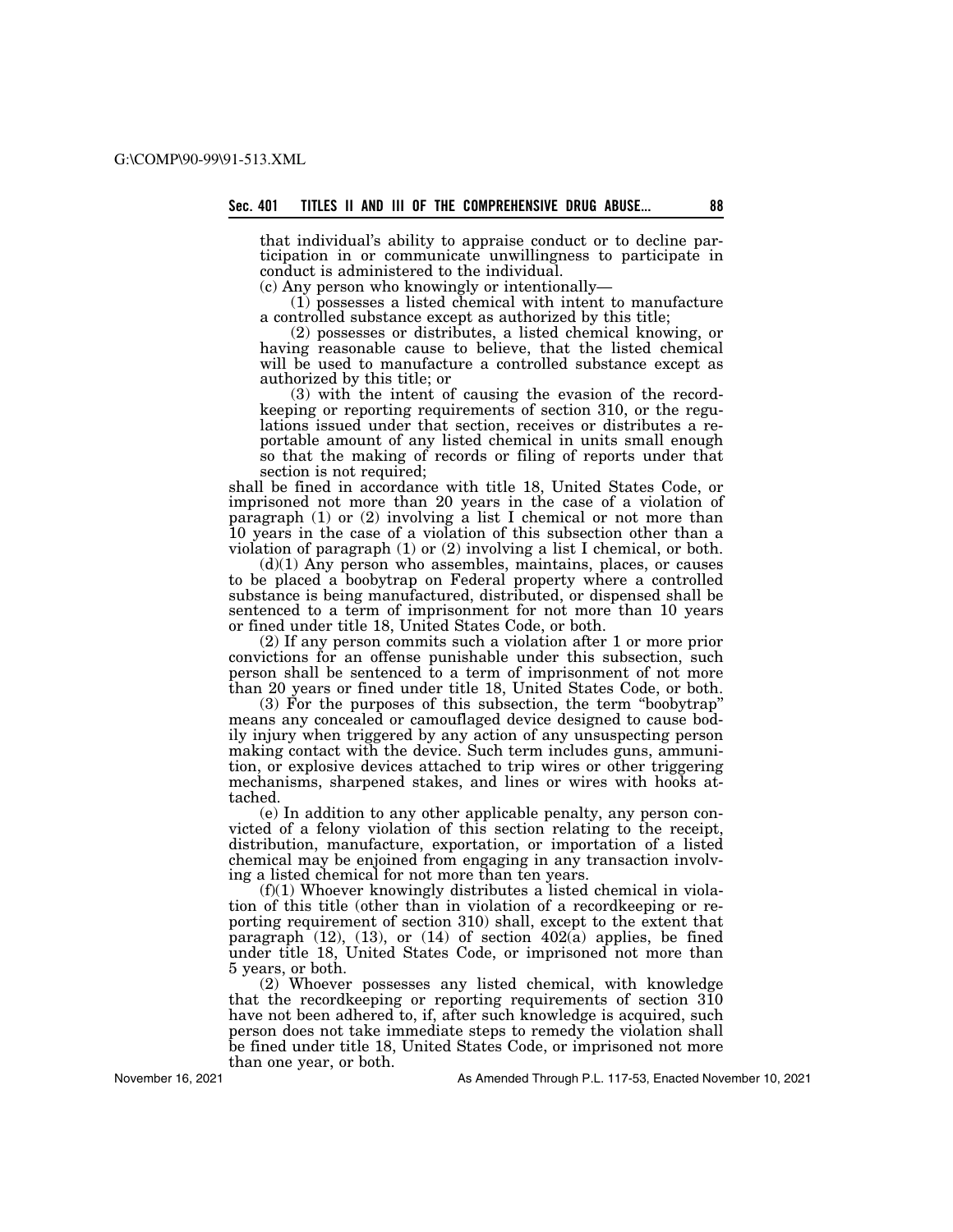that individual's ability to appraise conduct or to decline participation in or communicate unwillingness to participate in conduct is administered to the individual.

(c) Any person who knowingly or intentionally—

(1) possesses a listed chemical with intent to manufacture a controlled substance except as authorized by this title;

(2) possesses or distributes, a listed chemical knowing, or having reasonable cause to believe, that the listed chemical will be used to manufacture a controlled substance except as authorized by this title; or

(3) with the intent of causing the evasion of the recordkeeping or reporting requirements of section 310, or the regulations issued under that section, receives or distributes a reportable amount of any listed chemical in units small enough so that the making of records or filing of reports under that section is not required;

shall be fined in accordance with title 18, United States Code, or imprisoned not more than 20 years in the case of a violation of paragraph (1) or (2) involving a list I chemical or not more than 10 years in the case of a violation of this subsection other than a violation of paragraph (1) or (2) involving a list I chemical, or both.

(d)(1) Any person who assembles, maintains, places, or causes to be placed a boobytrap on Federal property where a controlled substance is being manufactured, distributed, or dispensed shall be sentenced to a term of imprisonment for not more than 10 years or fined under title 18, United States Code, or both.

(2) If any person commits such a violation after 1 or more prior convictions for an offense punishable under this subsection, such person shall be sentenced to a term of imprisonment of not more than 20 years or fined under title 18, United States Code, or both.

(3) For the purposes of this subsection, the term "boobytrap" means any concealed or camouflaged device designed to cause bodily injury when triggered by any action of any unsuspecting person making contact with the device. Such term includes guns, ammunition, or explosive devices attached to trip wires or other triggering mechanisms, sharpened stakes, and lines or wires with hooks attached.

(e) In addition to any other applicable penalty, any person convicted of a felony violation of this section relating to the receipt, distribution, manufacture, exportation, or importation of a listed chemical may be enjoined from engaging in any transaction involving a listed chemical for not more than ten years.

(f)(1) Whoever knowingly distributes a listed chemical in violation of this title (other than in violation of a recordkeeping or reporting requirement of section 310) shall, except to the extent that paragraph (12), (13), or (14) of section 402(a) applies, be fined under title 18, United States Code, or imprisoned not more than 5 years, or both.

(2) Whoever possesses any listed chemical, with knowledge that the recordkeeping or reporting requirements of section 310 have not been adhered to, if, after such knowledge is acquired, such person does not take immediate steps to remedy the violation shall be fined under title 18, United States Code, or imprisoned not more than one year, or both.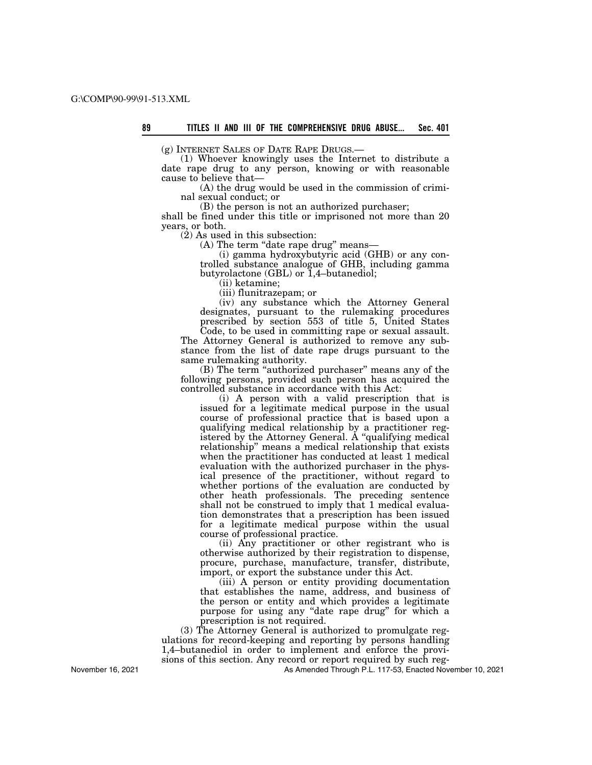(g) INTERNET SALES OF DATE RAPE DRUGS.—

(1) Whoever knowingly uses the Internet to distribute a date rape drug to any person, knowing or with reasonable cause to believe that—

(A) the drug would be used in the commission of criminal sexual conduct; or

(B) the person is not an authorized purchaser;

shall be fined under this title or imprisoned not more than 20 years, or both.

(2) As used in this subsection:

(A) The term "date rape drug" means—

(i) gamma hydroxybutyric acid (GHB) or any controlled substance analogue of GHB, including gamma butyrolactone (GBL) or 1,4–butanediol;

(ii) ketamine;

(iii) flunitrazepam; or

(iv) any substance which the Attorney General designates, pursuant to the rulemaking procedures prescribed by section 553 of title 5, United States Code, to be used in committing rape or sexual assault.

The Attorney General is authorized to remove any substance from the list of date rape drugs pursuant to the same rulemaking authority.

(B) The term "authorized purchaser" means any of the following persons, provided such person has acquired the controlled substance in accordance with this Act:

(i) A person with a valid prescription that is issued for a legitimate medical purpose in the usual course of professional practice that is based upon a qualifying medical relationship by a practitioner registered by the Attorney General. A "qualifying medical relationship" means a medical relationship that exists when the practitioner has conducted at least 1 medical evaluation with the authorized purchaser in the physical presence of the practitioner, without regard to whether portions of the evaluation are conducted by other heath professionals. The preceding sentence shall not be construed to imply that 1 medical evaluation demonstrates that a prescription has been issued for a legitimate medical purpose within the usual course of professional practice.

(ii) Any practitioner or other registrant who is otherwise authorized by their registration to dispense, procure, purchase, manufacture, transfer, distribute, import, or export the substance under this Act.

(iii) A person or entity providing documentation that establishes the name, address, and business of the person or entity and which provides a legitimate purpose for using any "date rape drug" for which a prescription is not required.

(3) The Attorney General is authorized to promulgate regulations for record-keeping and reporting by persons handling 1,4–butanediol in order to implement and enforce the provisions of this section. Any record or report required by such reg-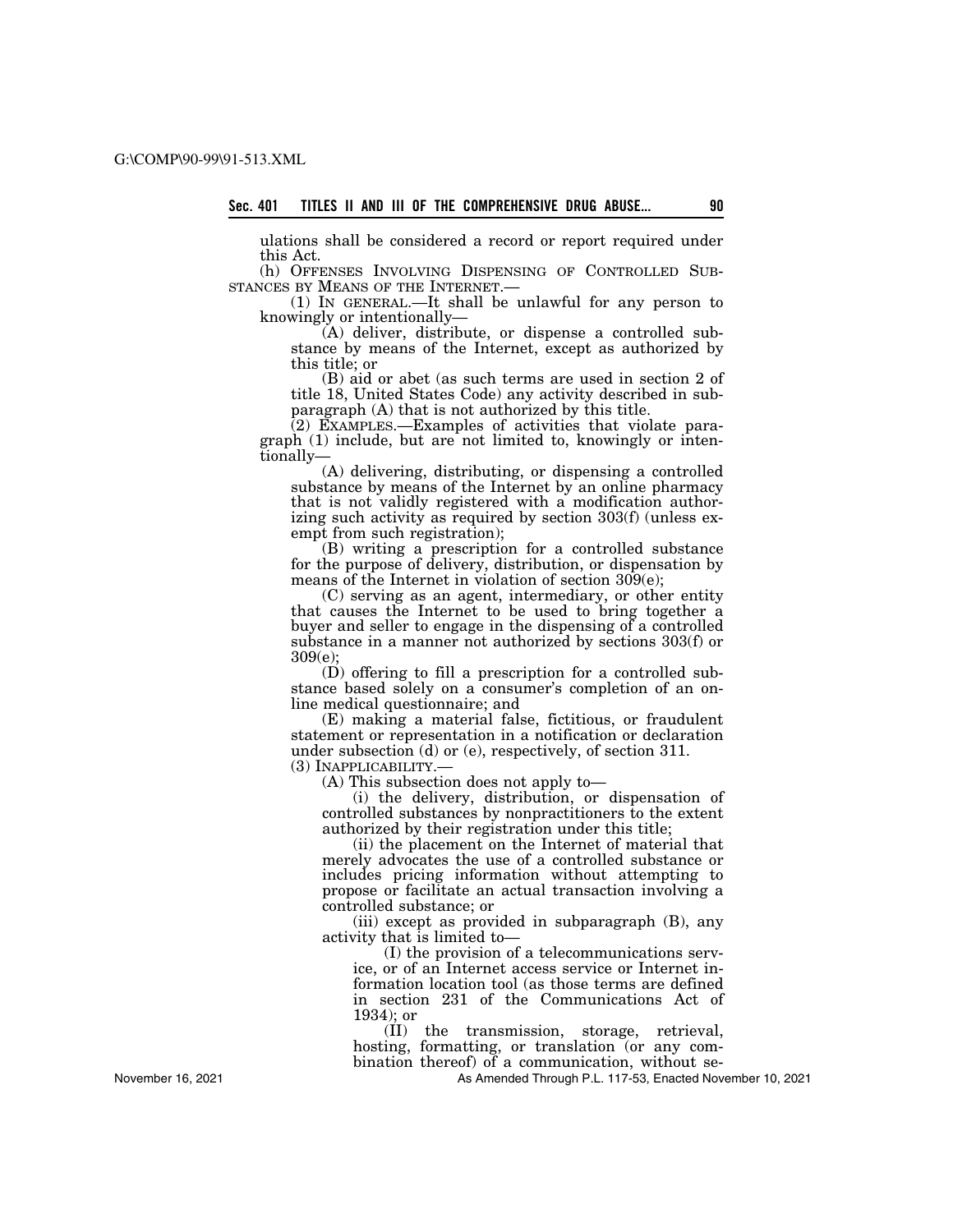ulations shall be considered a record or report required under this Act.

(h) OFFENSES INVOLVING DISPENSING OF CONTROLLED SUBSTANCES BY MEANS OF THE INTERNET.—

(1) IN GENERAL.—It shall be unlawful for any person to knowingly or intentionally—

(A) deliver, distribute, or dispense a controlled substance by means of the Internet, except as authorized by this title; or

(B) aid or abet (as such terms are used in section 2 of title 18, United States Code) any activity described in subparagraph (A) that is not authorized by this title.

(2) EXAMPLES.—Examples of activities that violate paragraph (1) include, but are not limited to, knowingly or intentionally—

(A) delivering, distributing, or dispensing a controlled substance by means of the Internet by an online pharmacy that is not validly registered with a modification authorizing such activity as required by section 303(f) (unless exempt from such registration);

(B) writing a prescription for a controlled substance for the purpose of delivery, distribution, or dispensation by means of the Internet in violation of section 309(e);

(C) serving as an agent, intermediary, or other entity that causes the Internet to be used to bring together a buyer and seller to engage in the dispensing of a controlled substance in a manner not authorized by sections 303(f) or 309(e);

(D) offering to fill a prescription for a controlled substance based solely on a consumer's completion of an online medical questionnaire; and

(E) making a material false, fictitious, or fraudulent statement or representation in a notification or declaration under subsection (d) or (e), respectively, of section 311.

(3) INAPPLICABILITY.—

(A) This subsection does not apply to—

(i) the delivery, distribution, or dispensation of controlled substances by nonpractitioners to the extent authorized by their registration under this title;

(ii) the placement on the Internet of material that merely advocates the use of a controlled substance or includes pricing information without attempting to propose or facilitate an actual transaction involving a controlled substance; or

(iii) except as provided in subparagraph (B), any activity that is limited to—

(I) the provision of a telecommunications service, or of an Internet access service or Internet information location tool (as those terms are defined in section 231 of the Communications Act of 1934); or

(II) the transmission, storage, retrieval, hosting, formatting, or translation (or any combination thereof) of a communication, without se-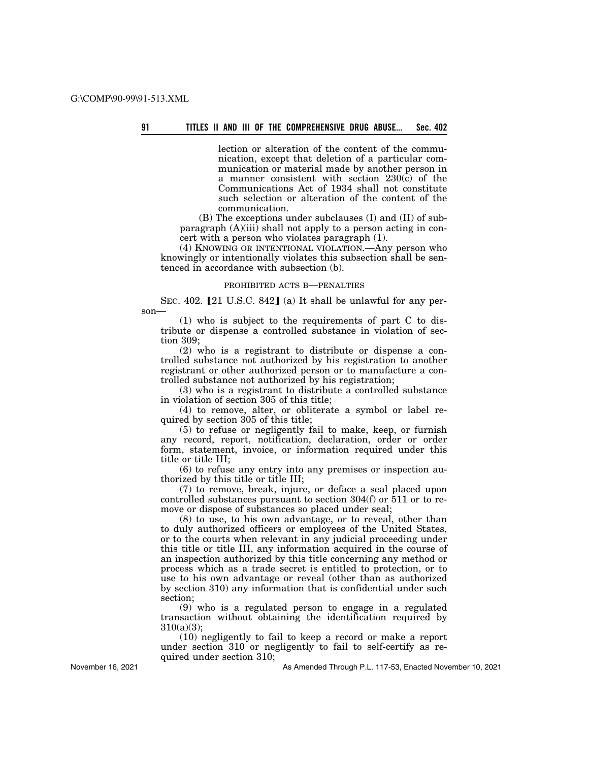lection or alteration of the content of the communication, except that deletion of a particular communication or material made by another person in a manner consistent with section 230(c) of the Communications Act of 1934 shall not constitute such selection or alteration of the content of the communication.

(B) The exceptions under subclauses (I) and (II) of subparagraph (A)(iii) shall not apply to a person acting in concert with a person who violates paragraph (1).

(4) KNOWING OR INTENTIONAL VIOLATION.—Any person who knowingly or intentionally violates this subsection shall be sentenced in accordance with subsection (b).

PROHIBITED ACTS B—PENALTIES

SEC. 402. 【21 U.S.C. 842】 (a) It shall be unlawful for any person—

(1) who is subject to the requirements of part C to distribute or dispense a controlled substance in violation of section 309;

(2) who is a registrant to distribute or dispense a controlled substance not authorized by his registration to another registrant or other authorized person or to manufacture a controlled substance not authorized by his registration;

(3) who is a registrant to distribute a controlled substance in violation of section 305 of this title;

(4) to remove, alter, or obliterate a symbol or label required by section 305 of this title;

(5) to refuse or negligently fail to make, keep, or furnish any record, report, notification, declaration, order or order form, statement, invoice, or information required under this title or title III;

(6) to refuse any entry into any premises or inspection authorized by this title or title III;

(7) to remove, break, injure, or deface a seal placed upon controlled substances pursuant to section 304(f) or 511 or to remove or dispose of substances so placed under seal;

(8) to use, to his own advantage, or to reveal, other than to duly authorized officers or employees of the United States, or to the courts when relevant in any judicial proceeding under this title or title III, any information acquired in the course of an inspection authorized by this title concerning any method or process which as a trade secret is entitled to protection, or to use to his own advantage or reveal (other than as authorized by section 310) any information that is confidential under such section;

(9) who is a regulated person to engage in a regulated transaction without obtaining the identification required by 310(a)(3);

(10) negligently to fail to keep a record or make a report under section 310 or negligently to fail to self-certify as required under section 310;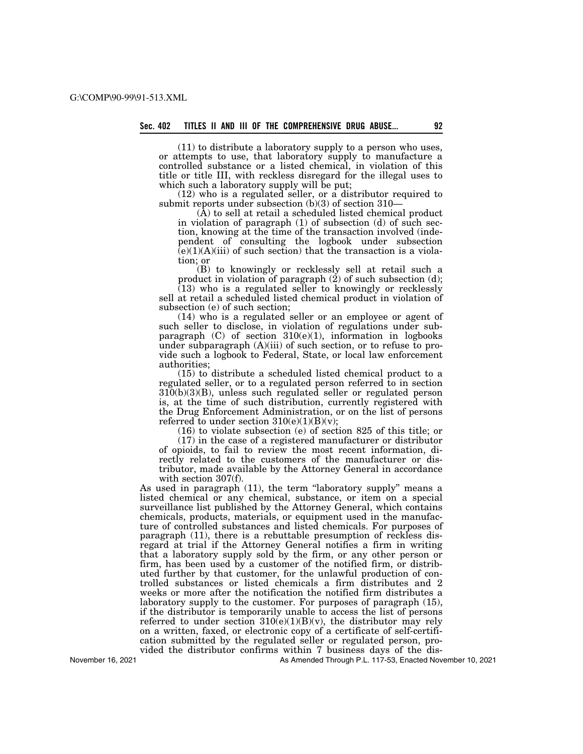(11) to distribute a laboratory supply to a person who uses, or attempts to use, that laboratory supply to manufacture a controlled substance or a listed chemical, in violation of this title or title III, with reckless disregard for the illegal uses to which such a laboratory supply will be put;

(12) who is a regulated seller, or a distributor required to submit reports under subsection (b)(3) of section 310—

(A) to sell at retail a scheduled listed chemical product in violation of paragraph (1) of subsection (d) of such section, knowing at the time of the transaction involved (independent of consulting the logbook under subsection (e)(1)(A)(iii) of such section) that the transaction is a violation; or

(B) to knowingly or recklessly sell at retail such a product in violation of paragraph (2) of such subsection (d);

(13) who is a regulated seller to knowingly or recklessly sell at retail a scheduled listed chemical product in violation of subsection (e) of such section;

(14) who is a regulated seller or an employee or agent of such seller to disclose, in violation of regulations under subparagraph (C) of section 310(e)(1), information in logbooks under subparagraph (A)(iii) of such section, or to refuse to provide such a logbook to Federal, State, or local law enforcement authorities;

(15) to distribute a scheduled listed chemical product to a regulated seller, or to a regulated person referred to in section 310(b)(3)(B), unless such regulated seller or regulated person is, at the time of such distribution, currently registered with the Drug Enforcement Administration, or on the list of persons referred to under section 310(e)(1)(B)(v);

(16) to violate subsection (e) of section 825 of this title; or

(17) in the case of a registered manufacturer or distributor of opioids, to fail to review the most recent information, directly related to the customers of the manufacturer or distributor, made available by the Attorney General in accordance with section 307(f).

As used in paragraph (11), the term "laboratory supply" means a listed chemical or any chemical, substance, or item on a special surveillance list published by the Attorney General, which contains chemicals, products, materials, or equipment used in the manufacture of controlled substances and listed chemicals. For purposes of paragraph (11), there is a rebuttable presumption of reckless disregard at trial if the Attorney General notifies a firm in writing that a laboratory supply sold by the firm, or any other person or firm, has been used by a customer of the notified firm, or distributed further by that customer, for the unlawful production of controlled substances or listed chemicals a firm distributes and 2 weeks or more after the notification the notified firm distributes a laboratory supply to the customer. For purposes of paragraph (15), if the distributor is temporarily unable to access the list of persons referred to under section 310(e)(1)(B)(v), the distributor may rely on a written, faxed, or electronic copy of a certificate of self-certification submitted by the regulated seller or regulated person, provided the distributor confirms within 7 business days of the dis-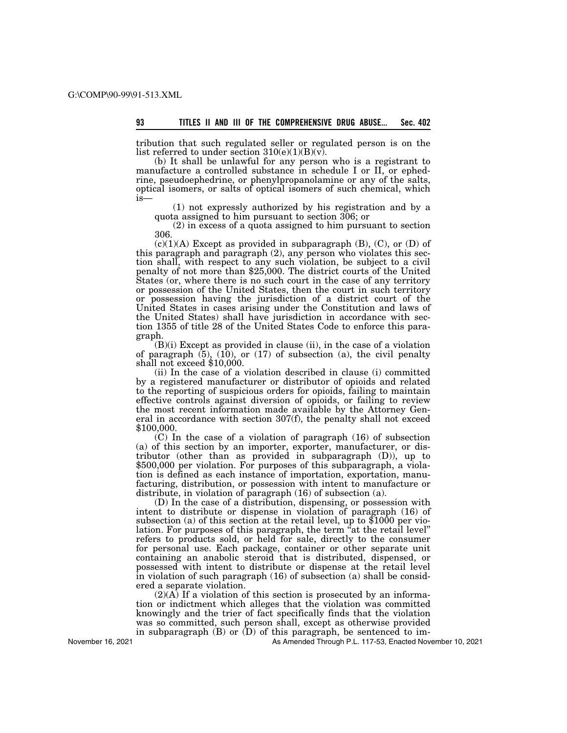tribution that such regulated seller or regulated person is on the list referred to under section 310(e)(1)(B)(v).

(b) It shall be unlawful for any person who is a registrant to manufacture a controlled substance in schedule I or II, or ephedrine, pseudoephedrine, or phenylpropanolamine or any of the salts, optical isomers, or salts of optical isomers of such chemical, which is—

(1) not expressly authorized by his registration and by a quota assigned to him pursuant to section 306; or

(2) in excess of a quota assigned to him pursuant to section 306.

(c)(1)(A) Except as provided in subparagraph (B), (C), or (D) of this paragraph and paragraph (2), any person who violates this section shall, with respect to any such violation, be subject to a civil penalty of not more than $25,000. The district courts of the United States (or, where there is no such court in the case of any territory or possession of the United States, then the court in such territory or possession having the jurisdiction of a district court of the United States in cases arising under the Constitution and laws of the United States) shall have jurisdiction in accordance with section 1355 of title 28 of the United States Code to enforce this paragraph.

(B)(i) Except as provided in clause (ii), in the case of a violation of paragraph (5), (10), or (17) of subsection (a), the civil penalty shall not exceed $10,000.

(ii) In the case of a violation described in clause (i) committed by a registered manufacturer or distributor of opioids and related to the reporting of suspicious orders for opioids, failing to maintain effective controls against diversion of opioids, or failing to review the most recent information made available by the Attorney General in accordance with section 307(f), the penalty shall not exceed $100,000.

(C) In the case of a violation of paragraph (16) of subsection (a) of this section by an importer, exporter, manufacturer, or distributor (other than as provided in subparagraph (D)), up to $500,000 per violation. For purposes of this subparagraph, a violation is defined as each instance of importation, exportation, manufacturing, distribution, or possession with intent to manufacture or distribute, in violation of paragraph (16) of subsection (a).

(D) In the case of a distribution, dispensing, or possession with intent to distribute or dispense in violation of paragraph (16) of subsection (a) of this section at the retail level, up to $1000 per violation. For purposes of this paragraph, the term "at the retail level" refers to products sold, or held for sale, directly to the consumer for personal use. Each package, container or other separate unit containing an anabolic steroid that is distributed, dispensed, or possessed with intent to distribute or dispense at the retail level in violation of such paragraph (16) of subsection (a) shall be considered a separate violation.

(2)(A) If a violation of this section is prosecuted by an information or indictment which alleges that the violation was committed knowingly and the trier of fact specifically finds that the violation was so committed, such person shall, except as otherwise provided in subparagraph (B) or (D) of this paragraph, be sentenced to im-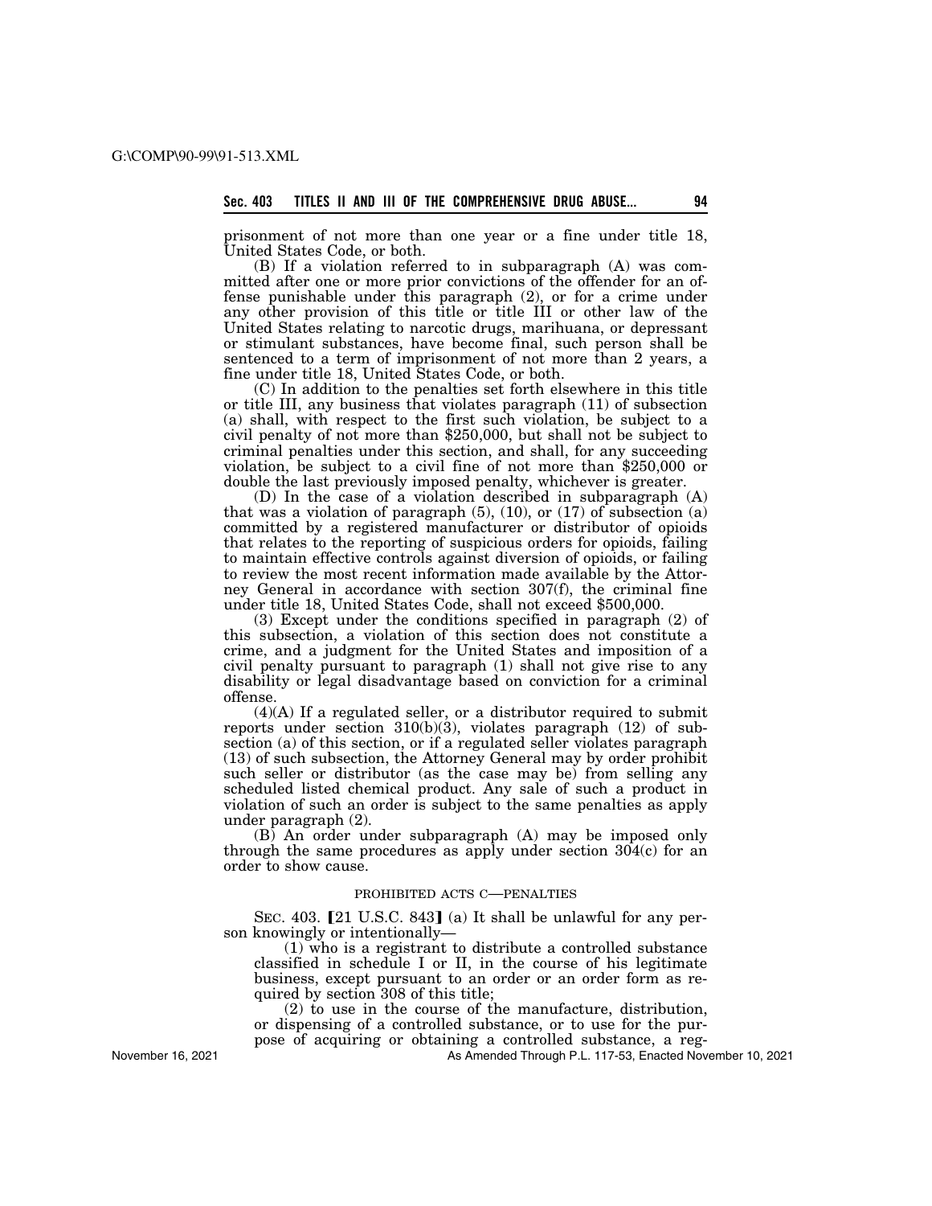prisonment of not more than one year or a fine under title 18, United States Code, or both.

(B) If a violation referred to in subparagraph (A) was committed after one or more prior convictions of the offender for an offense punishable under this paragraph (2), or for a crime under any other provision of this title or title III or other law of the United States relating to narcotic drugs, marihuana, or depressant or stimulant substances, have become final, such person shall be sentenced to a term of imprisonment of not more than 2 years, a fine under title 18, United States Code, or both.

(C) In addition to the penalties set forth elsewhere in this title or title III, any business that violates paragraph (11) of subsection (a) shall, with respect to the first such violation, be subject to a civil penalty of not more than $250,000, but shall not be subject to criminal penalties under this section, and shall, for any succeeding violation, be subject to a civil fine of not more than $250,000 or double the last previously imposed penalty, whichever is greater.

(D) In the case of a violation described in subparagraph (A) that was a violation of paragraph (5), (10), or (17) of subsection (a) committed by a registered manufacturer or distributor of opioids that relates to the reporting of suspicious orders for opioids, failing to maintain effective controls against diversion of opioids, or failing to review the most recent information made available by the Attorney General in accordance with section 307(f), the criminal fine under title 18, United States Code, shall not exceed $500,000.

(3) Except under the conditions specified in paragraph (2) of this subsection, a violation of this section does not constitute a crime, and a judgment for the United States and imposition of a civil penalty pursuant to paragraph (1) shall not give rise to any disability or legal disadvantage based on conviction for a criminal offense.

(4)(A) If a regulated seller, or a distributor required to submit reports under section 310(b)(3), violates paragraph (12) of subsection (a) of this section, or if a regulated seller violates paragraph (13) of such subsection, the Attorney General may by order prohibit such seller or distributor (as the case may be) from selling any scheduled listed chemical product. Any sale of such a product in violation of such an order is subject to the same penalties as apply under paragraph (2).

(B) An order under subparagraph (A) may be imposed only through the same procedures as apply under section 304(c) for an order to show cause.

PROHIBITED ACTS C—PENALTIES

SEC. 403. [21 U.S.C. 843] (a) It shall be unlawful for any person knowingly or intentionally—

(1) who is a registrant to distribute a controlled substance classified in schedule I or II, in the course of his legitimate business, except pursuant to an order or an order form as required by section 308 of this title;

(2) to use in the course of the manufacture, distribution, or dispensing of a controlled substance, or to use for the purpose of acquiring or obtaining a controlled substance, a reg-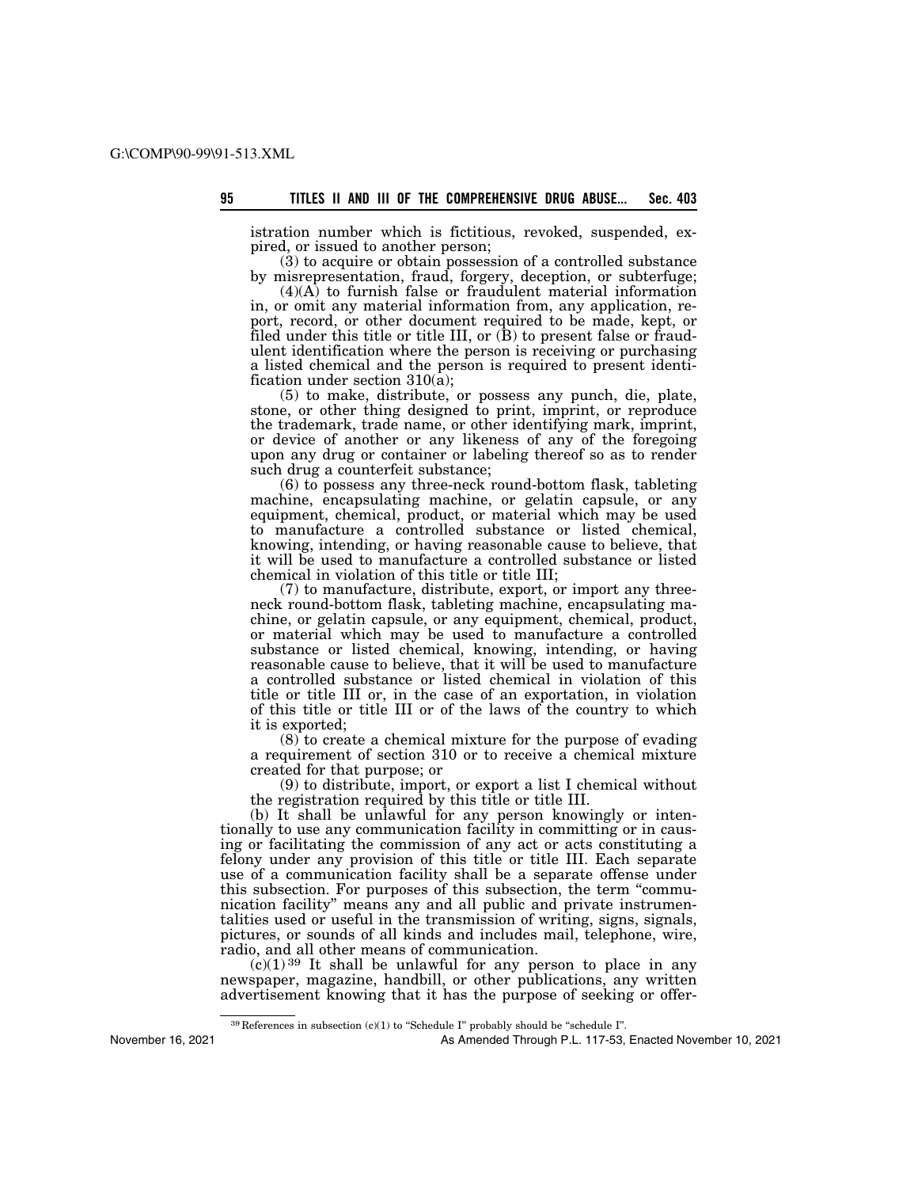istration number which is fictitious, revoked, suspended, expired, or issued to another person;

(3) to acquire or obtain possession of a controlled substance by misrepresentation, fraud, forgery, deception, or subterfuge;

(4)(A) to furnish false or fraudulent material information in, or omit any material information from, any application, report, record, or other document required to be made, kept, or filed under this title or title III, or (B) to present false or fraudulent identification where the person is receiving or purchasing a listed chemical and the person is required to present identification under section 310(a);

(5) to make, distribute, or possess any punch, die, plate, stone, or other thing designed to print, imprint, or reproduce the trademark, trade name, or other identifying mark, imprint, or device of another or any likeness of any of the foregoing upon any drug or container or labeling thereof so as to render such drug a counterfeit substance;

(6) to possess any three-neck round-bottom flask, tableting machine, encapsulating machine, or gelatin capsule, or any equipment, chemical, product, or material which may be used to manufacture a controlled substance or listed chemical, knowing, intending, or having reasonable cause to believe, that it will be used to manufacture a controlled substance or listed chemical in violation of this title or title III;

(7) to manufacture, distribute, export, or import any three-neck round-bottom flask, tableting machine, encapsulating machine, or gelatin capsule, or any equipment, chemical, product, or material which may be used to manufacture a controlled substance or listed chemical, knowing, intending, or having reasonable cause to believe, that it will be used to manufacture a controlled substance or listed chemical in violation of this title or title III or, in the case of an exportation, in violation of this title or title III or of the laws of the country to which it is exported;

(8) to create a chemical mixture for the purpose of evading a requirement of section 310 or to receive a chemical mixture created for that purpose; or

(9) to distribute, import, or export a list I chemical without the registration required by this title or title III.

(b) It shall be unlawful for any person knowingly or intentionally to use any communication facility in committing or in causing or facilitating the commission of any act or acts constituting a felony under any provision of this title or title III. Each separate use of a communication facility shall be a separate offense under this subsection. For purposes of this subsection, the term "communication facility" means any and all public and private instrumentalities used or useful in the transmission of writing, signs, signals, pictures, or sounds of all kinds and includes mail, telephone, wire, radio, and all other means of communication.

(c)(1) [39] It shall be unlawful for any person to place in any newspaper, magazine, handbill, or other publications, any written advertisement knowing that it has the purpose of seeking or offer-

[39] References in subsection (c)(1) to "Schedule I" probably should be "schedule I".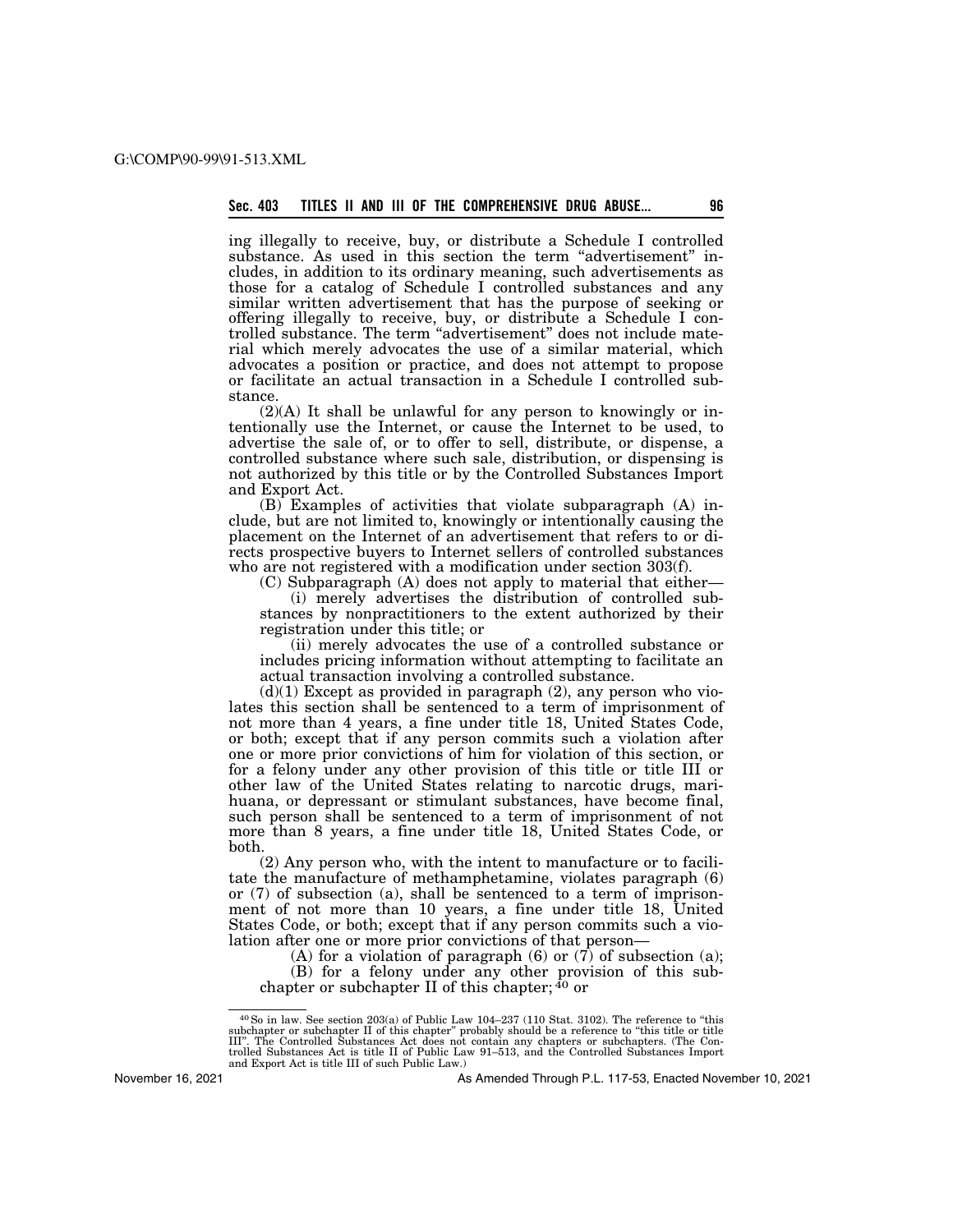ing illegally to receive, buy, or distribute a Schedule I controlled substance. As used in this section the term "advertisement" includes, in addition to its ordinary meaning, such advertisements as those for a catalog of Schedule I controlled substances and any similar written advertisement that has the purpose of seeking or offering illegally to receive, buy, or distribute a Schedule I controlled substance. The term "advertisement" does not include material which merely advocates the use of a similar material, which advocates a position or practice, and does not attempt to propose or facilitate an actual transaction in a Schedule I controlled substance.

(2)(A) It shall be unlawful for any person to knowingly or intentionally use the Internet, or cause the Internet to be used, to advertise the sale of, or to offer to sell, distribute, or dispense, a controlled substance where such sale, distribution, or dispensing is not authorized by this title or by the Controlled Substances Import and Export Act.

(B) Examples of activities that violate subparagraph (A) include, but are not limited to, knowingly or intentionally causing the placement on the Internet of an advertisement that refers to or directs prospective buyers to Internet sellers of controlled substances who are not registered with a modification under section 303(f).

(C) Subparagraph (A) does not apply to material that either—

(i) merely advertises the distribution of controlled substances by nonpractitioners to the extent authorized by their registration under this title; or

(ii) merely advocates the use of a controlled substance or includes pricing information without attempting to facilitate an actual transaction involving a controlled substance.

(d)(1) Except as provided in paragraph (2), any person who violates this section shall be sentenced to a term of imprisonment of not more than 4 years, a fine under title 18, United States Code, or both; except that if any person commits such a violation after one or more prior convictions of him for violation of this section, or for a felony under any other provision of this title or title III or other law of the United States relating to narcotic drugs, marihuana, or depressant or stimulant substances, have become final, such person shall be sentenced to a term of imprisonment of not more than 8 years, a fine under title 18, United States Code, or both.

(2) Any person who, with the intent to manufacture or to facilitate the manufacture of methamphetamine, violates paragraph (6) or (7) of subsection (a), shall be sentenced to a term of imprisonment of not more than 10 years, a fine under title 18, United States Code, or both; except that if any person commits such a violation after one or more prior convictions of that person—

(A) for a violation of paragraph (6) or (7) of subsection (a);

(B) for a felony under any other provision of this subchapter or subchapter II of this chapter; [40] or

---

[40] So in law. See section 203(a) of Public Law 104–237 (110 Stat. 3102). The reference to "this subchapter or subchapter II of this chapter" probably should be a reference to "this title or title III". The Controlled Substances Act does not contain any chapters or subchapters. (The Controlled Substances Act is title II of Public Law 91–513, and the Controlled Substances Import and Export Act is title III of such Public Law.)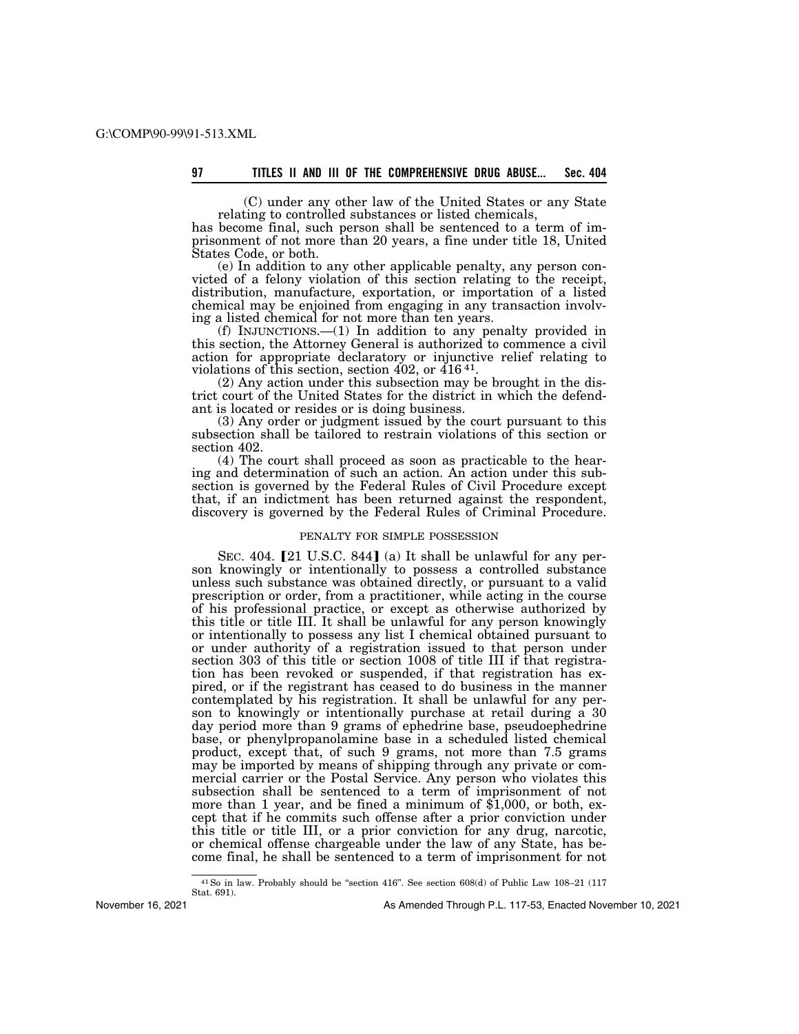(C) under any other law of the United States or any State relating to controlled substances or listed chemicals,

has become final, such person shall be sentenced to a term of imprisonment of not more than 20 years, a fine under title 18, United States Code, or both.

(e) In addition to any other applicable penalty, any person convicted of a felony violation of this section relating to the receipt, distribution, manufacture, exportation, or importation of a listed chemical may be enjoined from engaging in any transaction involving a listed chemical for not more than ten years.

(f) INJUNCTIONS.—(1) In addition to any penalty provided in this section, the Attorney General is authorized to commence a civil action for appropriate declaratory or injunctive relief relating to violations of this section, section 402, or 416 [41].

(2) Any action under this subsection may be brought in the district court of the United States for the district in which the defendant is located or resides or is doing business.

(3) Any order or judgment issued by the court pursuant to this subsection shall be tailored to restrain violations of this section or section 402.

(4) The court shall proceed as soon as practicable to the hearing and determination of such an action. An action under this subsection is governed by the Federal Rules of Civil Procedure except that, if an indictment has been returned against the respondent, discovery is governed by the Federal Rules of Criminal Procedure.

PENALTY FOR SIMPLE POSSESSION

SEC. 404. [21 U.S.C. 844] (a) It shall be unlawful for any person knowingly or intentionally to possess a controlled substance unless such substance was obtained directly, or pursuant to a valid prescription or order, from a practitioner, while acting in the course of his professional practice, or except as otherwise authorized by this title or title III. It shall be unlawful for any person knowingly or intentionally to possess any list I chemical obtained pursuant to or under authority of a registration issued to that person under section 303 of this title or section 1008 of title III if that registration has been revoked or suspended, if that registration has expired, or if the registrant has ceased to do business in the manner contemplated by his registration. It shall be unlawful for any person to knowingly or intentionally purchase at retail during a 30 day period more than 9 grams of ephedrine base, pseudoephedrine base, or phenylpropanolamine base in a scheduled listed chemical product, except that, of such 9 grams, not more than 7.5 grams may be imported by means of shipping through any private or commercial carrier or the Postal Service. Any person who violates this subsection shall be sentenced to a term of imprisonment of not more than 1 year, and be fined a minimum of $1,000, or both, except that if he commits such offense after a prior conviction under this title or title III, or a prior conviction for any drug, narcotic, or chemical offense chargeable under the law of any State, has become final, he shall be sentenced to a term of imprisonment for not

[41] So in law. Probably should be "section 416". See section 608(d) of Public Law 108–21 (117 Stat. 691).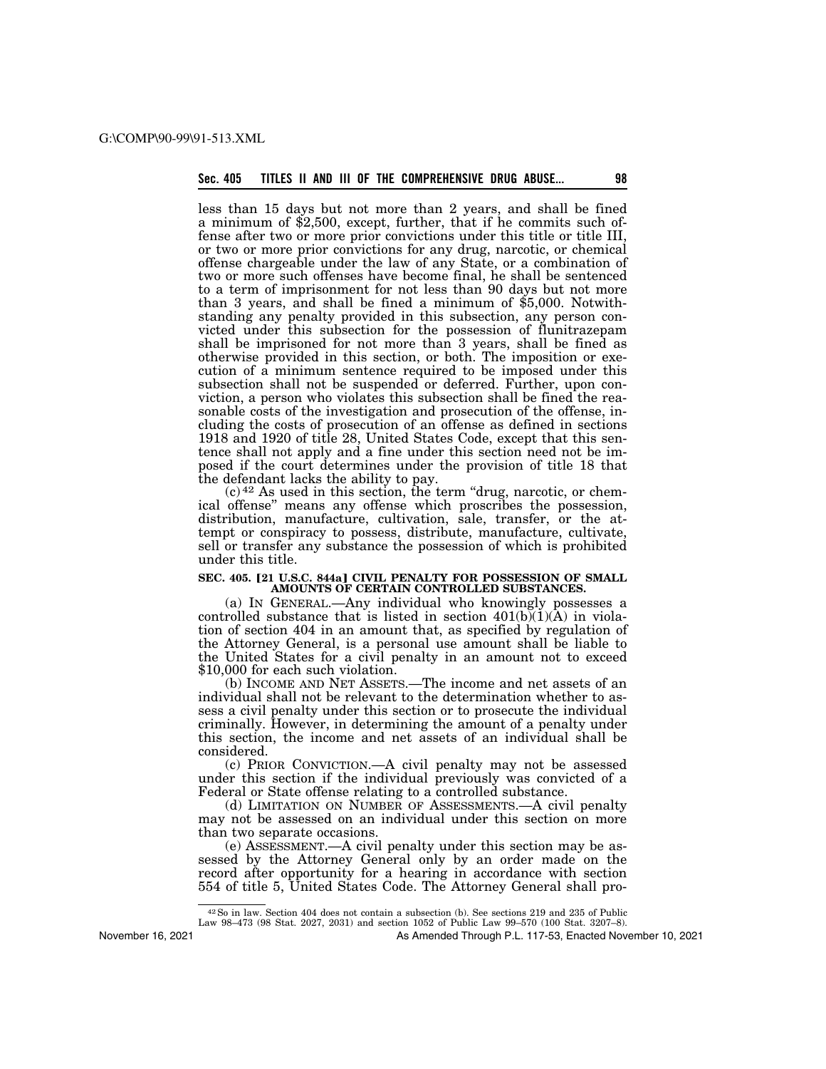less than 15 days but not more than 2 years, and shall be fined a minimum of $2,500, except, further, that if he commits such offense after two or more prior convictions under this title or title III, or two or more prior convictions for any drug, narcotic, or chemical offense chargeable under the law of any State, or a combination of two or more such offenses have become final, he shall be sentenced to a term of imprisonment for not less than 90 days but not more than 3 years, and shall be fined a minimum of $5,000. Notwithstanding any penalty provided in this subsection, any person convicted under this subsection for the possession of flunitrazepam shall be imprisoned for not more than 3 years, shall be fined as otherwise provided in this section, or both. The imposition or execution of a minimum sentence required to be imposed under this subsection shall not be suspended or deferred. Further, upon conviction, a person who violates this subsection shall be fined the reasonable costs of the investigation and prosecution of the offense, including the costs of prosecution of an offense as defined in sections 1918 and 1920 of title 28, United States Code, except that this sentence shall not apply and a fine under this section need not be imposed if the court determines under the provision of title 18 that the defendant lacks the ability to pay.

(c) [42] As used in this section, the term "drug, narcotic, or chemical offense" means any offense which proscribes the possession, distribution, manufacture, cultivation, sale, transfer, or the attempt or conspiracy to possess, distribute, manufacture, cultivate, sell or transfer any substance the possession of which is prohibited under this title.

**SEC. 405. [21 U.S.C. 844a] CIVIL PENALTY FOR POSSESSION OF SMALL AMOUNTS OF CERTAIN CONTROLLED SUBSTANCES.**

(a) IN GENERAL.—Any individual who knowingly possesses a controlled substance that is listed in section 401(b)(1)(A) in violation of section 404 in an amount that, as specified by regulation of the Attorney General, is a personal use amount shall be liable to the United States for a civil penalty in an amount not to exceed $10,000 for each such violation.

(b) INCOME AND NET ASSETS.—The income and net assets of an individual shall not be relevant to the determination whether to assess a civil penalty under this section or to prosecute the individual criminally. However, in determining the amount of a penalty under this section, the income and net assets of an individual shall be considered.

(c) PRIOR CONVICTION.—A civil penalty may not be assessed under this section if the individual previously was convicted of a Federal or State offense relating to a controlled substance.

(d) LIMITATION ON NUMBER OF ASSESSMENTS.—A civil penalty may not be assessed on an individual under this section on more than two separate occasions.

(e) ASSESSMENT.—A civil penalty under this section may be assessed by the Attorney General only by an order made on the record after opportunity for a hearing in accordance with section 554 of title 5, United States Code. The Attorney General shall pro-

---

[42] So in law. Section 404 does not contain a subsection (b). See sections 219 and 235 of Public Law 98–473 (98 Stat. 2027, 2031) and section 1052 of Public Law 99–570 (100 Stat. 3207–8).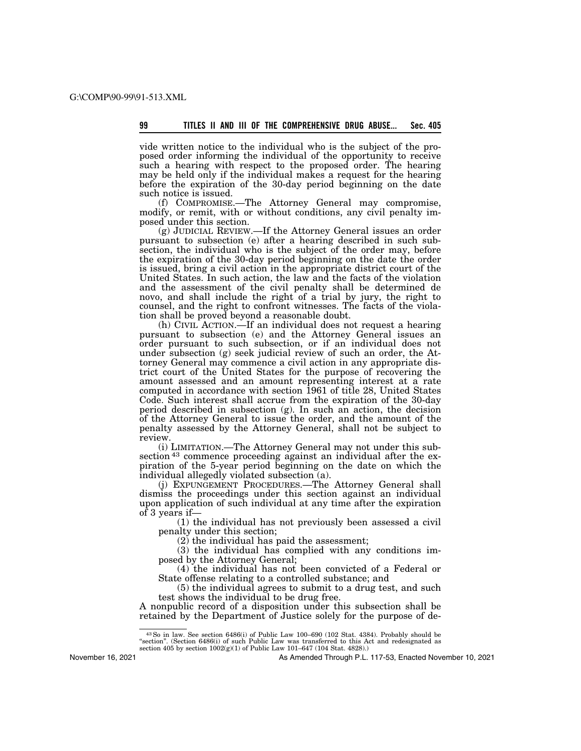vide written notice to the individual who is the subject of the proposed order informing the individual of the opportunity to receive such a hearing with respect to the proposed order. The hearing may be held only if the individual makes a request for the hearing before the expiration of the 30-day period beginning on the date such notice is issued.

(f) COMPROMISE.—The Attorney General may compromise, modify, or remit, with or without conditions, any civil penalty imposed under this section.

(g) JUDICIAL REVIEW.—If the Attorney General issues an order pursuant to subsection (e) after a hearing described in such subsection, the individual who is the subject of the order may, before the expiration of the 30-day period beginning on the date the order is issued, bring a civil action in the appropriate district court of the United States. In such action, the law and the facts of the violation and the assessment of the civil penalty shall be determined de novo, and shall include the right of a trial by jury, the right to counsel, and the right to confront witnesses. The facts of the violation shall be proved beyond a reasonable doubt.

(h) CIVIL ACTION.—If an individual does not request a hearing pursuant to subsection (e) and the Attorney General issues an order pursuant to such subsection, or if an individual does not under subsection (g) seek judicial review of such an order, the Attorney General may commence a civil action in any appropriate district court of the United States for the purpose of recovering the amount assessed and an amount representing interest at a rate computed in accordance with section 1961 of title 28, United States Code. Such interest shall accrue from the expiration of the 30-day period described in subsection (g). In such an action, the decision of the Attorney General to issue the order, and the amount of the penalty assessed by the Attorney General, shall not be subject to review.

(i) LIMITATION.—The Attorney General may not under this subsection [43] commence proceeding against an individual after the expiration of the 5-year period beginning on the date on which the individual allegedly violated subsection (a).

(j) EXPUNGEMENT PROCEDURES.—The Attorney General shall dismiss the proceedings under this section against an individual upon application of such individual at any time after the expiration of 3 years if—

(1) the individual has not previously been assessed a civil penalty under this section;

(2) the individual has paid the assessment;

(3) the individual has complied with any conditions imposed by the Attorney General;

(4) the individual has not been convicted of a Federal or State offense relating to a controlled substance; and

(5) the individual agrees to submit to a drug test, and such test shows the individual to be drug free.

A nonpublic record of a disposition under this subsection shall be retained by the Department of Justice solely for the purpose of de-

[43] So in law. See section 6486(i) of Public Law 100–690 (102 Stat. 4384). Probably should be "section". (Section 6486(i) of such Public Law was transferred to this Act and redesignated as section 405 by section 1002(g)(1) of Public Law 101–647 (104 Stat. 4828).)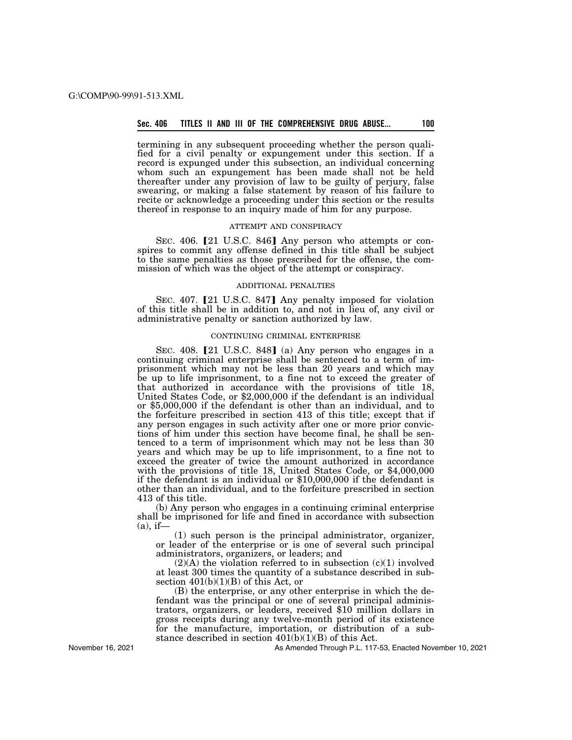termining in any subsequent proceeding whether the person qualified for a civil penalty or expungement under this section. If a record is expunged under this subsection, an individual concerning whom such an expungement has been made shall not be held thereafter under any provision of law to be guilty of perjury, false swearing, or making a false statement by reason of his failure to recite or acknowledge a proceeding under this section or the results thereof in response to an inquiry made of him for any purpose.

ATTEMPT AND CONSPIRACY

SEC. 406. 【21 U.S.C. 846】 Any person who attempts or conspires to commit any offense defined in this title shall be subject to the same penalties as those prescribed for the offense, the commission of which was the object of the attempt or conspiracy.

ADDITIONAL PENALTIES

SEC. 407. 【21 U.S.C. 847】 Any penalty imposed for violation of this title shall be in addition to, and not in lieu of, any civil or administrative penalty or sanction authorized by law.

CONTINUING CRIMINAL ENTERPRISE

SEC. 408. 【21 U.S.C. 848】 (a) Any person who engages in a continuing criminal enterprise shall be sentenced to a term of imprisonment which may not be less than 20 years and which may be up to life imprisonment, to a fine not to exceed the greater of that authorized in accordance with the provisions of title 18, United States Code, or $2,000,000 if the defendant is an individual or $5,000,000 if the defendant is other than an individual, and to the forfeiture prescribed in section 413 of this title; except that if any person engages in such activity after one or more prior convictions of him under this section have become final, he shall be sentenced to a term of imprisonment which may not be less than 30 years and which may be up to life imprisonment, to a fine not to exceed the greater of twice the amount authorized in accordance with the provisions of title 18, United States Code, or $4,000,000 if the defendant is an individual or $10,000,000 if the defendant is other than an individual, and to the forfeiture prescribed in section 413 of this title.

(b) Any person who engages in a continuing criminal enterprise shall be imprisoned for life and fined in accordance with subsection (a), if—

(1) such person is the principal administrator, organizer, or leader of the enterprise or is one of several such principal administrators, organizers, or leaders; and

(2)(A) the violation referred to in subsection (c)(1) involved at least 300 times the quantity of a substance described in subsection 401(b)(1)(B) of this Act, or

(B) the enterprise, or any other enterprise in which the defendant was the principal or one of several principal administrators, organizers, or leaders, received $10 million dollars in gross receipts during any twelve-month period of its existence for the manufacture, importation, or distribution of a substance described in section 401(b)(1)(B) of this Act.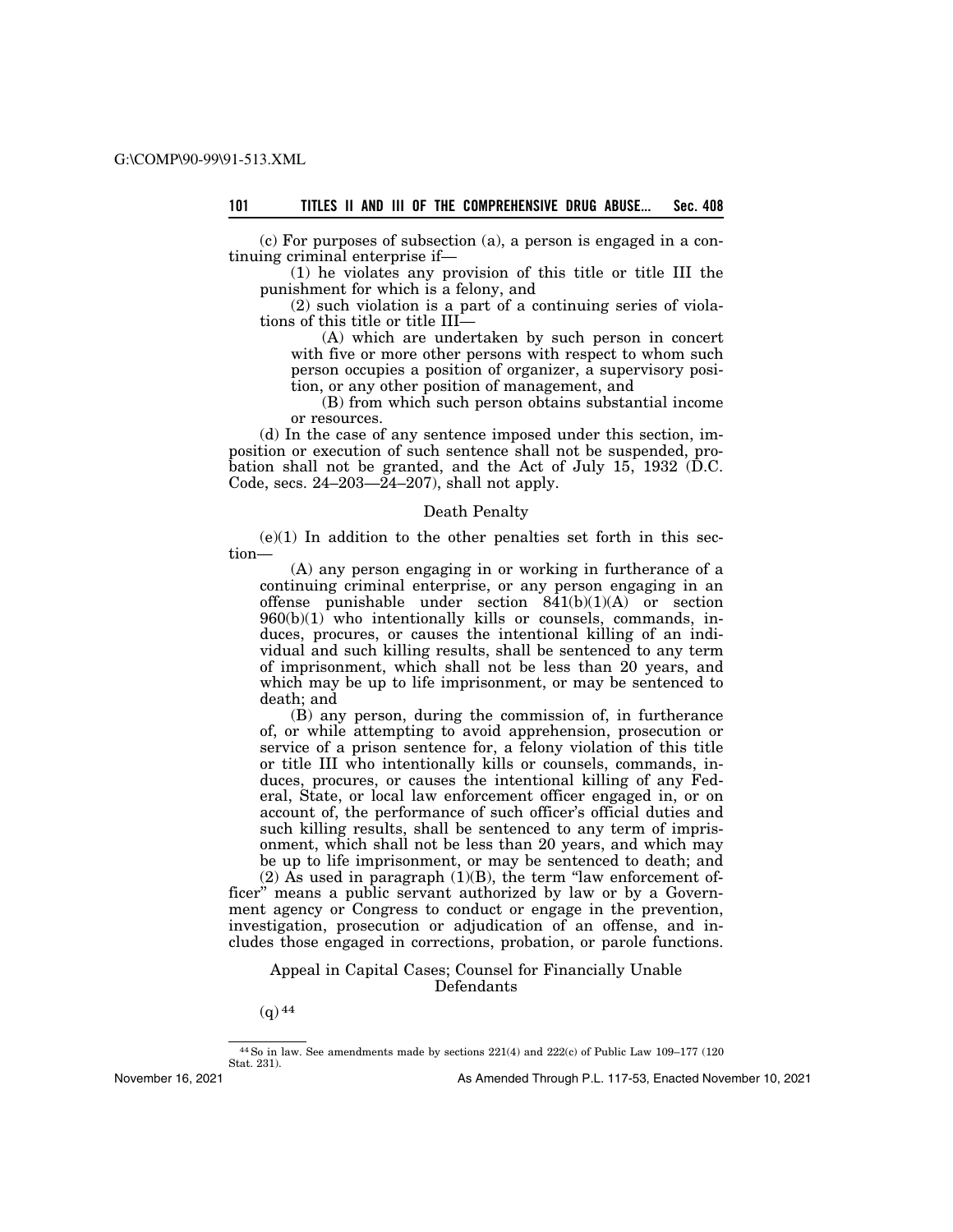(c) For purposes of subsection (a), a person is engaged in a continuing criminal enterprise if—

(1) he violates any provision of this title or title III the punishment for which is a felony, and

(2) such violation is a part of a continuing series of violations of this title or title III—

(A) which are undertaken by such person in concert with five or more other persons with respect to whom such person occupies a position of organizer, a supervisory position, or any other position of management, and

(B) from which such person obtains substantial income or resources.

(d) In the case of any sentence imposed under this section, imposition or execution of such sentence shall not be suspended, probation shall not be granted, and the Act of July 15, 1932 (D.C. Code, secs. 24–203—24–207), shall not apply.

Death Penalty

(e)(1) In addition to the other penalties set forth in this section—

(A) any person engaging in or working in furtherance of a continuing criminal enterprise, or any person engaging in an offense punishable under section 841(b)(1)(A) or section 960(b)(1) who intentionally kills or counsels, commands, induces, procures, or causes the intentional killing of an individual and such killing results, shall be sentenced to any term of imprisonment, which shall not be less than 20 years, and which may be up to life imprisonment, or may be sentenced to death; and

(B) any person, during the commission of, in furtherance of, or while attempting to avoid apprehension, prosecution or service of a prison sentence for, a felony violation of this title or title III who intentionally kills or counsels, commands, induces, procures, or causes the intentional killing of any Federal, State, or local law enforcement officer engaged in, or on account of, the performance of such officer's official duties and such killing results, shall be sentenced to any term of imprisonment, which shall not be less than 20 years, and which may be up to life imprisonment, or may be sentenced to death; and

(2) As used in paragraph (1)(B), the term "law enforcement officer" means a public servant authorized by law or by a Government agency or Congress to conduct or engage in the prevention, investigation, prosecution or adjudication of an offense, and includes those engaged in corrections, probation, or parole functions.

Appeal in Capital Cases; Counsel for Financially Unable Defendants

(q) [44]

[44] So in law. See amendments made by sections 221(4) and 222(c) of Public Law 109–177 (120 Stat. 231).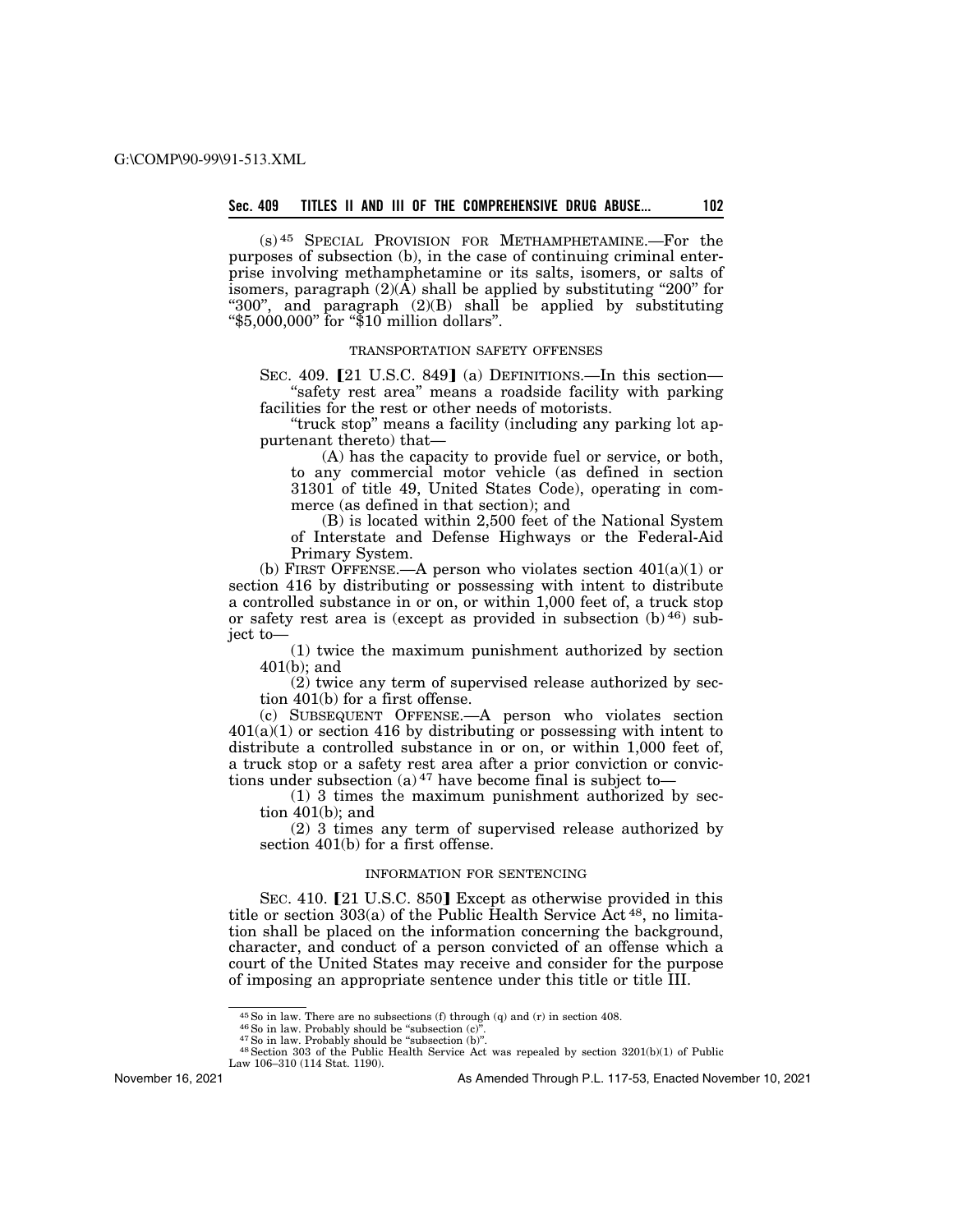(s)[45] SPECIAL PROVISION FOR METHAMPHETAMINE.—For the purposes of subsection (b), in the case of continuing criminal enterprise involving methamphetamine or its salts, isomers, or salts of isomers, paragraph (2)(A) shall be applied by substituting "200" for "300", and paragraph (2)(B) shall be applied by substituting "$5,000,000" for "$10 million dollars".

TRANSPORTATION SAFETY OFFENSES

SEC. 409. 【21 U.S.C. 849】 (a) DEFINITIONS.—In this section—

"safety rest area" means a roadside facility with parking facilities for the rest or other needs of motorists.

"truck stop" means a facility (including any parking lot appurtenant thereto) that—

(A) has the capacity to provide fuel or service, or both, to any commercial motor vehicle (as defined in section 31301 of title 49, United States Code), operating in commerce (as defined in that section); and

(B) is located within 2,500 feet of the National System of Interstate and Defense Highways or the Federal-Aid Primary System.

(b) FIRST OFFENSE.—A person who violates section 401(a)(1) or section 416 by distributing or possessing with intent to distribute a controlled substance in or on, or within 1,000 feet of, a truck stop or safety rest area is (except as provided in subsection (b)[46]) subject to—

(1) twice the maximum punishment authorized by section 401(b); and

(2) twice any term of supervised release authorized by section 401(b) for a first offense.

(c) SUBSEQUENT OFFENSE.—A person who violates section 401(a)(1) or section 416 by distributing or possessing with intent to distribute a controlled substance in or on, or within 1,000 feet of, a truck stop or a safety rest area after a prior conviction or convictions under subsection (a)[47] have become final is subject to—

(1) 3 times the maximum punishment authorized by section 401(b); and

(2) 3 times any term of supervised release authorized by section 401(b) for a first offense.

INFORMATION FOR SENTENCING

SEC. 410. 【21 U.S.C. 850】 Except as otherwise provided in this title or section 303(a) of the Public Health Service Act[48], no limitation shall be placed on the information concerning the background, character, and conduct of a person convicted of an offense which a court of the United States may receive and consider for the purpose of imposing an appropriate sentence under this title or title III.

---

[45] So in law. There are no subsections (f) through (q) and (r) in section 408.

[46] So in law. Probably should be "subsection (c)".

[47] So in law. Probably should be "subsection (b)".

[48] Section 303 of the Public Health Service Act was repealed by section 3201(b)(1) of Public Law 106–310 (114 Stat. 1190).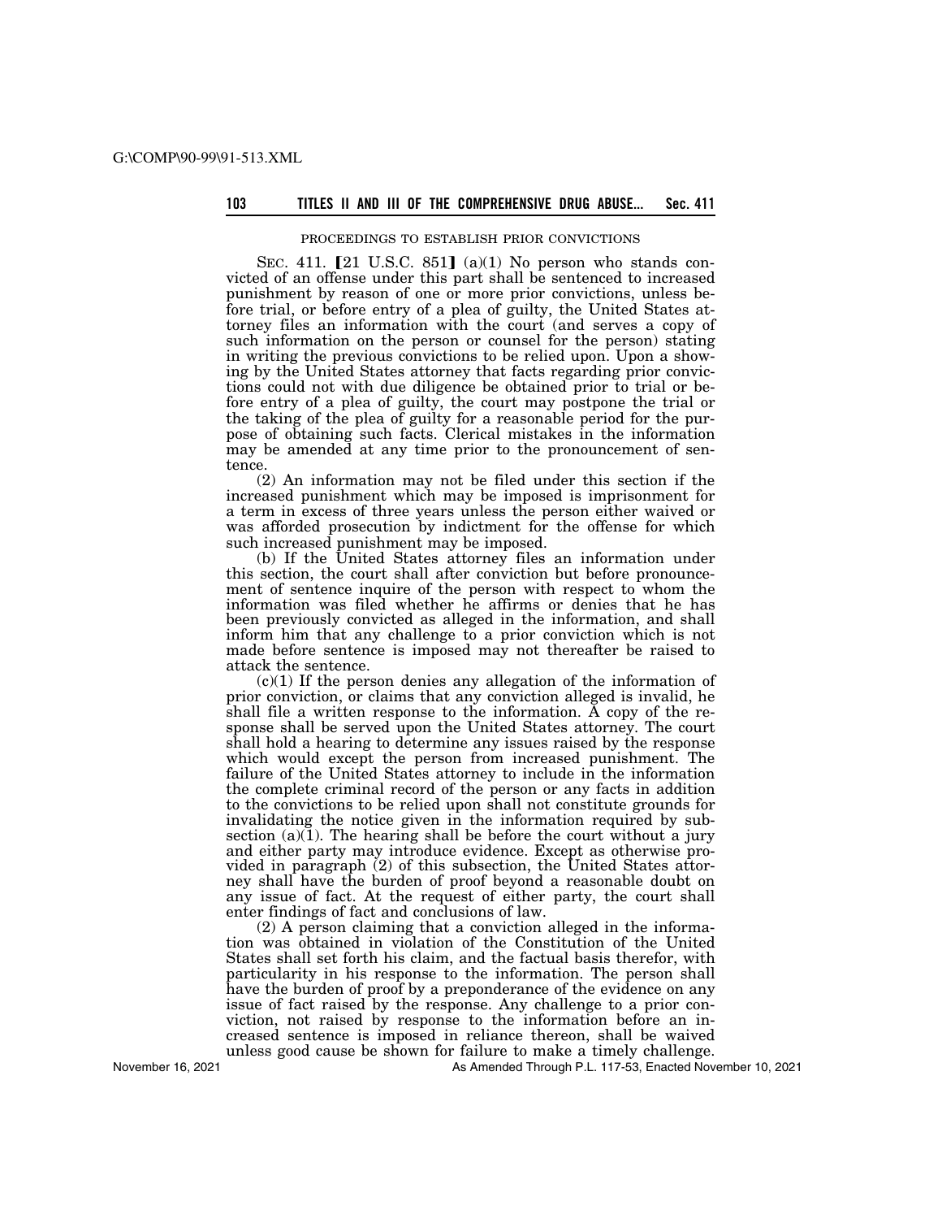PROCEEDINGS TO ESTABLISH PRIOR CONVICTIONS

SEC. 411. [21 U.S.C. 851] (a)(1) No person who stands convicted of an offense under this part shall be sentenced to increased punishment by reason of one or more prior convictions, unless before trial, or before entry of a plea of guilty, the United States attorney files an information with the court (and serves a copy of such information on the person or counsel for the person) stating in writing the previous convictions to be relied upon. Upon a showing by the United States attorney that facts regarding prior convictions could not with due diligence be obtained prior to trial or before entry of a plea of guilty, the court may postpone the trial or the taking of the plea of guilty for a reasonable period for the purpose of obtaining such facts. Clerical mistakes in the information may be amended at any time prior to the pronouncement of sentence.

(2) An information may not be filed under this section if the increased punishment which may be imposed is imprisonment for a term in excess of three years unless the person either waived or was afforded prosecution by indictment for the offense for which such increased punishment may be imposed.

(b) If the United States attorney files an information under this section, the court shall after conviction but before pronouncement of sentence inquire of the person with respect to whom the information was filed whether he affirms or denies that he has been previously convicted as alleged in the information, and shall inform him that any challenge to a prior conviction which is not made before sentence is imposed may not thereafter be raised to attack the sentence.

(c)(1) If the person denies any allegation of the information of prior conviction, or claims that any conviction alleged is invalid, he shall file a written response to the information. A copy of the response shall be served upon the United States attorney. The court shall hold a hearing to determine any issues raised by the response which would except the person from increased punishment. The failure of the United States attorney to include in the information the complete criminal record of the person or any facts in addition to the convictions to be relied upon shall not constitute grounds for invalidating the notice given in the information required by subsection (a)(1). The hearing shall be before the court without a jury and either party may introduce evidence. Except as otherwise provided in paragraph (2) of this subsection, the United States attorney shall have the burden of proof beyond a reasonable doubt on any issue of fact. At the request of either party, the court shall enter findings of fact and conclusions of law.

(2) A person claiming that a conviction alleged in the information was obtained in violation of the Constitution of the United States shall set forth his claim, and the factual basis therefor, with particularity in his response to the information. The person shall have the burden of proof by a preponderance of the evidence on any issue of fact raised by the response. Any challenge to a prior conviction, not raised by response to the information before an increased sentence is imposed in reliance thereon, shall be waived unless good cause be shown for failure to make a timely challenge.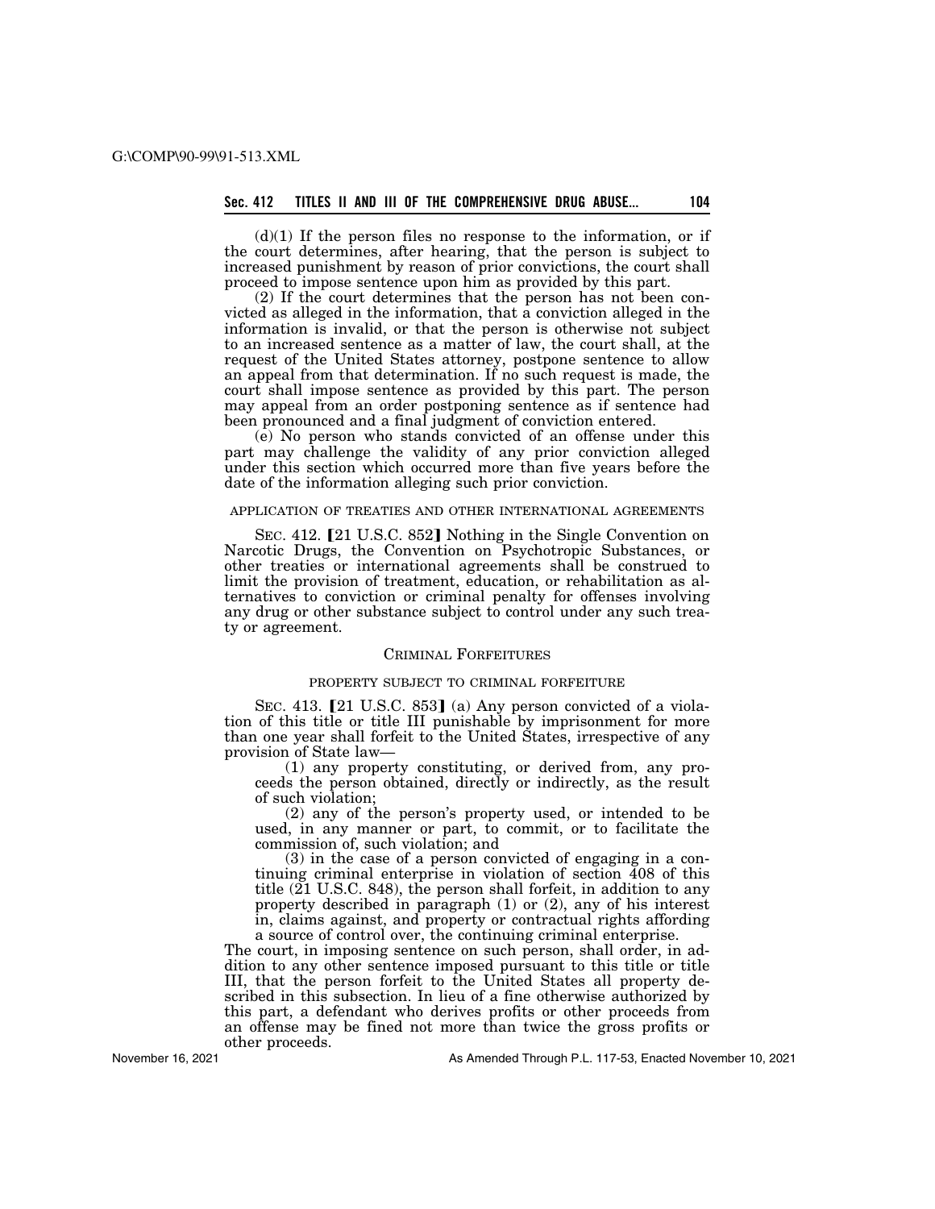(d)(1) If the person files no response to the information, or if the court determines, after hearing, that the person is subject to increased punishment by reason of prior convictions, the court shall proceed to impose sentence upon him as provided by this part.

(2) If the court determines that the person has not been convicted as alleged in the information, that a conviction alleged in the information is invalid, or that the person is otherwise not subject to an increased sentence as a matter of law, the court shall, at the request of the United States attorney, postpone sentence to allow an appeal from that determination. If no such request is made, the court shall impose sentence as provided by this part. The person may appeal from an order postponing sentence as if sentence had been pronounced and a final judgment of conviction entered.

(e) No person who stands convicted of an offense under this part may challenge the validity of any prior conviction alleged under this section which occurred more than five years before the date of the information alleging such prior conviction.

APPLICATION OF TREATIES AND OTHER INTERNATIONAL AGREEMENTS

SEC. 412. 【21 U.S.C. 852】 Nothing in the Single Convention on Narcotic Drugs, the Convention on Psychotropic Substances, or other treaties or international agreements shall be construed to limit the provision of treatment, education, or rehabilitation as alternatives to conviction or criminal penalty for offenses involving any drug or other substance subject to control under any such treaty or agreement.

## CRIMINAL FORFEITURES

### PROPERTY SUBJECT TO CRIMINAL FORFEITURE

SEC. 413. 【21 U.S.C. 853】 (a) Any person convicted of a violation of this title or title III punishable by imprisonment for more than one year shall forfeit to the United States, irrespective of any provision of State law—

(1) any property constituting, or derived from, any proceeds the person obtained, directly or indirectly, as the result of such violation;

(2) any of the person's property used, or intended to be used, in any manner or part, to commit, or to facilitate the commission of, such violation; and

(3) in the case of a person convicted of engaging in a continuing criminal enterprise in violation of section 408 of this title (21 U.S.C. 848), the person shall forfeit, in addition to any property described in paragraph (1) or (2), any of his interest in, claims against, and property or contractual rights affording a source of control over, the continuing criminal enterprise.

The court, in imposing sentence on such person, shall order, in addition to any other sentence imposed pursuant to this title or title III, that the person forfeit to the United States all property described in this subsection. In lieu of a fine otherwise authorized by this part, a defendant who derives profits or other proceeds from an offense may be fined not more than twice the gross profits or other proceeds.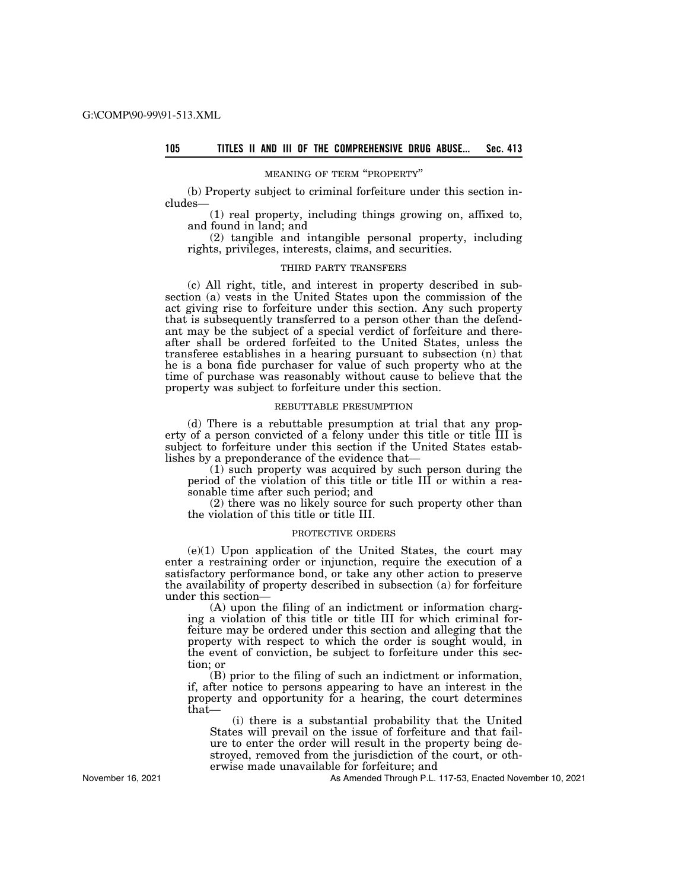MEANING OF TERM "PROPERTY"

(b) Property subject to criminal forfeiture under this section includes—

(1) real property, including things growing on, affixed to, and found in land; and

(2) tangible and intangible personal property, including rights, privileges, interests, claims, and securities.

THIRD PARTY TRANSFERS

(c) All right, title, and interest in property described in subsection (a) vests in the United States upon the commission of the act giving rise to forfeiture under this section. Any such property that is subsequently transferred to a person other than the defendant may be the subject of a special verdict of forfeiture and thereafter shall be ordered forfeited to the United States, unless the transferee establishes in a hearing pursuant to subsection (n) that he is a bona fide purchaser for value of such property who at the time of purchase was reasonably without cause to believe that the property was subject to forfeiture under this section.

REBUTTABLE PRESUMPTION

(d) There is a rebuttable presumption at trial that any property of a person convicted of a felony under this title or title III is subject to forfeiture under this section if the United States establishes by a preponderance of the evidence that—

(1) such property was acquired by such person during the period of the violation of this title or title III or within a reasonable time after such period; and

(2) there was no likely source for such property other than the violation of this title or title III.

PROTECTIVE ORDERS

(e)(1) Upon application of the United States, the court may enter a restraining order or injunction, require the execution of a satisfactory performance bond, or take any other action to preserve the availability of property described in subsection (a) for forfeiture under this section—

(A) upon the filing of an indictment or information charging a violation of this title or title III for which criminal forfeiture may be ordered under this section and alleging that the property with respect to which the order is sought would, in the event of conviction, be subject to forfeiture under this section; or

(B) prior to the filing of such an indictment or information, if, after notice to persons appearing to have an interest in the property and opportunity for a hearing, the court determines that—

(i) there is a substantial probability that the United States will prevail on the issue of forfeiture and that failure to enter the order will result in the property being destroyed, removed from the jurisdiction of the court, or otherwise made unavailable for forfeiture; and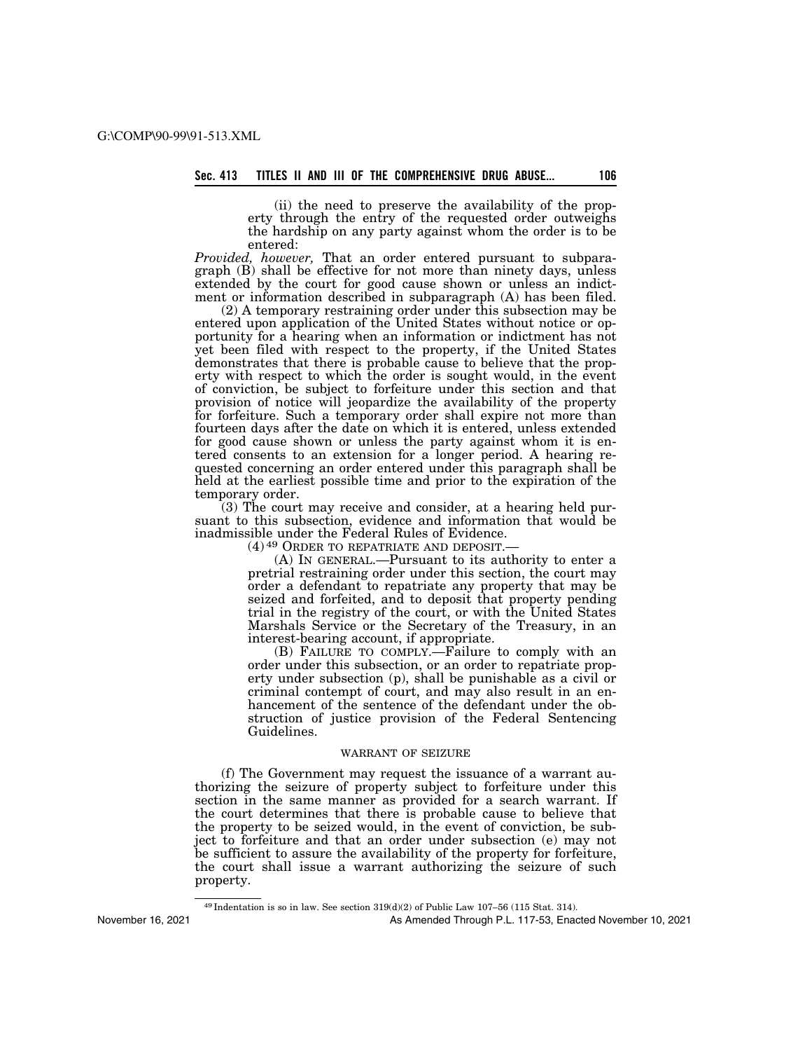(ii) the need to preserve the availability of the property through the entry of the requested order outweighs the hardship on any party against whom the order is to be entered:

*Provided, however,* That an order entered pursuant to subparagraph (B) shall be effective for not more than ninety days, unless extended by the court for good cause shown or unless an indictment or information described in subparagraph (A) has been filed.

(2) A temporary restraining order under this subsection may be entered upon application of the United States without notice or opportunity for a hearing when an information or indictment has not yet been filed with respect to the property, if the United States demonstrates that there is probable cause to believe that the property with respect to which the order is sought would, in the event of conviction, be subject to forfeiture under this section and that provision of notice will jeopardize the availability of the property for forfeiture. Such a temporary order shall expire not more than fourteen days after the date on which it is entered, unless extended for good cause shown or unless the party against whom it is entered consents to an extension for a longer period. A hearing requested concerning an order entered under this paragraph shall be held at the earliest possible time and prior to the expiration of the temporary order.

(3) The court may receive and consider, at a hearing held pursuant to this subsection, evidence and information that would be inadmissible under the Federal Rules of Evidence.

(4)[49] ORDER TO REPATRIATE AND DEPOSIT.—

(A) IN GENERAL.—Pursuant to its authority to enter a pretrial restraining order under this section, the court may order a defendant to repatriate any property that may be seized and forfeited, and to deposit that property pending trial in the registry of the court, or with the United States Marshals Service or the Secretary of the Treasury, in an interest-bearing account, if appropriate.

(B) FAILURE TO COMPLY.—Failure to comply with an order under this subsection, or an order to repatriate property under subsection (p), shall be punishable as a civil or criminal contempt of court, and may also result in an enhancement of the sentence of the defendant under the obstruction of justice provision of the Federal Sentencing Guidelines.

WARRANT OF SEIZURE

(f) The Government may request the issuance of a warrant authorizing the seizure of property subject to forfeiture under this section in the same manner as provided for a search warrant. If the court determines that there is probable cause to believe that the property to be seized would, in the event of conviction, be subject to forfeiture and that an order under subsection (e) may not be sufficient to assure the availability of the property for forfeiture, the court shall issue a warrant authorizing the seizure of such property.

[49] Indentation is so in law. See section 319(d)(2) of Public Law 107–56 (115 Stat. 314).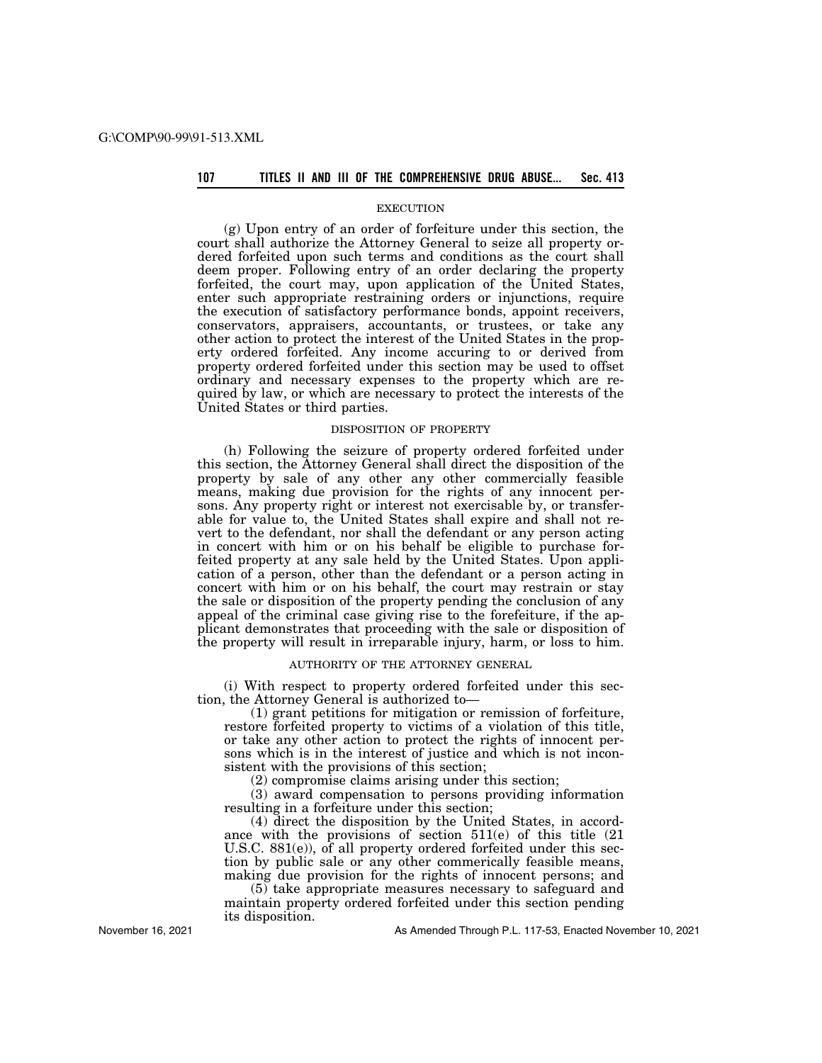EXECUTION

(g) Upon entry of an order of forfeiture under this section, the court shall authorize the Attorney General to seize all property ordered forfeited upon such terms and conditions as the court shall deem proper. Following entry of an order declaring the property forfeited, the court may, upon application of the United States, enter such appropriate restraining orders or injunctions, require the execution of satisfactory performance bonds, appoint receivers, conservators, appraisers, accountants, or trustees, or take any other action to protect the interest of the United States in the property ordered forfeited. Any income accuring to or derived from property ordered forfeited under this section may be used to offset ordinary and necessary expenses to the property which are required by law, or which are necessary to protect the interests of the United States or third parties.

DISPOSITION OF PROPERTY

(h) Following the seizure of property ordered forfeited under this section, the Attorney General shall direct the disposition of the property by sale of any other any other commercially feasible means, making due provision for the rights of any innocent persons. Any property right or interest not exercisable by, or transferable for value to, the United States shall expire and shall not revert to the defendant, nor shall the defendant or any person acting in concert with him or on his behalf be eligible to purchase forfeited property at any sale held by the United States. Upon application of a person, other than the defendant or a person acting in concert with him or on his behalf, the court may restrain or stay the sale or disposition of the property pending the conclusion of any appeal of the criminal case giving rise to the forefeiture, if the applicant demonstrates that proceeding with the sale or disposition of the property will result in irreparable injury, harm, or loss to him.

AUTHORITY OF THE ATTORNEY GENERAL

(i) With respect to property ordered forfeited under this section, the Attorney General is authorized to—

(1) grant petitions for mitigation or remission of forfeiture, restore forfeited property to victims of a violation of this title, or take any other action to protect the rights of innocent persons which is in the interest of justice and which is not inconsistent with the provisions of this section;

(2) compromise claims arising under this section;

(3) award compensation to persons providing information resulting in a forfeiture under this section;

(4) direct the disposition by the United States, in accordance with the provisions of section 511(e) of this title (21 U.S.C. 881(e)), of all property ordered forfeited under this section by public sale or any other commerically feasible means, making due provision for the rights of innocent persons; and

(5) take appropriate measures necessary to safeguard and maintain property ordered forfeited under this section pending its disposition.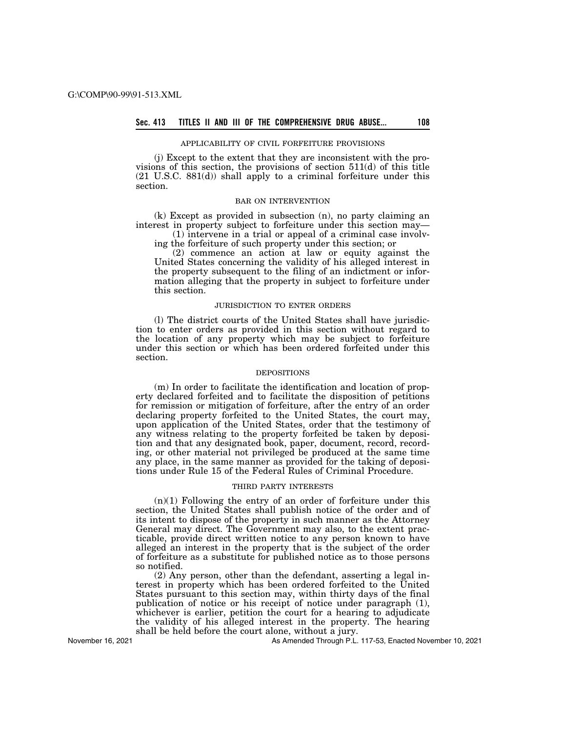APPLICABILITY OF CIVIL FORFEITURE PROVISIONS

(j) Except to the extent that they are inconsistent with the provisions of this section, the provisions of section 511(d) of this title (21 U.S.C. 881(d)) shall apply to a criminal forfeiture under this section.

BAR ON INTERVENTION

(k) Except as provided in subsection (n), no party claiming an interest in property subject to forfeiture under this section may—

(1) intervene in a trial or appeal of a criminal case involving the forfeiture of such property under this section; or

(2) commence an action at law or equity against the United States concerning the validity of his alleged interest in the property subsequent to the filing of an indictment or information alleging that the property in subject to forfeiture under this section.

JURISDICTION TO ENTER ORDERS

(l) The district courts of the United States shall have jurisdiction to enter orders as provided in this section without regard to the location of any property which may be subject to forfeiture under this section or which has been ordered forfeited under this section.

DEPOSITIONS

(m) In order to facilitate the identification and location of property declared forfeited and to facilitate the disposition of petitions for remission or mitigation of forfeiture, after the entry of an order declaring property forfeited to the United States, the court may, upon application of the United States, order that the testimony of any witness relating to the property forfeited be taken by deposition and that any designated book, paper, document, record, recording, or other material not privileged be produced at the same time any place, in the same manner as provided for the taking of depositions under Rule 15 of the Federal Rules of Criminal Procedure.

THIRD PARTY INTERESTS

(n)(1) Following the entry of an order of forfeiture under this section, the United States shall publish notice of the order and of its intent to dispose of the property in such manner as the Attorney General may direct. The Government may also, to the extent practicable, provide direct written notice to any person known to have alleged an interest in the property that is the subject of the order of forfeiture as a substitute for published notice as to those persons so notified.

(2) Any person, other than the defendant, asserting a legal interest in property which has been ordered forfeited to the United States pursuant to this section may, within thirty days of the final publication of notice or his receipt of notice under paragraph (1), whichever is earlier, petition the court for a hearing to adjudicate the validity of his alleged interest in the property. The hearing shall be held before the court alone, without a jury.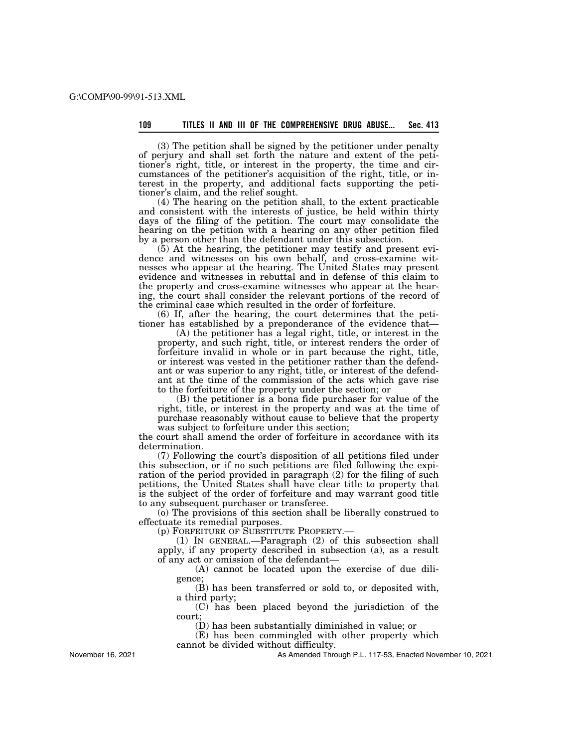(3) The petition shall be signed by the petitioner under penalty of perjury and shall set forth the nature and extent of the petitioner's right, title, or interest in the property, the time and circumstances of the petitioner's acquisition of the right, title, or interest in the property, and additional facts supporting the petitioner's claim, and the relief sought.

(4) The hearing on the petition shall, to the extent practicable and consistent with the interests of justice, be held within thirty days of the filing of the petition. The court may consolidate the hearing on the petition with a hearing on any other petition filed by a person other than the defendant under this subsection.

(5) At the hearing, the petitioner may testify and present evidence and witnesses on his own behalf, and cross-examine witnesses who appear at the hearing. The United States may present evidence and witnesses in rebuttal and in defense of this claim to the property and cross-examine witnesses who appear at the hearing, the court shall consider the relevant portions of the record of the criminal case which resulted in the order of forfeiture.

(6) If, after the hearing, the court determines that the petitioner has established by a preponderance of the evidence that—

(A) the petitioner has a legal right, title, or interest in the property, and such right, title, or interest renders the order of forfeiture invalid in whole or in part because the right, title, or interest was vested in the petitioner rather than the defendant or was superior to any right, title, or interest of the defendant at the time of the commission of the acts which gave rise to the forfeiture of the property under the section; or

(B) the petitioner is a bona fide purchaser for value of the right, title, or interest in the property and was at the time of purchase reasonably without cause to believe that the property was subject to forfeiture under this section;

the court shall amend the order of forfeiture in accordance with its determination.

(7) Following the court's disposition of all petitions filed under this subsection, or if no such petitions are filed following the expiration of the period provided in paragraph (2) for the filing of such petitions, the United States shall have clear title to property that is the subject of the order of forfeiture and may warrant good title to any subsequent purchaser or transferee.

(o) The provisions of this section shall be liberally construed to effectuate its remedial purposes.

(p) FORFEITURE OF SUBSTITUTE PROPERTY.—

(1) IN GENERAL.—Paragraph (2) of this subsection shall apply, if any property described in subsection (a), as a result of any act or omission of the defendant—

(A) cannot be located upon the exercise of due diligence;

(B) has been transferred or sold to, or deposited with, a third party;

(C) has been placed beyond the jurisdiction of the court;

(D) has been substantially diminished in value; or

(E) has been commingled with other property which cannot be divided without difficulty.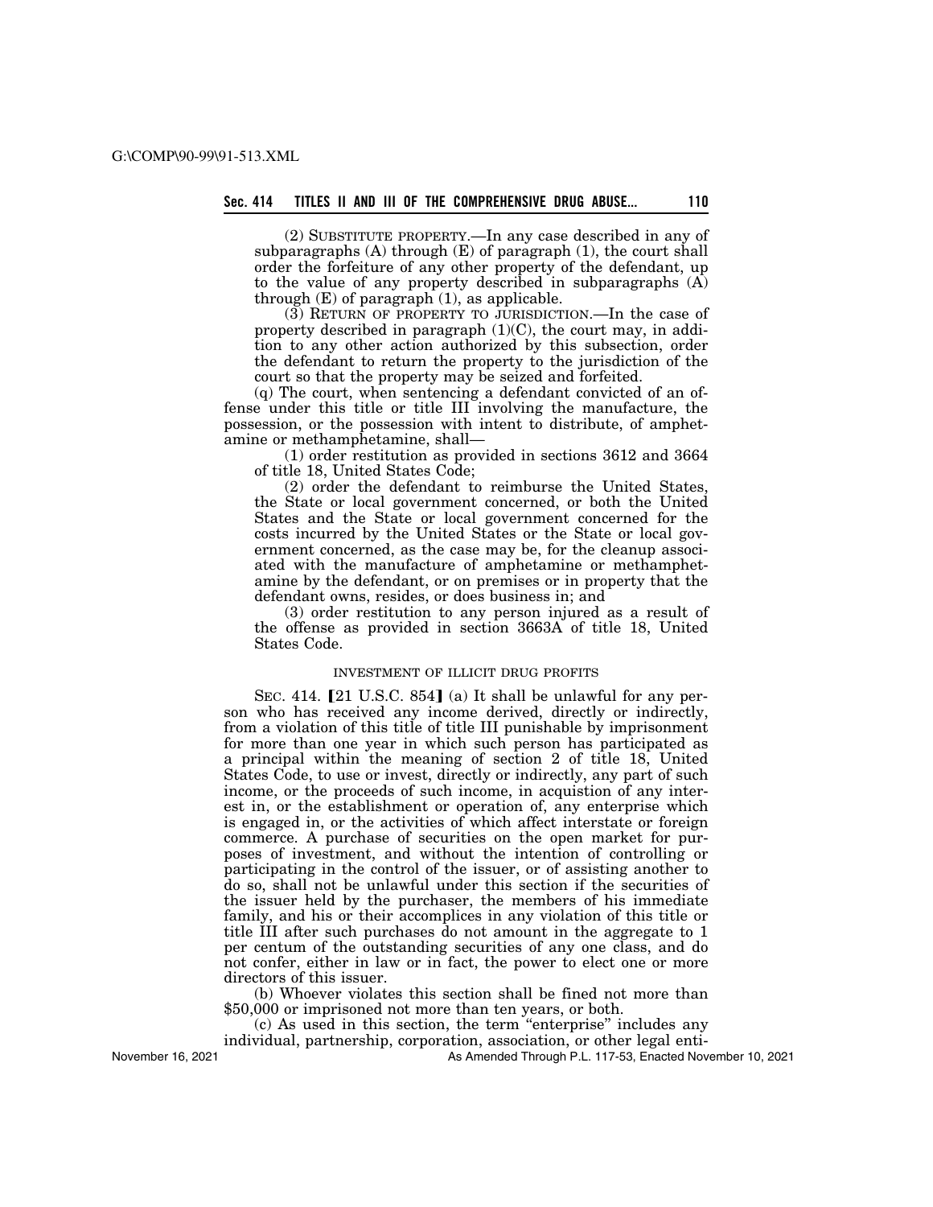(2) SUBSTITUTE PROPERTY.—In any case described in any of subparagraphs (A) through (E) of paragraph (1), the court shall order the forfeiture of any other property of the defendant, up to the value of any property described in subparagraphs (A) through (E) of paragraph (1), as applicable.

(3) RETURN OF PROPERTY TO JURISDICTION.—In the case of property described in paragraph (1)(C), the court may, in addition to any other action authorized by this subsection, order the defendant to return the property to the jurisdiction of the court so that the property may be seized and forfeited.

(q) The court, when sentencing a defendant convicted of an offense under this title or title III involving the manufacture, the possession, or the possession with intent to distribute, of amphetamine or methamphetamine, shall—

(1) order restitution as provided in sections 3612 and 3664 of title 18, United States Code;

(2) order the defendant to reimburse the United States, the State or local government concerned, or both the United States and the State or local government concerned for the costs incurred by the United States or the State or local government concerned, as the case may be, for the cleanup associated with the manufacture of amphetamine or methamphetamine by the defendant, or on premises or in property that the defendant owns, resides, or does business in; and

(3) order restitution to any person injured as a result of the offense as provided in section 3663A of title 18, United States Code.

INVESTMENT OF ILLICIT DRUG PROFITS

SEC. 414. [21 U.S.C. 854] (a) It shall be unlawful for any person who has received any income derived, directly or indirectly, from a violation of this title of title III punishable by imprisonment for more than one year in which such person has participated as a principal within the meaning of section 2 of title 18, United States Code, to use or invest, directly or indirectly, any part of such income, or the proceeds of such income, in acquistion of any interest in, or the establishment or operation of, any enterprise which is engaged in, or the activities of which affect interstate or foreign commerce. A purchase of securities on the open market for purposes of investment, and without the intention of controlling or participating in the control of the issuer, or of assisting another to do so, shall not be unlawful under this section if the securities of the issuer held by the purchaser, the members of his immediate family, and his or their accomplices in any violation of this title or title III after such purchases do not amount in the aggregate to 1 per centum of the outstanding securities of any one class, and do not confer, either in law or in fact, the power to elect one or more directors of this issuer.

(b) Whoever violates this section shall be fined not more than $50,000 or imprisoned not more than ten years, or both.

(c) As used in this section, the term "enterprise" includes any individual, partnership, corporation, association, or other legal enti-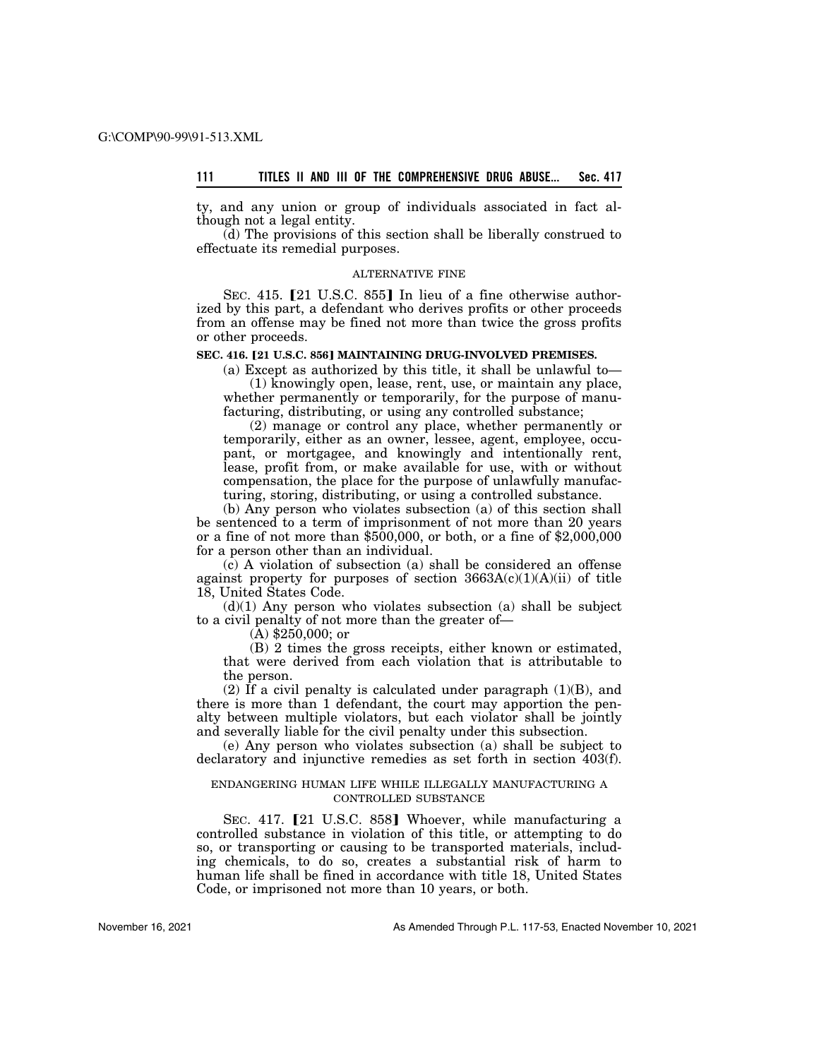ty, and any union or group of individuals associated in fact although not a legal entity.

(d) The provisions of this section shall be liberally construed to effectuate its remedial purposes.

ALTERNATIVE FINE

SEC. 415. [21 U.S.C. 855] In lieu of a fine otherwise authorized by this part, a defendant who derives profits or other proceeds from an offense may be fined not more than twice the gross profits or other proceeds.

**SEC. 416. [21 U.S.C. 856] MAINTAINING DRUG-INVOLVED PREMISES.**

(a) Except as authorized by this title, it shall be unlawful to—

(1) knowingly open, lease, rent, use, or maintain any place, whether permanently or temporarily, for the purpose of manufacturing, distributing, or using any controlled substance;

(2) manage or control any place, whether permanently or temporarily, either as an owner, lessee, agent, employee, occupant, or mortgagee, and knowingly and intentionally rent, lease, profit from, or make available for use, with or without compensation, the place for the purpose of unlawfully manufacturing, storing, distributing, or using a controlled substance.

(b) Any person who violates subsection (a) of this section shall be sentenced to a term of imprisonment of not more than 20 years or a fine of not more than $500,000, or both, or a fine of $2,000,000 for a person other than an individual.

(c) A violation of subsection (a) shall be considered an offense against property for purposes of section 3663A(c)(1)(A)(ii) of title 18, United States Code.

(d)(1) Any person who violates subsection (a) shall be subject to a civil penalty of not more than the greater of—

(A) $250,000; or

(B) 2 times the gross receipts, either known or estimated, that were derived from each violation that is attributable to the person.

(2) If a civil penalty is calculated under paragraph (1)(B), and there is more than 1 defendant, the court may apportion the penalty between multiple violators, but each violator shall be jointly and severally liable for the civil penalty under this subsection.

(e) Any person who violates subsection (a) shall be subject to declaratory and injunctive remedies as set forth in section 403(f).

ENDANGERING HUMAN LIFE WHILE ILLEGALLY MANUFACTURING A CONTROLLED SUBSTANCE

SEC. 417. [21 U.S.C. 858] Whoever, while manufacturing a controlled substance in violation of this title, or attempting to do so, or transporting or causing to be transported materials, including chemicals, to do so, creates a substantial risk of harm to human life shall be fined in accordance with title 18, United States Code, or imprisoned not more than 10 years, or both.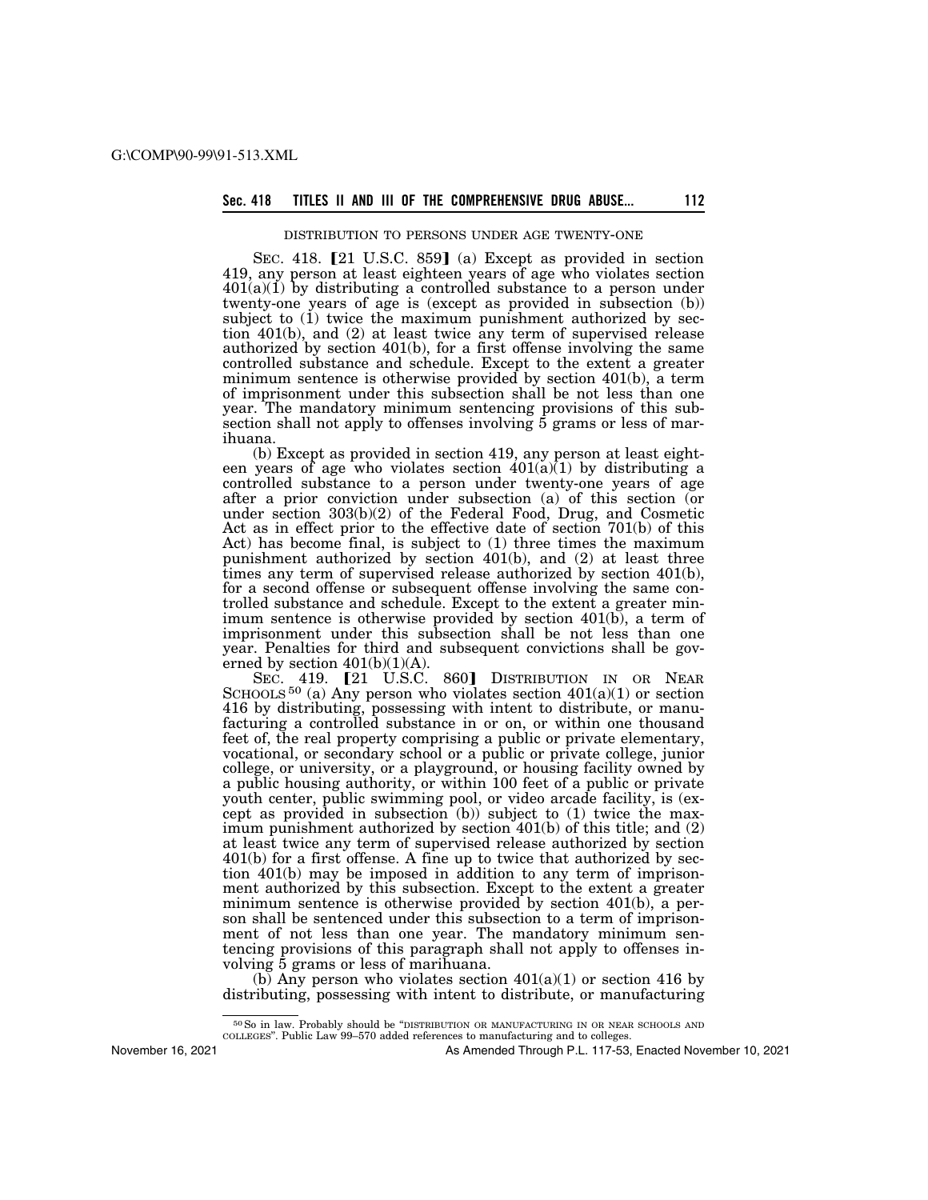DISTRIBUTION TO PERSONS UNDER AGE TWENTY-ONE

SEC. 418. 【21 U.S.C. 859】 (a) Except as provided in section 419, any person at least eighteen years of age who violates section 401(a)(1) by distributing a controlled substance to a person under twenty-one years of age is (except as provided in subsection (b)) subject to (1) twice the maximum punishment authorized by section 401(b), and (2) at least twice any term of supervised release authorized by section 401(b), for a first offense involving the same controlled substance and schedule. Except to the extent a greater minimum sentence is otherwise provided by section 401(b), a term of imprisonment under this subsection shall be not less than one year. The mandatory minimum sentencing provisions of this subsection shall not apply to offenses involving 5 grams or less of marihuana.

(b) Except as provided in section 419, any person at least eighteen years of age who violates section 401(a)(1) by distributing a controlled substance to a person under twenty-one years of age after a prior conviction under subsection (a) of this section (or under section 303(b)(2) of the Federal Food, Drug, and Cosmetic Act as in effect prior to the effective date of section 701(b) of this Act) has become final, is subject to (1) three times the maximum punishment authorized by section 401(b), and (2) at least three times any term of supervised release authorized by section 401(b), for a second offense or subsequent offense involving the same controlled substance and schedule. Except to the extent a greater minimum sentence is otherwise provided by section 401(b), a term of imprisonment under this subsection shall be not less than one year. Penalties for third and subsequent convictions shall be governed by section 401(b)(1)(A).

SEC. 419. 【21 U.S.C. 860】 DISTRIBUTION IN OR NEAR SCHOOLS[50] (a) Any person who violates section 401(a)(1) or section 416 by distributing, possessing with intent to distribute, or manufacturing a controlled substance in or on, or within one thousand feet of, the real property comprising a public or private elementary, vocational, or secondary school or a public or private college, junior college, or university, or a playground, or housing facility owned by a public housing authority, or within 100 feet of a public or private youth center, public swimming pool, or video arcade facility, is (except as provided in subsection (b)) subject to (1) twice the maximum punishment authorized by section 401(b) of this title; and (2) at least twice any term of supervised release authorized by section 401(b) for a first offense. A fine up to twice that authorized by section 401(b) may be imposed in addition to any term of imprisonment authorized by this subsection. Except to the extent a greater minimum sentence is otherwise provided by section 401(b), a person shall be sentenced under this subsection to a term of imprisonment of not less than one year. The mandatory minimum sentencing provisions of this paragraph shall not apply to offenses involving 5 grams or less of marihuana.

(b) Any person who violates section 401(a)(1) or section 416 by distributing, possessing with intent to distribute, or manufacturing

[50] So in law. Probably should be "DISTRIBUTION OR MANUFACTURING IN OR NEAR SCHOOLS AND COLLEGES". Public Law 99–570 added references to manufacturing and to colleges.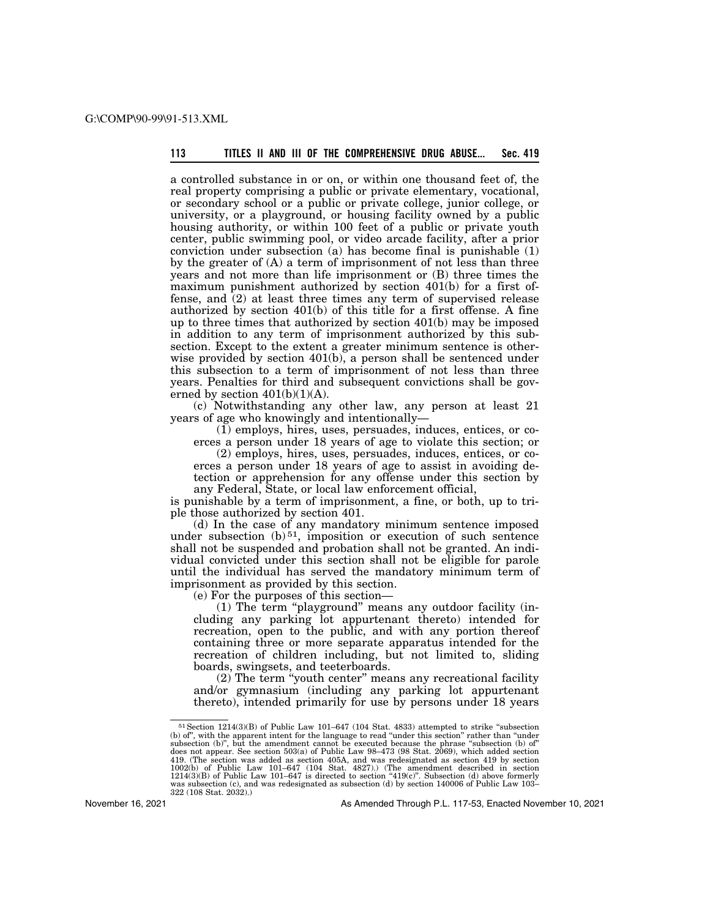a controlled substance in or on, or within one thousand feet of, the real property comprising a public or private elementary, vocational, or secondary school or a public or private college, junior college, or university, or a playground, or housing facility owned by a public housing authority, or within 100 feet of a public or private youth center, public swimming pool, or video arcade facility, after a prior conviction under subsection (a) has become final is punishable (1) by the greater of (A) a term of imprisonment of not less than three years and not more than life imprisonment or (B) three times the maximum punishment authorized by section 401(b) for a first offense, and (2) at least three times any term of supervised release authorized by section 401(b) of this title for a first offense. A fine up to three times that authorized by section 401(b) may be imposed in addition to any term of imprisonment authorized by this subsection. Except to the extent a greater minimum sentence is otherwise provided by section 401(b), a person shall be sentenced under this subsection to a term of imprisonment of not less than three years. Penalties for third and subsequent convictions shall be governed by section 401(b)(1)(A).

(c) Notwithstanding any other law, any person at least 21 years of age who knowingly and intentionally—

(1) employs, hires, uses, persuades, induces, entices, or coerces a person under 18 years of age to violate this section; or

(2) employs, hires, uses, persuades, induces, entices, or coerces a person under 18 years of age to assist in avoiding detection or apprehension for any offense under this section by any Federal, State, or local law enforcement official,

is punishable by a term of imprisonment, a fine, or both, up to triple those authorized by section 401.

(d) In the case of any mandatory minimum sentence imposed under subsection (b)[51], imposition or execution of such sentence shall not be suspended and probation shall not be granted. An individual convicted under this section shall not be eligible for parole until the individual has served the mandatory minimum term of imprisonment as provided by this section.

(e) For the purposes of this section—

(1) The term "playground" means any outdoor facility (including any parking lot appurtenant thereto) intended for recreation, open to the public, and with any portion thereof containing three or more separate apparatus intended for the recreation of children including, but not limited to, sliding boards, swingsets, and teeterboards.

(2) The term "youth center" means any recreational facility and/or gymnasium (including any parking lot appurtenant thereto), intended primarily for use by persons under 18 years

---

[51] Section 1214(3)(B) of Public Law 101–647 (104 Stat. 4833) attempted to strike "subsection (b) of", with the apparent intent for the language to read "under this section" rather than "under subsection (b)", but the amendment cannot be executed because the phrase "subsection (b) of" does not appear. See section 503(a) of Public Law 98–473 (98 Stat. 2069), which added section 419. (The section was added as section 405A, and was redesignated as section 419 by section 1002(b) of Public Law 101–647 (104 Stat. 4827).) (The amendment described in section 1214(3)(B) of Public Law 101–647 is directed to section "419(c)". Subsection (d) above formerly was subsection (c), and was redesignated as subsection (d) by section 140006 of Public Law 103–322 (108 Stat. 2032).)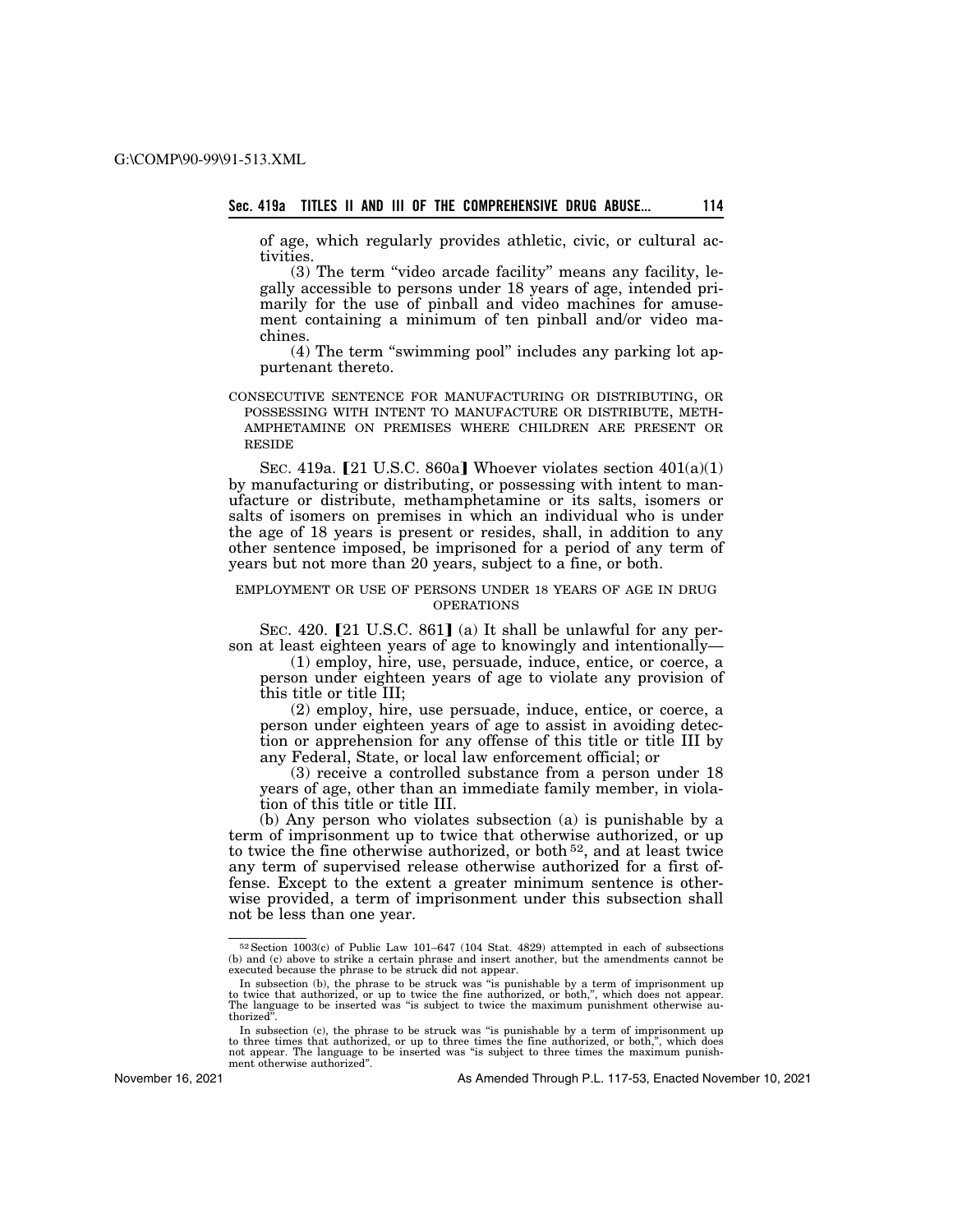of age, which regularly provides athletic, civic, or cultural activities.

(3) The term "video arcade facility" means any facility, legally accessible to persons under 18 years of age, intended primarily for the use of pinball and video machines for amusement containing a minimum of ten pinball and/or video machines.

(4) The term "swimming pool" includes any parking lot appurtenant thereto.

CONSECUTIVE SENTENCE FOR MANUFACTURING OR DISTRIBUTING, OR POSSESSING WITH INTENT TO MANUFACTURE OR DISTRIBUTE, METHAMPHETAMINE ON PREMISES WHERE CHILDREN ARE PRESENT OR RESIDE

SEC. 419a. [21 U.S.C. 860a] Whoever violates section 401(a)(1) by manufacturing or distributing, or possessing with intent to manufacture or distribute, methamphetamine or its salts, isomers or salts of isomers on premises in which an individual who is under the age of 18 years is present or resides, shall, in addition to any other sentence imposed, be imprisoned for a period of any term of years but not more than 20 years, subject to a fine, or both.

EMPLOYMENT OR USE OF PERSONS UNDER 18 YEARS OF AGE IN DRUG OPERATIONS

SEC. 420. [21 U.S.C. 861] (a) It shall be unlawful for any person at least eighteen years of age to knowingly and intentionally—

(1) employ, hire, use, persuade, induce, entice, or coerce, a person under eighteen years of age to violate any provision of this title or title III;

(2) employ, hire, use persuade, induce, entice, or coerce, a person under eighteen years of age to assist in avoiding detection or apprehension for any offense of this title or title III by any Federal, State, or local law enforcement official; or

(3) receive a controlled substance from a person under 18 years of age, other than an immediate family member, in violation of this title or title III.

(b) Any person who violates subsection (a) is punishable by a term of imprisonment up to twice that otherwise authorized, or up to twice the fine otherwise authorized, or both[52], and at least twice any term of supervised release otherwise authorized for a first offense. Except to the extent a greater minimum sentence is otherwise provided, a term of imprisonment under this subsection shall not be less than one year.

---

[52] Section 1003(c) of Public Law 101–647 (104 Stat. 4829) attempted in each of subsections (b) and (c) above to strike a certain phrase and insert another, but the amendments cannot be executed because the phrase to be struck did not appear.

In subsection (b), the phrase to be struck was "is punishable by a term of imprisonment up to twice that authorized, or up to twice the fine authorized, or both,", which does not appear. The language to be inserted was "is subject to twice the maximum punishment otherwise authorized".

In subsection (c), the phrase to be struck was "is punishable by a term of imprisonment up to three times that authorized, or up to three times the fine authorized, or both,", which does not appear. The language to be inserted was "is subject to three times the maximum punishment otherwise authorized".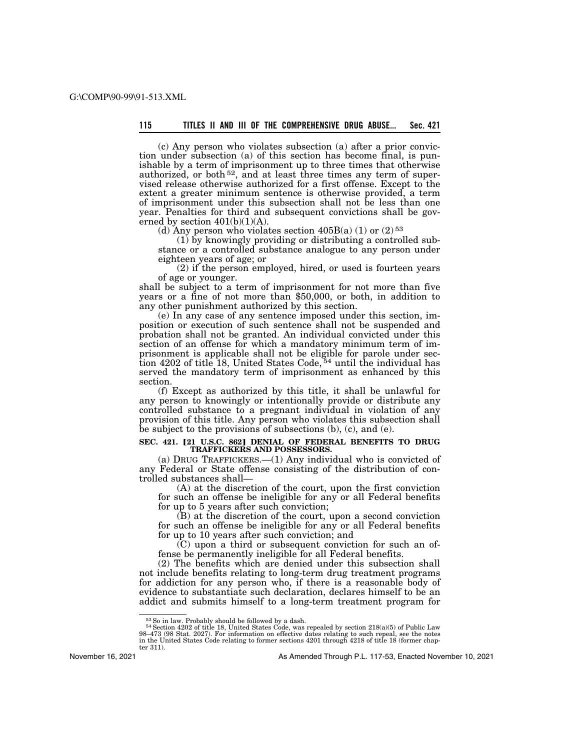(c) Any person who violates subsection (a) after a prior conviction under subsection (a) of this section has become final, is punishable by a term of imprisonment up to three times that otherwise authorized, or both [52], and at least three times any term of supervised release otherwise authorized for a first offense. Except to the extent a greater minimum sentence is otherwise provided, a term of imprisonment under this subsection shall not be less than one year. Penalties for third and subsequent convictions shall be governed by section 401(b)(1)(A).

(d) Any person who violates section 405B(a) (1) or (2) [53]

(1) by knowingly providing or distributing a controlled substance or a controlled substance analogue to any person under eighteen years of age; or

(2) if the person employed, hired, or used is fourteen years of age or younger.

shall be subject to a term of imprisonment for not more than five years or a fine of not more than $50,000, or both, in addition to any other punishment authorized by this section.

(e) In any case of any sentence imposed under this section, imposition or execution of such sentence shall not be suspended and probation shall not be granted. An individual convicted under this section of an offense for which a mandatory minimum term of imprisonment is applicable shall not be eligible for parole under section 4202 of title 18, United States Code, [54] until the individual has served the mandatory term of imprisonment as enhanced by this section.

(f) Except as authorized by this title, it shall be unlawful for any person to knowingly or intentionally provide or distribute any controlled substance to a pregnant individual in violation of any provision of this title. Any person who violates this subsection shall be subject to the provisions of subsections (b), (c), and (e).

## SEC. 421. [21 U.S.C. 862] DENIAL OF FEDERAL BENEFITS TO DRUG TRAFFICKERS AND POSSESSORS.

(a) DRUG TRAFFICKERS.—(1) Any individual who is convicted of any Federal or State offense consisting of the distribution of controlled substances shall—

(A) at the discretion of the court, upon the first conviction for such an offense be ineligible for any or all Federal benefits for up to 5 years after such conviction;

(B) at the discretion of the court, upon a second conviction for such an offense be ineligible for any or all Federal benefits for up to 10 years after such conviction; and

(C) upon a third or subsequent conviction for such an offense be permanently ineligible for all Federal benefits.

(2) The benefits which are denied under this subsection shall not include benefits relating to long-term drug treatment programs for addiction for any person who, if there is a reasonable body of evidence to substantiate such declaration, declares himself to be an addict and submits himself to a long-term treatment program for

---

[53] So in law. Probably should be followed by a dash.

[54] Section 4202 of title 18, United States Code, was repealed by section 218(a)(5) of Public Law 98–473 (98 Stat. 2027). For information on effective dates relating to such repeal, see the notes in the United States Code relating to former sections 4201 through 4218 of title 18 (former chapter 311).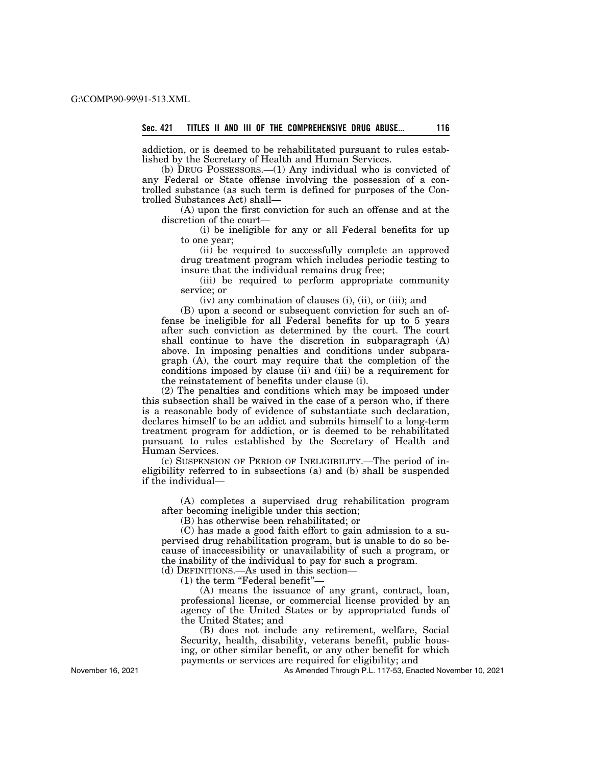addiction, or is deemed to be rehabilitated pursuant to rules established by the Secretary of Health and Human Services.

(b) DRUG POSSESSORS.—(1) Any individual who is convicted of any Federal or State offense involving the possession of a controlled substance (as such term is defined for purposes of the Controlled Substances Act) shall—

(A) upon the first conviction for such an offense and at the discretion of the court—

(i) be ineligible for any or all Federal benefits for up to one year;

(ii) be required to successfully complete an approved drug treatment program which includes periodic testing to insure that the individual remains drug free;

(iii) be required to perform appropriate community service; or

(iv) any combination of clauses (i), (ii), or (iii); and

(B) upon a second or subsequent conviction for such an offense be ineligible for all Federal benefits for up to 5 years after such conviction as determined by the court. The court shall continue to have the discretion in subparagraph (A) above. In imposing penalties and conditions under subparagraph (A), the court may require that the completion of the conditions imposed by clause (ii) and (iii) be a requirement for the reinstatement of benefits under clause (i).

(2) The penalties and conditions which may be imposed under this subsection shall be waived in the case of a person who, if there is a reasonable body of evidence of substantiate such declaration, declares himself to be an addict and submits himself to a long-term treatment program for addiction, or is deemed to be rehabilitated pursuant to rules established by the Secretary of Health and Human Services.

(c) SUSPENSION OF PERIOD OF INELIGIBILITY.—The period of ineligibility referred to in subsections (a) and (b) shall be suspended if the individual—

(A) completes a supervised drug rehabilitation program after becoming ineligible under this section;

(B) has otherwise been rehabilitated; or

(C) has made a good faith effort to gain admission to a supervised drug rehabilitation program, but is unable to do so because of inaccessibility or unavailability of such a program, or the inability of the individual to pay for such a program.

(d) DEFINITIONS.—As used in this section—

(1) the term "Federal benefit"—

(A) means the issuance of any grant, contract, loan, professional license, or commercial license provided by an agency of the United States or by appropriated funds of the United States; and

(B) does not include any retirement, welfare, Social Security, health, disability, veterans benefit, public housing, or other similar benefit, or any other benefit for which payments or services are required for eligibility; and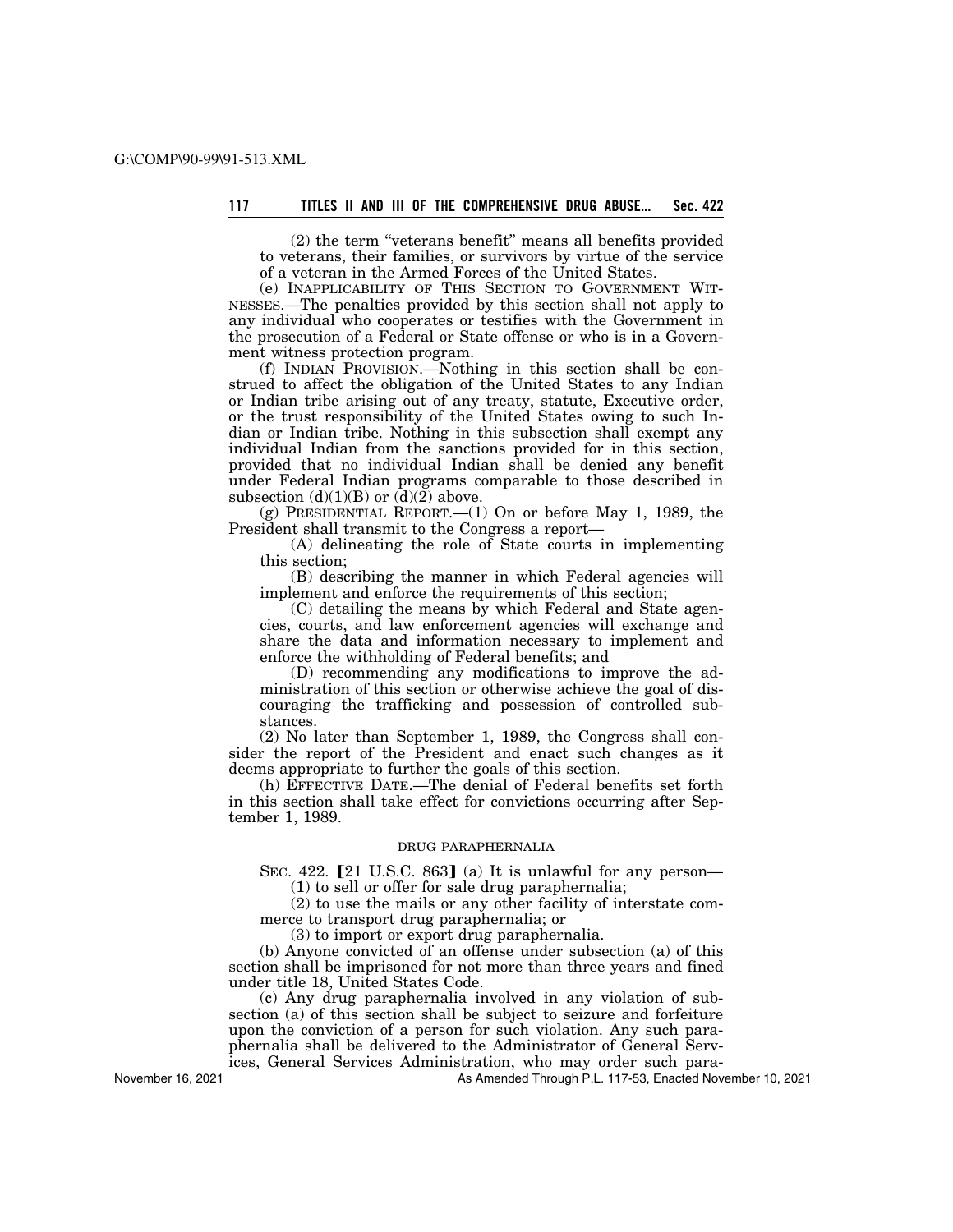(2) the term "veterans benefit" means all benefits provided to veterans, their families, or survivors by virtue of the service of a veteran in the Armed Forces of the United States.

(e) INAPPLICABILITY OF THIS SECTION TO GOVERNMENT WITNESSES.—The penalties provided by this section shall not apply to any individual who cooperates or testifies with the Government in the prosecution of a Federal or State offense or who is in a Government witness protection program.

(f) INDIAN PROVISION.—Nothing in this section shall be construed to affect the obligation of the United States to any Indian or Indian tribe arising out of any treaty, statute, Executive order, or the trust responsibility of the United States owing to such Indian or Indian tribe. Nothing in this subsection shall exempt any individual Indian from the sanctions provided for in this section, provided that no individual Indian shall be denied any benefit under Federal Indian programs comparable to those described in subsection (d)(1)(B) or (d)(2) above.

(g) PRESIDENTIAL REPORT.—(1) On or before May 1, 1989, the President shall transmit to the Congress a report—

(A) delineating the role of State courts in implementing this section;

(B) describing the manner in which Federal agencies will implement and enforce the requirements of this section;

(C) detailing the means by which Federal and State agencies, courts, and law enforcement agencies will exchange and share the data and information necessary to implement and enforce the withholding of Federal benefits; and

(D) recommending any modifications to improve the administration of this section or otherwise achieve the goal of discouraging the trafficking and possession of controlled substances.

(2) No later than September 1, 1989, the Congress shall consider the report of the President and enact such changes as it deems appropriate to further the goals of this section.

(h) EFFECTIVE DATE.—The denial of Federal benefits set forth in this section shall take effect for convictions occurring after September 1, 1989.

DRUG PARAPHERNALIA

SEC. 422. [21 U.S.C. 863] (a) It is unlawful for any person—

(1) to sell or offer for sale drug paraphernalia;

(2) to use the mails or any other facility of interstate commerce to transport drug paraphernalia; or

(3) to import or export drug paraphernalia.

(b) Anyone convicted of an offense under subsection (a) of this section shall be imprisoned for not more than three years and fined under title 18, United States Code.

(c) Any drug paraphernalia involved in any violation of subsection (a) of this section shall be subject to seizure and forfeiture upon the conviction of a person for such violation. Any such paraphernalia shall be delivered to the Administrator of General Services, General Services Administration, who may order such para-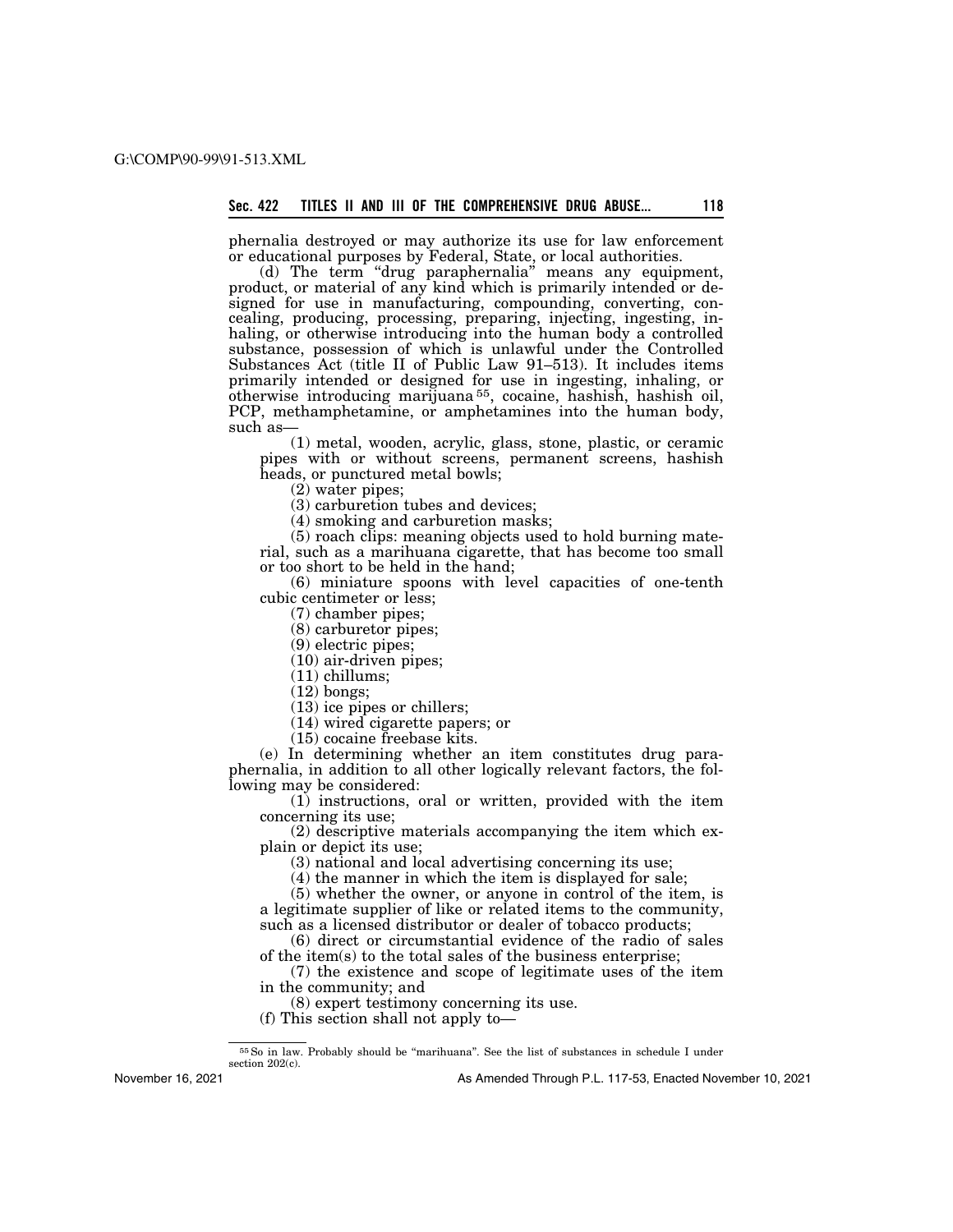phernalia destroyed or may authorize its use for law enforcement or educational purposes by Federal, State, or local authorities.

(d) The term "drug paraphernalia" means any equipment, product, or material of any kind which is primarily intended or designed for use in manufacturing, compounding, converting, concealing, producing, processing, preparing, injecting, ingesting, inhaling, or otherwise introducing into the human body a controlled substance, possession of which is unlawful under the Controlled Substances Act (title II of Public Law 91–513). It includes items primarily intended or designed for use in ingesting, inhaling, or otherwise introducing marijuana[55], cocaine, hashish, hashish oil, PCP, methamphetamine, or amphetamines into the human body, such as—

(1) metal, wooden, acrylic, glass, stone, plastic, or ceramic pipes with or without screens, permanent screens, hashish heads, or punctured metal bowls;

(2) water pipes;

(3) carburetion tubes and devices;

(4) smoking and carburetion masks;

(5) roach clips: meaning objects used to hold burning material, such as a marihuana cigarette, that has become too small or too short to be held in the hand;

(6) miniature spoons with level capacities of one-tenth cubic centimeter or less;

(7) chamber pipes;

(8) carburetor pipes;

(9) electric pipes;

(10) air-driven pipes;

(11) chillums;

(12) bongs;

(13) ice pipes or chillers;

(14) wired cigarette papers; or

(15) cocaine freebase kits.

(e) In determining whether an item constitutes drug paraphernalia, in addition to all other logically relevant factors, the following may be considered:

(1) instructions, oral or written, provided with the item concerning its use;

(2) descriptive materials accompanying the item which explain or depict its use;

(3) national and local advertising concerning its use;

(4) the manner in which the item is displayed for sale;

(5) whether the owner, or anyone in control of the item, is a legitimate supplier of like or related items to the community, such as a licensed distributor or dealer of tobacco products;

(6) direct or circumstantial evidence of the radio of sales of the item(s) to the total sales of the business enterprise;

(7) the existence and scope of legitimate uses of the item in the community; and

(8) expert testimony concerning its use.

(f) This section shall not apply to—

---

[55] So in law. Probably should be "marihuana". See the list of substances in schedule I under section 202(c).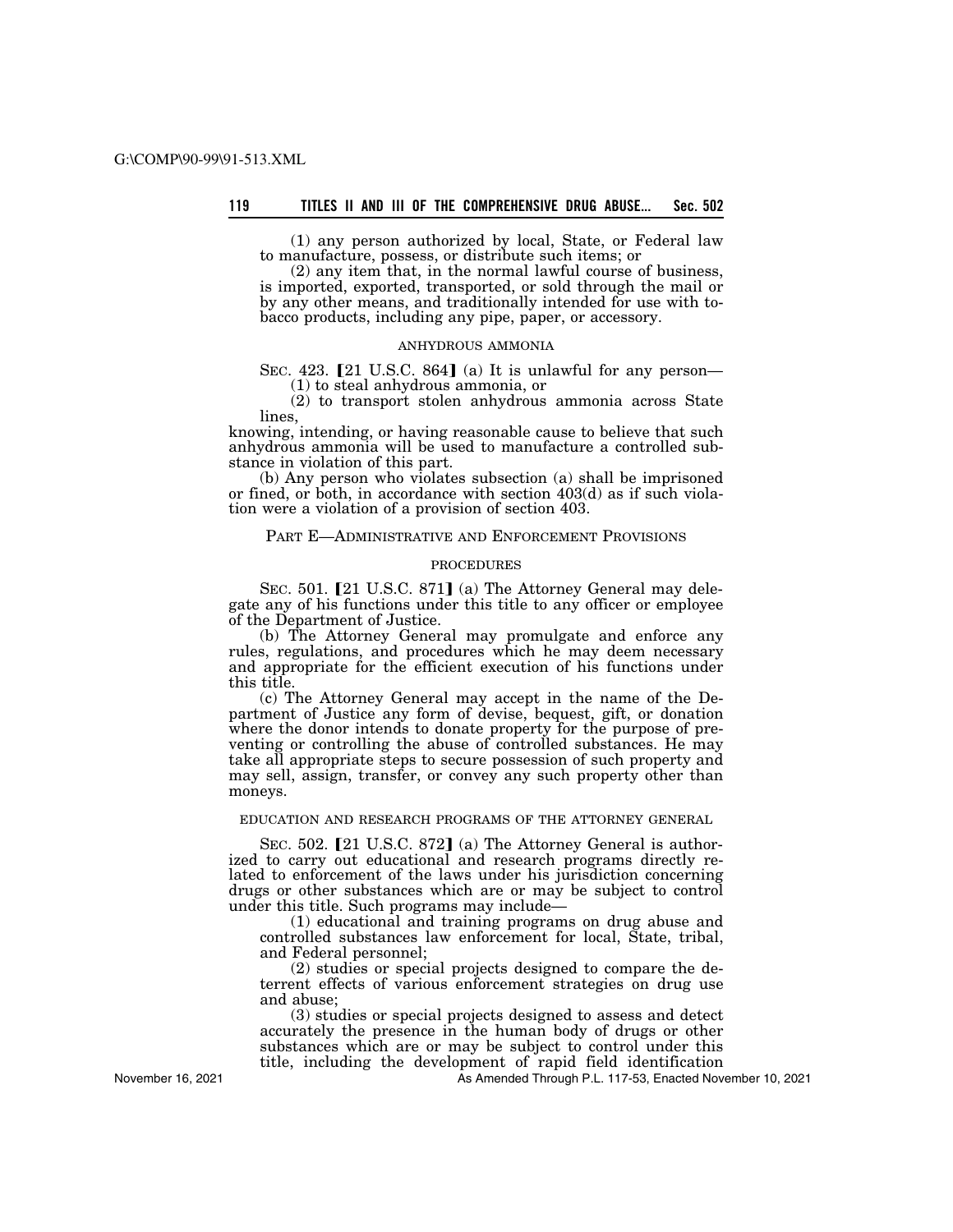(1) any person authorized by local, State, or Federal law to manufacture, possess, or distribute such items; or

(2) any item that, in the normal lawful course of business, is imported, exported, transported, or sold through the mail or by any other means, and traditionally intended for use with tobacco products, including any pipe, paper, or accessory.

ANHYDROUS AMMONIA

SEC. 423. 【21 U.S.C. 864】 (a) It is unlawful for any person—

(1) to steal anhydrous ammonia, or

(2) to transport stolen anhydrous ammonia across State lines,

knowing, intending, or having reasonable cause to believe that such anhydrous ammonia will be used to manufacture a controlled substance in violation of this part.

(b) Any person who violates subsection (a) shall be imprisoned or fined, or both, in accordance with section 403(d) as if such violation were a violation of a provision of section 403.

## PART E—ADMINISTRATIVE AND ENFORCEMENT PROVISIONS

PROCEDURES

SEC. 501. 【21 U.S.C. 871】 (a) The Attorney General may delegate any of his functions under this title to any officer or employee of the Department of Justice.

(b) The Attorney General may promulgate and enforce any rules, regulations, and procedures which he may deem necessary and appropriate for the efficient execution of his functions under this title.

(c) The Attorney General may accept in the name of the Department of Justice any form of devise, bequest, gift, or donation where the donor intends to donate property for the purpose of preventing or controlling the abuse of controlled substances. He may take all appropriate steps to secure possession of such property and may sell, assign, transfer, or convey any such property other than moneys.

EDUCATION AND RESEARCH PROGRAMS OF THE ATTORNEY GENERAL

SEC. 502. 【21 U.S.C. 872】 (a) The Attorney General is authorized to carry out educational and research programs directly related to enforcement of the laws under his jurisdiction concerning drugs or other substances which are or may be subject to control under this title. Such programs may include—

(1) educational and training programs on drug abuse and controlled substances law enforcement for local, State, tribal, and Federal personnel;

(2) studies or special projects designed to compare the deterrent effects of various enforcement strategies on drug use and abuse;

(3) studies or special projects designed to assess and detect accurately the presence in the human body of drugs or other substances which are or may be subject to control under this title, including the development of rapid field identification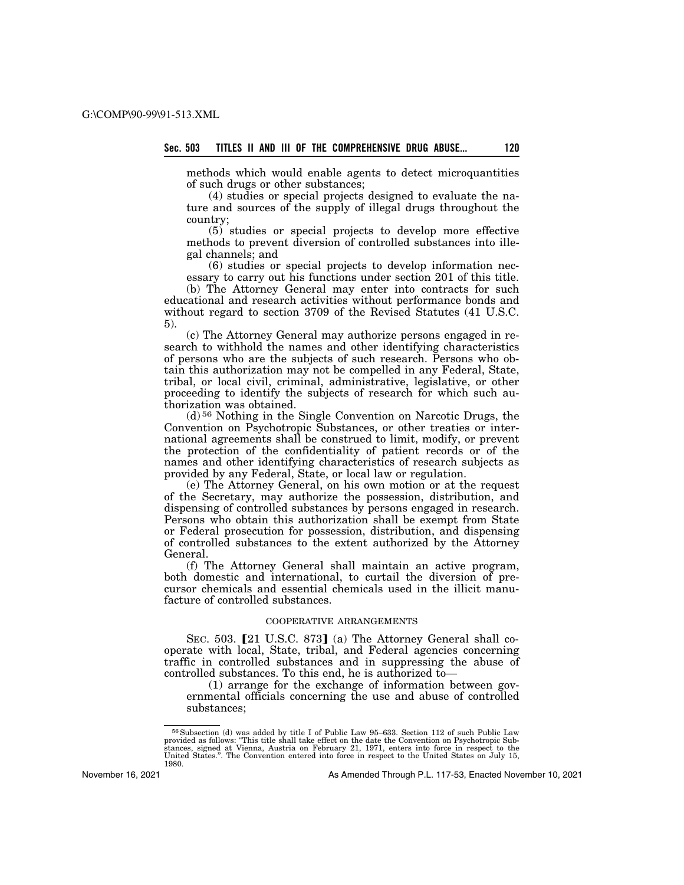methods which would enable agents to detect microquantities of such drugs or other substances;

(4) studies or special projects designed to evaluate the nature and sources of the supply of illegal drugs throughout the country;

(5) studies or special projects to develop more effective methods to prevent diversion of controlled substances into illegal channels; and

(6) studies or special projects to develop information necessary to carry out his functions under section 201 of this title.

(b) The Attorney General may enter into contracts for such educational and research activities without performance bonds and without regard to section 3709 of the Revised Statutes (41 U.S.C. 5).

(c) The Attorney General may authorize persons engaged in research to withhold the names and other identifying characteristics of persons who are the subjects of such research. Persons who obtain this authorization may not be compelled in any Federal, State, tribal, or local civil, criminal, administrative, legislative, or other proceeding to identify the subjects of research for which such authorization was obtained.

(d) [56] Nothing in the Single Convention on Narcotic Drugs, the Convention on Psychotropic Substances, or other treaties or international agreements shall be construed to limit, modify, or prevent the protection of the confidentiality of patient records or of the names and other identifying characteristics of research subjects as provided by any Federal, State, or local law or regulation.

(e) The Attorney General, on his own motion or at the request of the Secretary, may authorize the possession, distribution, and dispensing of controlled substances by persons engaged in research. Persons who obtain this authorization shall be exempt from State or Federal prosecution for possession, distribution, and dispensing of controlled substances to the extent authorized by the Attorney General.

(f) The Attorney General shall maintain an active program, both domestic and international, to curtail the diversion of precursor chemicals and essential chemicals used in the illicit manufacture of controlled substances.

COOPERATIVE ARRANGEMENTS

SEC. 503. 【21 U.S.C. 873】 (a) The Attorney General shall cooperate with local, State, tribal, and Federal agencies concerning traffic in controlled substances and in suppressing the abuse of controlled substances. To this end, he is authorized to—

(1) arrange for the exchange of information between governmental officials concerning the use and abuse of controlled substances;

---

[56] Subsection (d) was added by title I of Public Law 95–633. Section 112 of such Public Law provided as follows: "This title shall take effect on the date the Convention on Psychotropic Substances, signed at Vienna, Austria on February 21, 1971, enters into force in respect to the United States.". The Convention entered into force in respect to the United States on July 15, 1980.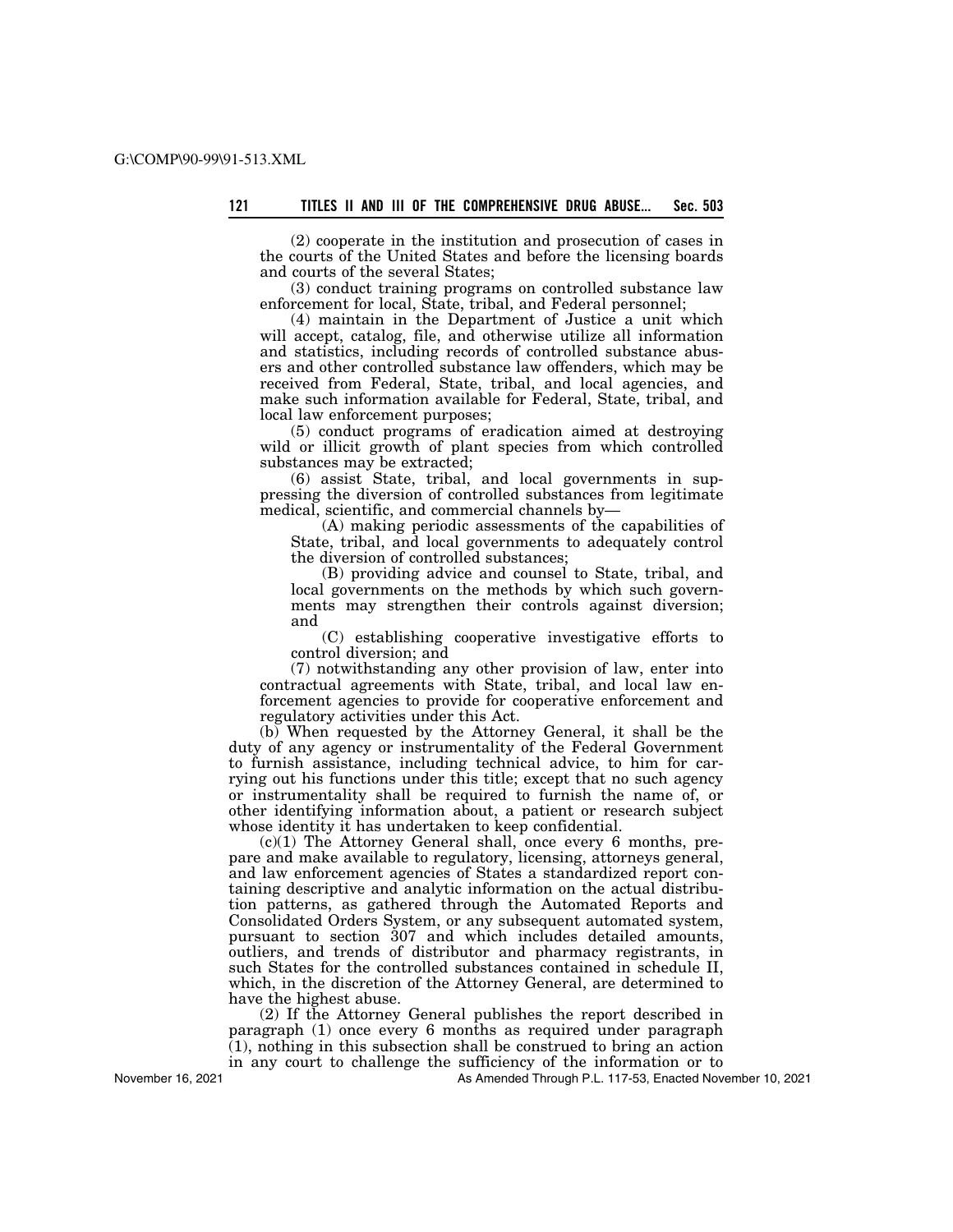(2) cooperate in the institution and prosecution of cases in the courts of the United States and before the licensing boards and courts of the several States;

(3) conduct training programs on controlled substance law enforcement for local, State, tribal, and Federal personnel;

(4) maintain in the Department of Justice a unit which will accept, catalog, file, and otherwise utilize all information and statistics, including records of controlled substance abusers and other controlled substance law offenders, which may be received from Federal, State, tribal, and local agencies, and make such information available for Federal, State, tribal, and local law enforcement purposes;

(5) conduct programs of eradication aimed at destroying wild or illicit growth of plant species from which controlled substances may be extracted;

(6) assist State, tribal, and local governments in suppressing the diversion of controlled substances from legitimate medical, scientific, and commercial channels by—

(A) making periodic assessments of the capabilities of State, tribal, and local governments to adequately control the diversion of controlled substances;

(B) providing advice and counsel to State, tribal, and local governments on the methods by which such governments may strengthen their controls against diversion; and

(C) establishing cooperative investigative efforts to control diversion; and

(7) notwithstanding any other provision of law, enter into contractual agreements with State, tribal, and local law enforcement agencies to provide for cooperative enforcement and regulatory activities under this Act.

(b) When requested by the Attorney General, it shall be the duty of any agency or instrumentality of the Federal Government to furnish assistance, including technical advice, to him for carrying out his functions under this title; except that no such agency or instrumentality shall be required to furnish the name of, or other identifying information about, a patient or research subject whose identity it has undertaken to keep confidential.

(c)(1) The Attorney General shall, once every 6 months, prepare and make available to regulatory, licensing, attorneys general, and law enforcement agencies of States a standardized report containing descriptive and analytic information on the actual distribution patterns, as gathered through the Automated Reports and Consolidated Orders System, or any subsequent automated system, pursuant to section 307 and which includes detailed amounts, outliers, and trends of distributor and pharmacy registrants, in such States for the controlled substances contained in schedule II, which, in the discretion of the Attorney General, are determined to have the highest abuse.

(2) If the Attorney General publishes the report described in paragraph (1) once every 6 months as required under paragraph (1), nothing in this subsection shall be construed to bring an action in any court to challenge the sufficiency of the information or to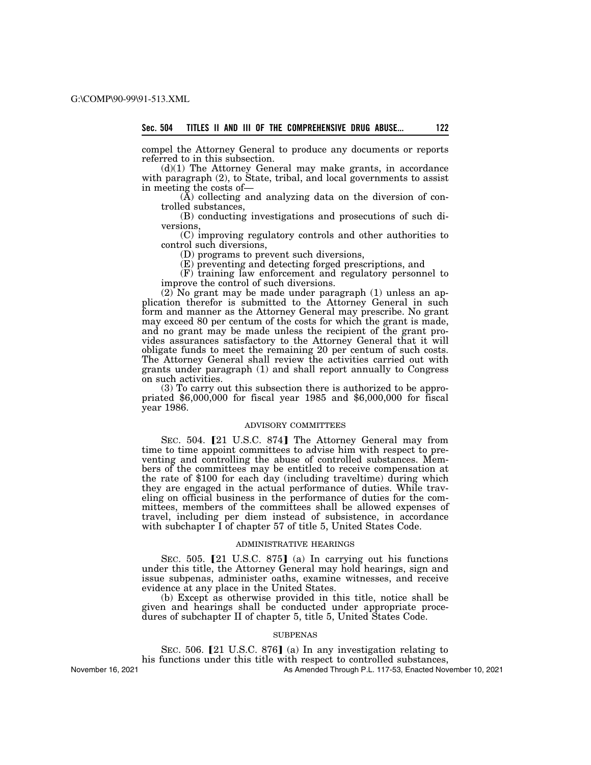compel the Attorney General to produce any documents or reports referred to in this subsection.

(d)(1) The Attorney General may make grants, in accordance with paragraph (2), to State, tribal, and local governments to assist in meeting the costs of—

(A) collecting and analyzing data on the diversion of controlled substances,

(B) conducting investigations and prosecutions of such diversions,

(C) improving regulatory controls and other authorities to control such diversions,

(D) programs to prevent such diversions,

(E) preventing and detecting forged prescriptions, and

(F) training law enforcement and regulatory personnel to improve the control of such diversions.

(2) No grant may be made under paragraph (1) unless an application therefor is submitted to the Attorney General in such form and manner as the Attorney General may prescribe. No grant may exceed 80 per centum of the costs for which the grant is made, and no grant may be made unless the recipient of the grant provides assurances satisfactory to the Attorney General that it will obligate funds to meet the remaining 20 per centum of such costs. The Attorney General shall review the activities carried out with grants under paragraph (1) and shall report annually to Congress on such activities.

(3) To carry out this subsection there is authorized to be appropriated $6,000,000 for fiscal year 1985 and $6,000,000 for fiscal year 1986.

ADVISORY COMMITTEES

SEC. 504. [21 U.S.C. 874] The Attorney General may from time to time appoint committees to advise him with respect to preventing and controlling the abuse of controlled substances. Members of the committees may be entitled to receive compensation at the rate of $100 for each day (including traveltime) during which they are engaged in the actual performance of duties. While traveling on official business in the performance of duties for the committees, members of the committees shall be allowed expenses of travel, including per diem instead of subsistence, in accordance with subchapter I of chapter 57 of title 5, United States Code.

ADMINISTRATIVE HEARINGS

SEC. 505. [21 U.S.C. 875] (a) In carrying out his functions under this title, the Attorney General may hold hearings, sign and issue subpenas, administer oaths, examine witnesses, and receive evidence at any place in the United States.

(b) Except as otherwise provided in this title, notice shall be given and hearings shall be conducted under appropriate procedures of subchapter II of chapter 5, title 5, United States Code.

SUBPENAS

SEC. 506. [21 U.S.C. 876] (a) In any investigation relating to his functions under this title with respect to controlled substances,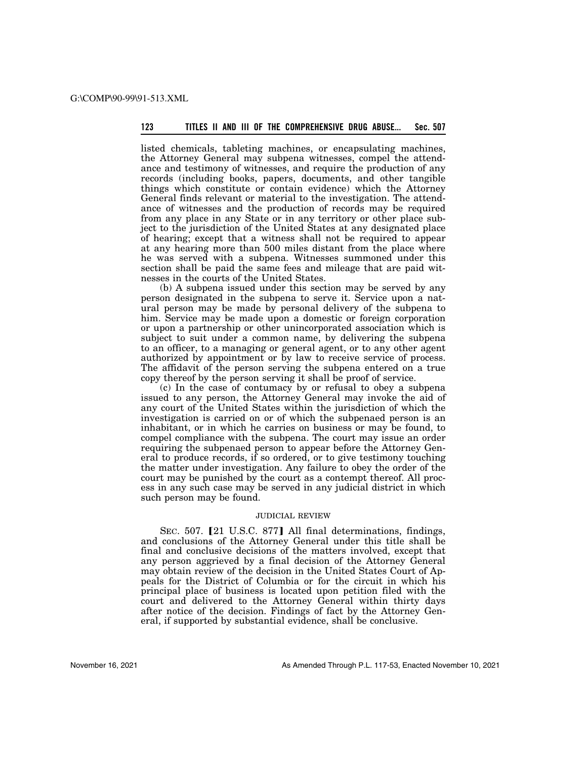listed chemicals, tableting machines, or encapsulating machines, the Attorney General may subpena witnesses, compel the attendance and testimony of witnesses, and require the production of any records (including books, papers, documents, and other tangible things which constitute or contain evidence) which the Attorney General finds relevant or material to the investigation. The attendance of witnesses and the production of records may be required from any place in any State or in any territory or other place subject to the jurisdiction of the United States at any designated place of hearing; except that a witness shall not be required to appear at any hearing more than 500 miles distant from the place where he was served with a subpena. Witnesses summoned under this section shall be paid the same fees and mileage that are paid witnesses in the courts of the United States.

(b) A subpena issued under this section may be served by any person designated in the subpena to serve it. Service upon a natural person may be made by personal delivery of the subpena to him. Service may be made upon a domestic or foreign corporation or upon a partnership or other unincorporated association which is subject to suit under a common name, by delivering the subpena to an officer, to a managing or general agent, or to any other agent authorized by appointment or by law to receive service of process. The affidavit of the person serving the subpena entered on a true copy thereof by the person serving it shall be proof of service.

(c) In the case of contumacy by or refusal to obey a subpena issued to any person, the Attorney General may invoke the aid of any court of the United States within the jurisdiction of which the investigation is carried on or of which the subpenaed person is an inhabitant, or in which he carries on business or may be found, to compel compliance with the subpena. The court may issue an order requiring the subpenaed person to appear before the Attorney General to produce records, if so ordered, or to give testimony touching the matter under investigation. Any failure to obey the order of the court may be punished by the court as a contempt thereof. All process in any such case may be served in any judicial district in which such person may be found.

JUDICIAL REVIEW

SEC. 507. [21 U.S.C. 877] All final determinations, findings, and conclusions of the Attorney General under this title shall be final and conclusive decisions of the matters involved, except that any person aggrieved by a final decision of the Attorney General may obtain review of the decision in the United States Court of Appeals for the District of Columbia or for the circuit in which his principal place of business is located upon petition filed with the court and delivered to the Attorney General within thirty days after notice of the decision. Findings of fact by the Attorney General, if supported by substantial evidence, shall be conclusive.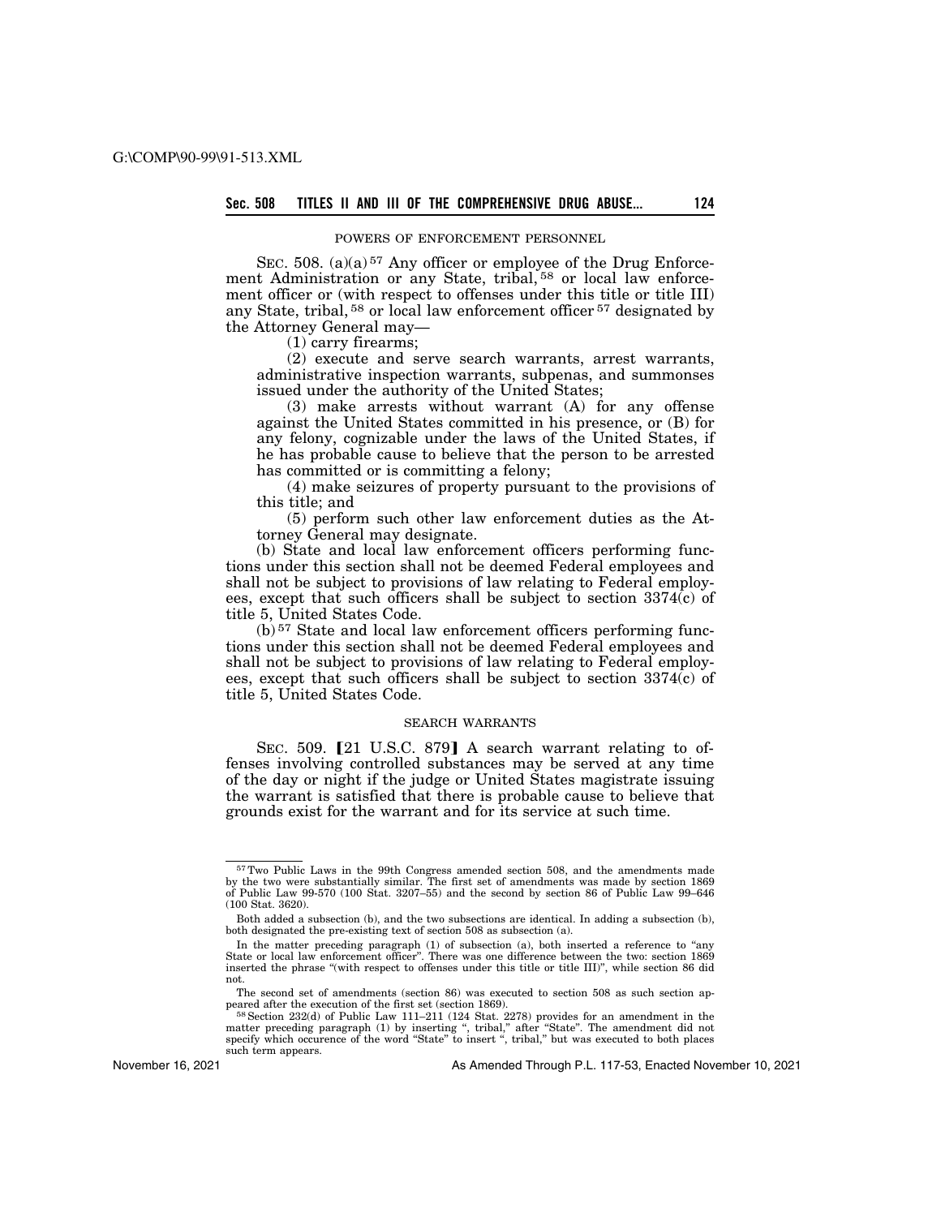POWERS OF ENFORCEMENT PERSONNEL

SEC. 508. (a)(a)[57] Any officer or employee of the Drug Enforcement Administration or any State, tribal,[58] or local law enforcement officer or (with respect to offenses under this title or title III) any State, tribal,[58] or local law enforcement officer[57] designated by the Attorney General may—

(1) carry firearms;

(2) execute and serve search warrants, arrest warrants, administrative inspection warrants, subpenas, and summonses issued under the authority of the United States;

(3) make arrests without warrant (A) for any offense against the United States committed in his presence, or (B) for any felony, cognizable under the laws of the United States, if he has probable cause to believe that the person to be arrested has committed or is committing a felony;

(4) make seizures of property pursuant to the provisions of this title; and

(5) perform such other law enforcement duties as the Attorney General may designate.

(b) State and local law enforcement officers performing functions under this section shall not be deemed Federal employees and shall not be subject to provisions of law relating to Federal employees, except that such officers shall be subject to section 3374(c) of title 5, United States Code.

(b)[57] State and local law enforcement officers performing functions under this section shall not be deemed Federal employees and shall not be subject to provisions of law relating to Federal employees, except that such officers shall be subject to section 3374(c) of title 5, United States Code.

SEARCH WARRANTS

SEC. 509. [21 U.S.C. 879] A search warrant relating to offenses involving controlled substances may be served at any time of the day or night if the judge or United States magistrate issuing the warrant is satisfied that there is probable cause to believe that grounds exist for the warrant and for its service at such time.

---

[57] Two Public Laws in the 99th Congress amended section 508, and the amendments made by the two were substantially similar. The first set of amendments was made by section 1869 of Public Law 99-570 (100 Stat. 3207–55) and the second by section 86 of Public Law 99–646 (100 Stat. 3620).

Both added a subsection (b), and the two subsections are identical. In adding a subsection (b), both designated the pre-existing text of section 508 as subsection (a).

In the matter preceding paragraph (1) of subsection (a), both inserted a reference to "any State or local law enforcement officer". There was one difference between the two: section 1869 inserted the phrase "(with respect to offenses under this title or title III)", while section 86 did not.

The second set of amendments (section 86) was executed to section 508 as such section appeared after the execution of the first set (section 1869).

[58] Section 232(d) of Public Law 111–211 (124 Stat. 2278) provides for an amendment in the matter preceding paragraph (1) by inserting ", tribal," after "State". The amendment did not specify which occurence of the word "State" to insert ", tribal," but was executed to both places such term appears.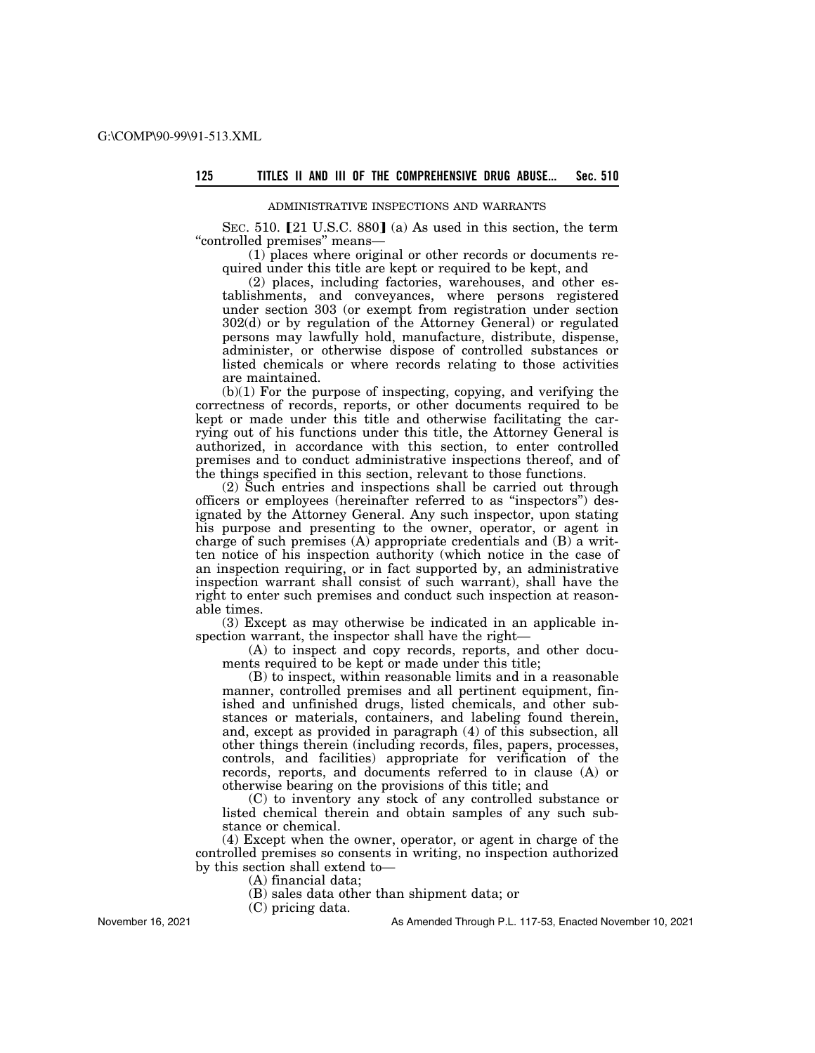ADMINISTRATIVE INSPECTIONS AND WARRANTS

SEC. 510. 【21 U.S.C. 880】 (a) As used in this section, the term "controlled premises" means—

(1) places where original or other records or documents required under this title are kept or required to be kept, and

(2) places, including factories, warehouses, and other establishments, and conveyances, where persons registered under section 303 (or exempt from registration under section 302(d) or by regulation of the Attorney General) or regulated persons may lawfully hold, manufacture, distribute, dispense, administer, or otherwise dispose of controlled substances or listed chemicals or where records relating to those activities are maintained.

(b)(1) For the purpose of inspecting, copying, and verifying the correctness of records, reports, or other documents required to be kept or made under this title and otherwise facilitating the carrying out of his functions under this title, the Attorney General is authorized, in accordance with this section, to enter controlled premises and to conduct administrative inspections thereof, and of the things specified in this section, relevant to those functions.

(2) Such entries and inspections shall be carried out through officers or employees (hereinafter referred to as "inspectors") designated by the Attorney General. Any such inspector, upon stating his purpose and presenting to the owner, operator, or agent in charge of such premises (A) appropriate credentials and (B) a written notice of his inspection authority (which notice in the case of an inspection requiring, or in fact supported by, an administrative inspection warrant shall consist of such warrant), shall have the right to enter such premises and conduct such inspection at reasonable times.

(3) Except as may otherwise be indicated in an applicable inspection warrant, the inspector shall have the right—

(A) to inspect and copy records, reports, and other documents required to be kept or made under this title;

(B) to inspect, within reasonable limits and in a reasonable manner, controlled premises and all pertinent equipment, finished and unfinished drugs, listed chemicals, and other substances or materials, containers, and labeling found therein, and, except as provided in paragraph (4) of this subsection, all other things therein (including records, files, papers, processes, controls, and facilities) appropriate for verification of the records, reports, and documents referred to in clause (A) or otherwise bearing on the provisions of this title; and

(C) to inventory any stock of any controlled substance or listed chemical therein and obtain samples of any such substance or chemical.

(4) Except when the owner, operator, or agent in charge of the controlled premises so consents in writing, no inspection authorized by this section shall extend to—

(A) financial data;

(B) sales data other than shipment data; or

(C) pricing data.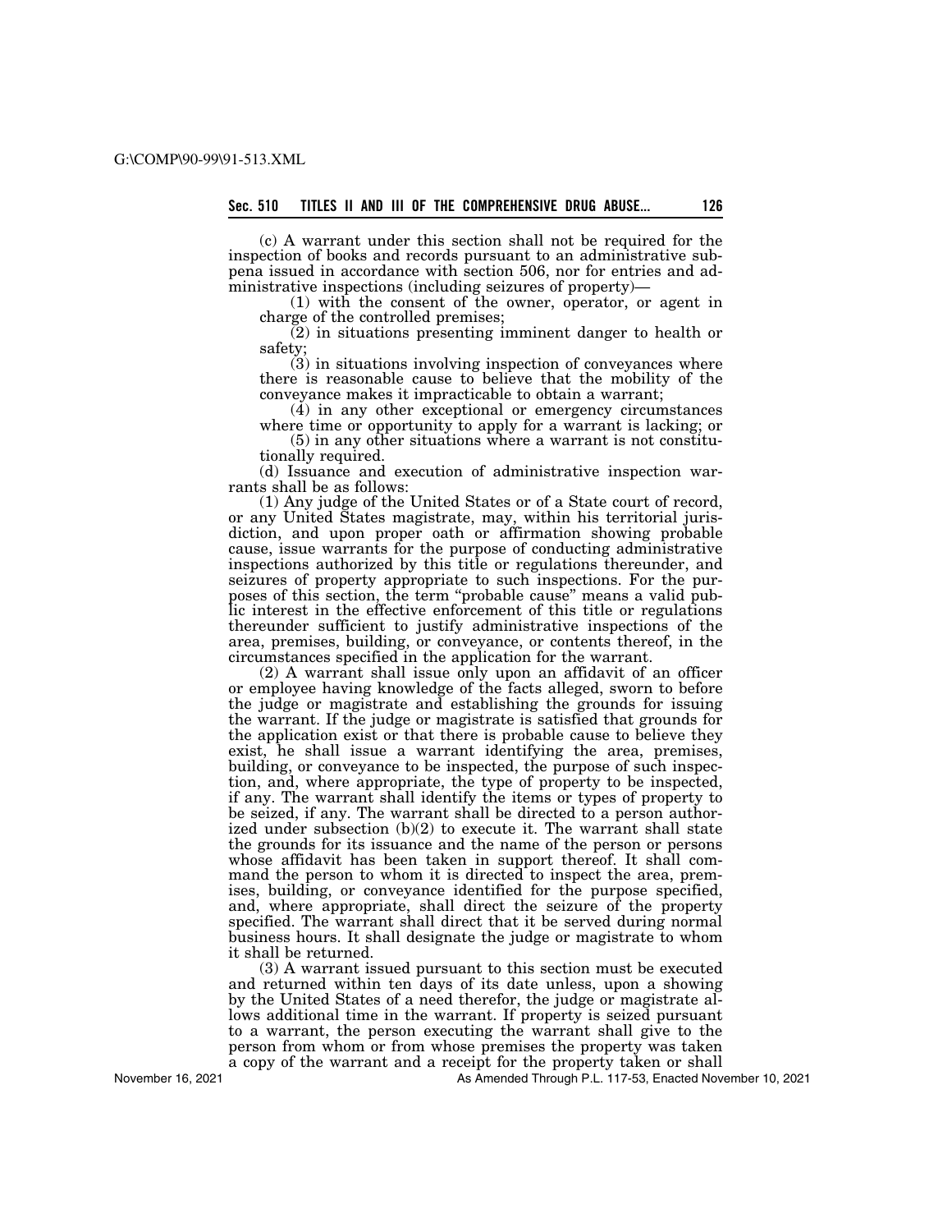(c) A warrant under this section shall not be required for the inspection of books and records pursuant to an administrative subpena issued in accordance with section 506, nor for entries and administrative inspections (including seizures of property)—

(1) with the consent of the owner, operator, or agent in charge of the controlled premises;

(2) in situations presenting imminent danger to health or safety;

(3) in situations involving inspection of conveyances where there is reasonable cause to believe that the mobility of the conveyance makes it impracticable to obtain a warrant;

(4) in any other exceptional or emergency circumstances where time or opportunity to apply for a warrant is lacking; or

(5) in any other situations where a warrant is not constitutionally required.

(d) Issuance and execution of administrative inspection warrants shall be as follows:

(1) Any judge of the United States or of a State court of record, or any United States magistrate, may, within his territorial jurisdiction, and upon proper oath or affirmation showing probable cause, issue warrants for the purpose of conducting administrative inspections authorized by this title or regulations thereunder, and seizures of property appropriate to such inspections. For the purposes of this section, the term "probable cause" means a valid public interest in the effective enforcement of this title or regulations thereunder sufficient to justify administrative inspections of the area, premises, building, or conveyance, or contents thereof, in the circumstances specified in the application for the warrant.

(2) A warrant shall issue only upon an affidavit of an officer or employee having knowledge of the facts alleged, sworn to before the judge or magistrate and establishing the grounds for issuing the warrant. If the judge or magistrate is satisfied that grounds for the application exist or that there is probable cause to believe they exist, he shall issue a warrant identifying the area, premises, building, or conveyance to be inspected, the purpose of such inspection, and, where appropriate, the type of property to be inspected, if any. The warrant shall identify the items or types of property to be seized, if any. The warrant shall be directed to a person authorized under subsection (b)(2) to execute it. The warrant shall state the grounds for its issuance and the name of the person or persons whose affidavit has been taken in support thereof. It shall command the person to whom it is directed to inspect the area, premises, building, or conveyance identified for the purpose specified, and, where appropriate, shall direct the seizure of the property specified. The warrant shall direct that it be served during normal business hours. It shall designate the judge or magistrate to whom it shall be returned.

(3) A warrant issued pursuant to this section must be executed and returned within ten days of its date unless, upon a showing by the United States of a need therefor, the judge or magistrate allows additional time in the warrant. If property is seized pursuant to a warrant, the person executing the warrant shall give to the person from whom or from whose premises the property was taken a copy of the warrant and a receipt for the property taken or shall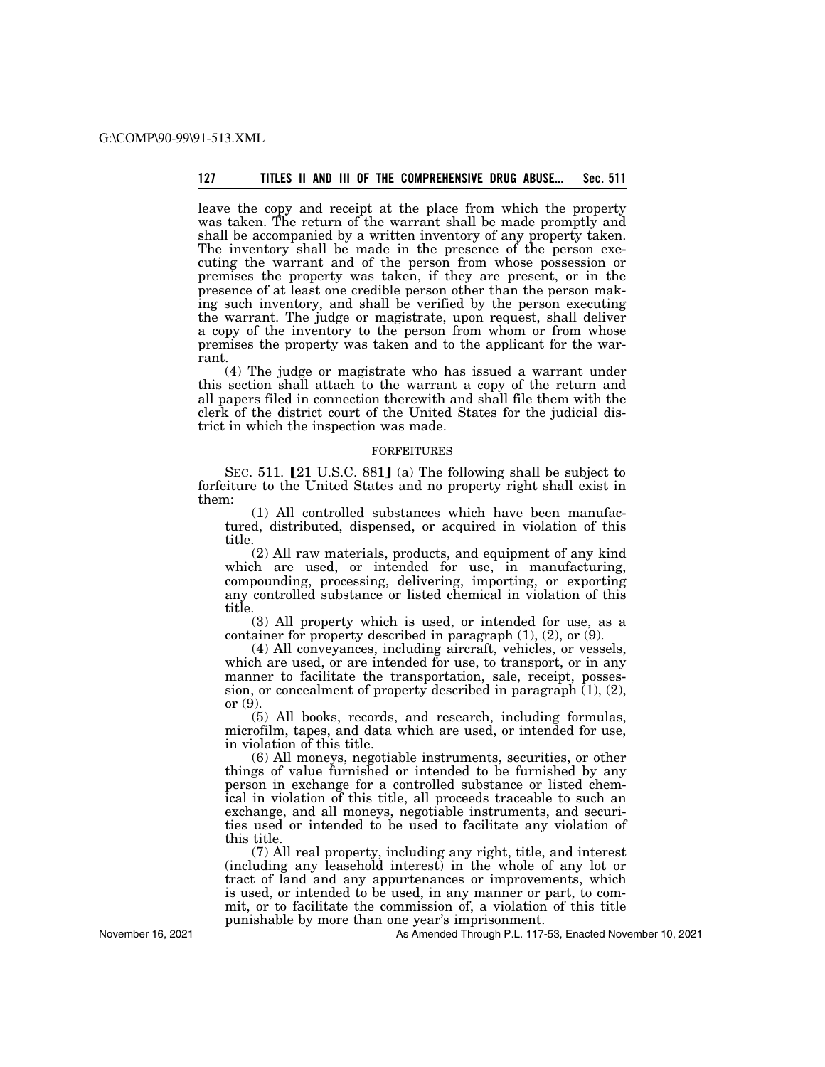leave the copy and receipt at the place from which the property was taken. The return of the warrant shall be made promptly and shall be accompanied by a written inventory of any property taken. The inventory shall be made in the presence of the person executing the warrant and of the person from whose possession or premises the property was taken, if they are present, or in the presence of at least one credible person other than the person making such inventory, and shall be verified by the person executing the warrant. The judge or magistrate, upon request, shall deliver a copy of the inventory to the person from whom or from whose premises the property was taken and to the applicant for the warrant.

(4) The judge or magistrate who has issued a warrant under this section shall attach to the warrant a copy of the return and all papers filed in connection therewith and shall file them with the clerk of the district court of the United States for the judicial district in which the inspection was made.

FORFEITURES

SEC. 511. [21 U.S.C. 881] (a) The following shall be subject to forfeiture to the United States and no property right shall exist in them:

(1) All controlled substances which have been manufactured, distributed, dispensed, or acquired in violation of this title.

(2) All raw materials, products, and equipment of any kind which are used, or intended for use, in manufacturing, compounding, processing, delivering, importing, or exporting any controlled substance or listed chemical in violation of this title.

(3) All property which is used, or intended for use, as a container for property described in paragraph (1), (2), or (9).

(4) All conveyances, including aircraft, vehicles, or vessels, which are used, or are intended for use, to transport, or in any manner to facilitate the transportation, sale, receipt, possession, or concealment of property described in paragraph (1), (2), or (9).

(5) All books, records, and research, including formulas, microfilm, tapes, and data which are used, or intended for use, in violation of this title.

(6) All moneys, negotiable instruments, securities, or other things of value furnished or intended to be furnished by any person in exchange for a controlled substance or listed chemical in violation of this title, all proceeds traceable to such an exchange, and all moneys, negotiable instruments, and securities used or intended to be used to facilitate any violation of this title.

(7) All real property, including any right, title, and interest (including any leasehold interest) in the whole of any lot or tract of land and any appurtenances or improvements, which is used, or intended to be used, in any manner or part, to commit, or to facilitate the commission of, a violation of this title punishable by more than one year's imprisonment.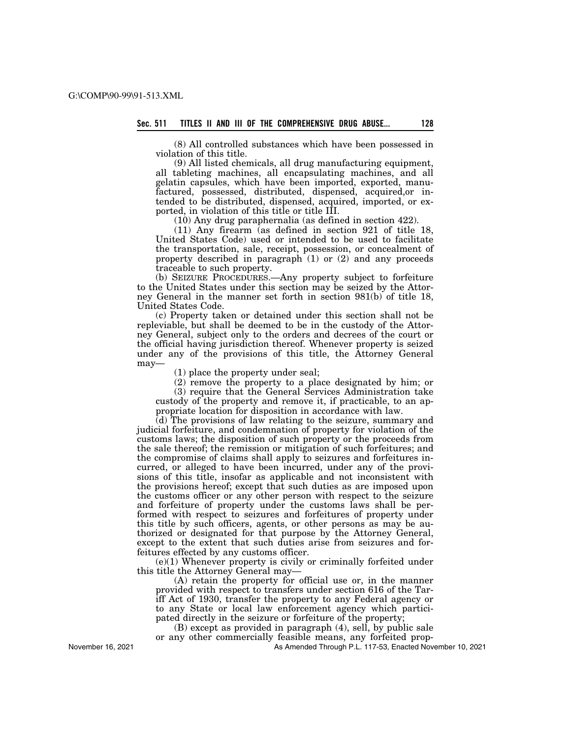(8) All controlled substances which have been possessed in violation of this title.

(9) All listed chemicals, all drug manufacturing equipment, all tableting machines, all encapsulating machines, and all gelatin capsules, which have been imported, exported, manufactured, possessed, distributed, dispensed, acquired,or intended to be distributed, dispensed, acquired, imported, or exported, in violation of this title or title III.

(10) Any drug paraphernalia (as defined in section 422).

(11) Any firearm (as defined in section 921 of title 18, United States Code) used or intended to be used to facilitate the transportation, sale, receipt, possession, or concealment of property described in paragraph (1) or (2) and any proceeds traceable to such property.

(b) SEIZURE PROCEDURES.—Any property subject to forfeiture to the United States under this section may be seized by the Attorney General in the manner set forth in section 981(b) of title 18, United States Code.

(c) Property taken or detained under this section shall not be repleviable, but shall be deemed to be in the custody of the Attorney General, subject only to the orders and decrees of the court or the official having jurisdiction thereof. Whenever property is seized under any of the provisions of this title, the Attorney General may—

(1) place the property under seal;

(2) remove the property to a place designated by him; or

(3) require that the General Services Administration take custody of the property and remove it, if practicable, to an appropriate location for disposition in accordance with law.

(d) The provisions of law relating to the seizure, summary and judicial forfeiture, and condemnation of property for violation of the customs laws; the disposition of such property or the proceeds from the sale thereof; the remission or mitigation of such forfeitures; and the compromise of claims shall apply to seizures and forfeitures incurred, or alleged to have been incurred, under any of the provisions of this title, insofar as applicable and not inconsistent with the provisions hereof; except that such duties as are imposed upon the customs officer or any other person with respect to the seizure and forfeiture of property under the customs laws shall be performed with respect to seizures and forfeitures of property under this title by such officers, agents, or other persons as may be authorized or designated for that purpose by the Attorney General, except to the extent that such duties arise from seizures and forfeitures effected by any customs officer.

(e)(1) Whenever property is civily or criminally forfeited under this title the Attorney General may—

(A) retain the property for official use or, in the manner provided with respect to transfers under section 616 of the Tariff Act of 1930, transfer the property to any Federal agency or to any State or local law enforcement agency which participated directly in the seizure or forfeiture of the property;

(B) except as provided in paragraph (4), sell, by public sale or any other commercially feasible means, any forfeited prop-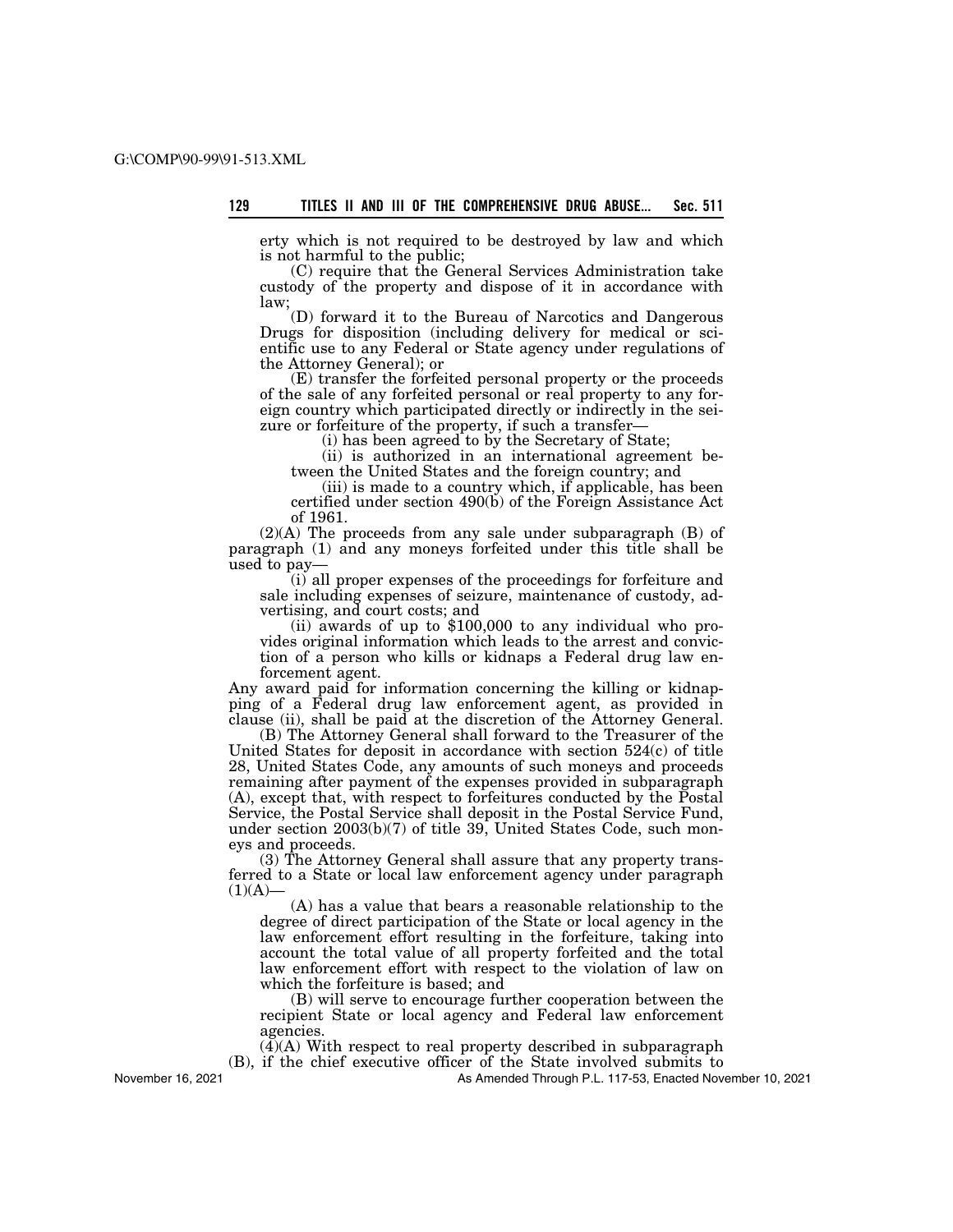erty which is not required to be destroyed by law and which is not harmful to the public;

(C) require that the General Services Administration take custody of the property and dispose of it in accordance with law;

(D) forward it to the Bureau of Narcotics and Dangerous Drugs for disposition (including delivery for medical or scientific use to any Federal or State agency under regulations of the Attorney General); or

(E) transfer the forfeited personal property or the proceeds of the sale of any forfeited personal or real property to any foreign country which participated directly or indirectly in the seizure or forfeiture of the property, if such a transfer—

(i) has been agreed to by the Secretary of State;

(ii) is authorized in an international agreement between the United States and the foreign country; and

(iii) is made to a country which, if applicable, has been certified under section 490(b) of the Foreign Assistance Act of 1961.

(2)(A) The proceeds from any sale under subparagraph (B) of paragraph (1) and any moneys forfeited under this title shall be used to pay—

(i) all proper expenses of the proceedings for forfeiture and sale including expenses of seizure, maintenance of custody, advertising, and court costs; and

(ii) awards of up to $100,000 to any individual who provides original information which leads to the arrest and conviction of a person who kills or kidnaps a Federal drug law enforcement agent.

Any award paid for information concerning the killing or kidnapping of a Federal drug law enforcement agent, as provided in clause (ii), shall be paid at the discretion of the Attorney General.

(B) The Attorney General shall forward to the Treasurer of the United States for deposit in accordance with section 524(c) of title 28, United States Code, any amounts of such moneys and proceeds remaining after payment of the expenses provided in subparagraph (A), except that, with respect to forfeitures conducted by the Postal Service, the Postal Service shall deposit in the Postal Service Fund, under section 2003(b)(7) of title 39, United States Code, such moneys and proceeds.

(3) The Attorney General shall assure that any property transferred to a State or local law enforcement agency under paragraph (1)(A)—

(A) has a value that bears a reasonable relationship to the degree of direct participation of the State or local agency in the law enforcement effort resulting in the forfeiture, taking into account the total value of all property forfeited and the total law enforcement effort with respect to the violation of law on which the forfeiture is based; and

(B) will serve to encourage further cooperation between the recipient State or local agency and Federal law enforcement agencies.

(4)(A) With respect to real property described in subparagraph (B), if the chief executive officer of the State involved submits to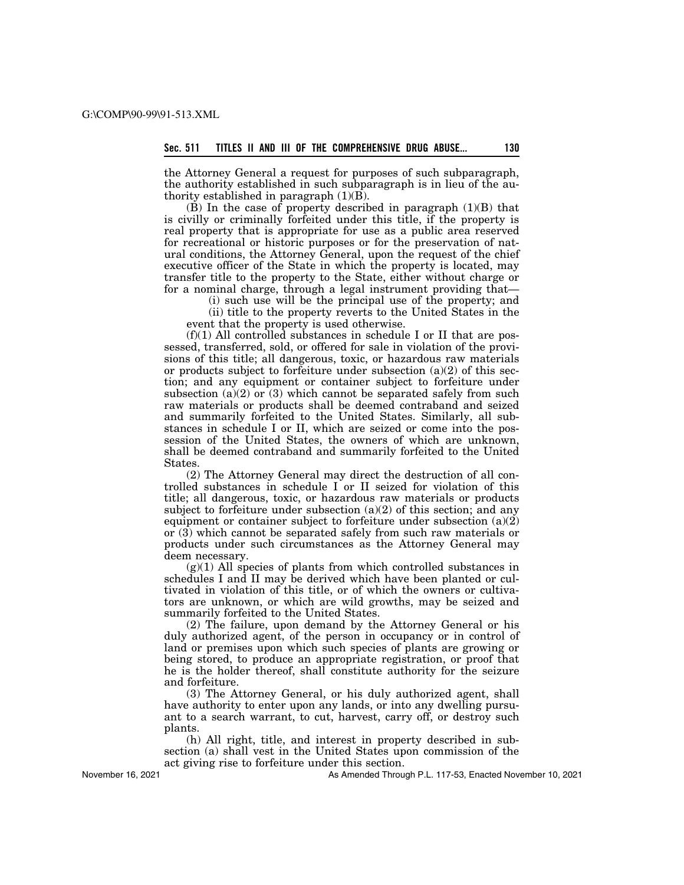the Attorney General a request for purposes of such subparagraph, the authority established in such subparagraph is in lieu of the authority established in paragraph (1)(B).

(B) In the case of property described in paragraph (1)(B) that is civilly or criminally forfeited under this title, if the property is real property that is appropriate for use as a public area reserved for recreational or historic purposes or for the preservation of natural conditions, the Attorney General, upon the request of the chief executive officer of the State in which the property is located, may transfer title to the property to the State, either without charge or for a nominal charge, through a legal instrument providing that—

(i) such use will be the principal use of the property; and

(ii) title to the property reverts to the United States in the event that the property is used otherwise.

(f)(1) All controlled substances in schedule I or II that are possessed, transferred, sold, or offered for sale in violation of the provisions of this title; all dangerous, toxic, or hazardous raw materials or products subject to forfeiture under subsection (a)(2) of this section; and any equipment or container subject to forfeiture under subsection (a)(2) or (3) which cannot be separated safely from such raw materials or products shall be deemed contraband and seized and summarily forfeited to the United States. Similarly, all substances in schedule I or II, which are seized or come into the possession of the United States, the owners of which are unknown, shall be deemed contraband and summarily forfeited to the United States.

(2) The Attorney General may direct the destruction of all controlled substances in schedule I or II seized for violation of this title; all dangerous, toxic, or hazardous raw materials or products subject to forfeiture under subsection (a)(2) of this section; and any equipment or container subject to forfeiture under subsection (a)(2) or (3) which cannot be separated safely from such raw materials or products under such circumstances as the Attorney General may deem necessary.

(g)(1) All species of plants from which controlled substances in schedules I and II may be derived which have been planted or cultivated in violation of this title, or of which the owners or cultivators are unknown, or which are wild growths, may be seized and summarily forfeited to the United States.

(2) The failure, upon demand by the Attorney General or his duly authorized agent, of the person in occupancy or in control of land or premises upon which such species of plants are growing or being stored, to produce an appropriate registration, or proof that he is the holder thereof, shall constitute authority for the seizure and forfeiture.

(3) The Attorney General, or his duly authorized agent, shall have authority to enter upon any lands, or into any dwelling pursuant to a search warrant, to cut, harvest, carry off, or destroy such plants.

(h) All right, title, and interest in property described in subsection (a) shall vest in the United States upon commission of the act giving rise to forfeiture under this section.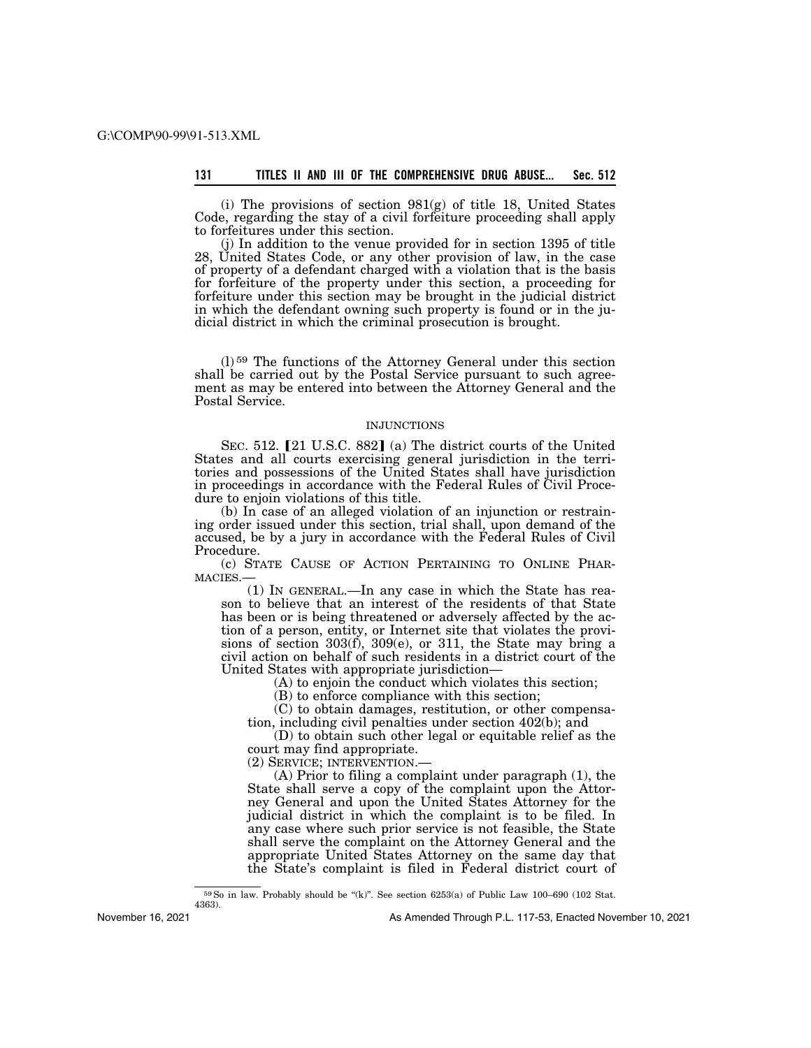(i) The provisions of section 981(g) of title 18, United States Code, regarding the stay of a civil forfeiture proceeding shall apply to forfeitures under this section.

(j) In addition to the venue provided for in section 1395 of title 28, United States Code, or any other provision of law, in the case of property of a defendant charged with a violation that is the basis for forfeiture of the property under this section, a proceeding for forfeiture under this section may be brought in the judicial district in which the defendant owning such property is found or in the judicial district in which the criminal prosecution is brought.

(l)[59] The functions of the Attorney General under this section shall be carried out by the Postal Service pursuant to such agreement as may be entered into between the Attorney General and the Postal Service.

INJUNCTIONS

SEC. 512. [21 U.S.C. 882] (a) The district courts of the United States and all courts exercising general jurisdiction in the territories and possessions of the United States shall have jurisdiction in proceedings in accordance with the Federal Rules of Civil Procedure to enjoin violations of this title.

(b) In case of an alleged violation of an injunction or restraining order issued under this section, trial shall, upon demand of the accused, be by a jury in accordance with the Federal Rules of Civil Procedure.

(c) STATE CAUSE OF ACTION PERTAINING TO ONLINE PHARMACIES.—

(1) IN GENERAL.—In any case in which the State has reason to believe that an interest of the residents of that State has been or is being threatened or adversely affected by the action of a person, entity, or Internet site that violates the provisions of section 303(f), 309(e), or 311, the State may bring a civil action on behalf of such residents in a district court of the United States with appropriate jurisdiction—

(A) to enjoin the conduct which violates this section;

(B) to enforce compliance with this section;

(C) to obtain damages, restitution, or other compensation, including civil penalties under section 402(b); and

(D) to obtain such other legal or equitable relief as the court may find appropriate.

(2) SERVICE; INTERVENTION.—

(A) Prior to filing a complaint under paragraph (1), the State shall serve a copy of the complaint upon the Attorney General and upon the United States Attorney for the judicial district in which the complaint is to be filed. In any case where such prior service is not feasible, the State shall serve the complaint on the Attorney General and the appropriate United States Attorney on the same day that the State's complaint is filed in Federal district court of

[59] So in law. Probably should be "(k)". See section 6253(a) of Public Law 100–690 (102 Stat. 4363).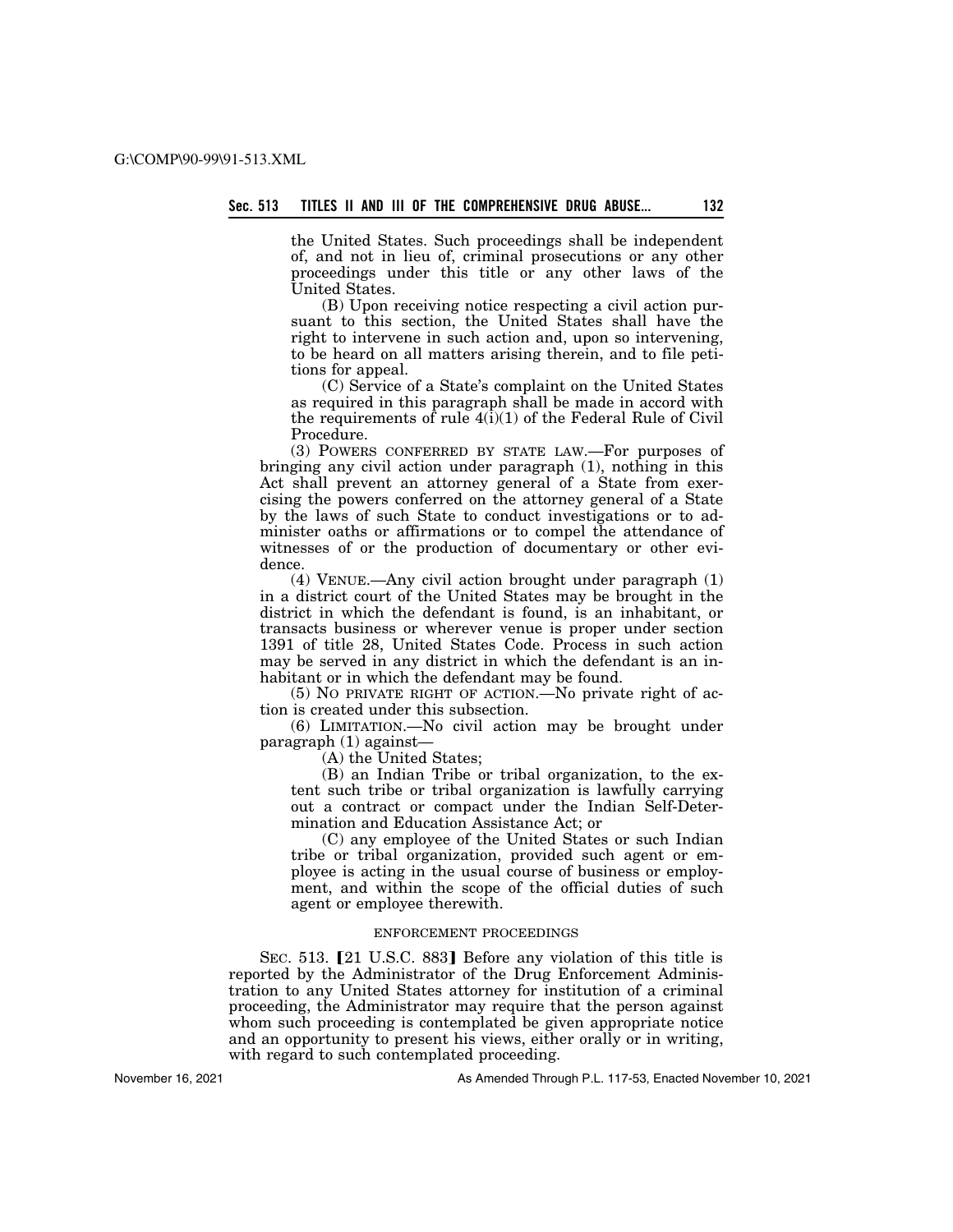the United States. Such proceedings shall be independent of, and not in lieu of, criminal prosecutions or any other proceedings under this title or any other laws of the United States.

(B) Upon receiving notice respecting a civil action pursuant to this section, the United States shall have the right to intervene in such action and, upon so intervening, to be heard on all matters arising therein, and to file petitions for appeal.

(C) Service of a State's complaint on the United States as required in this paragraph shall be made in accord with the requirements of rule 4(i)(1) of the Federal Rule of Civil Procedure.

(3) POWERS CONFERRED BY STATE LAW.—For purposes of bringing any civil action under paragraph (1), nothing in this Act shall prevent an attorney general of a State from exercising the powers conferred on the attorney general of a State by the laws of such State to conduct investigations or to administer oaths or affirmations or to compel the attendance of witnesses of or the production of documentary or other evidence.

(4) VENUE.—Any civil action brought under paragraph (1) in a district court of the United States may be brought in the district in which the defendant is found, is an inhabitant, or transacts business or wherever venue is proper under section 1391 of title 28, United States Code. Process in such action may be served in any district in which the defendant is an inhabitant or in which the defendant may be found.

(5) NO PRIVATE RIGHT OF ACTION.—No private right of action is created under this subsection.

(6) LIMITATION.—No civil action may be brought under paragraph (1) against—

(A) the United States;

(B) an Indian Tribe or tribal organization, to the extent such tribe or tribal organization is lawfully carrying out a contract or compact under the Indian Self-Determination and Education Assistance Act; or

(C) any employee of the United States or such Indian tribe or tribal organization, provided such agent or employee is acting in the usual course of business or employment, and within the scope of the official duties of such agent or employee therewith.

ENFORCEMENT PROCEEDINGS

SEC. 513. [21 U.S.C. 883] Before any violation of this title is reported by the Administrator of the Drug Enforcement Administration to any United States attorney for institution of a criminal proceeding, the Administrator may require that the person against whom such proceeding is contemplated be given appropriate notice and an opportunity to present his views, either orally or in writing, with regard to such contemplated proceeding.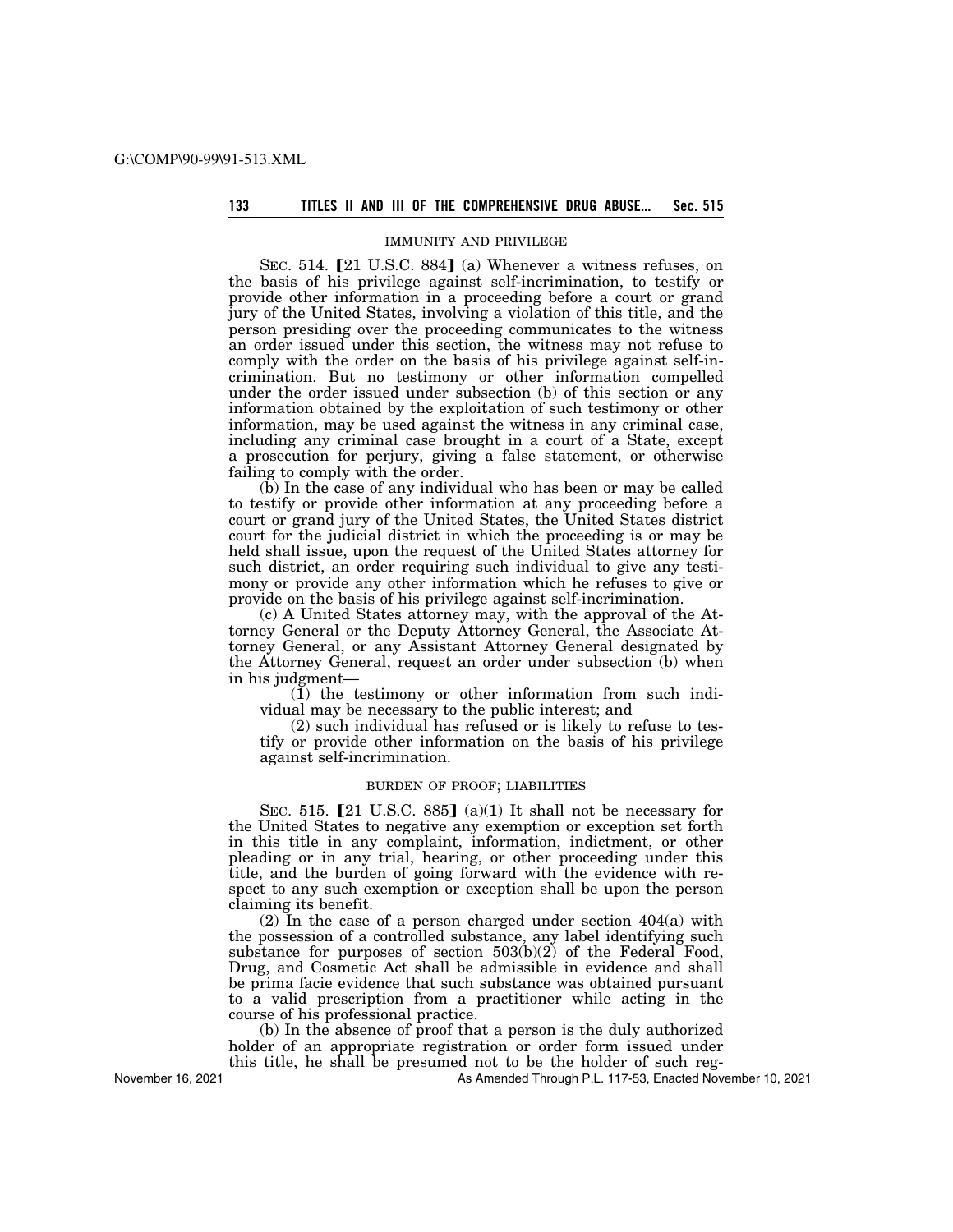IMMUNITY AND PRIVILEGE

SEC. 514. 【21 U.S.C. 884】 (a) Whenever a witness refuses, on the basis of his privilege against self-incrimination, to testify or provide other information in a proceeding before a court or grand jury of the United States, involving a violation of this title, and the person presiding over the proceeding communicates to the witness an order issued under this section, the witness may not refuse to comply with the order on the basis of his privilege against self-incrimination. But no testimony or other information compelled under the order issued under subsection (b) of this section or any information obtained by the exploitation of such testimony or other information, may be used against the witness in any criminal case, including any criminal case brought in a court of a State, except a prosecution for perjury, giving a false statement, or otherwise failing to comply with the order.

(b) In the case of any individual who has been or may be called to testify or provide other information at any proceeding before a court or grand jury of the United States, the United States district court for the judicial district in which the proceeding is or may be held shall issue, upon the request of the United States attorney for such district, an order requiring such individual to give any testimony or provide any other information which he refuses to give or provide on the basis of his privilege against self-incrimination.

(c) A United States attorney may, with the approval of the Attorney General or the Deputy Attorney General, the Associate Attorney General, or any Assistant Attorney General designated by the Attorney General, request an order under subsection (b) when in his judgment—

(1) the testimony or other information from such individual may be necessary to the public interest; and

(2) such individual has refused or is likely to refuse to testify or provide other information on the basis of his privilege against self-incrimination.

BURDEN OF PROOF; LIABILITIES

SEC. 515. 【21 U.S.C. 885】 (a)(1) It shall not be necessary for the United States to negative any exemption or exception set forth in this title in any complaint, information, indictment, or other pleading or in any trial, hearing, or other proceeding under this title, and the burden of going forward with the evidence with respect to any such exemption or exception shall be upon the person claiming its benefit.

(2) In the case of a person charged under section 404(a) with the possession of a controlled substance, any label identifying such substance for purposes of section 503(b)(2) of the Federal Food, Drug, and Cosmetic Act shall be admissible in evidence and shall be prima facie evidence that such substance was obtained pursuant to a valid prescription from a practitioner while acting in the course of his professional practice.

(b) In the absence of proof that a person is the duly authorized holder of an appropriate registration or order form issued under this title, he shall be presumed not to be the holder of such reg-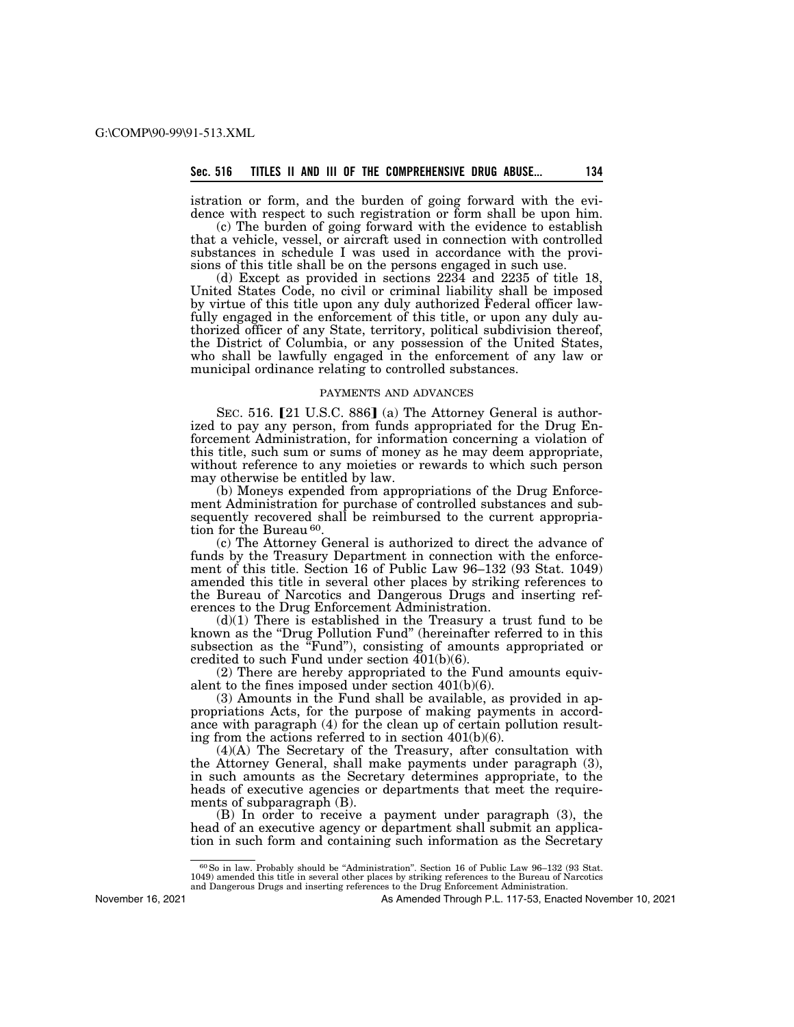istration or form, and the burden of going forward with the evidence with respect to such registration or form shall be upon him.

(c) The burden of going forward with the evidence to establish that a vehicle, vessel, or aircraft used in connection with controlled substances in schedule I was used in accordance with the provisions of this title shall be on the persons engaged in such use.

(d) Except as provided in sections 2234 and 2235 of title 18, United States Code, no civil or criminal liability shall be imposed by virtue of this title upon any duly authorized Federal officer lawfully engaged in the enforcement of this title, or upon any duly authorized officer of any State, territory, political subdivision thereof, the District of Columbia, or any possession of the United States, who shall be lawfully engaged in the enforcement of any law or municipal ordinance relating to controlled substances.

PAYMENTS AND ADVANCES

SEC. 516. 【21 U.S.C. 886】 (a) The Attorney General is authorized to pay any person, from funds appropriated for the Drug Enforcement Administration, for information concerning a violation of this title, such sum or sums of money as he may deem appropriate, without reference to any moieties or rewards to which such person may otherwise be entitled by law.

(b) Moneys expended from appropriations of the Drug Enforcement Administration for purchase of controlled substances and subsequently recovered shall be reimbursed to the current appropriation for the Bureau [60].

(c) The Attorney General is authorized to direct the advance of funds by the Treasury Department in connection with the enforcement of this title. Section 16 of Public Law 96–132 (93 Stat. 1049) amended this title in several other places by striking references to the Bureau of Narcotics and Dangerous Drugs and inserting references to the Drug Enforcement Administration.

(d)(1) There is established in the Treasury a trust fund to be known as the "Drug Pollution Fund" (hereinafter referred to in this subsection as the "Fund"), consisting of amounts appropriated or credited to such Fund under section 401(b)(6).

(2) There are hereby appropriated to the Fund amounts equivalent to the fines imposed under section 401(b)(6).

(3) Amounts in the Fund shall be available, as provided in appropriations Acts, for the purpose of making payments in accordance with paragraph (4) for the clean up of certain pollution resulting from the actions referred to in section 401(b)(6).

(4)(A) The Secretary of the Treasury, after consultation with the Attorney General, shall make payments under paragraph (3), in such amounts as the Secretary determines appropriate, to the heads of executive agencies or departments that meet the requirements of subparagraph (B).

(B) In order to receive a payment under paragraph (3), the head of an executive agency or department shall submit an application in such form and containing such information as the Secretary

---

[60] So in law. Probably should be "Administration". Section 16 of Public Law 96–132 (93 Stat. 1049) amended this title in several other places by striking references to the Bureau of Narcotics and Dangerous Drugs and inserting references to the Drug Enforcement Administration.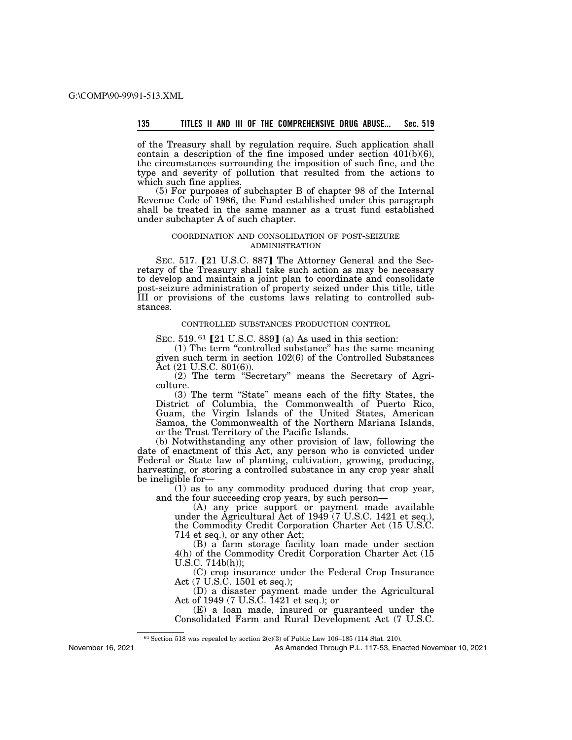of the Treasury shall by regulation require. Such application shall contain a description of the fine imposed under section 401(b)(6), the circumstances surrounding the imposition of such fine, and the type and severity of pollution that resulted from the actions to which such fine applies.

(5) For purposes of subchapter B of chapter 98 of the Internal Revenue Code of 1986, the Fund established under this paragraph shall be treated in the same manner as a trust fund established under subchapter A of such chapter.

#### COORDINATION AND CONSOLIDATION OF POST-SEIZURE ADMINISTRATION

SEC. 517. 【21 U.S.C. 887】 The Attorney General and the Secretary of the Treasury shall take such action as may be necessary to develop and maintain a joint plan to coordinate and consolidate post-seizure administration of property seized under this title, title III or provisions of the customs laws relating to controlled substances.

#### CONTROLLED SUBSTANCES PRODUCTION CONTROL

SEC. 519. [61] 【21 U.S.C. 889】 (a) As used in this section:

(1) The term "controlled substance" has the same meaning given such term in section 102(6) of the Controlled Substances Act (21 U.S.C. 801(6)).

(2) The term "Secretary" means the Secretary of Agriculture.

(3) The term "State" means each of the fifty States, the District of Columbia, the Commonwealth of Puerto Rico, Guam, the Virgin Islands of the United States, American Samoa, the Commonwealth of the Northern Mariana Islands, or the Trust Territory of the Pacific Islands.

(b) Notwithstanding any other provision of law, following the date of enactment of this Act, any person who is convicted under Federal or State law of planting, cultivation, growing, producing, harvesting, or storing a controlled substance in any crop year shall be ineligible for—

(1) as to any commodity produced during that crop year, and the four succeeding crop years, by such person—

(A) any price support or payment made available under the Agricultural Act of 1949 (7 U.S.C. 1421 et seq.), the Commodity Credit Corporation Charter Act (15 U.S.C. 714 et seq.), or any other Act;

(B) a farm storage facility loan made under section 4(h) of the Commodity Credit Corporation Charter Act (15 U.S.C. 714b(h));

(C) crop insurance under the Federal Crop Insurance Act (7 U.S.C. 1501 et seq.);

(D) a disaster payment made under the Agricultural Act of 1949 (7 U.S.C. 1421 et seq.); or

(E) a loan made, insured or guaranteed under the Consolidated Farm and Rural Development Act (7 U.S.C.

---

[61] Section 518 was repealed by section 2(c)(3) of Public Law 106–185 (114 Stat. 210).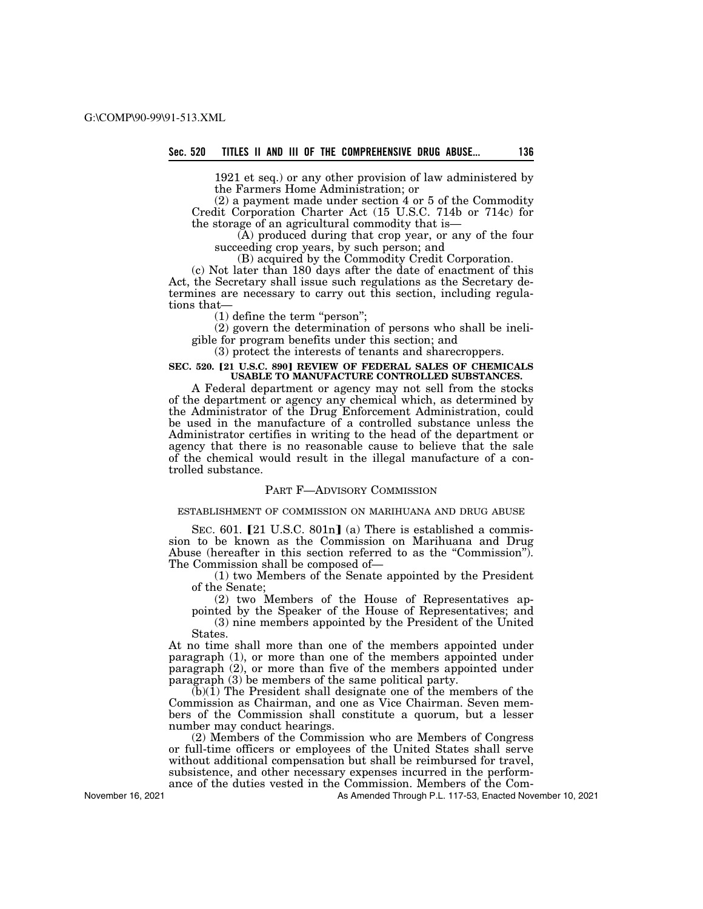1921 et seq.) or any other provision of law administered by the Farmers Home Administration; or

(2) a payment made under section 4 or 5 of the Commodity Credit Corporation Charter Act (15 U.S.C. 714b or 714c) for the storage of an agricultural commodity that is—

(A) produced during that crop year, or any of the four succeeding crop years, by such person; and

(B) acquired by the Commodity Credit Corporation.

(c) Not later than 180 days after the date of enactment of this Act, the Secretary shall issue such regulations as the Secretary determines are necessary to carry out this section, including regulations that—

(1) define the term "person";

(2) govern the determination of persons who shall be ineligible for program benefits under this section; and

(3) protect the interests of tenants and sharecroppers.

**SEC. 520. [21 U.S.C. 890] REVIEW OF FEDERAL SALES OF CHEMICALS USABLE TO MANUFACTURE CONTROLLED SUBSTANCES.**

A Federal department or agency may not sell from the stocks of the department or agency any chemical which, as determined by the Administrator of the Drug Enforcement Administration, could be used in the manufacture of a controlled substance unless the Administrator certifies in writing to the head of the department or agency that there is no reasonable cause to believe that the sale of the chemical would result in the illegal manufacture of a controlled substance.

## PART F—ADVISORY COMMISSION

ESTABLISHMENT OF COMMISSION ON MARIHUANA AND DRUG ABUSE

SEC. 601. [21 U.S.C. 801n] (a) There is established a commission to be known as the Commission on Marihuana and Drug Abuse (hereafter in this section referred to as the "Commission"). The Commission shall be composed of—

(1) two Members of the Senate appointed by the President of the Senate;

(2) two Members of the House of Representatives appointed by the Speaker of the House of Representatives; and

(3) nine members appointed by the President of the United States.

At no time shall more than one of the members appointed under paragraph (1), or more than one of the members appointed under paragraph (2), or more than five of the members appointed under paragraph (3) be members of the same political party.

(b)(1) The President shall designate one of the members of the Commission as Chairman, and one as Vice Chairman. Seven members of the Commission shall constitute a quorum, but a lesser number may conduct hearings.

(2) Members of the Commission who are Members of Congress or full-time officers or employees of the United States shall serve without additional compensation but shall be reimbursed for travel, subsistence, and other necessary expenses incurred in the performance of the duties vested in the Commission. Members of the Com-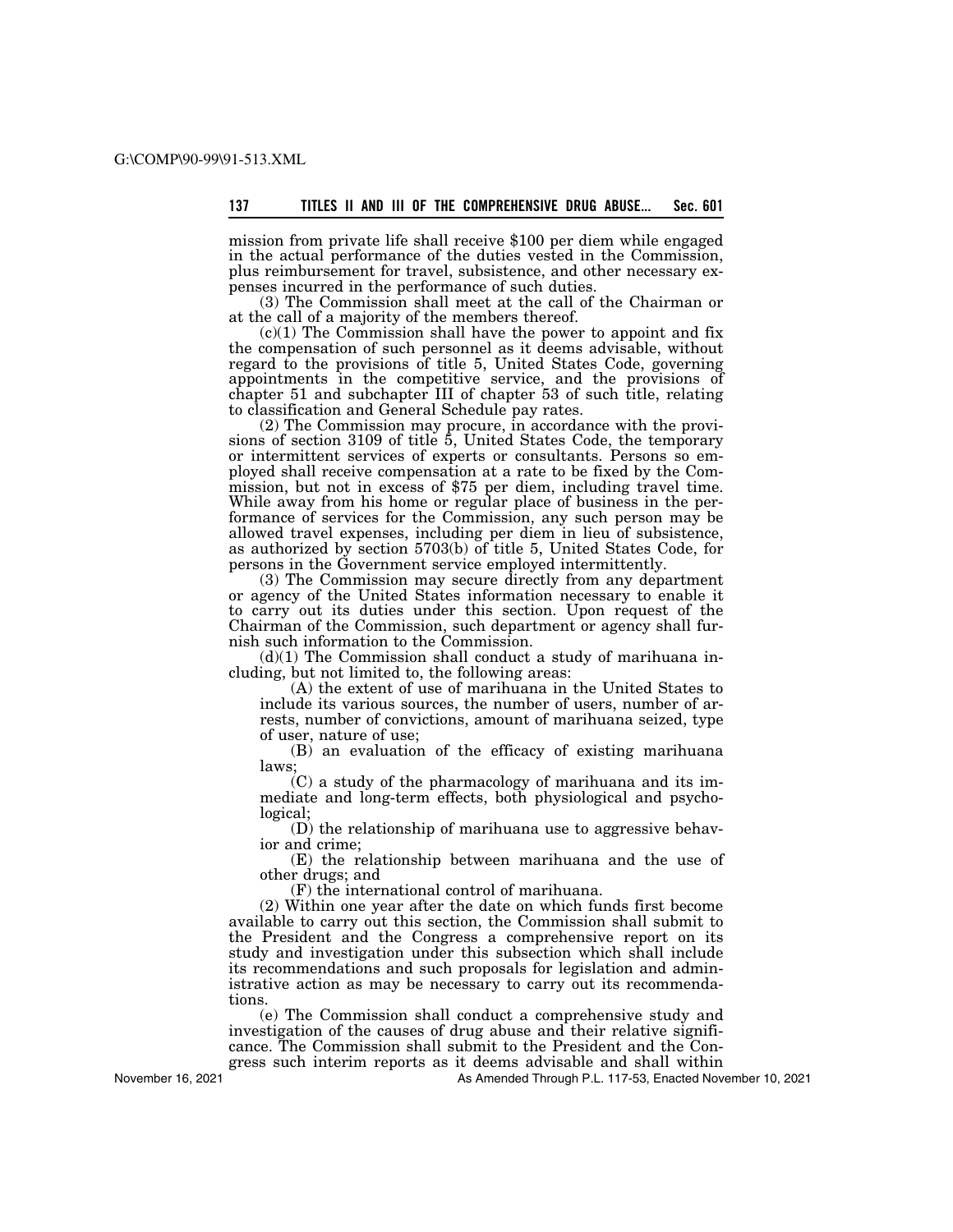mission from private life shall receive $100 per diem while engaged in the actual performance of the duties vested in the Commission, plus reimbursement for travel, subsistence, and other necessary expenses incurred in the performance of such duties.

(3) The Commission shall meet at the call of the Chairman or at the call of a majority of the members thereof.

(c)(1) The Commission shall have the power to appoint and fix the compensation of such personnel as it deems advisable, without regard to the provisions of title 5, United States Code, governing appointments in the competitive service, and the provisions of chapter 51 and subchapter III of chapter 53 of such title, relating to classification and General Schedule pay rates.

(2) The Commission may procure, in accordance with the provisions of section 3109 of title 5, United States Code, the temporary or intermittent services of experts or consultants. Persons so employed shall receive compensation at a rate to be fixed by the Commission, but not in excess of $75 per diem, including travel time. While away from his home or regular place of business in the performance of services for the Commission, any such person may be allowed travel expenses, including per diem in lieu of subsistence, as authorized by section 5703(b) of title 5, United States Code, for persons in the Government service employed intermittently.

(3) The Commission may secure directly from any department or agency of the United States information necessary to enable it to carry out its duties under this section. Upon request of the Chairman of the Commission, such department or agency shall furnish such information to the Commission.

(d)(1) The Commission shall conduct a study of marihuana including, but not limited to, the following areas:

(A) the extent of use of marihuana in the United States to include its various sources, the number of users, number of arrests, number of convictions, amount of marihuana seized, type of user, nature of use;

(B) an evaluation of the efficacy of existing marihuana laws;

(C) a study of the pharmacology of marihuana and its immediate and long-term effects, both physiological and psychological;

(D) the relationship of marihuana use to aggressive behavior and crime;

(E) the relationship between marihuana and the use of other drugs; and

(F) the international control of marihuana.

(2) Within one year after the date on which funds first become available to carry out this section, the Commission shall submit to the President and the Congress a comprehensive report on its study and investigation under this subsection which shall include its recommendations and such proposals for legislation and administrative action as may be necessary to carry out its recommendations.

(e) The Commission shall conduct a comprehensive study and investigation of the causes of drug abuse and their relative significance. The Commission shall submit to the President and the Congress such interim reports as it deems advisable and shall within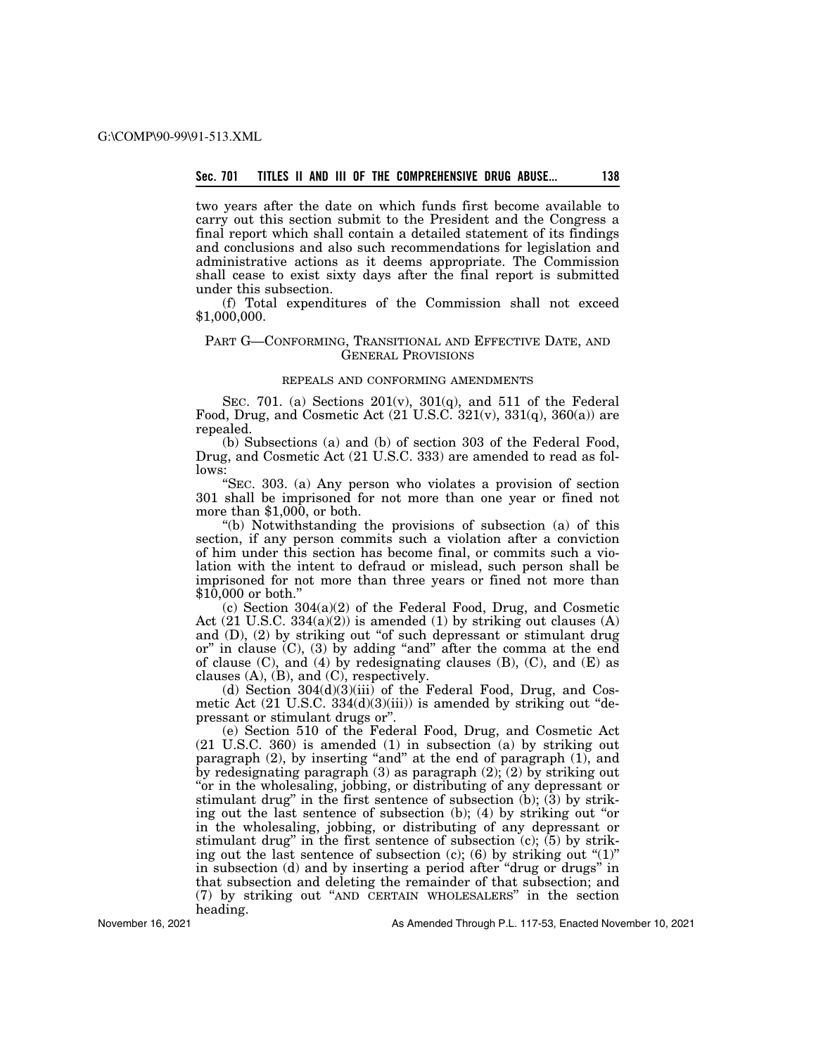two years after the date on which funds first become available to carry out this section submit to the President and the Congress a final report which shall contain a detailed statement of its findings and conclusions and also such recommendations for legislation and administrative actions as it deems appropriate. The Commission shall cease to exist sixty days after the final report is submitted under this subsection.

(f) Total expenditures of the Commission shall not exceed $1,000,000.

## PART G—CONFORMING, TRANSITIONAL AND EFFECTIVE DATE, AND GENERAL PROVISIONS

### REPEALS AND CONFORMING AMENDMENTS

SEC. 701. (a) Sections 201(v), 301(q), and 511 of the Federal Food, Drug, and Cosmetic Act (21 U.S.C. 321(v), 331(q), 360(a)) are repealed.

(b) Subsections (a) and (b) of section 303 of the Federal Food, Drug, and Cosmetic Act (21 U.S.C. 333) are amended to read as follows:

"SEC. 303. (a) Any person who violates a provision of section 301 shall be imprisoned for not more than one year or fined not more than $1,000, or both.

"(b) Notwithstanding the provisions of subsection (a) of this section, if any person commits such a violation after a conviction of him under this section has become final, or commits such a violation with the intent to defraud or mislead, such person shall be imprisoned for not more than three years or fined not more than $10,000 or both."

(c) Section 304(a)(2) of the Federal Food, Drug, and Cosmetic Act (21 U.S.C. 334(a)(2)) is amended (1) by striking out clauses (A) and (D), (2) by striking out "of such depressant or stimulant drug or" in clause (C), (3) by adding "and" after the comma at the end of clause (C), and (4) by redesignating clauses (B), (C), and (E) as clauses (A), (B), and (C), respectively.

(d) Section 304(d)(3)(iii) of the Federal Food, Drug, and Cosmetic Act (21 U.S.C. 334(d)(3)(iii)) is amended by striking out "depressant or stimulant drugs or".

(e) Section 510 of the Federal Food, Drug, and Cosmetic Act (21 U.S.C. 360) is amended (1) in subsection (a) by striking out paragraph (2), by inserting "and" at the end of paragraph (1), and by redesignating paragraph (3) as paragraph (2); (2) by striking out "or in the wholesaling, jobbing, or distributing of any depressant or stimulant drug" in the first sentence of subsection (b); (3) by striking out the last sentence of subsection (b); (4) by striking out "or in the wholesaling, jobbing, or distributing of any depressant or stimulant drug" in the first sentence of subsection (c); (5) by striking out the last sentence of subsection (c); (6) by striking out "(1)" in subsection (d) and by inserting a period after "drug or drugs" in that subsection and deleting the remainder of that subsection; and (7) by striking out "AND CERTAIN WHOLESALERS" in the section heading.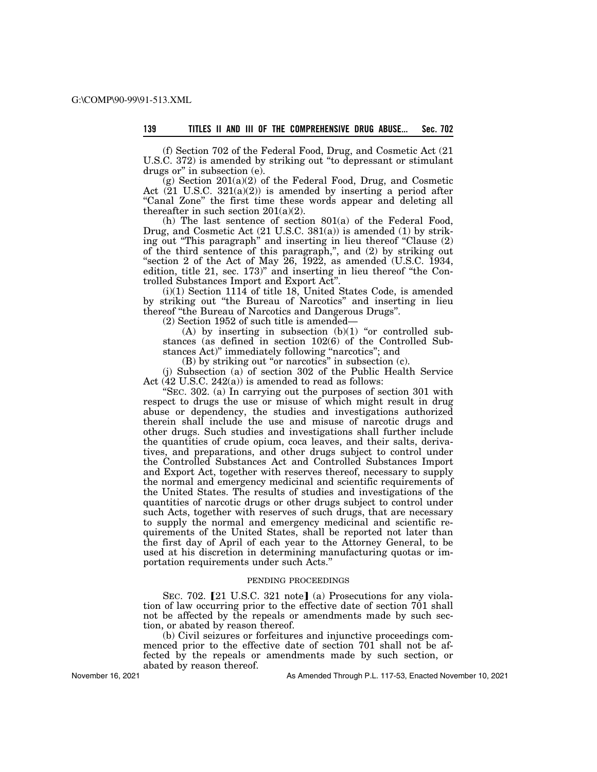(f) Section 702 of the Federal Food, Drug, and Cosmetic Act (21 U.S.C. 372) is amended by striking out "to depressant or stimulant drugs or" in subsection (e).

(g) Section 201(a)(2) of the Federal Food, Drug, and Cosmetic Act (21 U.S.C. 321(a)(2)) is amended by inserting a period after "Canal Zone" the first time these words appear and deleting all thereafter in such section 201(a)(2).

(h) The last sentence of section 801(a) of the Federal Food, Drug, and Cosmetic Act (21 U.S.C. 381(a)) is amended (1) by striking out "This paragraph" and inserting in lieu thereof "Clause (2) of the third sentence of this paragraph,", and (2) by striking out "section 2 of the Act of May 26, 1922, as amended (U.S.C. 1934, edition, title 21, sec. 173)" and inserting in lieu thereof "the Controlled Substances Import and Export Act".

(i)(1) Section 1114 of title 18, United States Code, is amended by striking out "the Bureau of Narcotics" and inserting in lieu thereof "the Bureau of Narcotics and Dangerous Drugs".

(2) Section 1952 of such title is amended—

(A) by inserting in subsection (b)(1) "or controlled substances (as defined in section 102(6) of the Controlled Substances Act)" immediately following "narcotics"; and

(B) by striking out "or narcotics" in subsection (c).

(j) Subsection (a) of section 302 of the Public Health Service Act (42 U.S.C. 242(a)) is amended to read as follows:

"SEC. 302. (a) In carrying out the purposes of section 301 with respect to drugs the use or misuse of which might result in drug abuse or dependency, the studies and investigations authorized therein shall include the use and misuse of narcotic drugs and other drugs. Such studies and investigations shall further include the quantities of crude opium, coca leaves, and their salts, derivatives, and preparations, and other drugs subject to control under the Controlled Substances Act and Controlled Substances Import and Export Act, together with reserves thereof, necessary to supply the normal and emergency medicinal and scientific requirements of the United States. The results of studies and investigations of the quantities of narcotic drugs or other drugs subject to control under such Acts, together with reserves of such drugs, that are necessary to supply the normal and emergency medicinal and scientific requirements of the United States, shall be reported not later than the first day of April of each year to the Attorney General, to be used at his discretion in determining manufacturing quotas or importation requirements under such Acts."

PENDING PROCEEDINGS

SEC. 702. [21 U.S.C. 321 note] (a) Prosecutions for any violation of law occurring prior to the effective date of section 701 shall not be affected by the repeals or amendments made by such section, or abated by reason thereof.

(b) Civil seizures or forfeitures and injunctive proceedings commenced prior to the effective date of section 701 shall not be affected by the repeals or amendments made by such section, or abated by reason thereof.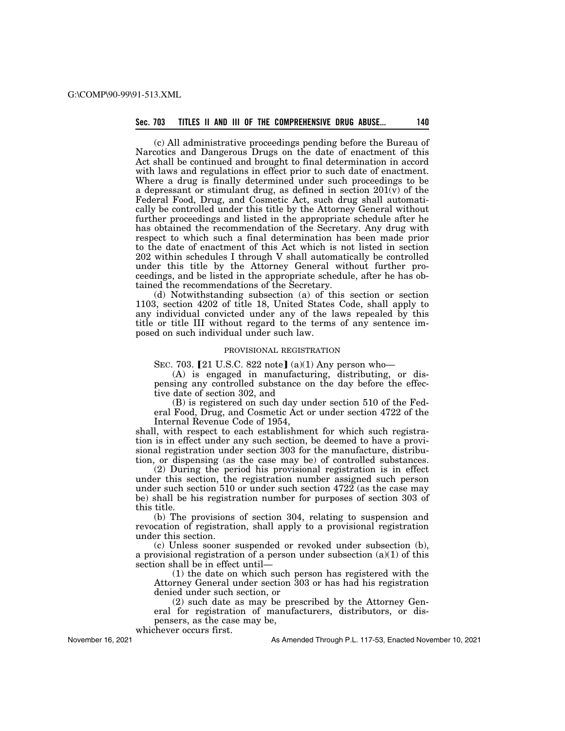(c) All administrative proceedings pending before the Bureau of Narcotics and Dangerous Drugs on the date of enactment of this Act shall be continued and brought to final determination in accord with laws and regulations in effect prior to such date of enactment. Where a drug is finally determined under such proceedings to be a depressant or stimulant drug, as defined in section 201(v) of the Federal Food, Drug, and Cosmetic Act, such drug shall automatically be controlled under this title by the Attorney General without further proceedings and listed in the appropriate schedule after he has obtained the recommendation of the Secretary. Any drug with respect to which such a final determination has been made prior to the date of enactment of this Act which is not listed in section 202 within schedules I through V shall automatically be controlled under this title by the Attorney General without further proceedings, and be listed in the appropriate schedule, after he has obtained the recommendations of the Secretary.

(d) Notwithstanding subsection (a) of this section or section 1103, section 4202 of title 18, United States Code, shall apply to any individual convicted under any of the laws repealed by this title or title III without regard to the terms of any sentence imposed on such individual under such law.

PROVISIONAL REGISTRATION

SEC. 703. 【21 U.S.C. 822 note】 (a)(1) Any person who—

(A) is engaged in manufacturing, distributing, or dispensing any controlled substance on the day before the effective date of section 302, and

(B) is registered on such day under section 510 of the Federal Food, Drug, and Cosmetic Act or under section 4722 of the Internal Revenue Code of 1954,

shall, with respect to each establishment for which such registration is in effect under any such section, be deemed to have a provisional registration under section 303 for the manufacture, distribution, or dispensing (as the case may be) of controlled substances.

(2) During the period his provisional registration is in effect under this section, the registration number assigned such person under such section 510 or under such section 4722 (as the case may be) shall be his registration number for purposes of section 303 of this title.

(b) The provisions of section 304, relating to suspension and revocation of registration, shall apply to a provisional registration under this section.

(c) Unless sooner suspended or revoked under subsection (b), a provisional registration of a person under subsection (a)(1) of this section shall be in effect until—

(1) the date on which such person has registered with the Attorney General under section 303 or has had his registration denied under such section, or

(2) such date as may be prescribed by the Attorney General for registration of manufacturers, distributors, or dispensers, as the case may be,

whichever occurs first.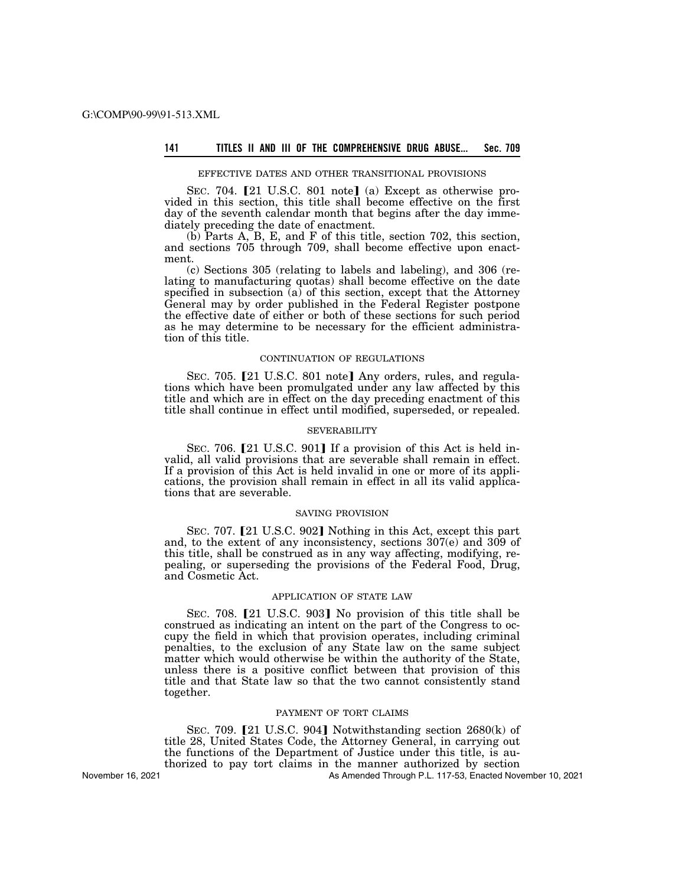EFFECTIVE DATES AND OTHER TRANSITIONAL PROVISIONS

SEC. 704. 【21 U.S.C. 801 note】 (a) Except as otherwise provided in this section, this title shall become effective on the first day of the seventh calendar month that begins after the day immediately preceding the date of enactment.

(b) Parts A, B, E, and F of this title, section 702, this section, and sections 705 through 709, shall become effective upon enactment.

(c) Sections 305 (relating to labels and labeling), and 306 (relating to manufacturing quotas) shall become effective on the date specified in subsection (a) of this section, except that the Attorney General may by order published in the Federal Register postpone the effective date of either or both of these sections for such period as he may determine to be necessary for the efficient administration of this title.

CONTINUATION OF REGULATIONS

SEC. 705. 【21 U.S.C. 801 note】 Any orders, rules, and regulations which have been promulgated under any law affected by this title and which are in effect on the day preceding enactment of this title shall continue in effect until modified, superseded, or repealed.

SEVERABILITY

SEC. 706. 【21 U.S.C. 901】 If a provision of this Act is held invalid, all valid provisions that are severable shall remain in effect. If a provision of this Act is held invalid in one or more of its applications, the provision shall remain in effect in all its valid applications that are severable.

SAVING PROVISION

SEC. 707. 【21 U.S.C. 902】 Nothing in this Act, except this part and, to the extent of any inconsistency, sections 307(e) and 309 of this title, shall be construed as in any way affecting, modifying, repealing, or superseding the provisions of the Federal Food, Drug, and Cosmetic Act.

APPLICATION OF STATE LAW

SEC. 708. 【21 U.S.C. 903】 No provision of this title shall be construed as indicating an intent on the part of the Congress to occupy the field in which that provision operates, including criminal penalties, to the exclusion of any State law on the same subject matter which would otherwise be within the authority of the State, unless there is a positive conflict between that provision of this title and that State law so that the two cannot consistently stand together.

PAYMENT OF TORT CLAIMS

SEC. 709. 【21 U.S.C. 904】 Notwithstanding section 2680(k) of title 28, United States Code, the Attorney General, in carrying out the functions of the Department of Justice under this title, is authorized to pay tort claims in the manner authorized by section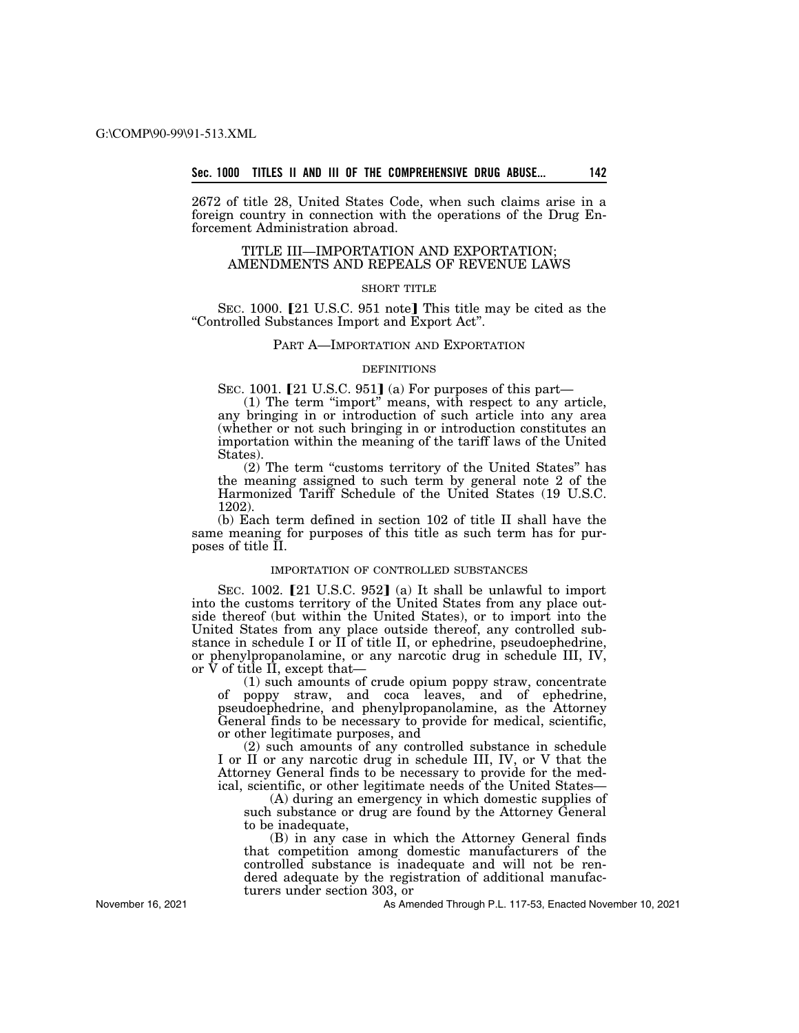2672 of title 28, United States Code, when such claims arise in a foreign country in connection with the operations of the Drug Enforcement Administration abroad.

## TITLE III—IMPORTATION AND EXPORTATION; AMENDMENTS AND REPEALS OF REVENUE LAWS

### SHORT TITLE

SEC. 1000. [21 U.S.C. 951 note] This title may be cited as the "Controlled Substances Import and Export Act".

## PART A—IMPORTATION AND EXPORTATION

### DEFINITIONS

SEC. 1001. [21 U.S.C. 951] (a) For purposes of this part—

(1) The term "import" means, with respect to any article, any bringing in or introduction of such article into any area (whether or not such bringing in or introduction constitutes an importation within the meaning of the tariff laws of the United States).

(2) The term "customs territory of the United States" has the meaning assigned to such term by general note 2 of the Harmonized Tariff Schedule of the United States (19 U.S.C. 1202).

(b) Each term defined in section 102 of title II shall have the same meaning for purposes of this title as such term has for purposes of title II.

### IMPORTATION OF CONTROLLED SUBSTANCES

SEC. 1002. [21 U.S.C. 952] (a) It shall be unlawful to import into the customs territory of the United States from any place outside thereof (but within the United States), or to import into the United States from any place outside thereof, any controlled substance in schedule I or II of title II, or ephedrine, pseudoephedrine, or phenylpropanolamine, or any narcotic drug in schedule III, IV, or V of title II, except that—

(1) such amounts of crude opium poppy straw, concentrate of poppy straw, and coca leaves, and of ephedrine, pseudoephedrine, and phenylpropanolamine, as the Attorney General finds to be necessary to provide for medical, scientific, or other legitimate purposes, and

(2) such amounts of any controlled substance in schedule I or II or any narcotic drug in schedule III, IV, or V that the Attorney General finds to be necessary to provide for the medical, scientific, or other legitimate needs of the United States—

(A) during an emergency in which domestic supplies of such substance or drug are found by the Attorney General to be inadequate,

(B) in any case in which the Attorney General finds that competition among domestic manufacturers of the controlled substance is inadequate and will not be rendered adequate by the registration of additional manufacturers under section 303, or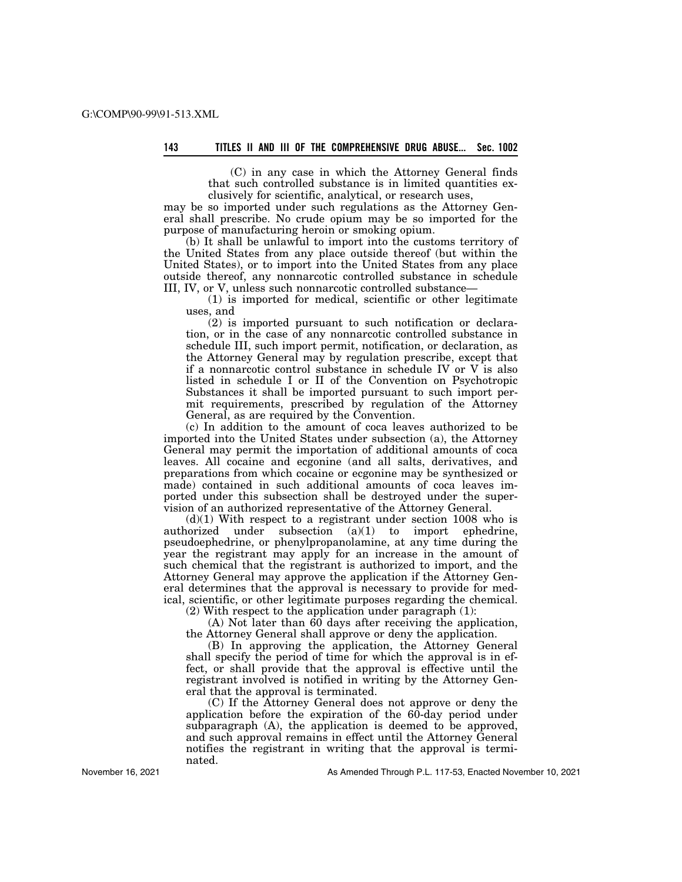(C) in any case in which the Attorney General finds that such controlled substance is in limited quantities exclusively for scientific, analytical, or research uses,

may be so imported under such regulations as the Attorney General shall prescribe. No crude opium may be so imported for the purpose of manufacturing heroin or smoking opium.

(b) It shall be unlawful to import into the customs territory of the United States from any place outside thereof (but within the United States), or to import into the United States from any place outside thereof, any nonnarcotic controlled substance in schedule III, IV, or V, unless such nonnarcotic controlled substance—

(1) is imported for medical, scientific or other legitimate uses, and

(2) is imported pursuant to such notification or declaration, or in the case of any nonnarcotic controlled substance in schedule III, such import permit, notification, or declaration, as the Attorney General may by regulation prescribe, except that if a nonnarcotic control substance in schedule IV or V is also listed in schedule I or II of the Convention on Psychotropic Substances it shall be imported pursuant to such import permit requirements, prescribed by regulation of the Attorney General, as are required by the Convention.

(c) In addition to the amount of coca leaves authorized to be imported into the United States under subsection (a), the Attorney General may permit the importation of additional amounts of coca leaves. All cocaine and ecgonine (and all salts, derivatives, and preparations from which cocaine or ecgonine may be synthesized or made) contained in such additional amounts of coca leaves imported under this subsection shall be destroyed under the supervision of an authorized representative of the Attorney General.

(d)(1) With respect to a registrant under section 1008 who is authorized under subsection (a)(1) to import ephedrine, pseudoephedrine, or phenylpropanolamine, at any time during the year the registrant may apply for an increase in the amount of such chemical that the registrant is authorized to import, and the Attorney General may approve the application if the Attorney General determines that the approval is necessary to provide for medical, scientific, or other legitimate purposes regarding the chemical.

(2) With respect to the application under paragraph (1):

(A) Not later than 60 days after receiving the application, the Attorney General shall approve or deny the application.

(B) In approving the application, the Attorney General shall specify the period of time for which the approval is in effect, or shall provide that the approval is effective until the registrant involved is notified in writing by the Attorney General that the approval is terminated.

(C) If the Attorney General does not approve or deny the application before the expiration of the 60-day period under subparagraph (A), the application is deemed to be approved, and such approval remains in effect until the Attorney General notifies the registrant in writing that the approval is terminated.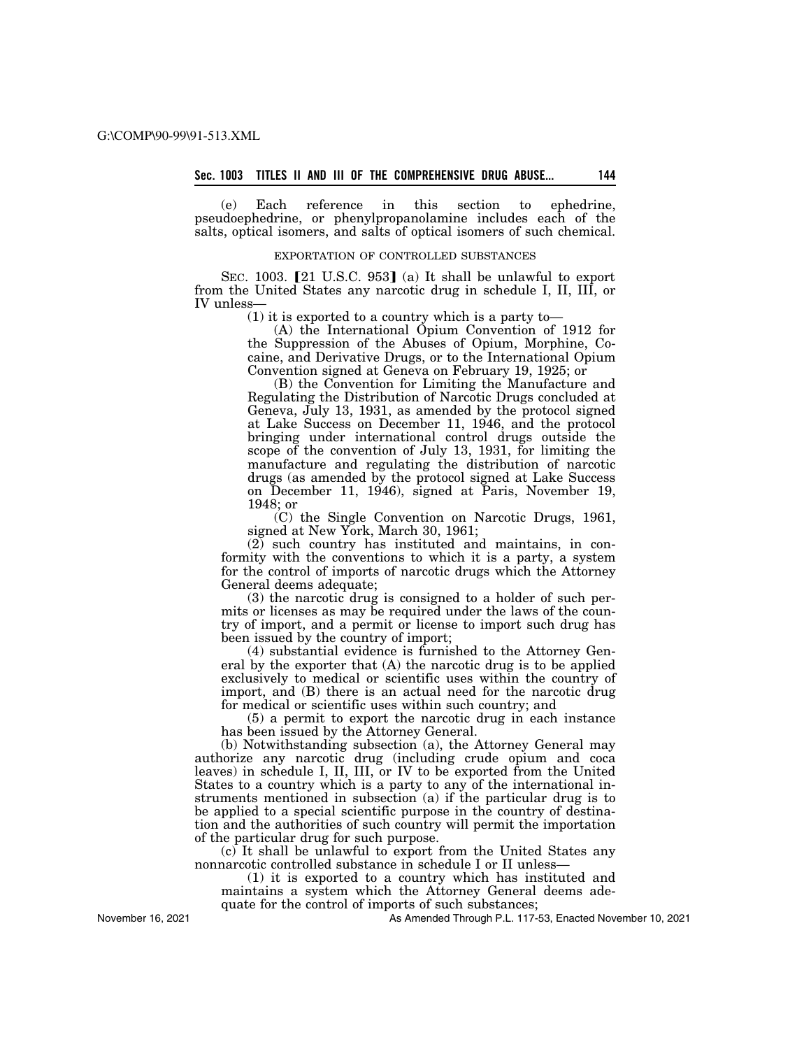(e) Each reference in this section to ephedrine, pseudoephedrine, or phenylpropanolamine includes each of the salts, optical isomers, and salts of optical isomers of such chemical.

EXPORTATION OF CONTROLLED SUBSTANCES

SEC. 1003. 【21 U.S.C. 953】 (a) It shall be unlawful to export from the United States any narcotic drug in schedule I, II, III, or IV unless—

(1) it is exported to a country which is a party to—

(A) the International Opium Convention of 1912 for the Suppression of the Abuses of Opium, Morphine, Cocaine, and Derivative Drugs, or to the International Opium Convention signed at Geneva on February 19, 1925; or

(B) the Convention for Limiting the Manufacture and Regulating the Distribution of Narcotic Drugs concluded at Geneva, July 13, 1931, as amended by the protocol signed at Lake Success on December 11, 1946, and the protocol bringing under international control drugs outside the scope of the convention of July 13, 1931, for limiting the manufacture and regulating the distribution of narcotic drugs (as amended by the protocol signed at Lake Success on December 11, 1946), signed at Paris, November 19, 1948; or

(C) the Single Convention on Narcotic Drugs, 1961, signed at New York, March 30, 1961;

(2) such country has instituted and maintains, in conformity with the conventions to which it is a party, a system for the control of imports of narcotic drugs which the Attorney General deems adequate;

(3) the narcotic drug is consigned to a holder of such permits or licenses as may be required under the laws of the country of import, and a permit or license to import such drug has been issued by the country of import;

(4) substantial evidence is furnished to the Attorney General by the exporter that (A) the narcotic drug is to be applied exclusively to medical or scientific uses within the country of import, and (B) there is an actual need for the narcotic drug for medical or scientific uses within such country; and

(5) a permit to export the narcotic drug in each instance has been issued by the Attorney General.

(b) Notwithstanding subsection (a), the Attorney General may authorize any narcotic drug (including crude opium and coca leaves) in schedule I, II, III, or IV to be exported from the United States to a country which is a party to any of the international instruments mentioned in subsection (a) if the particular drug is to be applied to a special scientific purpose in the country of destination and the authorities of such country will permit the importation of the particular drug for such purpose.

(c) It shall be unlawful to export from the United States any nonnarcotic controlled substance in schedule I or II unless—

(1) it is exported to a country which has instituted and maintains a system which the Attorney General deems adequate for the control of imports of such substances;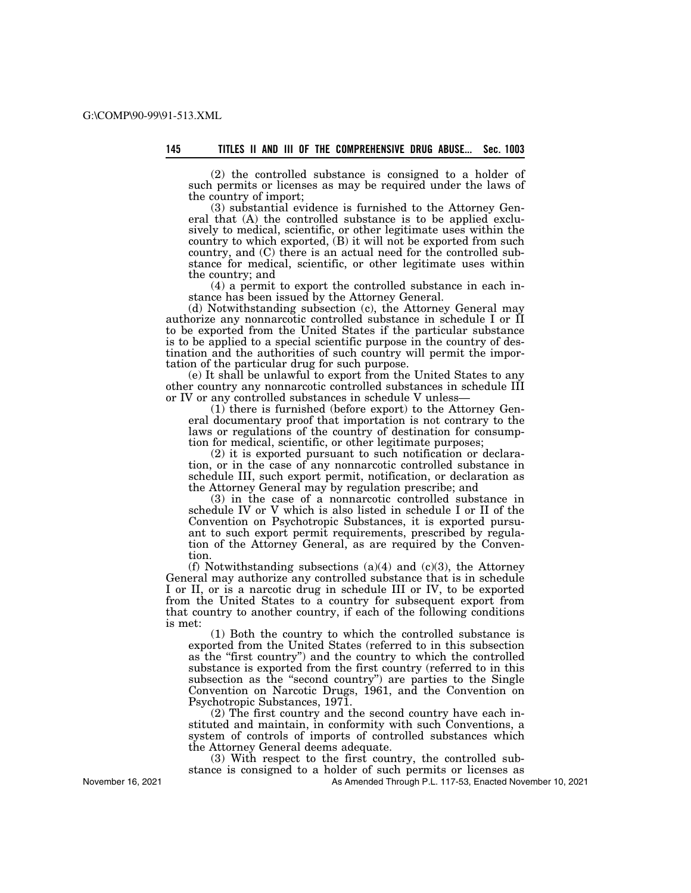(2) the controlled substance is consigned to a holder of such permits or licenses as may be required under the laws of the country of import;

(3) substantial evidence is furnished to the Attorney General that (A) the controlled substance is to be applied exclusively to medical, scientific, or other legitimate uses within the country to which exported, (B) it will not be exported from such country, and (C) there is an actual need for the controlled substance for medical, scientific, or other legitimate uses within the country; and

(4) a permit to export the controlled substance in each instance has been issued by the Attorney General.

(d) Notwithstanding subsection (c), the Attorney General may authorize any nonnarcotic controlled substance in schedule I or II to be exported from the United States if the particular substance is to be applied to a special scientific purpose in the country of destination and the authorities of such country will permit the importation of the particular drug for such purpose.

(e) It shall be unlawful to export from the United States to any other country any nonnarcotic controlled substances in schedule III or IV or any controlled substances in schedule V unless—

(1) there is furnished (before export) to the Attorney General documentary proof that importation is not contrary to the laws or regulations of the country of destination for consumption for medical, scientific, or other legitimate purposes;

(2) it is exported pursuant to such notification or declaration, or in the case of any nonnarcotic controlled substance in schedule III, such export permit, notification, or declaration as the Attorney General may by regulation prescribe; and

(3) in the case of a nonnarcotic controlled substance in schedule IV or V which is also listed in schedule I or II of the Convention on Psychotropic Substances, it is exported pursuant to such export permit requirements, prescribed by regulation of the Attorney General, as are required by the Convention.

(f) Notwithstanding subsections (a)(4) and (c)(3), the Attorney General may authorize any controlled substance that is in schedule I or II, or is a narcotic drug in schedule III or IV, to be exported from the United States to a country for subsequent export from that country to another country, if each of the following conditions is met:

(1) Both the country to which the controlled substance is exported from the United States (referred to in this subsection as the "first country") and the country to which the controlled substance is exported from the first country (referred to in this subsection as the "second country") are parties to the Single Convention on Narcotic Drugs, 1961, and the Convention on Psychotropic Substances, 1971.

(2) The first country and the second country have each instituted and maintain, in conformity with such Conventions, a system of controls of imports of controlled substances which the Attorney General deems adequate.

(3) With respect to the first country, the controlled substance is consigned to a holder of such permits or licenses as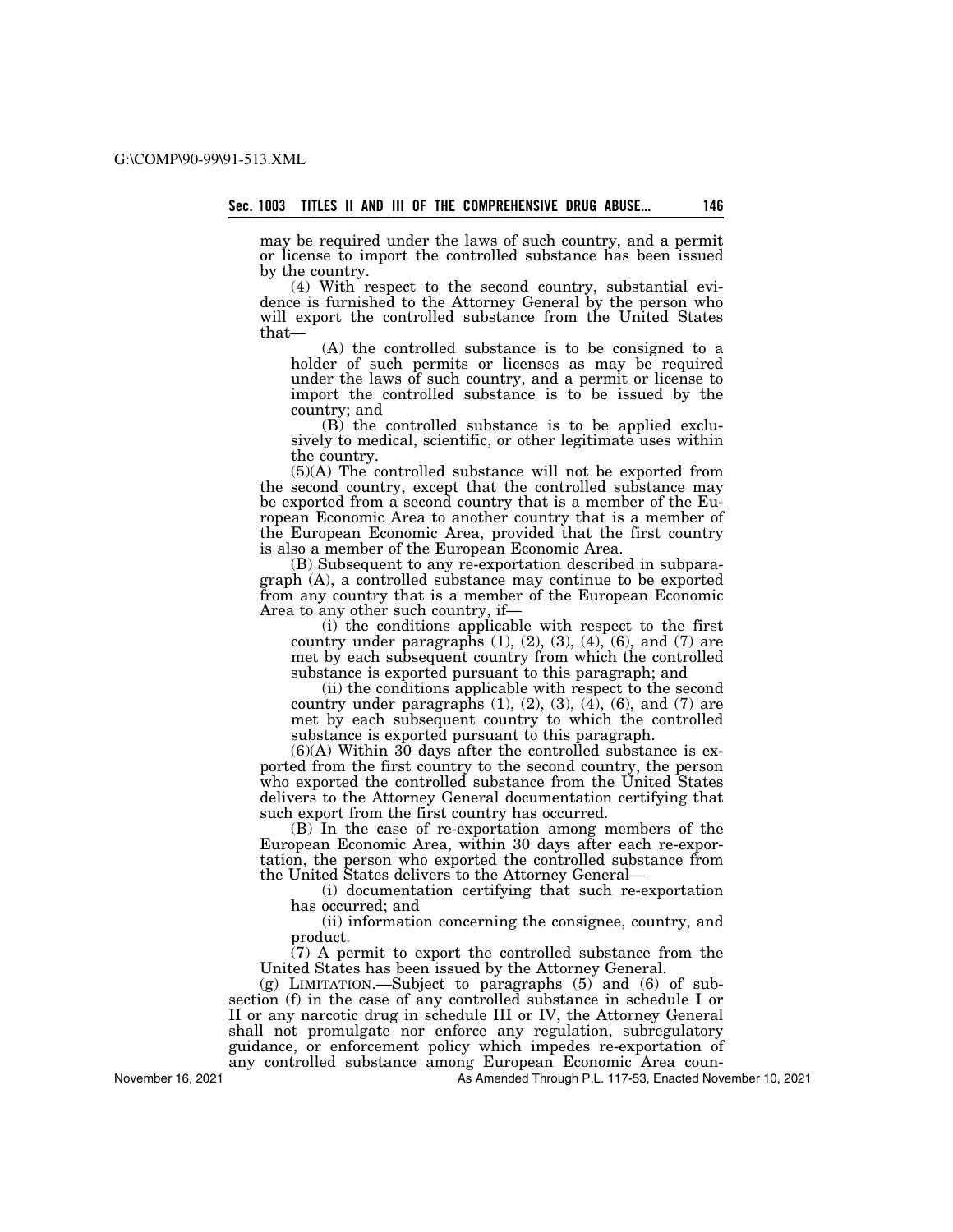may be required under the laws of such country, and a permit or license to import the controlled substance has been issued by the country.

(4) With respect to the second country, substantial evidence is furnished to the Attorney General by the person who will export the controlled substance from the United States that—

(A) the controlled substance is to be consigned to a holder of such permits or licenses as may be required under the laws of such country, and a permit or license to import the controlled substance is to be issued by the country; and

(B) the controlled substance is to be applied exclusively to medical, scientific, or other legitimate uses within the country.

(5)(A) The controlled substance will not be exported from the second country, except that the controlled substance may be exported from a second country that is a member of the European Economic Area to another country that is a member of the European Economic Area, provided that the first country is also a member of the European Economic Area.

(B) Subsequent to any re-exportation described in subparagraph (A), a controlled substance may continue to be exported from any country that is a member of the European Economic Area to any other such country, if—

(i) the conditions applicable with respect to the first country under paragraphs (1), (2), (3), (4), (6), and (7) are met by each subsequent country from which the controlled substance is exported pursuant to this paragraph; and

(ii) the conditions applicable with respect to the second country under paragraphs (1), (2), (3), (4), (6), and (7) are met by each subsequent country to which the controlled substance is exported pursuant to this paragraph.

(6)(A) Within 30 days after the controlled substance is exported from the first country to the second country, the person who exported the controlled substance from the United States delivers to the Attorney General documentation certifying that such export from the first country has occurred.

(B) In the case of re-exportation among members of the European Economic Area, within 30 days after each re-exportation, the person who exported the controlled substance from the United States delivers to the Attorney General—

(i) documentation certifying that such re-exportation has occurred; and

(ii) information concerning the consignee, country, and product.

(7) A permit to export the controlled substance from the United States has been issued by the Attorney General.

(g) LIMITATION.—Subject to paragraphs (5) and (6) of subsection (f) in the case of any controlled substance in schedule I or II or any narcotic drug in schedule III or IV, the Attorney General shall not promulgate nor enforce any regulation, subregulatory guidance, or enforcement policy which impedes re-exportation of any controlled substance among European Economic Area coun-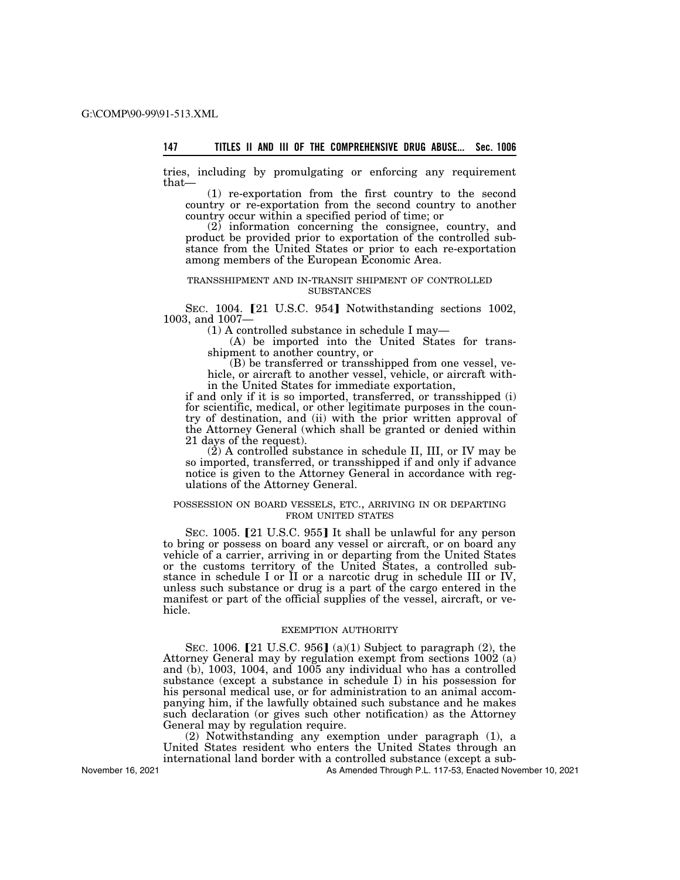tries, including by promulgating or enforcing any requirement that—

(1) re-exportation from the first country to the second country or re-exportation from the second country to another country occur within a specified period of time; or

(2) information concerning the consignee, country, and product be provided prior to exportation of the controlled substance from the United States or prior to each re-exportation among members of the European Economic Area.

TRANSSHIPMENT AND IN-TRANSIT SHIPMENT OF CONTROLLED SUBSTANCES

SEC. 1004. [21 U.S.C. 954] Notwithstanding sections 1002, 1003, and 1007—

(1) A controlled substance in schedule I may—

(A) be imported into the United States for transshipment to another country, or

(B) be transferred or transshipped from one vessel, vehicle, or aircraft to another vessel, vehicle, or aircraft within the United States for immediate exportation,

if and only if it is so imported, transferred, or transshipped (i) for scientific, medical, or other legitimate purposes in the country of destination, and (ii) with the prior written approval of the Attorney General (which shall be granted or denied within 21 days of the request).

(2) A controlled substance in schedule II, III, or IV may be so imported, transferred, or transshipped if and only if advance notice is given to the Attorney General in accordance with regulations of the Attorney General.

POSSESSION ON BOARD VESSELS, ETC., ARRIVING IN OR DEPARTING FROM UNITED STATES

SEC. 1005. [21 U.S.C. 955] It shall be unlawful for any person to bring or possess on board any vessel or aircraft, or on board any vehicle of a carrier, arriving in or departing from the United States or the customs territory of the United States, a controlled substance in schedule I or II or a narcotic drug in schedule III or IV, unless such substance or drug is a part of the cargo entered in the manifest or part of the official supplies of the vessel, aircraft, or vehicle.

EXEMPTION AUTHORITY

SEC. 1006. [21 U.S.C. 956] (a)(1) Subject to paragraph (2), the Attorney General may by regulation exempt from sections 1002 (a) and (b), 1003, 1004, and 1005 any individual who has a controlled substance (except a substance in schedule I) in his possession for his personal medical use, or for administration to an animal accompanying him, if the lawfully obtained such substance and he makes such declaration (or gives such other notification) as the Attorney General may by regulation require.

(2) Notwithstanding any exemption under paragraph (1), a United States resident who enters the United States through an international land border with a controlled substance (except a sub-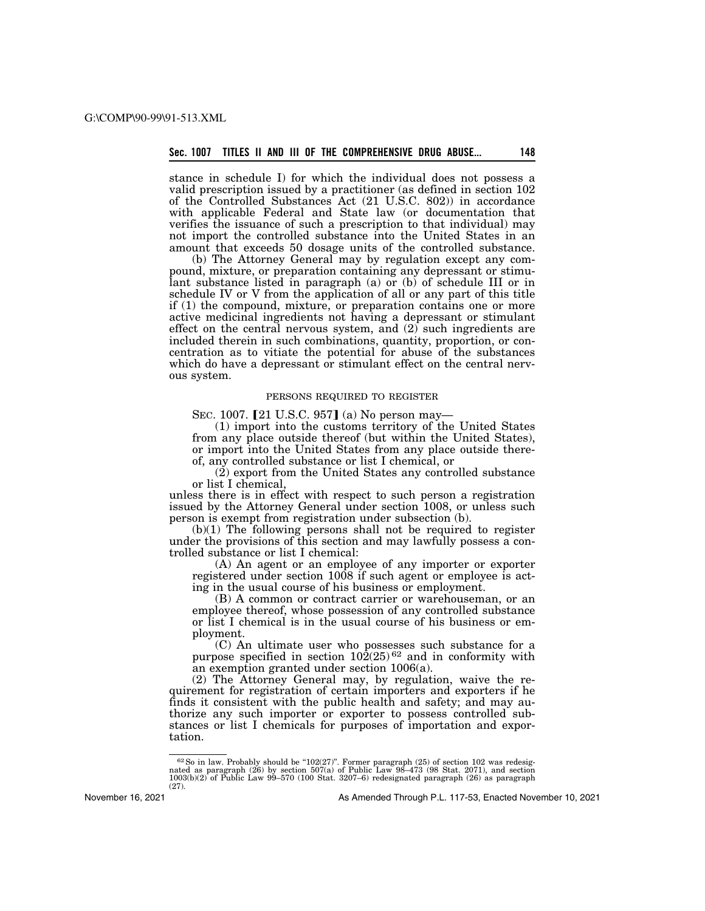stance in schedule I) for which the individual does not possess a valid prescription issued by a practitioner (as defined in section 102 of the Controlled Substances Act (21 U.S.C. 802)) in accordance with applicable Federal and State law (or documentation that verifies the issuance of such a prescription to that individual) may not import the controlled substance into the United States in an amount that exceeds 50 dosage units of the controlled substance.

(b) The Attorney General may by regulation except any compound, mixture, or preparation containing any depressant or stimulant substance listed in paragraph (a) or (b) of schedule III or in schedule IV or V from the application of all or any part of this title if (1) the compound, mixture, or preparation contains one or more active medicinal ingredients not having a depressant or stimulant effect on the central nervous system, and (2) such ingredients are included therein in such combinations, quantity, proportion, or concentration as to vitiate the potential for abuse of the substances which do have a depressant or stimulant effect on the central nervous system.

PERSONS REQUIRED TO REGISTER

SEC. 1007. 【21 U.S.C. 957】 (a) No person may—

(1) import into the customs territory of the United States from any place outside thereof (but within the United States), or import into the United States from any place outside thereof, any controlled substance or list I chemical, or

(2) export from the United States any controlled substance or list I chemical,

unless there is in effect with respect to such person a registration issued by the Attorney General under section 1008, or unless such person is exempt from registration under subsection (b).

(b)(1) The following persons shall not be required to register under the provisions of this section and may lawfully possess a controlled substance or list I chemical:

(A) An agent or an employee of any importer or exporter registered under section 1008 if such agent or employee is acting in the usual course of his business or employment.

(B) A common or contract carrier or warehouseman, or an employee thereof, whose possession of any controlled substance or list I chemical is in the usual course of his business or employment.

(C) An ultimate user who possesses such substance for a purpose specified in section 102(25)[62] and in conformity with an exemption granted under section 1006(a).

(2) The Attorney General may, by regulation, waive the requirement for registration of certain importers and exporters if he finds it consistent with the public health and safety; and may authorize any such importer or exporter to possess controlled substances or list I chemicals for purposes of importation and exportation.

[62] So in law. Probably should be "102(27)". Former paragraph (25) of section 102 was redesignated as paragraph (26) by section 507(a) of Public Law 98–473 (98 Stat. 2071), and section 1003(b)(2) of Public Law 99–570 (100 Stat. 3207–6) redesignated paragraph (26) as paragraph (27).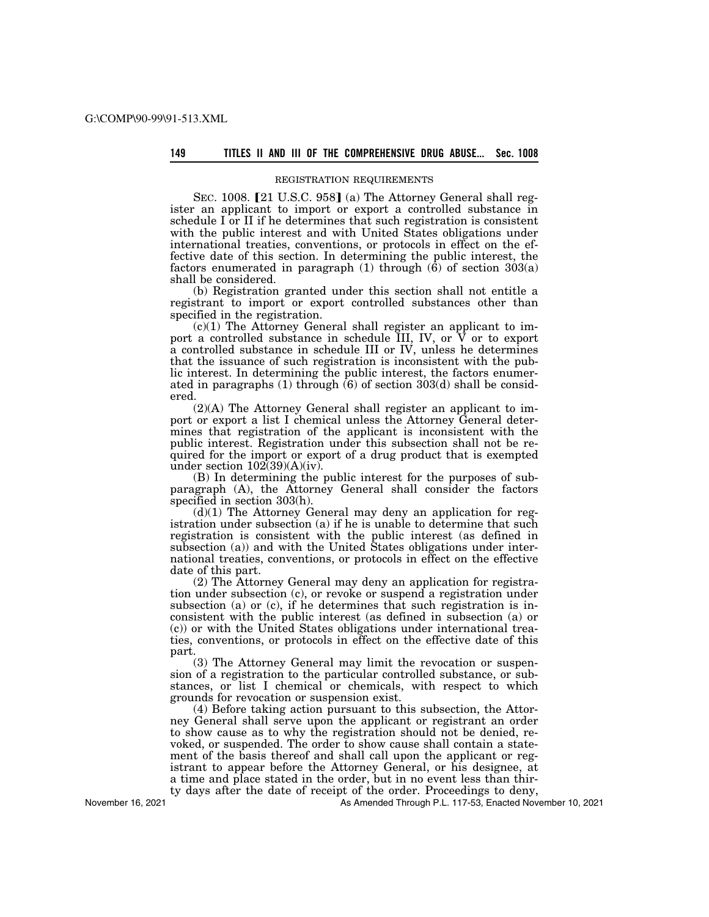REGISTRATION REQUIREMENTS

SEC. 1008. 【21 U.S.C. 958】 (a) The Attorney General shall register an applicant to import or export a controlled substance in schedule I or II if he determines that such registration is consistent with the public interest and with United States obligations under international treaties, conventions, or protocols in effect on the effective date of this section. In determining the public interest, the factors enumerated in paragraph (1) through (6) of section 303(a) shall be considered.

(b) Registration granted under this section shall not entitle a registrant to import or export controlled substances other than specified in the registration.

(c)(1) The Attorney General shall register an applicant to import a controlled substance in schedule III, IV, or V or to export a controlled substance in schedule III or IV, unless he determines that the issuance of such registration is inconsistent with the public interest. In determining the public interest, the factors enumerated in paragraphs (1) through (6) of section 303(d) shall be considered.

(2)(A) The Attorney General shall register an applicant to import or export a list I chemical unless the Attorney General determines that registration of the applicant is inconsistent with the public interest. Registration under this subsection shall not be required for the import or export of a drug product that is exempted under section 102(39)(A)(iv).

(B) In determining the public interest for the purposes of subparagraph (A), the Attorney General shall consider the factors specified in section 303(h).

(d)(1) The Attorney General may deny an application for registration under subsection (a) if he is unable to determine that such registration is consistent with the public interest (as defined in subsection (a)) and with the United States obligations under international treaties, conventions, or protocols in effect on the effective date of this part.

(2) The Attorney General may deny an application for registration under subsection (c), or revoke or suspend a registration under subsection (a) or (c), if he determines that such registration is inconsistent with the public interest (as defined in subsection (a) or (c)) or with the United States obligations under international treaties, conventions, or protocols in effect on the effective date of this part.

(3) The Attorney General may limit the revocation or suspension of a registration to the particular controlled substance, or substances, or list I chemical or chemicals, with respect to which grounds for revocation or suspension exist.

(4) Before taking action pursuant to this subsection, the Attorney General shall serve upon the applicant or registrant an order to show cause as to why the registration should not be denied, revoked, or suspended. The order to show cause shall contain a statement of the basis thereof and shall call upon the applicant or registrant to appear before the Attorney General, or his designee, at a time and place stated in the order, but in no event less than thirty days after the date of receipt of the order. Proceedings to deny,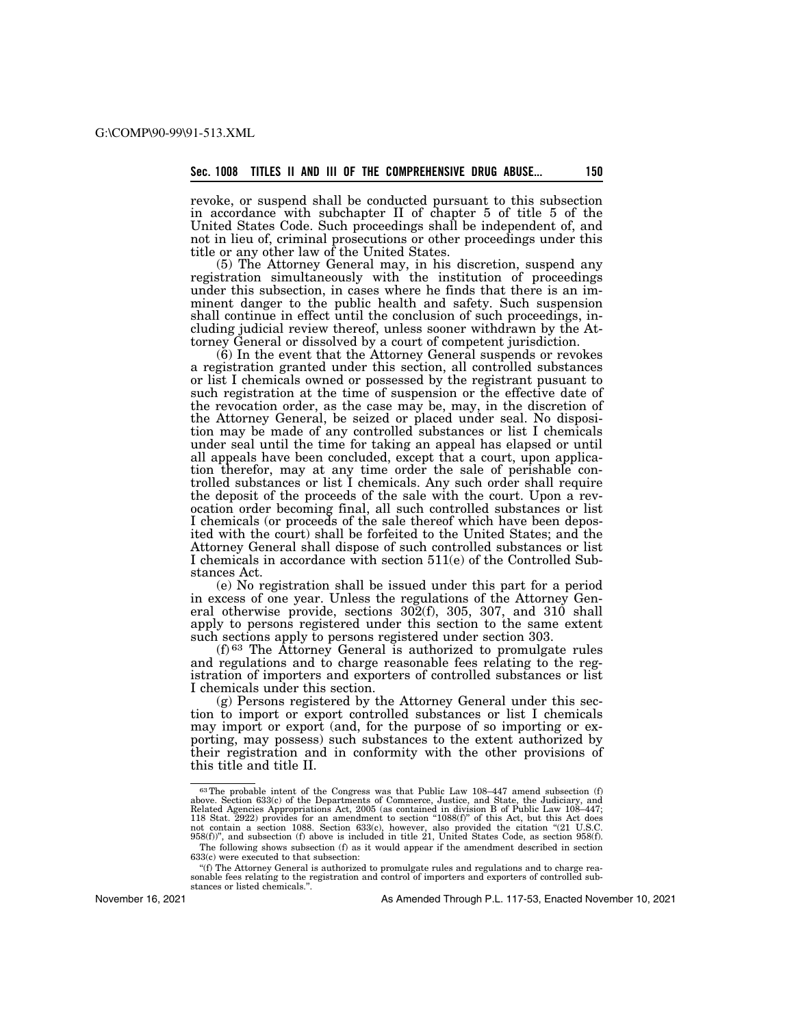revoke, or suspend shall be conducted pursuant to this subsection in accordance with subchapter II of chapter 5 of title 5 of the United States Code. Such proceedings shall be independent of, and not in lieu of, criminal prosecutions or other proceedings under this title or any other law of the United States.

(5) The Attorney General may, in his discretion, suspend any registration simultaneously with the institution of proceedings under this subsection, in cases where he finds that there is an imminent danger to the public health and safety. Such suspension shall continue in effect until the conclusion of such proceedings, including judicial review thereof, unless sooner withdrawn by the Attorney General or dissolved by a court of competent jurisdiction.

(6) In the event that the Attorney General suspends or revokes a registration granted under this section, all controlled substances or list I chemicals owned or possessed by the registrant pusuant to such registration at the time of suspension or the effective date of the revocation order, as the case may be, may, in the discretion of the Attorney General, be seized or placed under seal. No disposition may be made of any controlled substances or list I chemicals under seal until the time for taking an appeal has elapsed or until all appeals have been concluded, except that a court, upon application therefor, may at any time order the sale of perishable controlled substances or list I chemicals. Any such order shall require the deposit of the proceeds of the sale with the court. Upon a revocation order becoming final, all such controlled substances or list I chemicals (or proceeds of the sale thereof which have been deposited with the court) shall be forfeited to the United States; and the Attorney General shall dispose of such controlled substances or list I chemicals in accordance with section 511(e) of the Controlled Substances Act.

(e) No registration shall be issued under this part for a period in excess of one year. Unless the regulations of the Attorney General otherwise provide, sections 302(f), 305, 307, and 310 shall apply to persons registered under this section to the same extent such sections apply to persons registered under section 303.

(f)[63] The Attorney General is authorized to promulgate rules and regulations and to charge reasonable fees relating to the registration of importers and exporters of controlled substances or list I chemicals under this section.

(g) Persons registered by the Attorney General under this section to import or export controlled substances or list I chemicals may import or export (and, for the purpose of so importing or exporting, may possess) such substances to the extent authorized by their registration and in conformity with the other provisions of this title and title II.

---

[63] The probable intent of the Congress was that Public Law 108–447 amend subsection (f) above. Section 633(c) of the Departments of Commerce, Justice, and State, the Judiciary, and Related Agencies Appropriations Act, 2005 (as contained in division B of Public Law 108–447; 118 Stat. 2922) provides for an amendment to section "1088(f)" of this Act, but this Act does not contain a section 1088. Section 633(c), however, also provided the citation "(21 U.S.C. 958(f))", and subsection (f) above is included in title 21, United States Code, as section 958(f).

The following shows subsection (f) as it would appear if the amendment described in section 633(c) were executed to that subsection:

"(f) The Attorney General is authorized to promulgate rules and regulations and to charge reasonable fees relating to the registration and control of importers and exporters of controlled substances or listed chemicals.".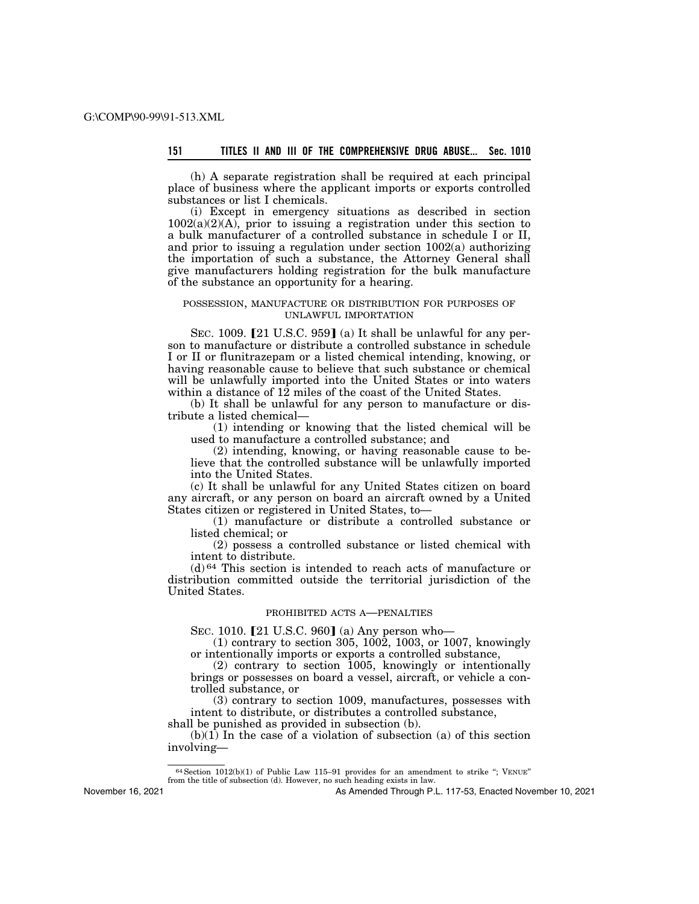(h) A separate registration shall be required at each principal place of business where the applicant imports or exports controlled substances or list I chemicals.

(i) Except in emergency situations as described in section 1002(a)(2)(A), prior to issuing a registration under this section to a bulk manufacturer of a controlled substance in schedule I or II, and prior to issuing a regulation under section 1002(a) authorizing the importation of such a substance, the Attorney General shall give manufacturers holding registration for the bulk manufacture of the substance an opportunity for a hearing.

POSSESSION, MANUFACTURE OR DISTRIBUTION FOR PURPOSES OF UNLAWFUL IMPORTATION

SEC. 1009. 【21 U.S.C. 959】 (a) It shall be unlawful for any person to manufacture or distribute a controlled substance in schedule I or II or flunitrazepam or a listed chemical intending, knowing, or having reasonable cause to believe that such substance or chemical will be unlawfully imported into the United States or into waters within a distance of 12 miles of the coast of the United States.

(b) It shall be unlawful for any person to manufacture or distribute a listed chemical—

(1) intending or knowing that the listed chemical will be used to manufacture a controlled substance; and

(2) intending, knowing, or having reasonable cause to believe that the controlled substance will be unlawfully imported into the United States.

(c) It shall be unlawful for any United States citizen on board any aircraft, or any person on board an aircraft owned by a United States citizen or registered in United States, to—

(1) manufacture or distribute a controlled substance or listed chemical; or

(2) possess a controlled substance or listed chemical with intent to distribute.

(d)[64] This section is intended to reach acts of manufacture or distribution committed outside the territorial jurisdiction of the United States.

PROHIBITED ACTS A—PENALTIES

SEC. 1010. 【21 U.S.C. 960】 (a) Any person who—

(1) contrary to section 305, 1002, 1003, or 1007, knowingly or intentionally imports or exports a controlled substance,

(2) contrary to section 1005, knowingly or intentionally brings or possesses on board a vessel, aircraft, or vehicle a controlled substance, or

(3) contrary to section 1009, manufactures, possesses with intent to distribute, or distributes a controlled substance,

shall be punished as provided in subsection (b).

(b)(1) In the case of a violation of subsection (a) of this section involving—

---

[64] Section 1012(b)(1) of Public Law 115–91 provides for an amendment to strike "; VENUE" from the title of subsection (d). However, no such heading exists in law.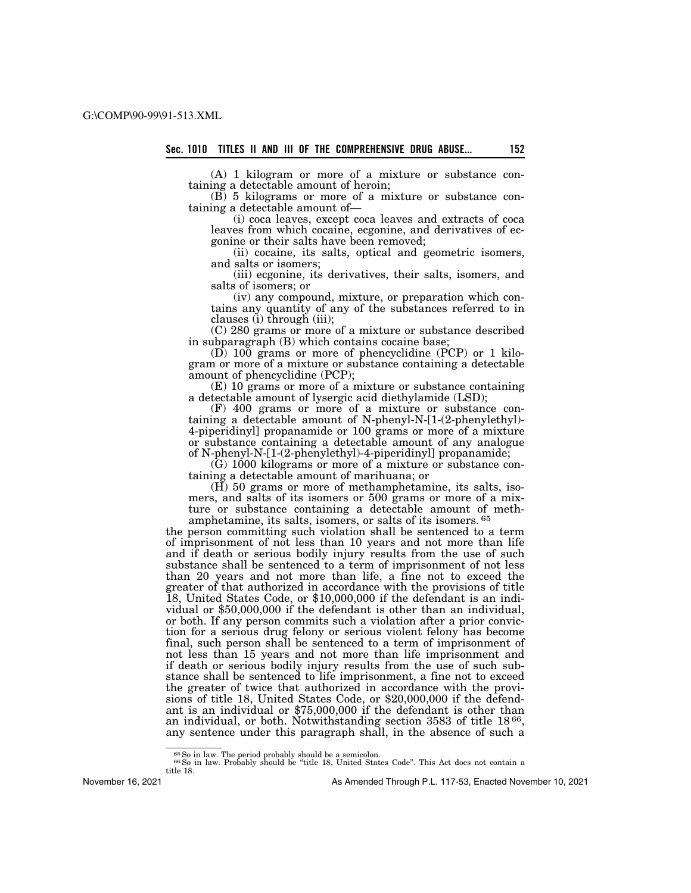(A) 1 kilogram or more of a mixture or substance containing a detectable amount of heroin;

(B) 5 kilograms or more of a mixture or substance containing a detectable amount of—

(i) coca leaves, except coca leaves and extracts of coca leaves from which cocaine, ecgonine, and derivatives of ecgonine or their salts have been removed;

(ii) cocaine, its salts, optical and geometric isomers, and salts or isomers;

(iii) ecgonine, its derivatives, their salts, isomers, and salts of isomers; or

(iv) any compound, mixture, or preparation which contains any quantity of any of the substances referred to in clauses (i) through (iii);

(C) 280 grams or more of a mixture or substance described in subparagraph (B) which contains cocaine base;

(D) 100 grams or more of phencyclidine (PCP) or 1 kilogram or more of a mixture or substance containing a detectable amount of phencyclidine (PCP);

(E) 10 grams or more of a mixture or substance containing a detectable amount of lysergic acid diethylamide (LSD);

(F) 400 grams or more of a mixture or substance containing a detectable amount of N-phenyl-N-[1-(2-phenylethyl)-4-piperidinyl] propanamide or 100 grams or more of a mixture or substance containing a detectable amount of any analogue of N-phenyl-N-[1-(2-phenylethyl)-4-piperidinyl] propanamide;

(G) 1000 kilograms or more of a mixture or substance containing a detectable amount of marihuana; or

(H) 50 grams or more of methamphetamine, its salts, isomers, and salts of its isomers or 500 grams or more of a mixture or substance containing a detectable amount of methamphetamine, its salts, isomers, or salts of its isomers. [65]

the person committing such violation shall be sentenced to a term of imprisonment of not less than 10 years and not more than life and if death or serious bodily injury results from the use of such substance shall be sentenced to a term of imprisonment of not less than 20 years and not more than life, a fine not to exceed the greater of that authorized in accordance with the provisions of title 18, United States Code, or $10,000,000 if the defendant is an individual or $50,000,000 if the defendant is other than an individual, or both. If any person commits such a violation after a prior conviction for a serious drug felony or serious violent felony has become final, such person shall be sentenced to a term of imprisonment of not less than 15 years and not more than life imprisonment and if death or serious bodily injury results from the use of such substance shall be sentenced to life imprisonment, a fine not to exceed the greater of twice that authorized in accordance with the provisions of title 18, United States Code, or $20,000,000 if the defendant is an individual or $75,000,000 if the defendant is other than an individual, or both. Notwithstanding section 3583 of title 18 [66], any sentence under this paragraph shall, in the absence of such a

---

[65] So in law. The period probably should be a semicolon.

[66] So in law. Probably should be "title 18, United States Code". This Act does not contain a title 18.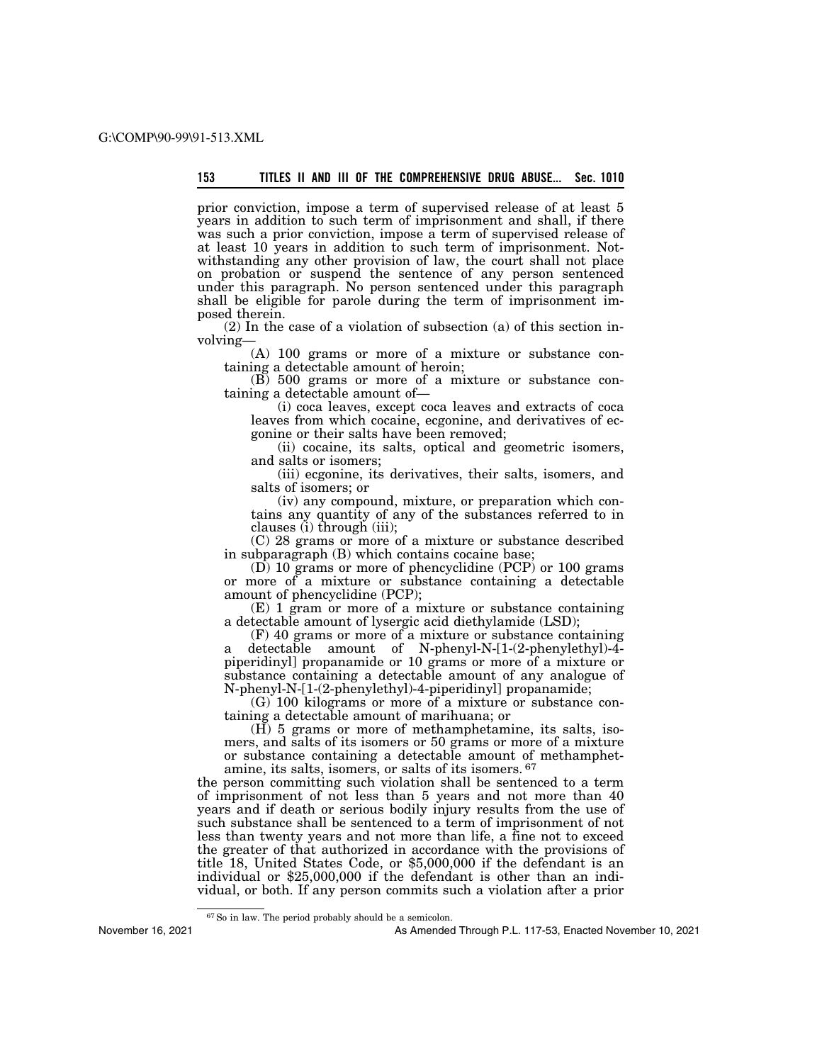prior conviction, impose a term of supervised release of at least 5 years in addition to such term of imprisonment and shall, if there was such a prior conviction, impose a term of supervised release of at least 10 years in addition to such term of imprisonment. Notwithstanding any other provision of law, the court shall not place on probation or suspend the sentence of any person sentenced under this paragraph. No person sentenced under this paragraph shall be eligible for parole during the term of imprisonment imposed therein.

(2) In the case of a violation of subsection (a) of this section involving—

(A) 100 grams or more of a mixture or substance containing a detectable amount of heroin;

(B) 500 grams or more of a mixture or substance containing a detectable amount of—

(i) coca leaves, except coca leaves and extracts of coca leaves from which cocaine, ecgonine, and derivatives of ecgonine or their salts have been removed;

(ii) cocaine, its salts, optical and geometric isomers, and salts or isomers;

(iii) ecgonine, its derivatives, their salts, isomers, and salts of isomers; or

(iv) any compound, mixture, or preparation which contains any quantity of any of the substances referred to in clauses (i) through (iii);

(C) 28 grams or more of a mixture or substance described in subparagraph (B) which contains cocaine base;

(D) 10 grams or more of phencyclidine (PCP) or 100 grams or more of a mixture or substance containing a detectable amount of phencyclidine (PCP);

(E) 1 gram or more of a mixture or substance containing a detectable amount of lysergic acid diethylamide (LSD);

(F) 40 grams or more of a mixture or substance containing a detectable amount of N-phenyl-N-[1-(2-phenylethyl)-4-piperidinyl] propanamide or 10 grams or more of a mixture or substance containing a detectable amount of any analogue of N-phenyl-N-[1-(2-phenylethyl)-4-piperidinyl] propanamide;

(G) 100 kilograms or more of a mixture or substance containing a detectable amount of marihuana; or

(H) 5 grams or more of methamphetamine, its salts, isomers, and salts of its isomers or 50 grams or more of a mixture or substance containing a detectable amount of methamphetamine, its salts, isomers, or salts of its isomers.[67]

the person committing such violation shall be sentenced to a term of imprisonment of not less than 5 years and not more than 40 years and if death or serious bodily injury results from the use of such substance shall be sentenced to a term of imprisonment of not less than twenty years and not more than life, a fine not to exceed the greater of that authorized in accordance with the provisions of title 18, United States Code, or $5,000,000 if the defendant is an individual or $25,000,000 if the defendant is other than an individual, or both. If any person commits such a violation after a prior

---

[67] So in law. The period probably should be a semicolon.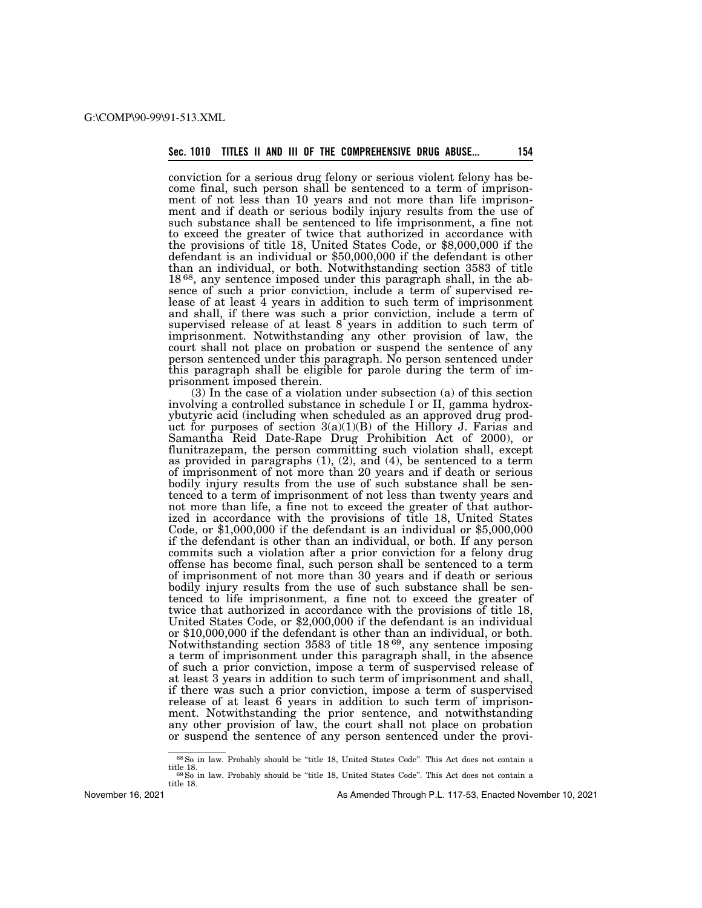conviction for a serious drug felony or serious violent felony has become final, such person shall be sentenced to a term of imprisonment of not less than 10 years and not more than life imprisonment and if death or serious bodily injury results from the use of such substance shall be sentenced to life imprisonment, a fine not to exceed the greater of twice that authorized in accordance with the provisions of title 18, United States Code, or $8,000,000 if the defendant is an individual or $50,000,000 if the defendant is other than an individual, or both. Notwithstanding section 3583 of title 18[68], any sentence imposed under this paragraph shall, in the absence of such a prior conviction, include a term of supervised release of at least 4 years in addition to such term of imprisonment and shall, if there was such a prior conviction, include a term of supervised release of at least 8 years in addition to such term of imprisonment. Notwithstanding any other provision of law, the court shall not place on probation or suspend the sentence of any person sentenced under this paragraph. No person sentenced under this paragraph shall be eligible for parole during the term of imprisonment imposed therein.

(3) In the case of a violation under subsection (a) of this section involving a controlled substance in schedule I or II, gamma hydroxybutyric acid (including when scheduled as an approved drug product for purposes of section 3(a)(1)(B) of the Hillory J. Farias and Samantha Reid Date-Rape Drug Prohibition Act of 2000), or flunitrazepam, the person committing such violation shall, except as provided in paragraphs (1), (2), and (4), be sentenced to a term of imprisonment of not more than 20 years and if death or serious bodily injury results from the use of such substance shall be sentenced to a term of imprisonment of not less than twenty years and not more than life, a fine not to exceed the greater of that authorized in accordance with the provisions of title 18, United States Code, or $1,000,000 if the defendant is an individual or $5,000,000 if the defendant is other than an individual, or both. If any person commits such a violation after a prior conviction for a felony drug offense has become final, such person shall be sentenced to a term of imprisonment of not more than 30 years and if death or serious bodily injury results from the use of such substance shall be sentenced to life imprisonment, a fine not to exceed the greater of twice that authorized in accordance with the provisions of title 18, United States Code, or $2,000,000 if the defendant is an individual or $10,000,000 if the defendant is other than an individual, or both. Notwithstanding section 3583 of title 18[69], any sentence imposing a term of imprisonment under this paragraph shall, in the absence of such a prior conviction, impose a term of supervised release of at least 3 years in addition to such term of imprisonment and shall, if there was such a prior conviction, impose a term of supervised release of at least 6 years in addition to such term of imprisonment. Notwithstanding the prior sentence, and notwithstanding any other provision of law, the court shall not place on probation or suspend the sentence of any person sentenced under the provi-

---

[68] So in law. Probably should be "title 18, United States Code". This Act does not contain a title 18.

[69] So in law. Probably should be "title 18, United States Code". This Act does not contain a title 18.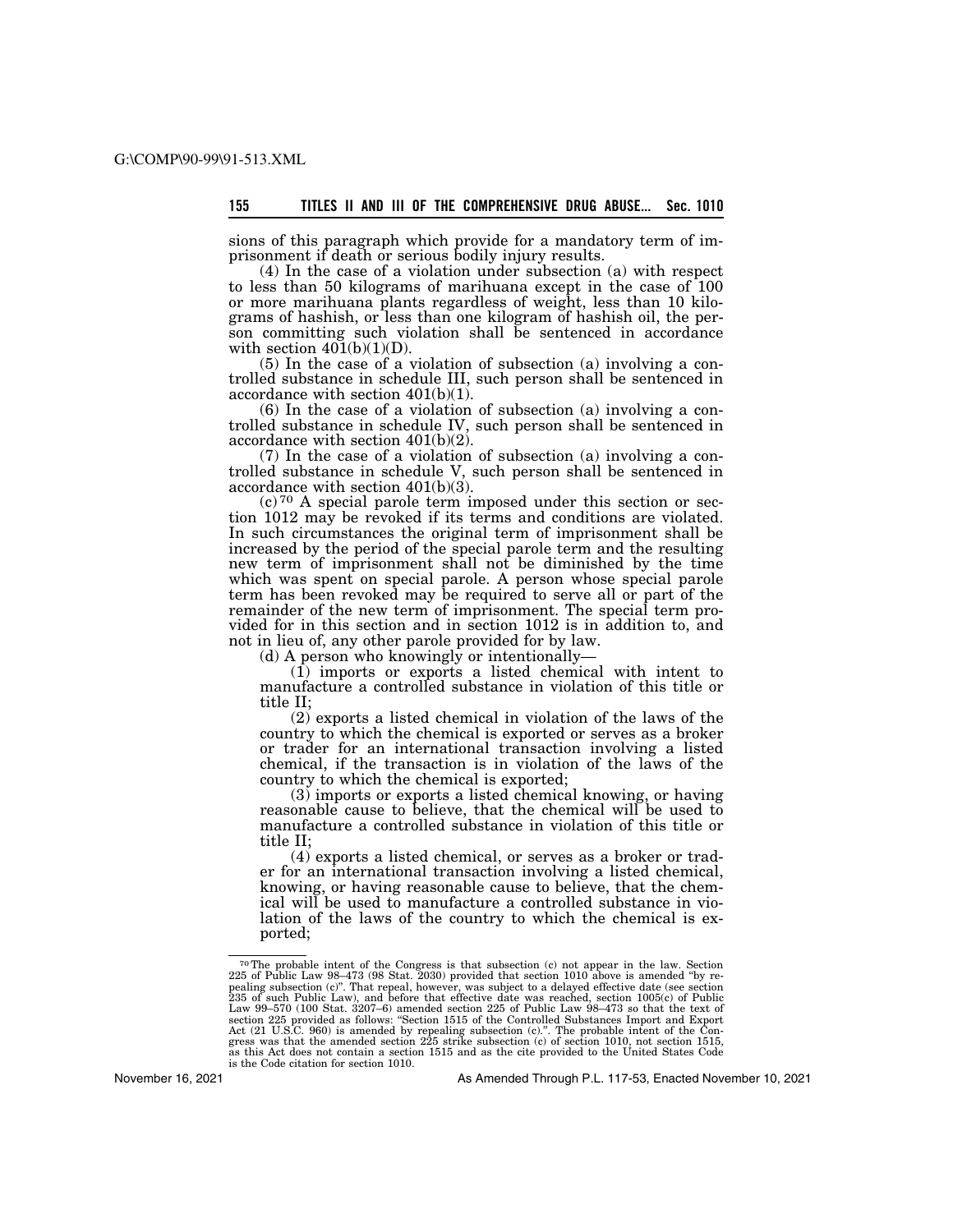sions of this paragraph which provide for a mandatory term of imprisonment if death or serious bodily injury results.

(4) In the case of a violation under subsection (a) with respect to less than 50 kilograms of marihuana except in the case of 100 or more marihuana plants regardless of weight, less than 10 kilograms of hashish, or less than one kilogram of hashish oil, the person committing such violation shall be sentenced in accordance with section 401(b)(1)(D).

(5) In the case of a violation of subsection (a) involving a controlled substance in schedule III, such person shall be sentenced in accordance with section 401(b)(1).

(6) In the case of a violation of subsection (a) involving a controlled substance in schedule IV, such person shall be sentenced in accordance with section 401(b)(2).

(7) In the case of a violation of subsection (a) involving a controlled substance in schedule V, such person shall be sentenced in accordance with section 401(b)(3).

(c)[70] A special parole term imposed under this section or section 1012 may be revoked if its terms and conditions are violated. In such circumstances the original term of imprisonment shall be increased by the period of the special parole term and the resulting new term of imprisonment shall not be diminished by the time which was spent on special parole. A person whose special parole term has been revoked may be required to serve all or part of the remainder of the new term of imprisonment. The special term provided for in this section and in section 1012 is in addition to, and not in lieu of, any other parole provided for by law.

(d) A person who knowingly or intentionally—

(1) imports or exports a listed chemical with intent to manufacture a controlled substance in violation of this title or title II;

(2) exports a listed chemical in violation of the laws of the country to which the chemical is exported or serves as a broker or trader for an international transaction involving a listed chemical, if the transaction is in violation of the laws of the country to which the chemical is exported;

(3) imports or exports a listed chemical knowing, or having reasonable cause to believe, that the chemical will be used to manufacture a controlled substance in violation of this title or title II;

(4) exports a listed chemical, or serves as a broker or trader for an international transaction involving a listed chemical, knowing, or having reasonable cause to believe, that the chemical will be used to manufacture a controlled substance in violation of the laws of the country to which the chemical is exported;

---

[70] The probable intent of the Congress is that subsection (c) not appear in the law. Section 225 of Public Law 98–473 (98 Stat. 2030) provided that section 1010 above is amended "by repealing subsection (c)". That repeal, however, was subject to a delayed effective date (see section 235 of such Public Law), and before that effective date was reached, section 1005(c) of Public Law 99–570 (100 Stat. 3207–6) amended section 225 of Public Law 98–473 so that the text of section 225 provided as follows: "Section 1515 of the Controlled Substances Import and Export Act (21 U.S.C. 960) is amended by repealing subsection (c).". The probable intent of the Congress was that the amended section 225 strike subsection (c) of section 1010, not section 1515, as this Act does not contain a section 1515 and as the cite provided to the United States Code is the Code citation for section 1010.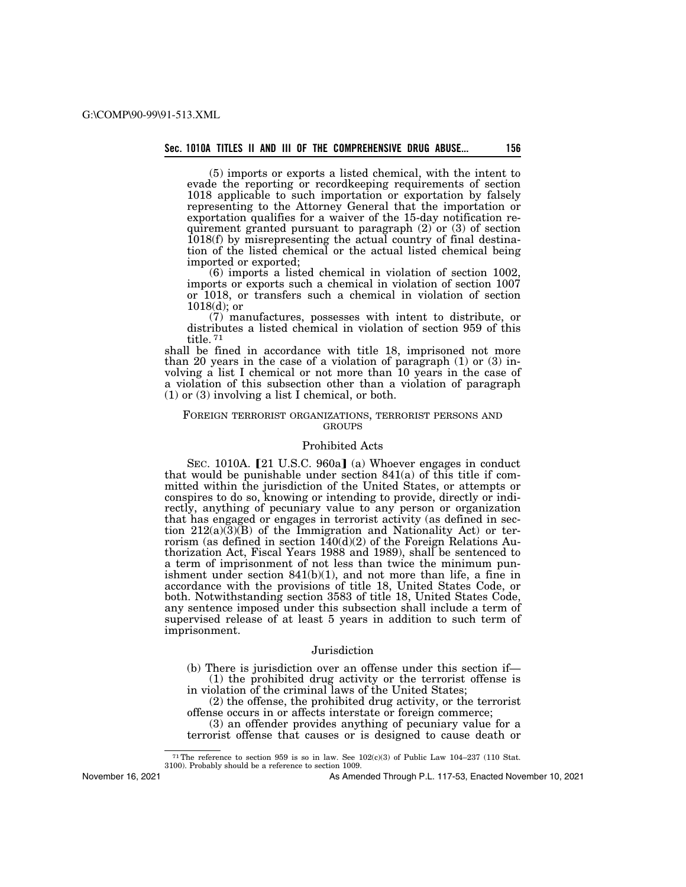(5) imports or exports a listed chemical, with the intent to evade the reporting or recordkeeping requirements of section 1018 applicable to such importation or exportation by falsely representing to the Attorney General that the importation or exportation qualifies for a waiver of the 15-day notification requirement granted pursuant to paragraph (2) or (3) of section 1018(f) by misrepresenting the actual country of final destination of the listed chemical or the actual listed chemical being imported or exported;

(6) imports a listed chemical in violation of section 1002, imports or exports such a chemical in violation of section 1007 or 1018, or transfers such a chemical in violation of section 1018(d); or

(7) manufactures, possesses with intent to distribute, or distributes a listed chemical in violation of section 959 of this title. [71]

shall be fined in accordance with title 18, imprisoned not more than 20 years in the case of a violation of paragraph (1) or (3) involving a list I chemical or not more than 10 years in the case of a violation of this subsection other than a violation of paragraph (1) or (3) involving a list I chemical, or both.

FOREIGN TERRORIST ORGANIZATIONS, TERRORIST PERSONS AND GROUPS

Prohibited Acts

SEC. 1010A. [21 U.S.C. 960a] (a) Whoever engages in conduct that would be punishable under section 841(a) of this title if committed within the jurisdiction of the United States, or attempts or conspires to do so, knowing or intending to provide, directly or indirectly, anything of pecuniary value to any person or organization that has engaged or engages in terrorist activity (as defined in section 212(a)(3)(B) of the Immigration and Nationality Act) or terrorism (as defined in section 140(d)(2) of the Foreign Relations Authorization Act, Fiscal Years 1988 and 1989), shall be sentenced to a term of imprisonment of not less than twice the minimum punishment under section 841(b)(1), and not more than life, a fine in accordance with the provisions of title 18, United States Code, or both. Notwithstanding section 3583 of title 18, United States Code, any sentence imposed under this subsection shall include a term of supervised release of at least 5 years in addition to such term of imprisonment.

Jurisdiction

(b) There is jurisdiction over an offense under this section if—

(1) the prohibited drug activity or the terrorist offense is in violation of the criminal laws of the United States;

(2) the offense, the prohibited drug activity, or the terrorist offense occurs in or affects interstate or foreign commerce;

(3) an offender provides anything of pecuniary value for a terrorist offense that causes or is designed to cause death or

[71] The reference to section 959 is so in law. See 102(c)(3) of Public Law 104–237 (110 Stat. 3100). Probably should be a reference to section 1009.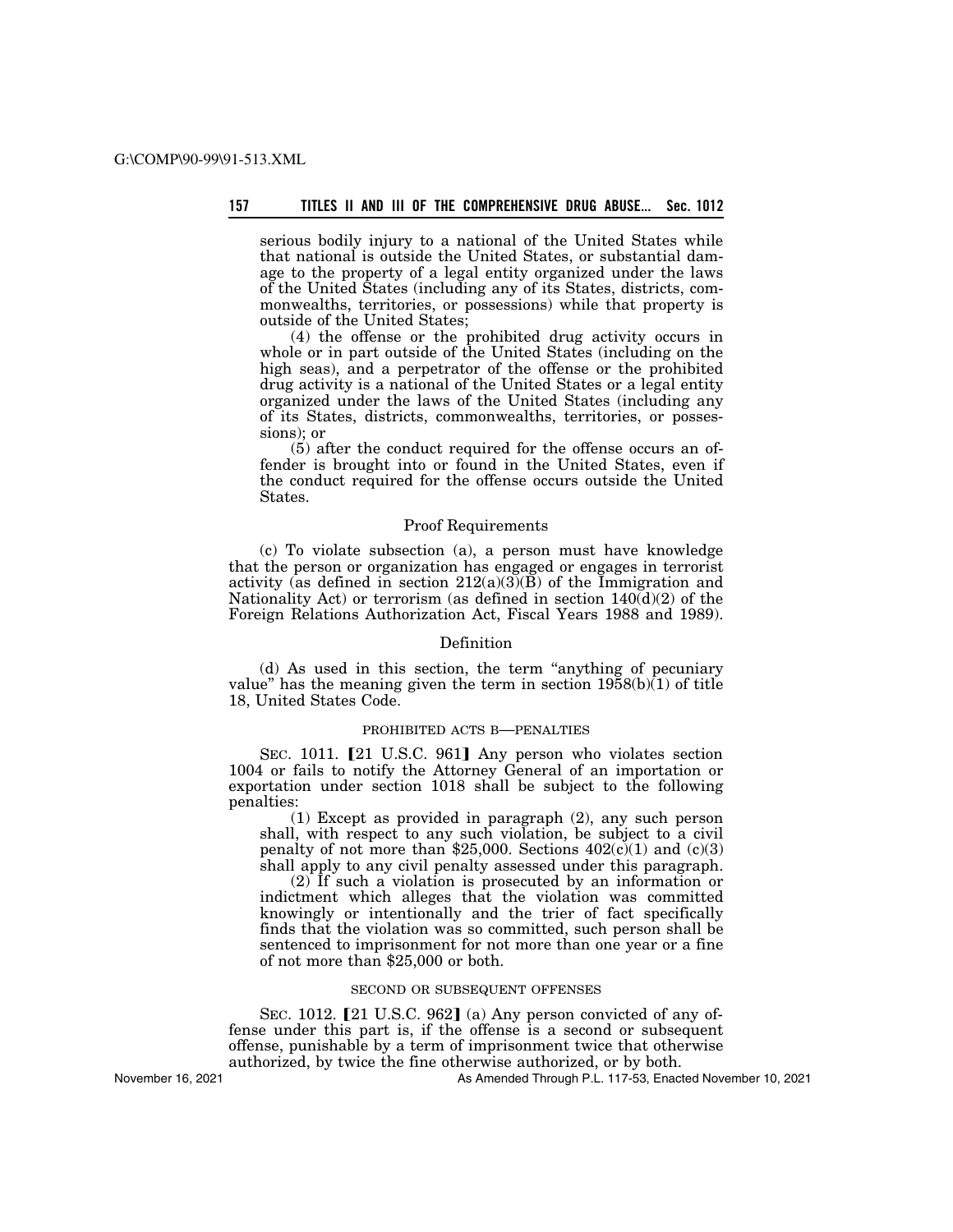serious bodily injury to a national of the United States while that national is outside the United States, or substantial damage to the property of a legal entity organized under the laws of the United States (including any of its States, districts, commonwealths, territories, or possessions) while that property is outside of the United States;

(4) the offense or the prohibited drug activity occurs in whole or in part outside of the United States (including on the high seas), and a perpetrator of the offense or the prohibited drug activity is a national of the United States or a legal entity organized under the laws of the United States (including any of its States, districts, commonwealths, territories, or possessions); or

(5) after the conduct required for the offense occurs an offender is brought into or found in the United States, even if the conduct required for the offense occurs outside the United States.

Proof Requirements

(c) To violate subsection (a), a person must have knowledge that the person or organization has engaged or engages in terrorist activity (as defined in section 212(a)(3)(B) of the Immigration and Nationality Act) or terrorism (as defined in section 140(d)(2) of the Foreign Relations Authorization Act, Fiscal Years 1988 and 1989).

Definition

(d) As used in this section, the term "anything of pecuniary value" has the meaning given the term in section 1958(b)(1) of title 18, United States Code.

PROHIBITED ACTS B—PENALTIES

SEC. 1011. 【21 U.S.C. 961】 Any person who violates section 1004 or fails to notify the Attorney General of an importation or exportation under section 1018 shall be subject to the following penalties:

(1) Except as provided in paragraph (2), any such person shall, with respect to any such violation, be subject to a civil penalty of not more than $25,000. Sections 402(c)(1) and (c)(3) shall apply to any civil penalty assessed under this paragraph.

(2) If such a violation is prosecuted by an information or indictment which alleges that the violation was committed knowingly or intentionally and the trier of fact specifically finds that the violation was so committed, such person shall be sentenced to imprisonment for not more than one year or a fine of not more than $25,000 or both.

SECOND OR SUBSEQUENT OFFENSES

SEC. 1012. 【21 U.S.C. 962】 (a) Any person convicted of any offense under this part is, if the offense is a second or subsequent offense, punishable by a term of imprisonment twice that otherwise authorized, by twice the fine otherwise authorized, or by both.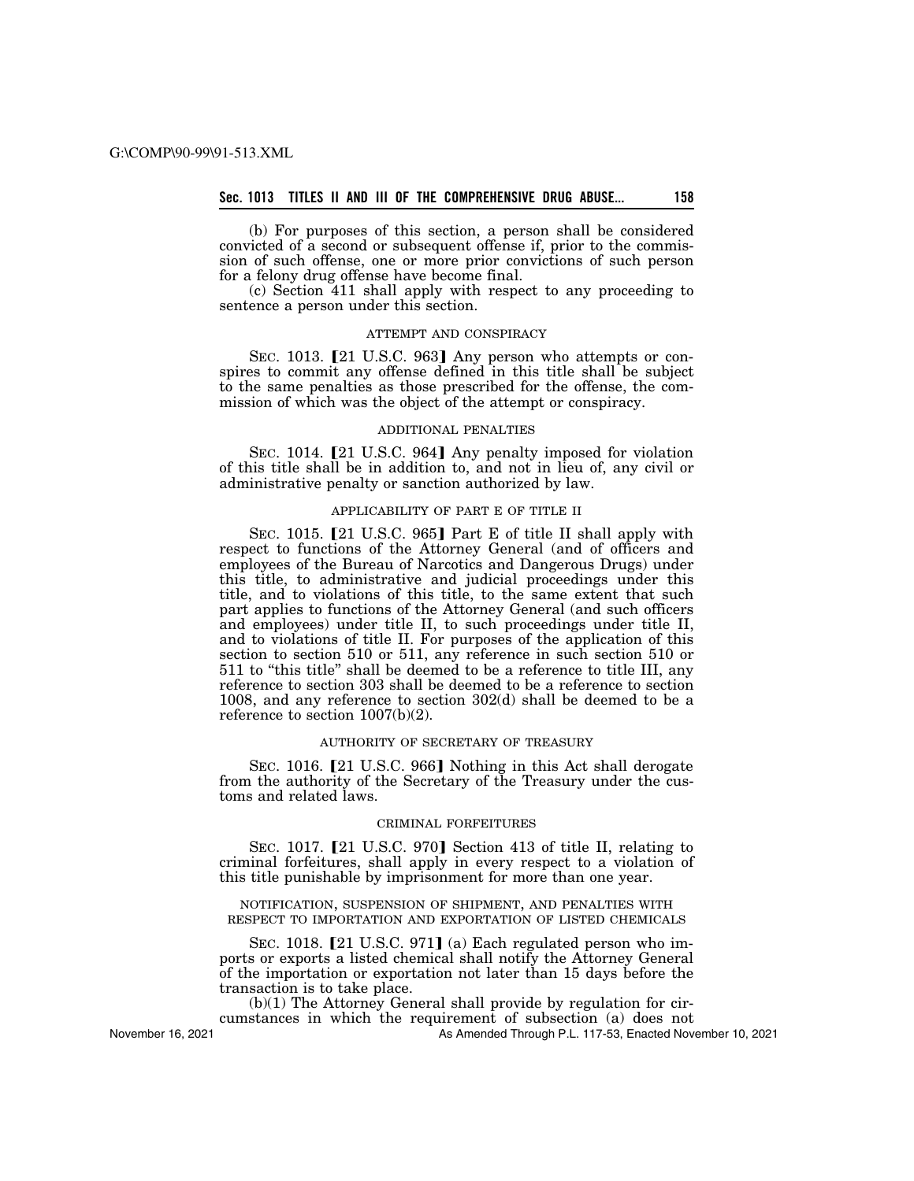(b) For purposes of this section, a person shall be considered convicted of a second or subsequent offense if, prior to the commission of such offense, one or more prior convictions of such person for a felony drug offense have become final.

(c) Section 411 shall apply with respect to any proceeding to sentence a person under this section.

ATTEMPT AND CONSPIRACY

SEC. 1013. 【21 U.S.C. 963】 Any person who attempts or conspires to commit any offense defined in this title shall be subject to the same penalties as those prescribed for the offense, the commission of which was the object of the attempt or conspiracy.

ADDITIONAL PENALTIES

SEC. 1014. 【21 U.S.C. 964】 Any penalty imposed for violation of this title shall be in addition to, and not in lieu of, any civil or administrative penalty or sanction authorized by law.

APPLICABILITY OF PART E OF TITLE II

SEC. 1015. 【21 U.S.C. 965】 Part E of title II shall apply with respect to functions of the Attorney General (and of officers and employees of the Bureau of Narcotics and Dangerous Drugs) under this title, to administrative and judicial proceedings under this title, and to violations of this title, to the same extent that such part applies to functions of the Attorney General (and such officers and employees) under title II, to such proceedings under title II, and to violations of title II. For purposes of the application of this section to section 510 or 511, any reference in such section 510 or 511 to "this title" shall be deemed to be a reference to title III, any reference to section 303 shall be deemed to be a reference to section 1008, and any reference to section 302(d) shall be deemed to be a reference to section 1007(b)(2).

AUTHORITY OF SECRETARY OF TREASURY

SEC. 1016. 【21 U.S.C. 966】 Nothing in this Act shall derogate from the authority of the Secretary of the Treasury under the customs and related laws.

CRIMINAL FORFEITURES

SEC. 1017. 【21 U.S.C. 970】 Section 413 of title II, relating to criminal forfeitures, shall apply in every respect to a violation of this title punishable by imprisonment for more than one year.

NOTIFICATION, SUSPENSION OF SHIPMENT, AND PENALTIES WITH RESPECT TO IMPORTATION AND EXPORTATION OF LISTED CHEMICALS

SEC. 1018. 【21 U.S.C. 971】 (a) Each regulated person who imports or exports a listed chemical shall notify the Attorney General of the importation or exportation not later than 15 days before the transaction is to take place.

(b)(1) The Attorney General shall provide by regulation for circumstances in which the requirement of subsection (a) does not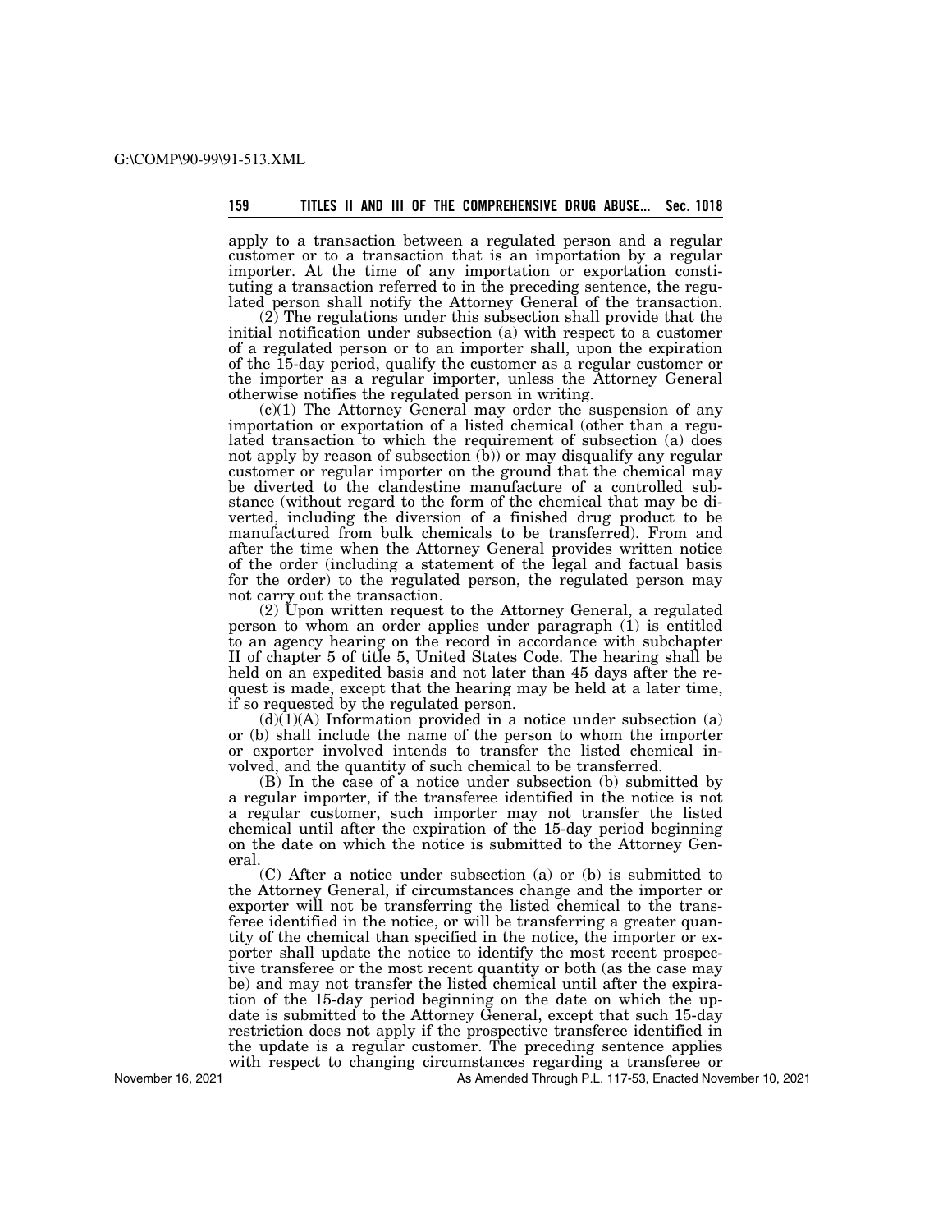apply to a transaction between a regulated person and a regular customer or to a transaction that is an importation by a regular importer. At the time of any importation or exportation constituting a transaction referred to in the preceding sentence, the regulated person shall notify the Attorney General of the transaction.

(2) The regulations under this subsection shall provide that the initial notification under subsection (a) with respect to a customer of a regulated person or to an importer shall, upon the expiration of the 15-day period, qualify the customer as a regular customer or the importer as a regular importer, unless the Attorney General otherwise notifies the regulated person in writing.

(c)(1) The Attorney General may order the suspension of any importation or exportation of a listed chemical (other than a regulated transaction to which the requirement of subsection (a) does not apply by reason of subsection (b)) or may disqualify any regular customer or regular importer on the ground that the chemical may be diverted to the clandestine manufacture of a controlled substance (without regard to the form of the chemical that may be diverted, including the diversion of a finished drug product to be manufactured from bulk chemicals to be transferred). From and after the time when the Attorney General provides written notice of the order (including a statement of the legal and factual basis for the order) to the regulated person, the regulated person may not carry out the transaction.

(2) Upon written request to the Attorney General, a regulated person to whom an order applies under paragraph (1) is entitled to an agency hearing on the record in accordance with subchapter II of chapter 5 of title 5, United States Code. The hearing shall be held on an expedited basis and not later than 45 days after the request is made, except that the hearing may be held at a later time, if so requested by the regulated person.

(d)(1)(A) Information provided in a notice under subsection (a) or (b) shall include the name of the person to whom the importer or exporter involved intends to transfer the listed chemical involved, and the quantity of such chemical to be transferred.

(B) In the case of a notice under subsection (b) submitted by a regular importer, if the transferee identified in the notice is not a regular customer, such importer may not transfer the listed chemical until after the expiration of the 15-day period beginning on the date on which the notice is submitted to the Attorney General.

(C) After a notice under subsection (a) or (b) is submitted to the Attorney General, if circumstances change and the importer or exporter will not be transferring the listed chemical to the transferee identified in the notice, or will be transferring a greater quantity of the chemical than specified in the notice, the importer or exporter shall update the notice to identify the most recent prospective transferee or the most recent quantity or both (as the case may be) and may not transfer the listed chemical until after the expiration of the 15-day period beginning on the date on which the update is submitted to the Attorney General, except that such 15-day restriction does not apply if the prospective transferee identified in the update is a regular customer. The preceding sentence applies with respect to changing circumstances regarding a transferee or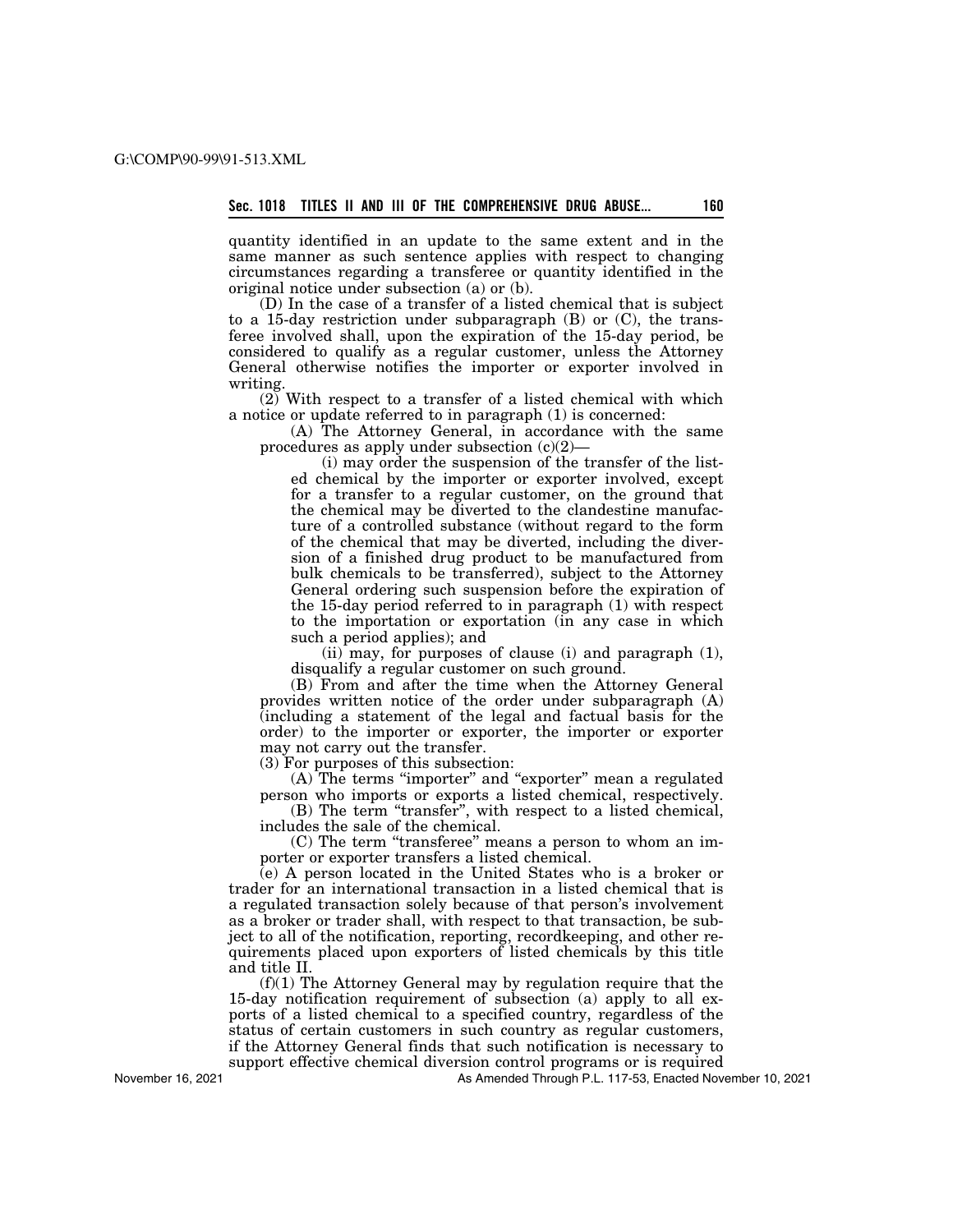quantity identified in an update to the same extent and in the same manner as such sentence applies with respect to changing circumstances regarding a transferee or quantity identified in the original notice under subsection (a) or (b).

(D) In the case of a transfer of a listed chemical that is subject to a 15-day restriction under subparagraph (B) or (C), the transferee involved shall, upon the expiration of the 15-day period, be considered to qualify as a regular customer, unless the Attorney General otherwise notifies the importer or exporter involved in writing.

(2) With respect to a transfer of a listed chemical with which a notice or update referred to in paragraph (1) is concerned:

(A) The Attorney General, in accordance with the same procedures as apply under subsection (c)(2)—

(i) may order the suspension of the transfer of the listed chemical by the importer or exporter involved, except for a transfer to a regular customer, on the ground that the chemical may be diverted to the clandestine manufacture of a controlled substance (without regard to the form of the chemical that may be diverted, including the diversion of a finished drug product to be manufactured from bulk chemicals to be transferred), subject to the Attorney General ordering such suspension before the expiration of the 15-day period referred to in paragraph (1) with respect to the importation or exportation (in any case in which such a period applies); and

(ii) may, for purposes of clause (i) and paragraph (1), disqualify a regular customer on such ground.

(B) From and after the time when the Attorney General provides written notice of the order under subparagraph (A) (including a statement of the legal and factual basis for the order) to the importer or exporter, the importer or exporter may not carry out the transfer.

(3) For purposes of this subsection:

(A) The terms "importer" and "exporter" mean a regulated person who imports or exports a listed chemical, respectively.

(B) The term "transfer", with respect to a listed chemical, includes the sale of the chemical.

(C) The term "transferee" means a person to whom an importer or exporter transfers a listed chemical.

(e) A person located in the United States who is a broker or trader for an international transaction in a listed chemical that is a regulated transaction solely because of that person's involvement as a broker or trader shall, with respect to that transaction, be subject to all of the notification, reporting, recordkeeping, and other requirements placed upon exporters of listed chemicals by this title and title II.

(f)(1) The Attorney General may by regulation require that the 15-day notification requirement of subsection (a) apply to all exports of a listed chemical to a specified country, regardless of the status of certain customers in such country as regular customers, if the Attorney General finds that such notification is necessary to support effective chemical diversion control programs or is required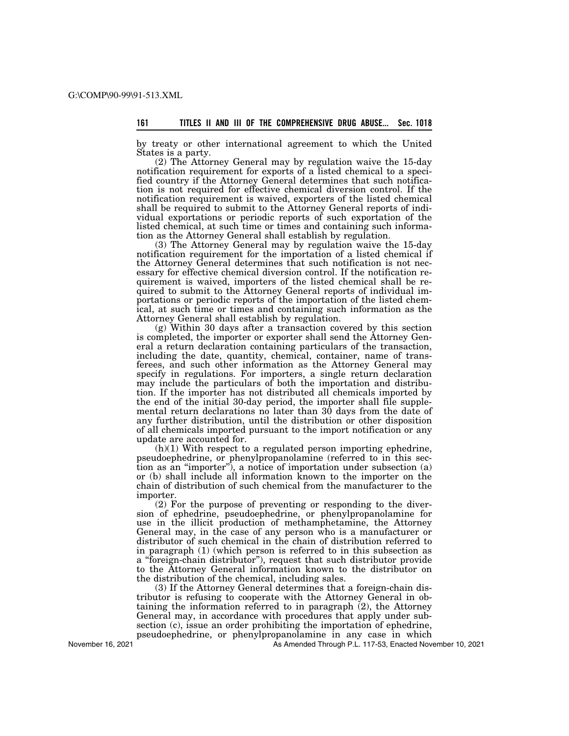by treaty or other international agreement to which the United States is a party.

(2) The Attorney General may by regulation waive the 15-day notification requirement for exports of a listed chemical to a specified country if the Attorney General determines that such notification is not required for effective chemical diversion control. If the notification requirement is waived, exporters of the listed chemical shall be required to submit to the Attorney General reports of individual exportations or periodic reports of such exportation of the listed chemical, at such time or times and containing such information as the Attorney General shall establish by regulation.

(3) The Attorney General may by regulation waive the 15-day notification requirement for the importation of a listed chemical if the Attorney General determines that such notification is not necessary for effective chemical diversion control. If the notification requirement is waived, importers of the listed chemical shall be required to submit to the Attorney General reports of individual importations or periodic reports of the importation of the listed chemical, at such time or times and containing such information as the Attorney General shall establish by regulation.

(g) Within 30 days after a transaction covered by this section is completed, the importer or exporter shall send the Attorney General a return declaration containing particulars of the transaction, including the date, quantity, chemical, container, name of transferees, and such other information as the Attorney General may specify in regulations. For importers, a single return declaration may include the particulars of both the importation and distribution. If the importer has not distributed all chemicals imported by the end of the initial 30-day period, the importer shall file supplemental return declarations no later than 30 days from the date of any further distribution, until the distribution or other disposition of all chemicals imported pursuant to the import notification or any update are accounted for.

(h)(1) With respect to a regulated person importing ephedrine, pseudoephedrine, or phenylpropanolamine (referred to in this section as an "importer"), a notice of importation under subsection (a) or (b) shall include all information known to the importer on the chain of distribution of such chemical from the manufacturer to the importer.

(2) For the purpose of preventing or responding to the diversion of ephedrine, pseudoephedrine, or phenylpropanolamine for use in the illicit production of methamphetamine, the Attorney General may, in the case of any person who is a manufacturer or distributor of such chemical in the chain of distribution referred to in paragraph (1) (which person is referred to in this subsection as a "foreign-chain distributor"), request that such distributor provide to the Attorney General information known to the distributor on the distribution of the chemical, including sales.

(3) If the Attorney General determines that a foreign-chain distributor is refusing to cooperate with the Attorney General in obtaining the information referred to in paragraph (2), the Attorney General may, in accordance with procedures that apply under subsection (c), issue an order prohibiting the importation of ephedrine, pseudoephedrine, or phenylpropanolamine in any case in which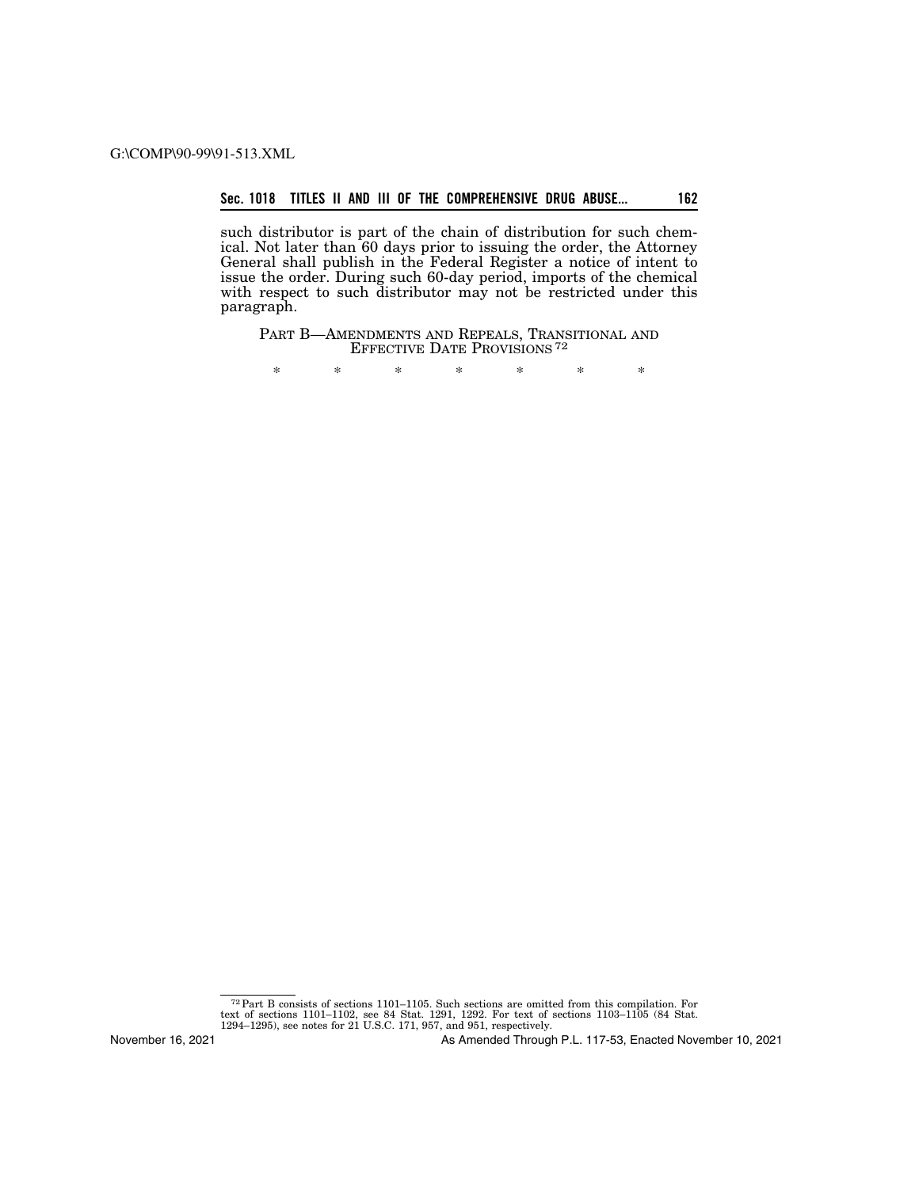such distributor is part of the chain of distribution for such chemical. Not later than 60 days prior to issuing the order, the Attorney General shall publish in the Federal Register a notice of intent to issue the order. During such 60-day period, imports of the chemical with respect to such distributor may not be restricted under this paragraph.

## PART B—AMENDMENTS AND REPEALS, TRANSITIONAL AND EFFECTIVE DATE PROVISIONS [72]

\* \* \* \* \* \* \*

---

[72] Part B consists of sections 1101–1105. Such sections are omitted from this compilation. For text of sections 1101–1102, see 84 Stat. 1291, 1292. For text of sections 1103–1105 (84 Stat. 1294–1295), see notes for 21 U.S.C. 171, 957, and 951, respectively.